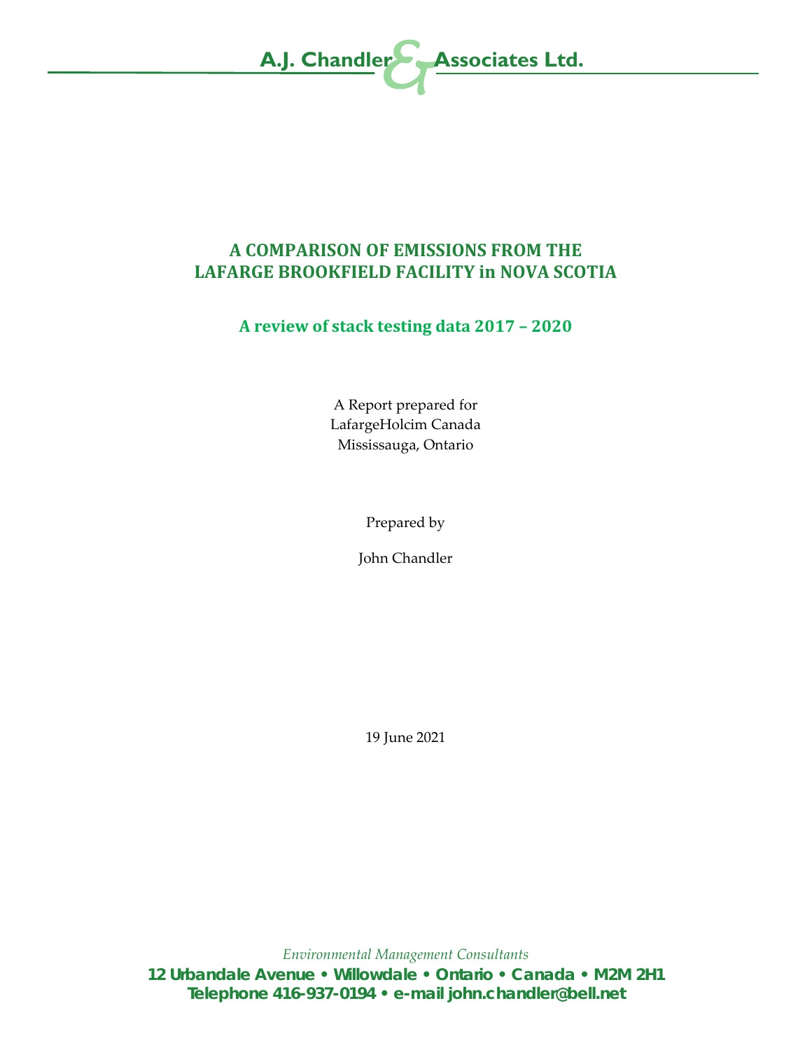A.J. Chandler & Associates Ltd.

# A COMPARISON OF EMISSIONS FROM THE LAFARGE BROOKFIELD FACILITY in NOVA SCOTIA

## A review of stack testing data 2017 – 2020

A Report prepared for
LafargeHolcim Canada
Mississauga, Ontario

Prepared by

John Chandler

19 June 2021

*Environmental Management Consultants*

**12 Urbandale Avenue • Willowdale • Ontario • Canada • M2M 2H1**
**Telephone 416-937-0194 • e-mail john.chandler@bell.net**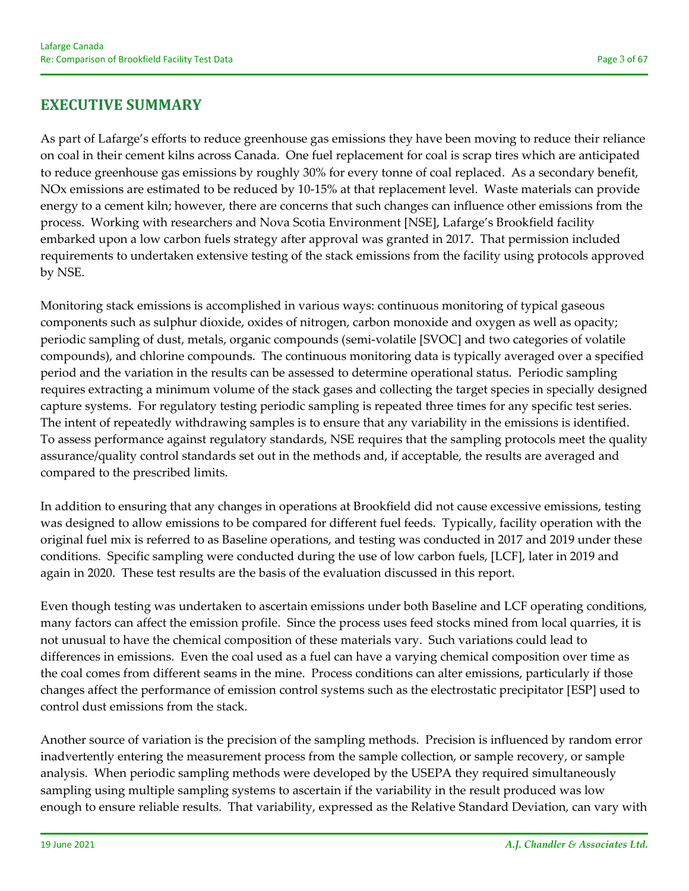## EXECUTIVE SUMMARY

As part of Lafarge's efforts to reduce greenhouse gas emissions they have been moving to reduce their reliance on coal in their cement kilns across Canada. One fuel replacement for coal is scrap tires which are anticipated to reduce greenhouse gas emissions by roughly 30% for every tonne of coal replaced. As a secondary benefit, NOx emissions are estimated to be reduced by 10-15% at that replacement level. Waste materials can provide energy to a cement kiln; however, there are concerns that such changes can influence other emissions from the process. Working with researchers and Nova Scotia Environment [NSE], Lafarge's Brookfield facility embarked upon a low carbon fuels strategy after approval was granted in 2017. That permission included requirements to undertaken extensive testing of the stack emissions from the facility using protocols approved by NSE.

Monitoring stack emissions is accomplished in various ways: continuous monitoring of typical gaseous components such as sulphur dioxide, oxides of nitrogen, carbon monoxide and oxygen as well as opacity; periodic sampling of dust, metals, organic compounds (semi-volatile [SVOC] and two categories of volatile compounds), and chlorine compounds. The continuous monitoring data is typically averaged over a specified period and the variation in the results can be assessed to determine operational status. Periodic sampling requires extracting a minimum volume of the stack gases and collecting the target species in specially designed capture systems. For regulatory testing periodic sampling is repeated three times for any specific test series. The intent of repeatedly withdrawing samples is to ensure that any variability in the emissions is identified. To assess performance against regulatory standards, NSE requires that the sampling protocols meet the quality assurance/quality control standards set out in the methods and, if acceptable, the results are averaged and compared to the prescribed limits.

In addition to ensuring that any changes in operations at Brookfield did not cause excessive emissions, testing was designed to allow emissions to be compared for different fuel feeds. Typically, facility operation with the original fuel mix is referred to as Baseline operations, and testing was conducted in 2017 and 2019 under these conditions. Specific sampling were conducted during the use of low carbon fuels, [LCF], later in 2019 and again in 2020. These test results are the basis of the evaluation discussed in this report.

Even though testing was undertaken to ascertain emissions under both Baseline and LCF operating conditions, many factors can affect the emission profile. Since the process uses feed stocks mined from local quarries, it is not unusual to have the chemical composition of these materials vary. Such variations could lead to differences in emissions. Even the coal used as a fuel can have a varying chemical composition over time as the coal comes from different seams in the mine. Process conditions can alter emissions, particularly if those changes affect the performance of emission control systems such as the electrostatic precipitator [ESP] used to control dust emissions from the stack.

Another source of variation is the precision of the sampling methods. Precision is influenced by random error inadvertently entering the measurement process from the sample collection, or sample recovery, or sample analysis. When periodic sampling methods were developed by the USEPA they required simultaneously sampling using multiple sampling systems to ascertain if the variability in the result produced was low enough to ensure reliable results. That variability, expressed as the Relative Standard Deviation, can vary with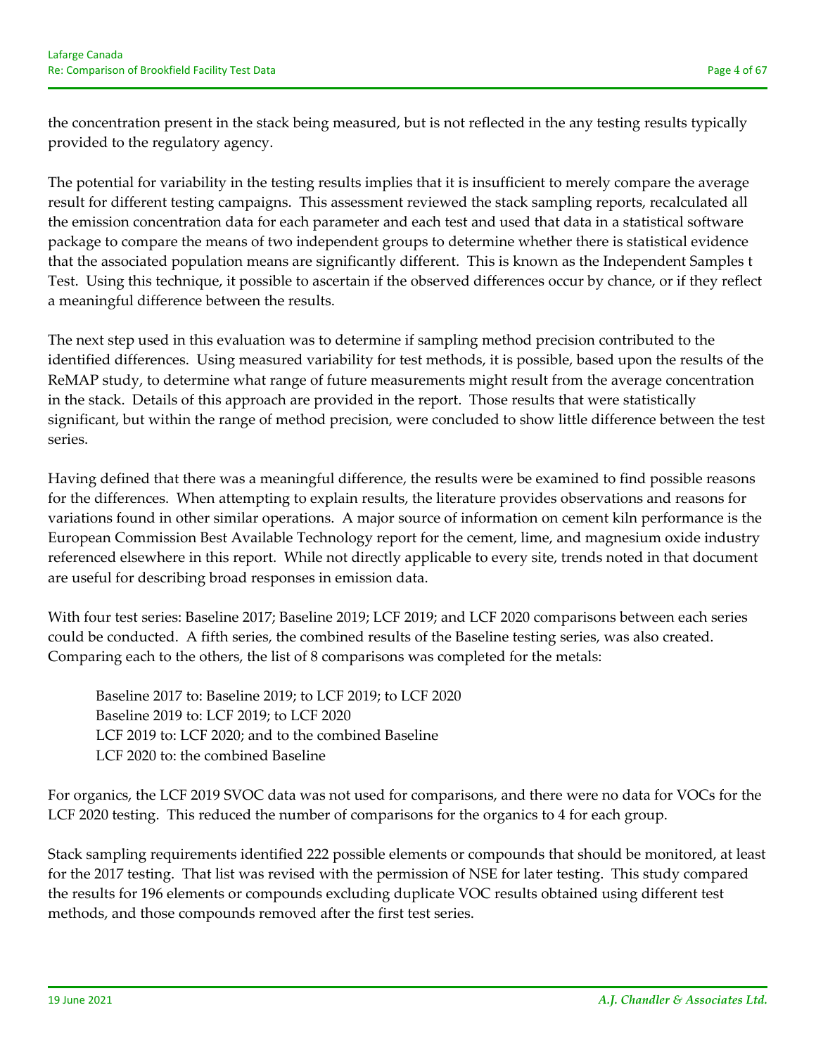the concentration present in the stack being measured, but is not reflected in the any testing results typically provided to the regulatory agency.

The potential for variability in the testing results implies that it is insufficient to merely compare the average result for different testing campaigns. This assessment reviewed the stack sampling reports, recalculated all the emission concentration data for each parameter and each test and used that data in a statistical software package to compare the means of two independent groups to determine whether there is statistical evidence that the associated population means are significantly different. This is known as the Independent Samples t Test. Using this technique, it possible to ascertain if the observed differences occur by chance, or if they reflect a meaningful difference between the results.

The next step used in this evaluation was to determine if sampling method precision contributed to the identified differences. Using measured variability for test methods, it is possible, based upon the results of the ReMAP study, to determine what range of future measurements might result from the average concentration in the stack. Details of this approach are provided in the report. Those results that were statistically significant, but within the range of method precision, were concluded to show little difference between the test series.

Having defined that there was a meaningful difference, the results were be examined to find possible reasons for the differences. When attempting to explain results, the literature provides observations and reasons for variations found in other similar operations. A major source of information on cement kiln performance is the European Commission Best Available Technology report for the cement, lime, and magnesium oxide industry referenced elsewhere in this report. While not directly applicable to every site, trends noted in that document are useful for describing broad responses in emission data.

With four test series: Baseline 2017; Baseline 2019; LCF 2019; and LCF 2020 comparisons between each series could be conducted. A fifth series, the combined results of the Baseline testing series, was also created. Comparing each to the others, the list of 8 comparisons was completed for the metals:

> Baseline 2017 to: Baseline 2019; to LCF 2019; to LCF 2020
> Baseline 2019 to: LCF 2019; to LCF 2020
> LCF 2019 to: LCF 2020; and to the combined Baseline
> LCF 2020 to: the combined Baseline

For organics, the LCF 2019 SVOC data was not used for comparisons, and there were no data for VOCs for the LCF 2020 testing. This reduced the number of comparisons for the organics to 4 for each group.

Stack sampling requirements identified 222 possible elements or compounds that should be monitored, at least for the 2017 testing. That list was revised with the permission of NSE for later testing. This study compared the results for 196 elements or compounds excluding duplicate VOC results obtained using different test methods, and those compounds removed after the first test series.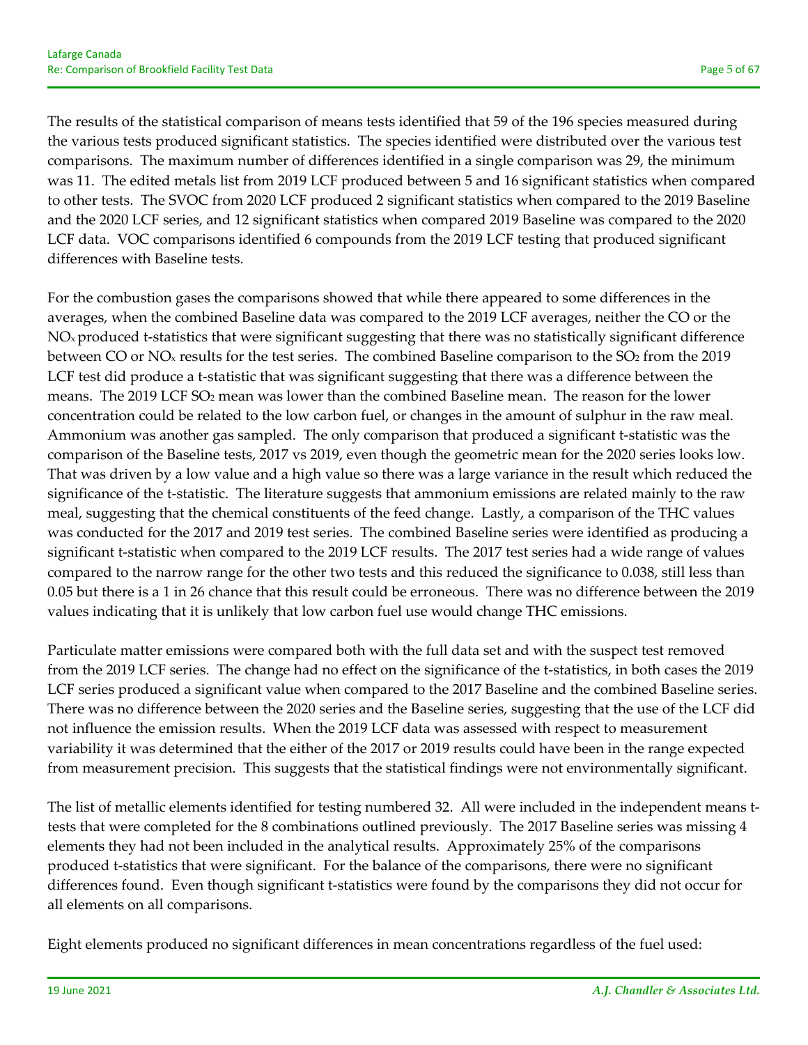The results of the statistical comparison of means tests identified that 59 of the 196 species measured during the various tests produced significant statistics. The species identified were distributed over the various test comparisons. The maximum number of differences identified in a single comparison was 29, the minimum was 11. The edited metals list from 2019 LCF produced between 5 and 16 significant statistics when compared to other tests. The SVOC from 2020 LCF produced 2 significant statistics when compared to the 2019 Baseline and the 2020 LCF series, and 12 significant statistics when compared 2019 Baseline was compared to the 2020 LCF data. VOC comparisons identified 6 compounds from the 2019 LCF testing that produced significant differences with Baseline tests.

For the combustion gases the comparisons showed that while there appeared to some differences in the averages, when the combined Baseline data was compared to the 2019 LCF averages, neither the CO or the $NO_x$ produced t-statistics that were significant suggesting that there was no statistically significant difference between CO or $NO_x$ results for the test series. The combined Baseline comparison to the $SO_2$ from the 2019 LCF test did produce a t-statistic that was significant suggesting that there was a difference between the means. The 2019 LCF $SO_2$ mean was lower than the combined Baseline mean. The reason for the lower concentration could be related to the low carbon fuel, or changes in the amount of sulphur in the raw meal. Ammonium was another gas sampled. The only comparison that produced a significant t-statistic was the comparison of the Baseline tests, 2017 vs 2019, even though the geometric mean for the 2020 series looks low. That was driven by a low value and a high value so there was a large variance in the result which reduced the significance of the t-statistic. The literature suggests that ammonium emissions are related mainly to the raw meal, suggesting that the chemical constituents of the feed change. Lastly, a comparison of the THC values was conducted for the 2017 and 2019 test series. The combined Baseline series were identified as producing a significant t-statistic when compared to the 2019 LCF results. The 2017 test series had a wide range of values compared to the narrow range for the other two tests and this reduced the significance to 0.038, still less than 0.05 but there is a 1 in 26 chance that this result could be erroneous. There was no difference between the 2019 values indicating that it is unlikely that low carbon fuel use would change THC emissions.

Particulate matter emissions were compared both with the full data set and with the suspect test removed from the 2019 LCF series. The change had no effect on the significance of the t-statistics, in both cases the 2019 LCF series produced a significant value when compared to the 2017 Baseline and the combined Baseline series. There was no difference between the 2020 series and the Baseline series, suggesting that the use of the LCF did not influence the emission results. When the 2019 LCF data was assessed with respect to measurement variability it was determined that the either of the 2017 or 2019 results could have been in the range expected from measurement precision. This suggests that the statistical findings were not environmentally significant.

The list of metallic elements identified for testing numbered 32. All were included in the independent means t-tests that were completed for the 8 combinations outlined previously. The 2017 Baseline series was missing 4 elements they had not been included in the analytical results. Approximately 25% of the comparisons produced t-statistics that were significant. For the balance of the comparisons, there were no significant differences found. Even though significant t-statistics were found by the comparisons they did not occur for all elements on all comparisons.

Eight elements produced no significant differences in mean concentrations regardless of the fuel used: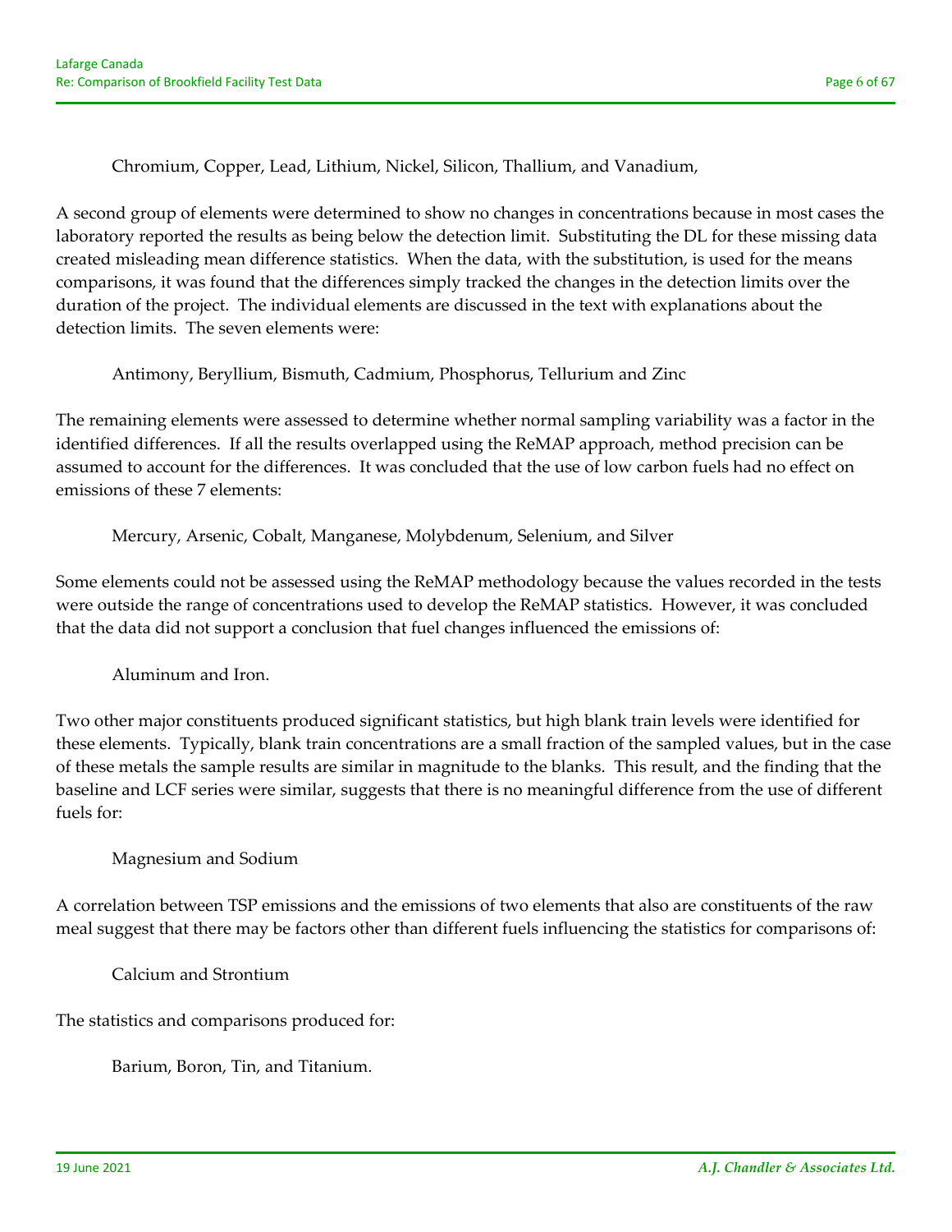Chromium, Copper, Lead, Lithium, Nickel, Silicon, Thallium, and Vanadium,

A second group of elements were determined to show no changes in concentrations because in most cases the laboratory reported the results as being below the detection limit. Substituting the DL for these missing data created misleading mean difference statistics. When the data, with the substitution, is used for the means comparisons, it was found that the differences simply tracked the changes in the detection limits over the duration of the project. The individual elements are discussed in the text with explanations about the detection limits. The seven elements were:

Antimony, Beryllium, Bismuth, Cadmium, Phosphorus, Tellurium and Zinc

The remaining elements were assessed to determine whether normal sampling variability was a factor in the identified differences. If all the results overlapped using the ReMAP approach, method precision can be assumed to account for the differences. It was concluded that the use of low carbon fuels had no effect on emissions of these 7 elements:

Mercury, Arsenic, Cobalt, Manganese, Molybdenum, Selenium, and Silver

Some elements could not be assessed using the ReMAP methodology because the values recorded in the tests were outside the range of concentrations used to develop the ReMAP statistics. However, it was concluded that the data did not support a conclusion that fuel changes influenced the emissions of:

Aluminum and Iron.

Two other major constituents produced significant statistics, but high blank train levels were identified for these elements. Typically, blank train concentrations are a small fraction of the sampled values, but in the case of these metals the sample results are similar in magnitude to the blanks. This result, and the finding that the baseline and LCF series were similar, suggests that there is no meaningful difference from the use of different fuels for:

Magnesium and Sodium

A correlation between TSP emissions and the emissions of two elements that also are constituents of the raw meal suggest that there may be factors other than different fuels influencing the statistics for comparisons of:

Calcium and Strontium

The statistics and comparisons produced for:

Barium, Boron, Tin, and Titanium.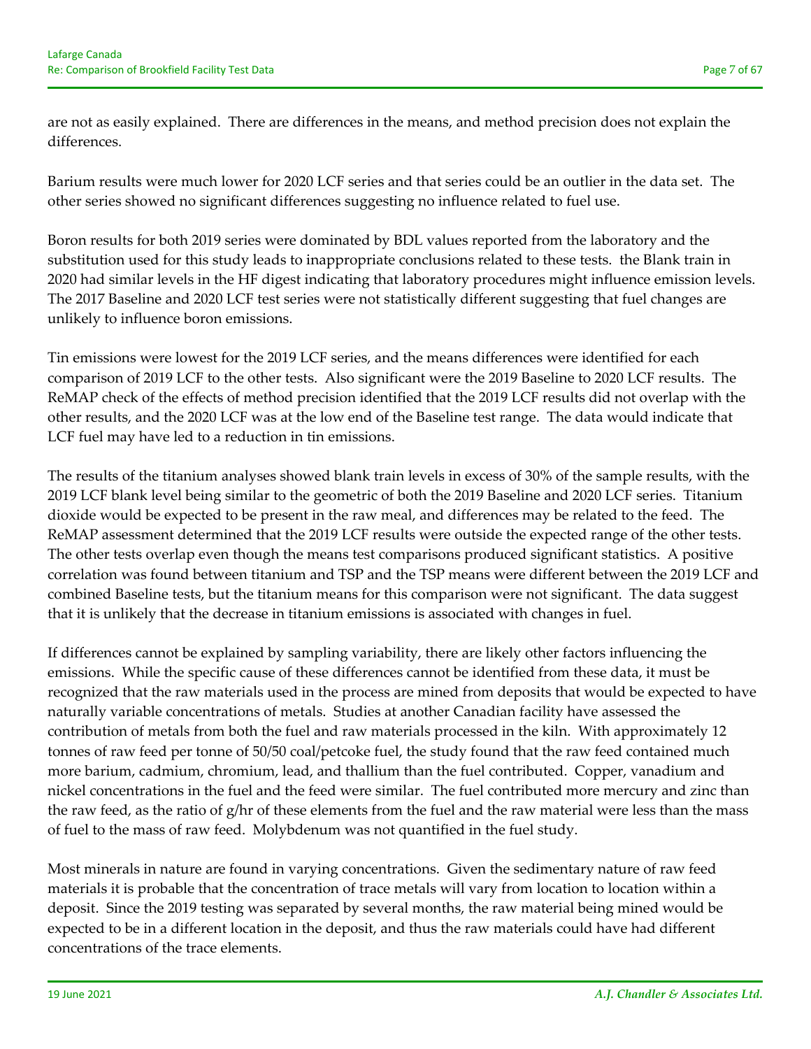are not as easily explained. There are differences in the means, and method precision does not explain the differences.

Barium results were much lower for 2020 LCF series and that series could be an outlier in the data set. The other series showed no significant differences suggesting no influence related to fuel use.

Boron results for both 2019 series were dominated by BDL values reported from the laboratory and the substitution used for this study leads to inappropriate conclusions related to these tests. the Blank train in 2020 had similar levels in the HF digest indicating that laboratory procedures might influence emission levels. The 2017 Baseline and 2020 LCF test series were not statistically different suggesting that fuel changes are unlikely to influence boron emissions.

Tin emissions were lowest for the 2019 LCF series, and the means differences were identified for each comparison of 2019 LCF to the other tests. Also significant were the 2019 Baseline to 2020 LCF results. The ReMAP check of the effects of method precision identified that the 2019 LCF results did not overlap with the other results, and the 2020 LCF was at the low end of the Baseline test range. The data would indicate that LCF fuel may have led to a reduction in tin emissions.

The results of the titanium analyses showed blank train levels in excess of 30% of the sample results, with the 2019 LCF blank level being similar to the geometric of both the 2019 Baseline and 2020 LCF series. Titanium dioxide would be expected to be present in the raw meal, and differences may be related to the feed. The ReMAP assessment determined that the 2019 LCF results were outside the expected range of the other tests. The other tests overlap even though the means test comparisons produced significant statistics. A positive correlation was found between titanium and TSP and the TSP means were different between the 2019 LCF and combined Baseline tests, but the titanium means for this comparison were not significant. The data suggest that it is unlikely that the decrease in titanium emissions is associated with changes in fuel.

If differences cannot be explained by sampling variability, there are likely other factors influencing the emissions. While the specific cause of these differences cannot be identified from these data, it must be recognized that the raw materials used in the process are mined from deposits that would be expected to have naturally variable concentrations of metals. Studies at another Canadian facility have assessed the contribution of metals from both the fuel and raw materials processed in the kiln. With approximately 12 tonnes of raw feed per tonne of 50/50 coal/petcoke fuel, the study found that the raw feed contained much more barium, cadmium, chromium, lead, and thallium than the fuel contributed. Copper, vanadium and nickel concentrations in the fuel and the feed were similar. The fuel contributed more mercury and zinc than the raw feed, as the ratio of g/hr of these elements from the fuel and the raw material were less than the mass of fuel to the mass of raw feed. Molybdenum was not quantified in the fuel study.

Most minerals in nature are found in varying concentrations. Given the sedimentary nature of raw feed materials it is probable that the concentration of trace metals will vary from location to location within a deposit. Since the 2019 testing was separated by several months, the raw material being mined would be expected to be in a different location in the deposit, and thus the raw materials could have had different concentrations of the trace elements.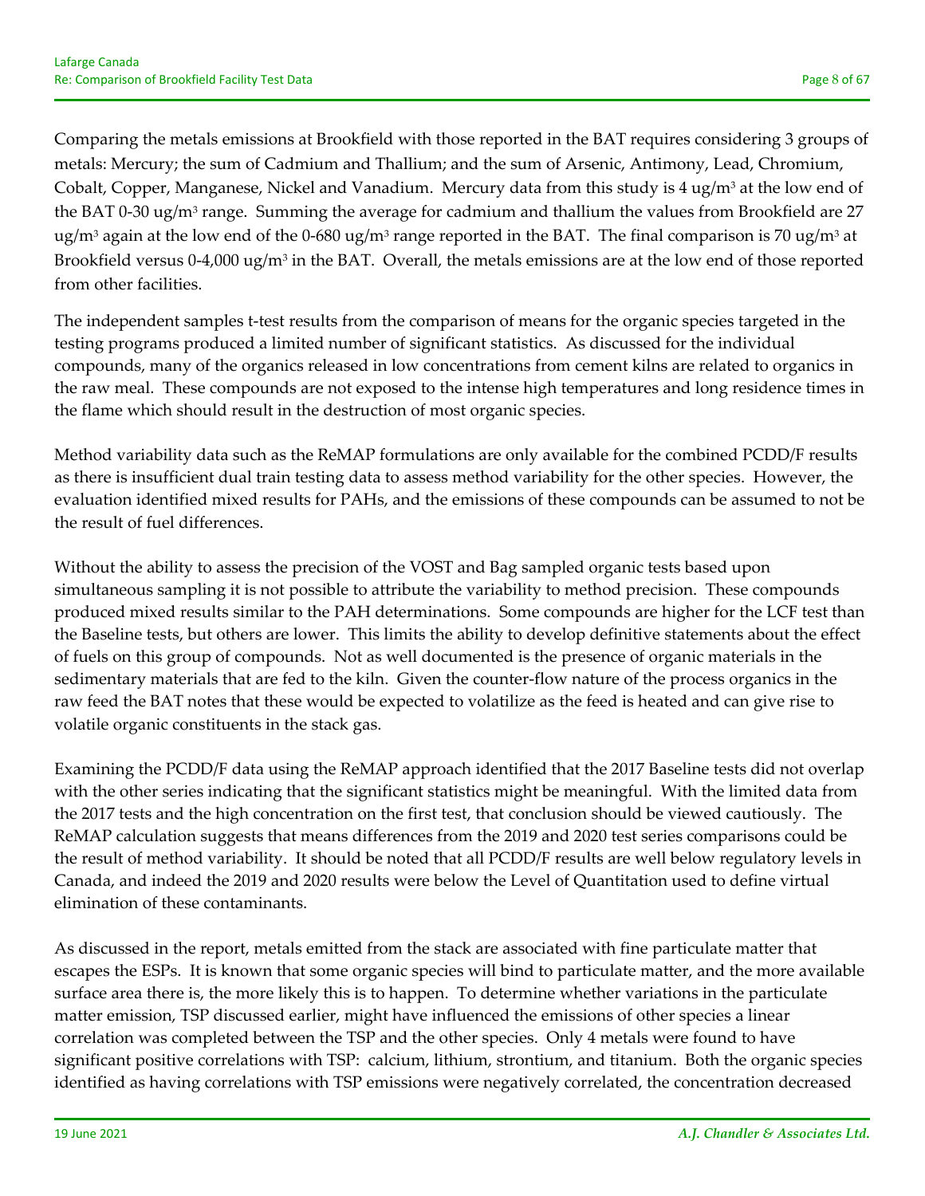Comparing the metals emissions at Brookfield with those reported in the BAT requires considering 3 groups of metals: Mercury; the sum of Cadmium and Thallium; and the sum of Arsenic, Antimony, Lead, Chromium, Cobalt, Copper, Manganese, Nickel and Vanadium. Mercury data from this study is 4 ug/m$^3$ at the low end of the BAT 0-30 ug/m$^3$ range. Summing the average for cadmium and thallium the values from Brookfield are 27 ug/m$^3$ again at the low end of the 0-680 ug/m$^3$ range reported in the BAT. The final comparison is 70 ug/m$^3$ at Brookfield versus 0-4,000 ug/m$^3$ in the BAT. Overall, the metals emissions are at the low end of those reported from other facilities.

The independent samples t-test results from the comparison of means for the organic species targeted in the testing programs produced a limited number of significant statistics. As discussed for the individual compounds, many of the organics released in low concentrations from cement kilns are related to organics in the raw meal. These compounds are not exposed to the intense high temperatures and long residence times in the flame which should result in the destruction of most organic species.

Method variability data such as the ReMAP formulations are only available for the combined PCDD/F results as there is insufficient dual train testing data to assess method variability for the other species. However, the evaluation identified mixed results for PAHs, and the emissions of these compounds can be assumed to not be the result of fuel differences.

Without the ability to assess the precision of the VOST and Bag sampled organic tests based upon simultaneous sampling it is not possible to attribute the variability to method precision. These compounds produced mixed results similar to the PAH determinations. Some compounds are higher for the LCF test than the Baseline tests, but others are lower. This limits the ability to develop definitive statements about the effect of fuels on this group of compounds. Not as well documented is the presence of organic materials in the sedimentary materials that are fed to the kiln. Given the counter-flow nature of the process organics in the raw feed the BAT notes that these would be expected to volatilize as the feed is heated and can give rise to volatile organic constituents in the stack gas.

Examining the PCDD/F data using the ReMAP approach identified that the 2017 Baseline tests did not overlap with the other series indicating that the significant statistics might be meaningful. With the limited data from the 2017 tests and the high concentration on the first test, that conclusion should be viewed cautiously. The ReMAP calculation suggests that means differences from the 2019 and 2020 test series comparisons could be the result of method variability. It should be noted that all PCDD/F results are well below regulatory levels in Canada, and indeed the 2019 and 2020 results were below the Level of Quantitation used to define virtual elimination of these contaminants.

As discussed in the report, metals emitted from the stack are associated with fine particulate matter that escapes the ESPs. It is known that some organic species will bind to particulate matter, and the more available surface area there is, the more likely this is to happen. To determine whether variations in the particulate matter emission, TSP discussed earlier, might have influenced the emissions of other species a linear correlation was completed between the TSP and the other species. Only 4 metals were found to have significant positive correlations with TSP: calcium, lithium, strontium, and titanium. Both the organic species identified as having correlations with TSP emissions were negatively correlated, the concentration decreased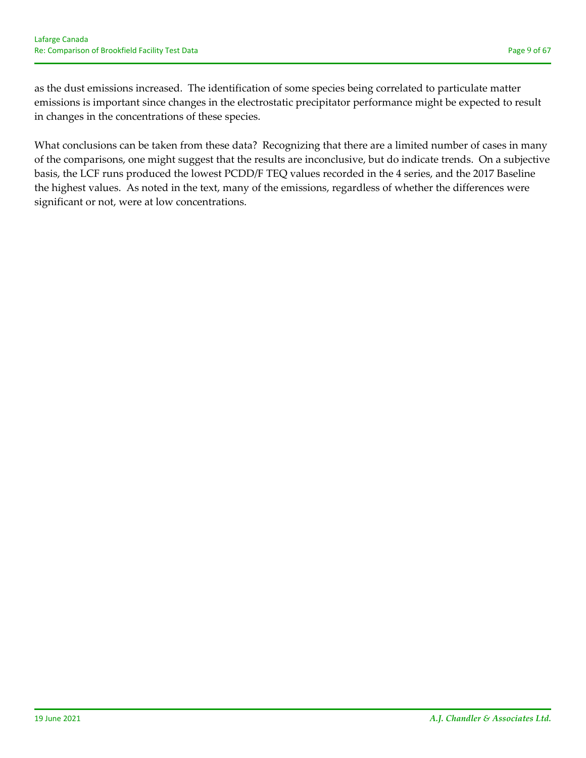as the dust emissions increased. The identification of some species being correlated to particulate matter emissions is important since changes in the electrostatic precipitator performance might be expected to result in changes in the concentrations of these species.

What conclusions can be taken from these data? Recognizing that there are a limited number of cases in many of the comparisons, one might suggest that the results are inconclusive, but do indicate trends. On a subjective basis, the LCF runs produced the lowest PCDD/F TEQ values recorded in the 4 series, and the 2017 Baseline the highest values. As noted in the text, many of the emissions, regardless of whether the differences were significant or not, were at low concentrations.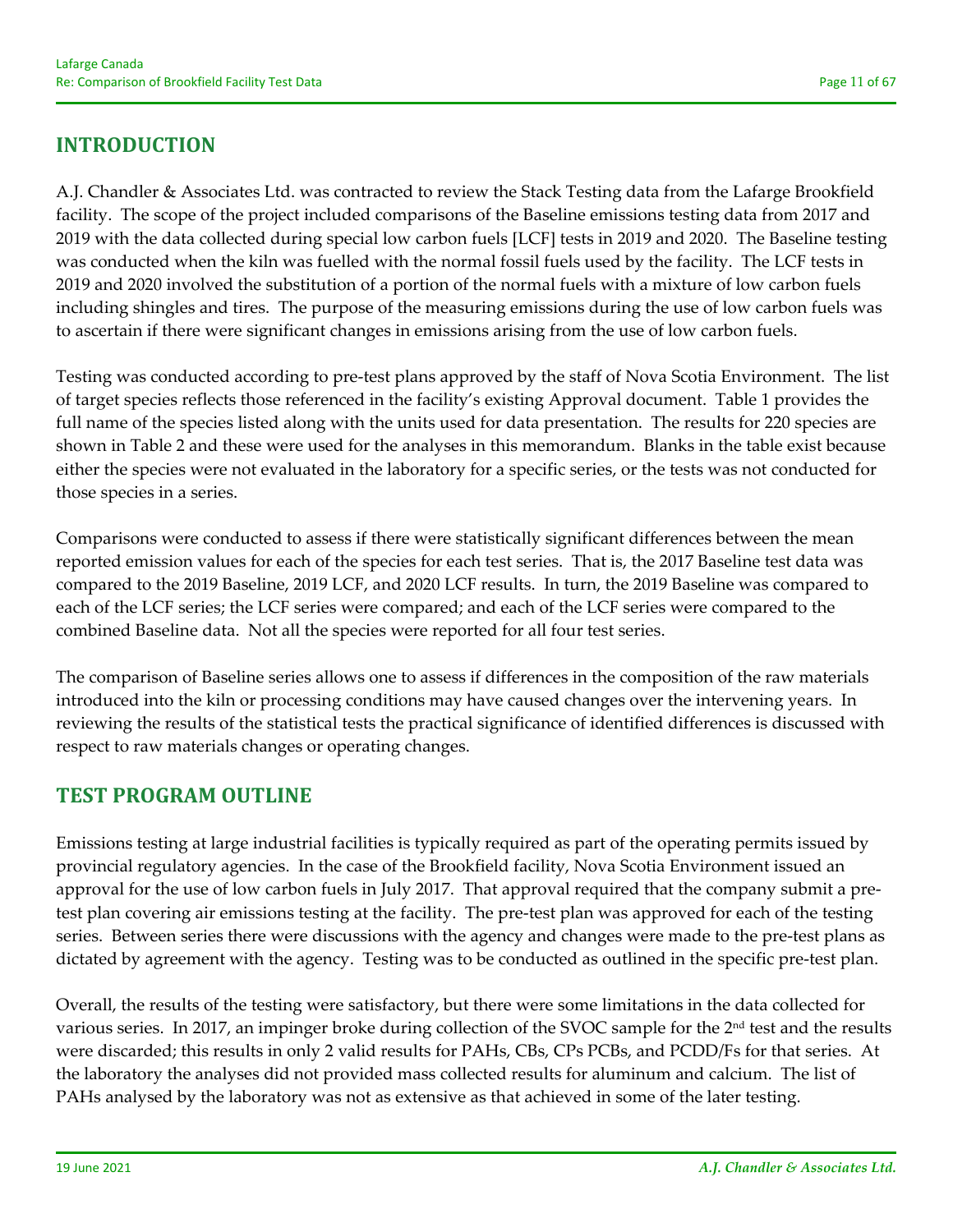## INTRODUCTION

A.J. Chandler & Associates Ltd. was contracted to review the Stack Testing data from the Lafarge Brookfield facility. The scope of the project included comparisons of the Baseline emissions testing data from 2017 and 2019 with the data collected during special low carbon fuels [LCF] tests in 2019 and 2020. The Baseline testing was conducted when the kiln was fuelled with the normal fossil fuels used by the facility. The LCF tests in 2019 and 2020 involved the substitution of a portion of the normal fuels with a mixture of low carbon fuels including shingles and tires. The purpose of the measuring emissions during the use of low carbon fuels was to ascertain if there were significant changes in emissions arising from the use of low carbon fuels.

Testing was conducted according to pre-test plans approved by the staff of Nova Scotia Environment. The list of target species reflects those referenced in the facility's existing Approval document. Table 1 provides the full name of the species listed along with the units used for data presentation. The results for 220 species are shown in Table 2 and these were used for the analyses in this memorandum. Blanks in the table exist because either the species were not evaluated in the laboratory for a specific series, or the tests was not conducted for those species in a series.

Comparisons were conducted to assess if there were statistically significant differences between the mean reported emission values for each of the species for each test series. That is, the 2017 Baseline test data was compared to the 2019 Baseline, 2019 LCF, and 2020 LCF results. In turn, the 2019 Baseline was compared to each of the LCF series; the LCF series were compared; and each of the LCF series were compared to the combined Baseline data. Not all the species were reported for all four test series.

The comparison of Baseline series allows one to assess if differences in the composition of the raw materials introduced into the kiln or processing conditions may have caused changes over the intervening years. In reviewing the results of the statistical tests the practical significance of identified differences is discussed with respect to raw materials changes or operating changes.

## TEST PROGRAM OUTLINE

Emissions testing at large industrial facilities is typically required as part of the operating permits issued by provincial regulatory agencies. In the case of the Brookfield facility, Nova Scotia Environment issued an approval for the use of low carbon fuels in July 2017. That approval required that the company submit a pre-test plan covering air emissions testing at the facility. The pre-test plan was approved for each of the testing series. Between series there were discussions with the agency and changes were made to the pre-test plans as dictated by agreement with the agency. Testing was to be conducted as outlined in the specific pre-test plan.

Overall, the results of the testing were satisfactory, but there were some limitations in the data collected for various series. In 2017, an impinger broke during collection of the SVOC sample for the 2nd test and the results were discarded; this results in only 2 valid results for PAHs, CBs, CPs PCBs, and PCDD/Fs for that series. At the laboratory the analyses did not provided mass collected results for aluminum and calcium. The list of PAHs analysed by the laboratory was not as extensive as that achieved in some of the later testing.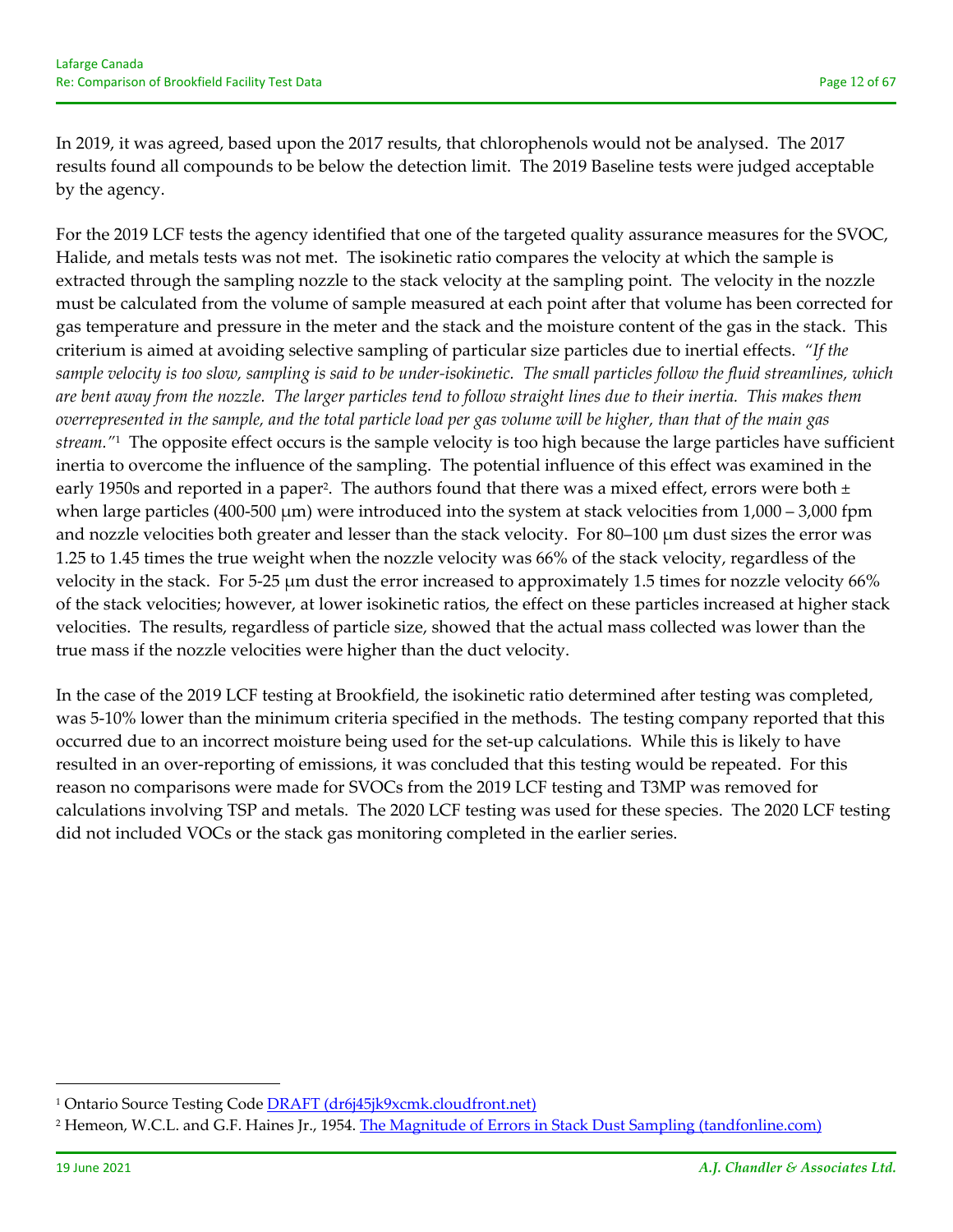In 2019, it was agreed, based upon the 2017 results, that chlorophenols would not be analysed. The 2017 results found all compounds to be below the detection limit. The 2019 Baseline tests were judged acceptable by the agency.

For the 2019 LCF tests the agency identified that one of the targeted quality assurance measures for the SVOC, Halide, and metals tests was not met. The isokinetic ratio compares the velocity at which the sample is extracted through the sampling nozzle to the stack velocity at the sampling point. The velocity in the nozzle must be calculated from the volume of sample measured at each point after that volume has been corrected for gas temperature and pressure in the meter and the stack and the moisture content of the gas in the stack. This criterium is aimed at avoiding selective sampling of particular size particles due to inertial effects. *"If the sample velocity is too slow, sampling is said to be under-isokinetic. The small particles follow the fluid streamlines, which are bent away from the nozzle. The larger particles tend to follow straight lines due to their inertia. This makes them overrepresented in the sample, and the total particle load per gas volume will be higher, than that of the main gas stream."*[1] The opposite effect occurs is the sample velocity is too high because the large particles have sufficient inertia to overcome the influence of the sampling. The potential influence of this effect was examined in the early 1950s and reported in a paper[2]. The authors found that there was a mixed effect, errors were both ± when large particles (400-500 μm) were introduced into the system at stack velocities from 1,000 – 3,000 fpm and nozzle velocities both greater and lesser than the stack velocity. For 80–100 μm dust sizes the error was 1.25 to 1.45 times the true weight when the nozzle velocity was 66% of the stack velocity, regardless of the velocity in the stack. For 5-25 μm dust the error increased to approximately 1.5 times for nozzle velocity 66% of the stack velocities; however, at lower isokinetic ratios, the effect on these particles increased at higher stack velocities. The results, regardless of particle size, showed that the actual mass collected was lower than the true mass if the nozzle velocities were higher than the duct velocity.

In the case of the 2019 LCF testing at Brookfield, the isokinetic ratio determined after testing was completed, was 5-10% lower than the minimum criteria specified in the methods. The testing company reported that this occurred due to an incorrect moisture being used for the set-up calculations. While this is likely to have resulted in an over-reporting of emissions, it was concluded that this testing would be repeated. For this reason no comparisons were made for SVOCs from the 2019 LCF testing and T3MP was removed for calculations involving TSP and metals. The 2020 LCF testing was used for these species. The 2020 LCF testing did not included VOCs or the stack gas monitoring completed in the earlier series.

---

[1] Ontario Source Testing Code [DRAFT (dr6j45jk9xcmk.cloudfront.net)](dr6j45jk9xcmk.cloudfront.net)

[2] Hemeon, W.C.L. and G.F. Haines Jr., 1954. [The Magnitude of Errors in Stack Dust Sampling (tandfonline.com)](tandfonline.com)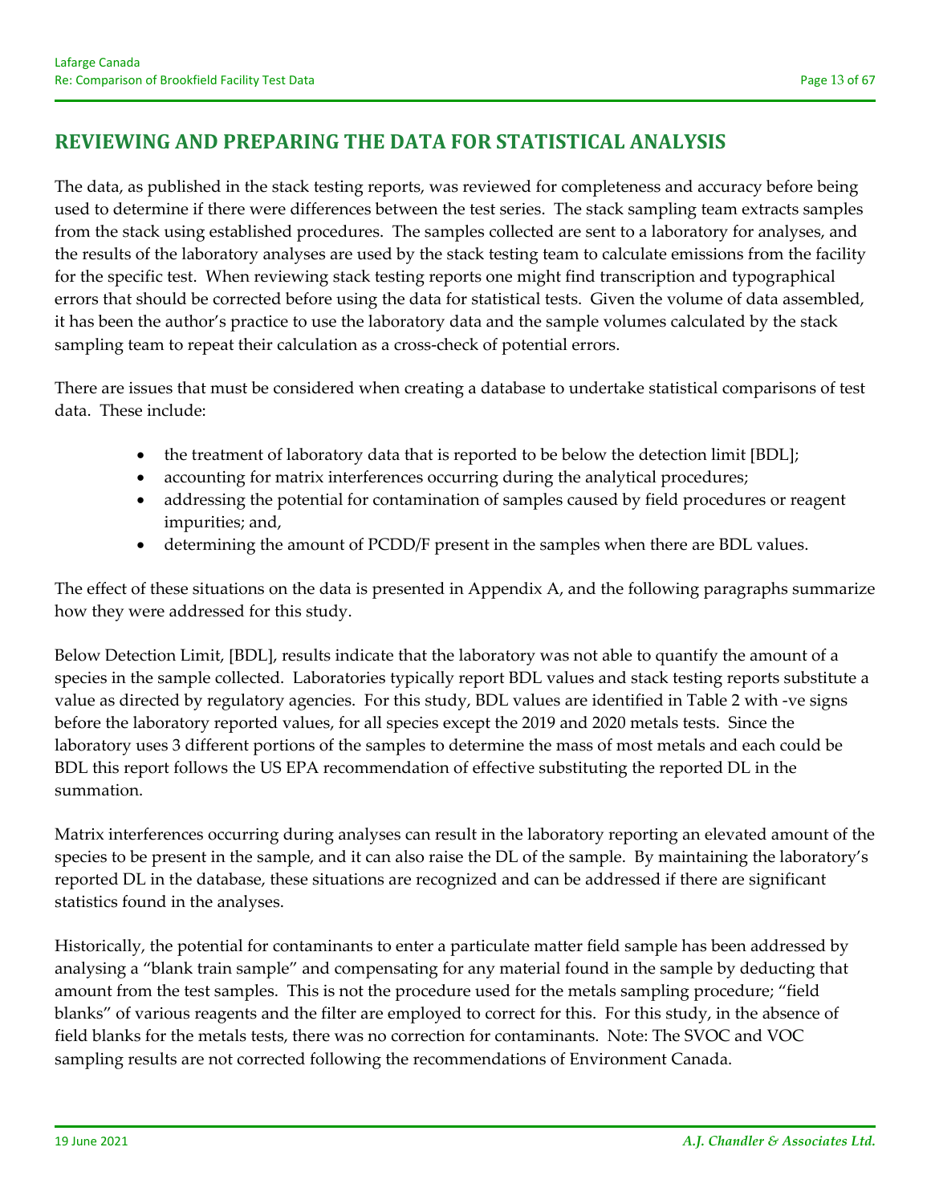## REVIEWING AND PREPARING THE DATA FOR STATISTICAL ANALYSIS

The data, as published in the stack testing reports, was reviewed for completeness and accuracy before being used to determine if there were differences between the test series. The stack sampling team extracts samples from the stack using established procedures. The samples collected are sent to a laboratory for analyses, and the results of the laboratory analyses are used by the stack testing team to calculate emissions from the facility for the specific test. When reviewing stack testing reports one might find transcription and typographical errors that should be corrected before using the data for statistical tests. Given the volume of data assembled, it has been the author's practice to use the laboratory data and the sample volumes calculated by the stack sampling team to repeat their calculation as a cross-check of potential errors.

There are issues that must be considered when creating a database to undertake statistical comparisons of test data. These include:

- the treatment of laboratory data that is reported to be below the detection limit [BDL];
- accounting for matrix interferences occurring during the analytical procedures;
- addressing the potential for contamination of samples caused by field procedures or reagent impurities; and,
- determining the amount of PCDD/F present in the samples when there are BDL values.

The effect of these situations on the data is presented in Appendix A, and the following paragraphs summarize how they were addressed for this study.

Below Detection Limit, [BDL], results indicate that the laboratory was not able to quantify the amount of a species in the sample collected. Laboratories typically report BDL values and stack testing reports substitute a value as directed by regulatory agencies. For this study, BDL values are identified in Table 2 with -ve signs before the laboratory reported values, for all species except the 2019 and 2020 metals tests. Since the laboratory uses 3 different portions of the samples to determine the mass of most metals and each could be BDL this report follows the US EPA recommendation of effective substituting the reported DL in the summation.

Matrix interferences occurring during analyses can result in the laboratory reporting an elevated amount of the species to be present in the sample, and it can also raise the DL of the sample. By maintaining the laboratory's reported DL in the database, these situations are recognized and can be addressed if there are significant statistics found in the analyses.

Historically, the potential for contaminants to enter a particulate matter field sample has been addressed by analysing a "blank train sample" and compensating for any material found in the sample by deducting that amount from the test samples. This is not the procedure used for the metals sampling procedure; "field blanks" of various reagents and the filter are employed to correct for this. For this study, in the absence of field blanks for the metals tests, there was no correction for contaminants. Note: The SVOC and VOC sampling results are not corrected following the recommendations of Environment Canada.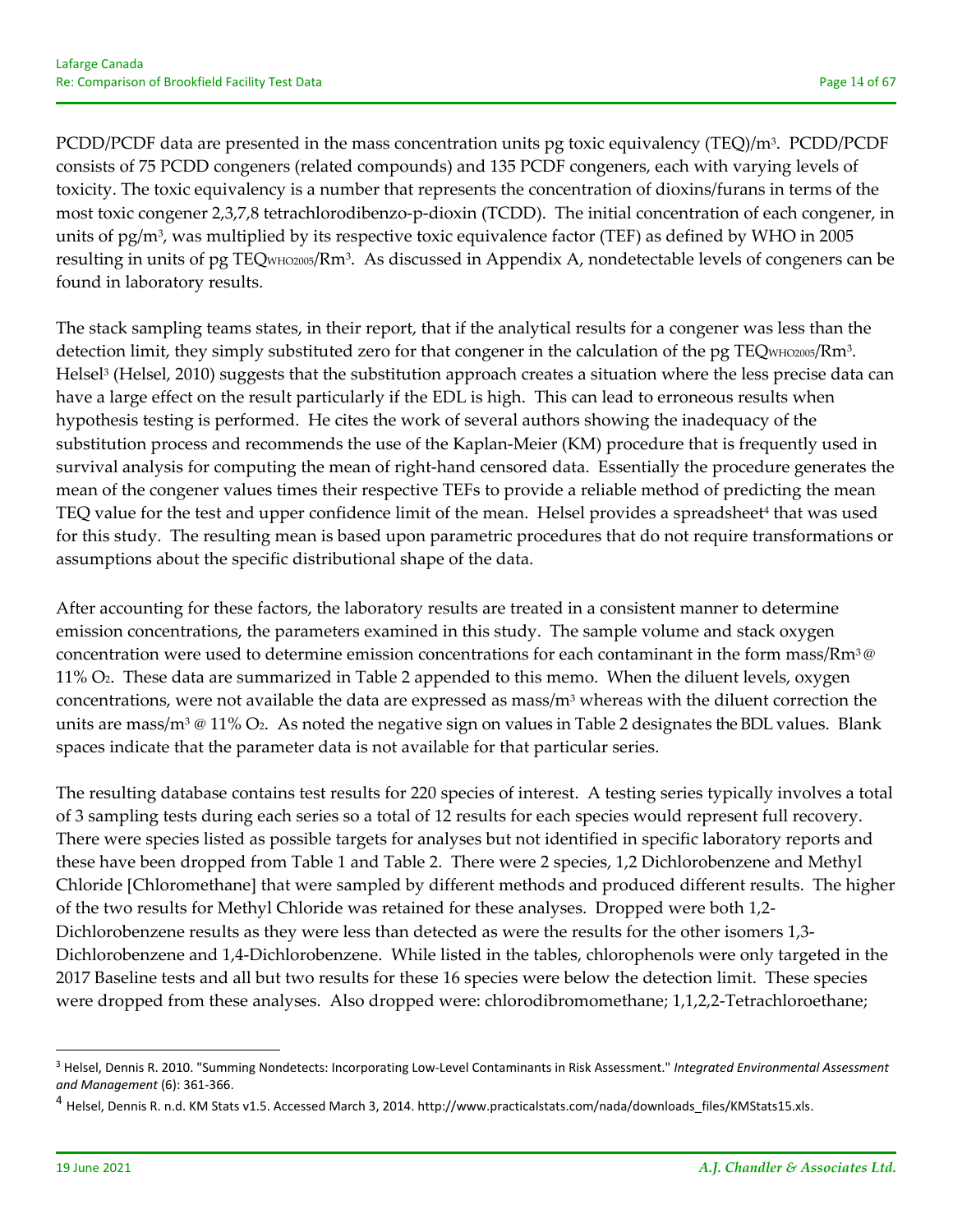PCDD/PCDF data are presented in the mass concentration units pg toxic equivalency (TEQ)/$m^3$. PCDD/PCDF consists of 75 PCDD congeners (related compounds) and 135 PCDF congeners, each with varying levels of toxicity. The toxic equivalency is a number that represents the concentration of dioxins/furans in terms of the most toxic congener 2,3,7,8 tetrachlorodibenzo-p-dioxin (TCDD). The initial concentration of each congener, in units of pg/$m^3$, was multiplied by its respective toxic equivalence factor (TEF) as defined by WHO in 2005 resulting in units of pg $TEQ_{WHO2005}/Rm^3$. As discussed in Appendix A, nondetectable levels of congeners can be found in laboratory results.

The stack sampling teams states, in their report, that if the analytical results for a congener was less than the detection limit, they simply substituted zero for that congener in the calculation of the pg $TEQ_{WHO2005}/Rm^3$. Helsel[3] (Helsel, 2010) suggests that the substitution approach creates a situation where the less precise data can have a large effect on the result particularly if the EDL is high. This can lead to erroneous results when hypothesis testing is performed. He cites the work of several authors showing the inadequacy of the substitution process and recommends the use of the Kaplan-Meier (KM) procedure that is frequently used in survival analysis for computing the mean of right-hand censored data. Essentially the procedure generates the mean of the congener values times their respective TEFs to provide a reliable method of predicting the mean TEQ value for the test and upper confidence limit of the mean. Helsel provides a spreadsheet[4] that was used for this study. The resulting mean is based upon parametric procedures that do not require transformations or assumptions about the specific distributional shape of the data.

After accounting for these factors, the laboratory results are treated in a consistent manner to determine emission concentrations, the parameters examined in this study. The sample volume and stack oxygen concentration were used to determine emission concentrations for each contaminant in the form mass/$Rm^3$ @ 11% $O_2$. These data are summarized in Table 2 appended to this memo. When the diluent levels, oxygen concentrations, were not available the data are expressed as mass/$m^3$ whereas with the diluent correction the units are mass/$m^3$ @ 11% $O_2$. As noted the negative sign on values in Table 2 designates the BDL values. Blank spaces indicate that the parameter data is not available for that particular series.

The resulting database contains test results for 220 species of interest. A testing series typically involves a total of 3 sampling tests during each series so a total of 12 results for each species would represent full recovery. There were species listed as possible targets for analyses but not identified in specific laboratory reports and these have been dropped from Table 1 and Table 2. There were 2 species, 1,2 Dichlorobenzene and Methyl Chloride [Chloromethane] that were sampled by different methods and produced different results. The higher of the two results for Methyl Chloride was retained for these analyses. Dropped were both 1,2-Dichlorobenzene results as they were less than detected as were the results for the other isomers 1,3-Dichlorobenzene and 1,4-Dichlorobenzene. While listed in the tables, chlorophenols were only targeted in the 2017 Baseline tests and all but two results for these 16 species were below the detection limit. These species were dropped from these analyses. Also dropped were: chlorodibromomethane; 1,1,2,2-Tetrachloroethane;

---

[3] Helsel, Dennis R. 2010. "Summing Nondetects: Incorporating Low-Level Contaminants in Risk Assessment." *Integrated Environmental Assessment and Management* (6): 361-366.

[4] Helsel, Dennis R. n.d. KM Stats v1.5. Accessed March 3, 2014. http://www.practicalstats.com/nada/downloads_files/KMStats15.xls.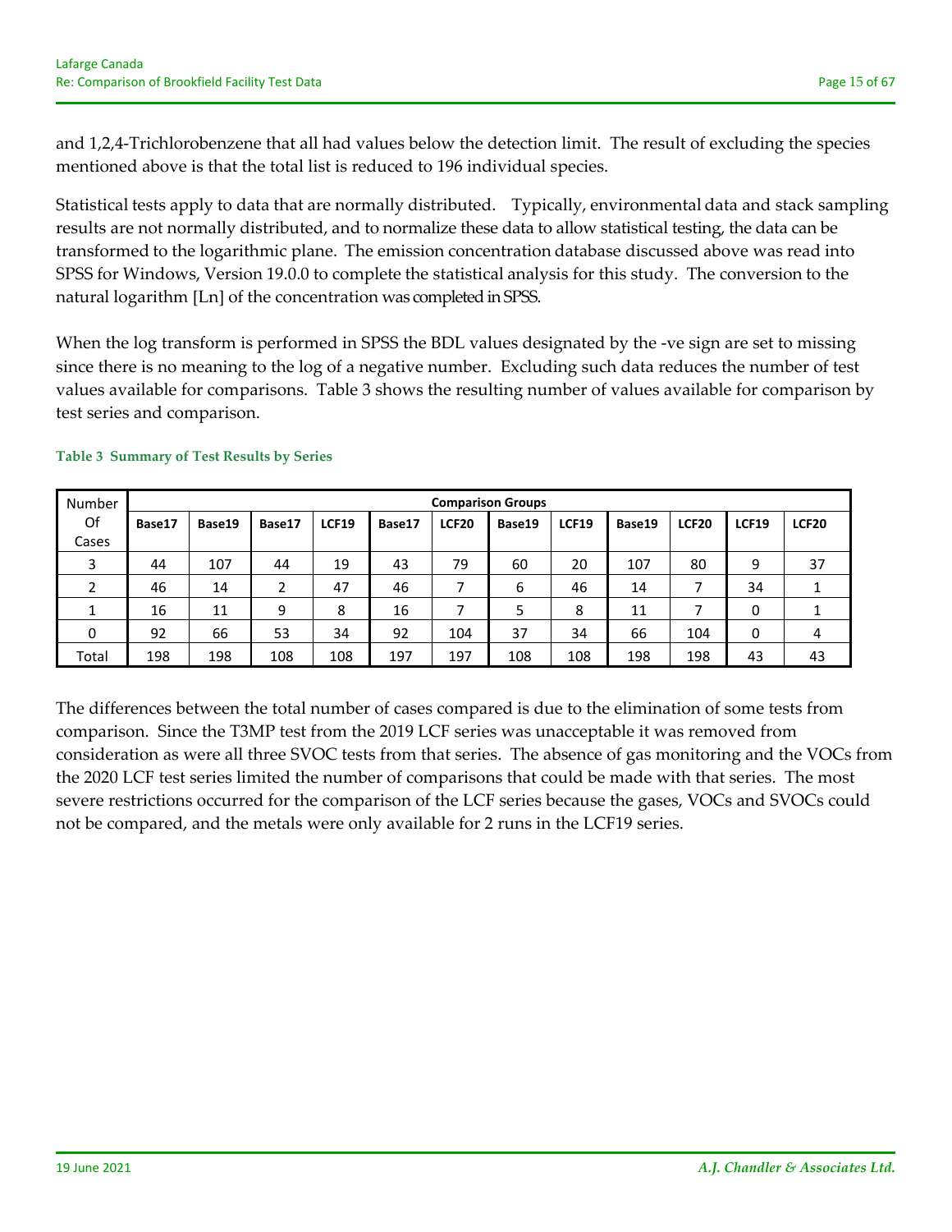and 1,2,4-Trichlorobenzene that all had values below the detection limit. The result of excluding the species mentioned above is that the total list is reduced to 196 individual species.

Statistical tests apply to data that are normally distributed. Typically, environmental data and stack sampling results are not normally distributed, and to normalize these data to allow statistical testing, the data can be transformed to the logarithmic plane. The emission concentration database discussed above was read into SPSS for Windows, Version 19.0.0 to complete the statistical analysis for this study. The conversion to the natural logarithm [Ln] of the concentration was completed in SPSS.

When the log transform is performed in SPSS the BDL values designated by the -ve sign are set to missing since there is no meaning to the log of a negative number. Excluding such data reduces the number of test values available for comparisons. Table 3 shows the resulting number of values available for comparison by test series and comparison.

**Table 3 Summary of Test Results by Series**

| Number Of Cases | Comparison Groups | | | | | | | | | | | |
|---|---|---|---|---|---|---|---|---|---|---|---|---|
| | **Base17** | **Base19** | **Base17** | **LCF19** | **Base17** | **LCF20** | **Base19** | **LCF19** | **Base19** | **LCF20** | **LCF19** | **LCF20** |
| 3 | 44 | 107 | 44 | 19 | 43 | 79 | 60 | 20 | 107 | 80 | 9 | 37 |
| 2 | 46 | 14 | 2 | 47 | 46 | 7 | 6 | 46 | 14 | 7 | 34 | 1 |
| 1 | 16 | 11 | 9 | 8 | 16 | 7 | 5 | 8 | 11 | 7 | 0 | 1 |
| 0 | 92 | 66 | 53 | 34 | 92 | 104 | 37 | 34 | 66 | 104 | 0 | 4 |
| Total | 198 | 198 | 108 | 108 | 197 | 197 | 108 | 108 | 198 | 198 | 43 | 43 |

The differences between the total number of cases compared is due to the elimination of some tests from comparison. Since the T3MP test from the 2019 LCF series was unacceptable it was removed from consideration as were all three SVOC tests from that series. The absence of gas monitoring and the VOCs from the 2020 LCF test series limited the number of comparisons that could be made with that series. The most severe restrictions occurred for the comparison of the LCF series because the gases, VOCs and SVOCs could not be compared, and the metals were only available for 2 runs in the LCF19 series.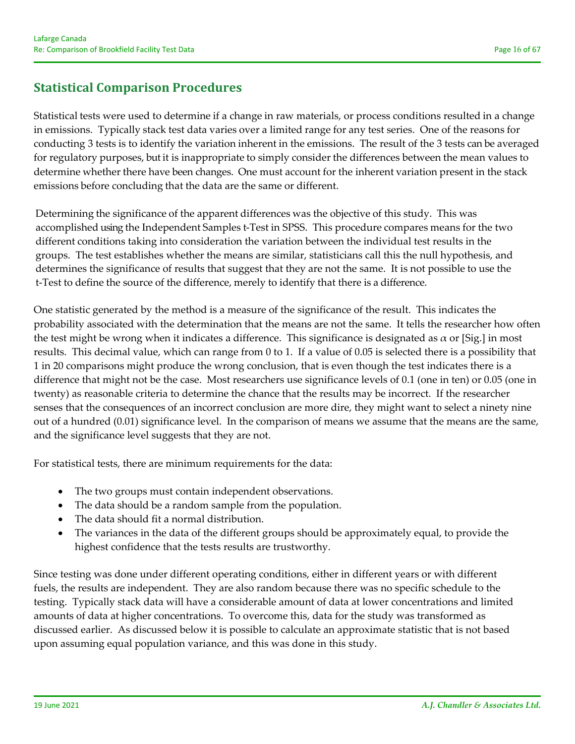## Statistical Comparison Procedures

Statistical tests were used to determine if a change in raw materials, or process conditions resulted in a change in emissions. Typically stack test data varies over a limited range for any test series. One of the reasons for conducting 3 tests is to identify the variation inherent in the emissions. The result of the 3 tests can be averaged for regulatory purposes, but it is inappropriate to simply consider the differences between the mean values to determine whether there have been changes. One must account for the inherent variation present in the stack emissions before concluding that the data are the same or different.

Determining the significance of the apparent differences was the objective of this study. This was accomplished using the Independent Samples t-Test in SPSS. This procedure compares means for the two different conditions taking into consideration the variation between the individual test results in the groups. The test establishes whether the means are similar, statisticians call this the null hypothesis, and determines the significance of results that suggest that they are not the same. It is not possible to use the t-Test to define the source of the difference, merely to identify that there is a difference.

One statistic generated by the method is a measure of the significance of the result. This indicates the probability associated with the determination that the means are not the same. It tells the researcher how often the test might be wrong when it indicates a difference. This significance is designated as $\alpha$ or [Sig.] in most results. This decimal value, which can range from 0 to 1. If a value of 0.05 is selected there is a possibility that 1 in 20 comparisons might produce the wrong conclusion, that is even though the test indicates there is a difference that might not be the case. Most researchers use significance levels of 0.1 (one in ten) or 0.05 (one in twenty) as reasonable criteria to determine the chance that the results may be incorrect. If the researcher senses that the consequences of an incorrect conclusion are more dire, they might want to select a ninety nine out of a hundred (0.01) significance level. In the comparison of means we assume that the means are the same, and the significance level suggests that they are not.

For statistical tests, there are minimum requirements for the data:

- The two groups must contain independent observations.
- The data should be a random sample from the population.
- The data should fit a normal distribution.
- The variances in the data of the different groups should be approximately equal, to provide the highest confidence that the tests results are trustworthy.

Since testing was done under different operating conditions, either in different years or with different fuels, the results are independent. They are also random because there was no specific schedule to the testing. Typically stack data will have a considerable amount of data at lower concentrations and limited amounts of data at higher concentrations. To overcome this, data for the study was transformed as discussed earlier. As discussed below it is possible to calculate an approximate statistic that is not based upon assuming equal population variance, and this was done in this study.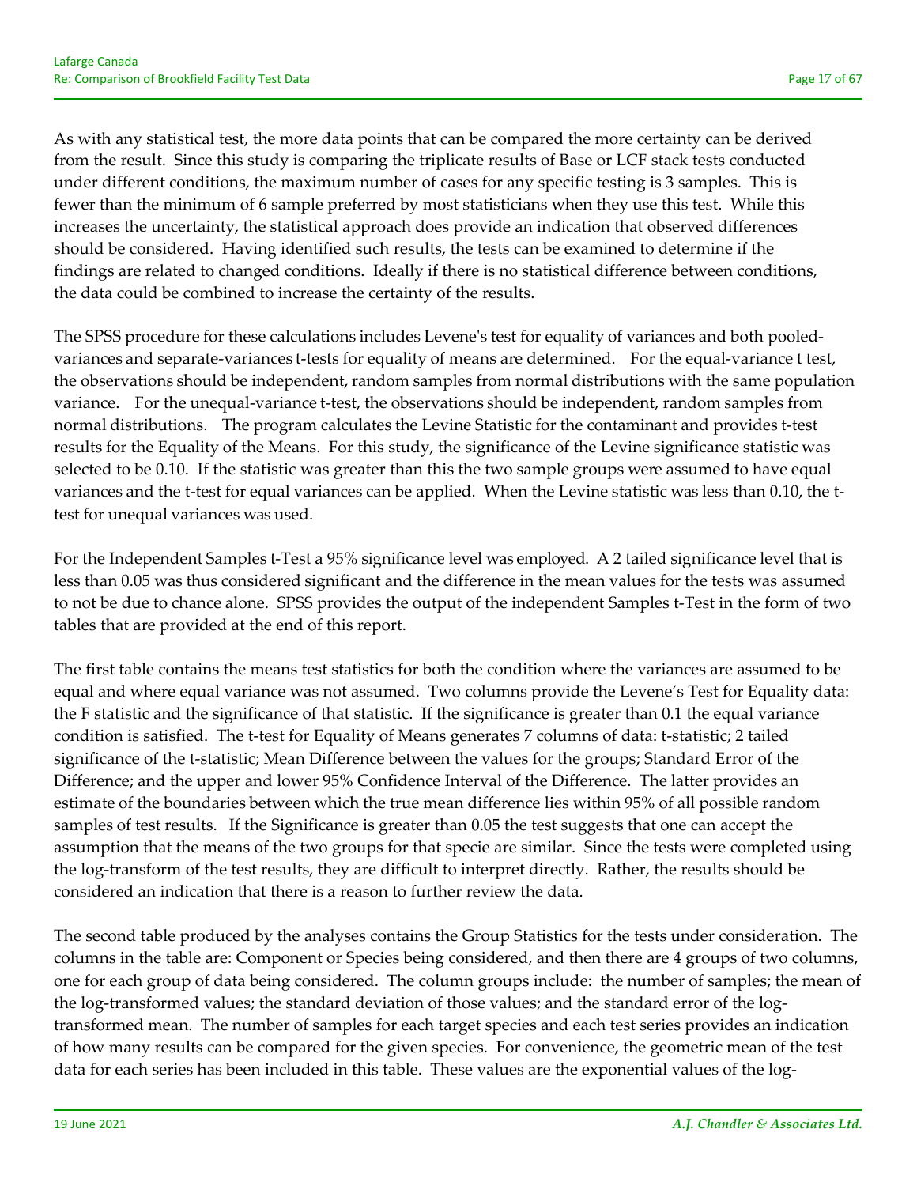As with any statistical test, the more data points that can be compared the more certainty can be derived from the result. Since this study is comparing the triplicate results of Base or LCF stack tests conducted under different conditions, the maximum number of cases for any specific testing is 3 samples. This is fewer than the minimum of 6 sample preferred by most statisticians when they use this test. While this increases the uncertainty, the statistical approach does provide an indication that observed differences should be considered. Having identified such results, the tests can be examined to determine if the findings are related to changed conditions. Ideally if there is no statistical difference between conditions, the data could be combined to increase the certainty of the results.

The SPSS procedure for these calculations includes Levene's test for equality of variances and both pooled-variances and separate-variances t-tests for equality of means are determined. For the equal-variance t test, the observations should be independent, random samples from normal distributions with the same population variance. For the unequal-variance t-test, the observations should be independent, random samples from normal distributions. The program calculates the Levine Statistic for the contaminant and provides t-test results for the Equality of the Means. For this study, the significance of the Levine significance statistic was selected to be 0.10. If the statistic was greater than this the two sample groups were assumed to have equal variances and the t-test for equal variances can be applied. When the Levine statistic was less than 0.10, the t-test for unequal variances was used.

For the Independent Samples t-Test a 95% significance level was employed. A 2 tailed significance level that is less than 0.05 was thus considered significant and the difference in the mean values for the tests was assumed to not be due to chance alone. SPSS provides the output of the independent Samples t-Test in the form of two tables that are provided at the end of this report.

The first table contains the means test statistics for both the condition where the variances are assumed to be equal and where equal variance was not assumed. Two columns provide the Levene's Test for Equality data: the F statistic and the significance of that statistic. If the significance is greater than 0.1 the equal variance condition is satisfied. The t-test for Equality of Means generates 7 columns of data: t-statistic; 2 tailed significance of the t-statistic; Mean Difference between the values for the groups; Standard Error of the Difference; and the upper and lower 95% Confidence Interval of the Difference. The latter provides an estimate of the boundaries between which the true mean difference lies within 95% of all possible random samples of test results. If the Significance is greater than 0.05 the test suggests that one can accept the assumption that the means of the two groups for that specie are similar. Since the tests were completed using the log-transform of the test results, they are difficult to interpret directly. Rather, the results should be considered an indication that there is a reason to further review the data.

The second table produced by the analyses contains the Group Statistics for the tests under consideration. The columns in the table are: Component or Species being considered, and then there are 4 groups of two columns, one for each group of data being considered. The column groups include: the number of samples; the mean of the log-transformed values; the standard deviation of those values; and the standard error of the log-transformed mean. The number of samples for each target species and each test series provides an indication of how many results can be compared for the given species. For convenience, the geometric mean of the test data for each series has been included in this table. These values are the exponential values of the log-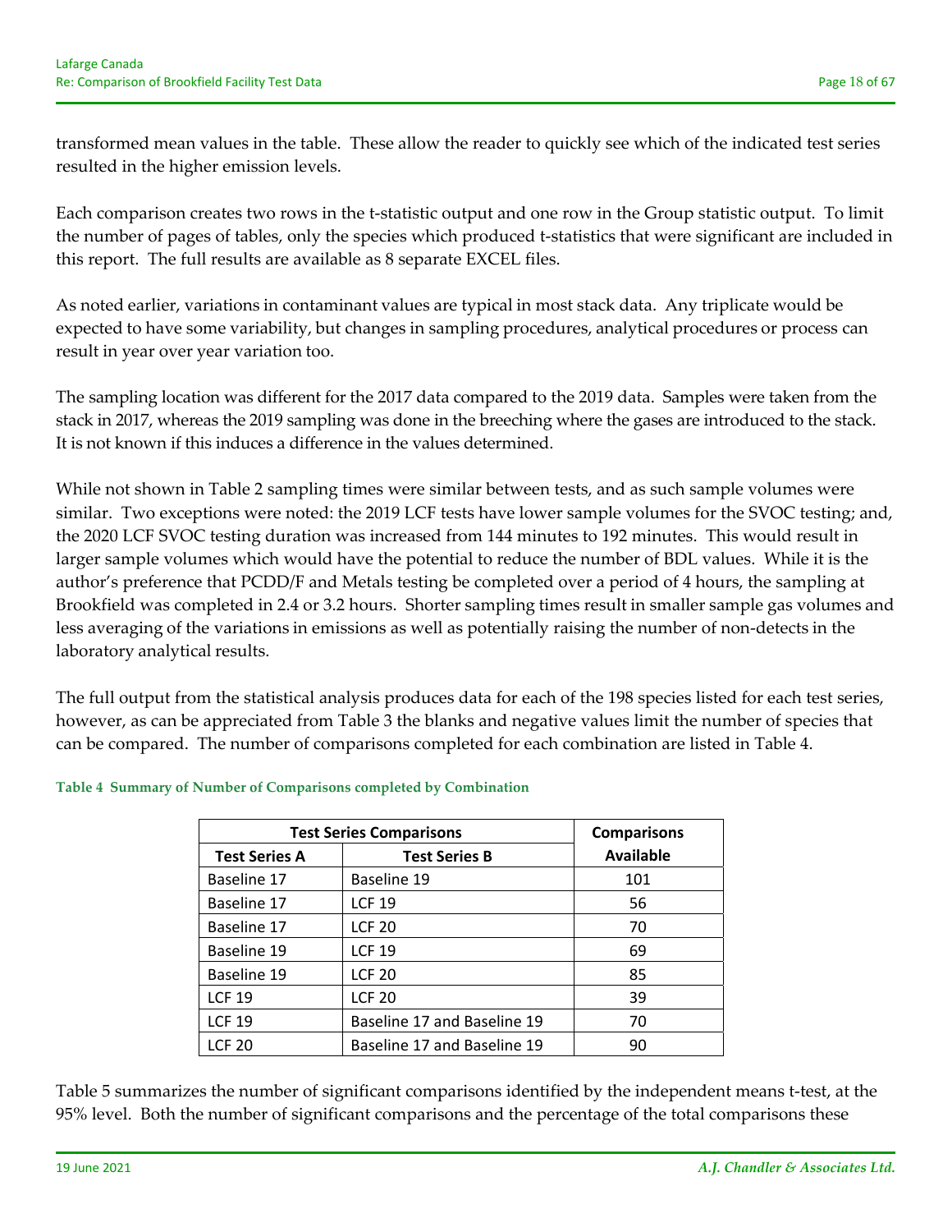transformed mean values in the table. These allow the reader to quickly see which of the indicated test series resulted in the higher emission levels.

Each comparison creates two rows in the t-statistic output and one row in the Group statistic output. To limit the number of pages of tables, only the species which produced t-statistics that were significant are included in this report. The full results are available as 8 separate EXCEL files.

As noted earlier, variations in contaminant values are typical in most stack data. Any triplicate would be expected to have some variability, but changes in sampling procedures, analytical procedures or process can result in year over year variation too.

The sampling location was different for the 2017 data compared to the 2019 data. Samples were taken from the stack in 2017, whereas the 2019 sampling was done in the breeching where the gases are introduced to the stack. It is not known if this induces a difference in the values determined.

While not shown in Table 2 sampling times were similar between tests, and as such sample volumes were similar. Two exceptions were noted: the 2019 LCF tests have lower sample volumes for the SVOC testing; and, the 2020 LCF SVOC testing duration was increased from 144 minutes to 192 minutes. This would result in larger sample volumes which would have the potential to reduce the number of BDL values. While it is the author's preference that PCDD/F and Metals testing be completed over a period of 4 hours, the sampling at Brookfield was completed in 2.4 or 3.2 hours. Shorter sampling times result in smaller sample gas volumes and less averaging of the variations in emissions as well as potentially raising the number of non-detects in the laboratory analytical results.

The full output from the statistical analysis produces data for each of the 198 species listed for each test series, however, as can be appreciated from Table 3 the blanks and negative values limit the number of species that can be compared. The number of comparisons completed for each combination are listed in Table 4.

**Table 4 Summary of Number of Comparisons completed by Combination**

| Test Series Comparisons | | Comparisons Available |
|---|---|---|
| **Test Series A** | **Test Series B** | |
| Baseline 17 | Baseline 19 | 101 |
| Baseline 17 | LCF 19 | 56 |
| Baseline 17 | LCF 20 | 70 |
| Baseline 19 | LCF 19 | 69 |
| Baseline 19 | LCF 20 | 85 |
| LCF 19 | LCF 20 | 39 |
| LCF 19 | Baseline 17 and Baseline 19 | 70 |
| LCF 20 | Baseline 17 and Baseline 19 | 90 |

Table 5 summarizes the number of significant comparisons identified by the independent means t-test, at the 95% level. Both the number of significant comparisons and the percentage of the total comparisons these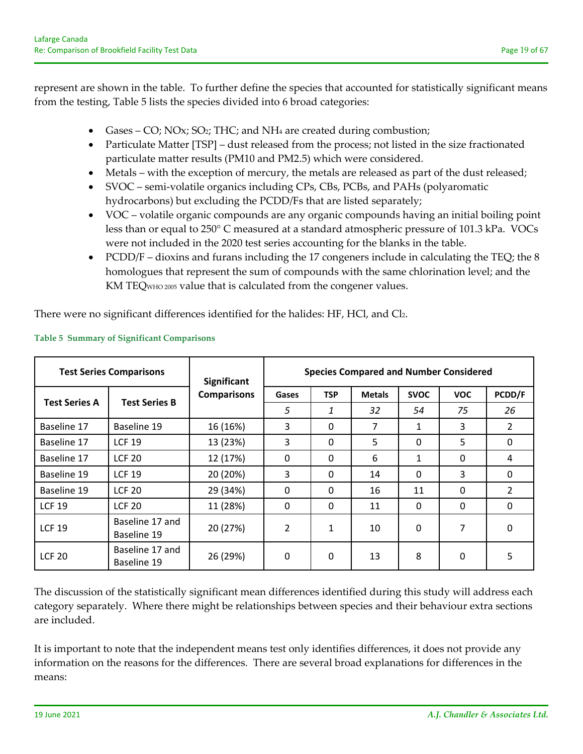represent are shown in the table. To further define the species that accounted for statistically significant means from the testing, Table 5 lists the species divided into 6 broad categories:

- Gases – CO; NOx; $SO_2$; THC; and $NH_4$ are created during combustion;
- Particulate Matter [TSP] – dust released from the process; not listed in the size fractionated particulate matter results (PM10 and PM2.5) which were considered.
- Metals – with the exception of mercury, the metals are released as part of the dust released;
- SVOC – semi-volatile organics including CPs, CBs, PCBs, and PAHs (polyaromatic hydrocarbons) but excluding the PCDD/Fs that are listed separately;
- VOC – volatile organic compounds are any organic compounds having an initial boiling point less than or equal to 250° C measured at a standard atmospheric pressure of 101.3 kPa. VOCs were not included in the 2020 test series accounting for the blanks in the table.
- PCDD/F – dioxins and furans including the 17 congeners include in calculating the TEQ; the 8 homologues that represent the sum of compounds with the same chlorination level; and the KM $TEQ_{WHO\ 2005}$ value that is calculated from the congener values.

There were no significant differences identified for the halides: HF, HCl, and $Cl_2$.

**Table 5 Summary of Significant Comparisons**

| Test Series Comparisons | | Significant Comparisons | Species Compared and Number Considered | | | | | |
|---|---|---|---|---|---|---|---|---|
| Test Series A | Test Series B | | Gases | TSP | Metals | SVOC | VOC | PCDD/F |
| | | | *5* | *1* | *32* | *54* | *75* | *26* |
| Baseline 17 | Baseline 19 | 16 (16%) | 3 | 0 | 7 | 1 | 3 | 2 |
| Baseline 17 | LCF 19 | 13 (23%) | 3 | 0 | 5 | 0 | 5 | 0 |
| Baseline 17 | LCF 20 | 12 (17%) | 0 | 0 | 6 | 1 | 0 | 4 |
| Baseline 19 | LCF 19 | 20 (20%) | 3 | 0 | 14 | 0 | 3 | 0 |
| Baseline 19 | LCF 20 | 29 (34%) | 0 | 0 | 16 | 11 | 0 | 2 |
| LCF 19 | LCF 20 | 11 (28%) | 0 | 0 | 11 | 0 | 0 | 0 |
| LCF 19 | Baseline 17 and Baseline 19 | 20 (27%) | 2 | 1 | 10 | 0 | 7 | 0 |
| LCF 20 | Baseline 17 and Baseline 19 | 26 (29%) | 0 | 0 | 13 | 8 | 0 | 5 |

The discussion of the statistically significant mean differences identified during this study will address each category separately. Where there might be relationships between species and their behaviour extra sections are included.

It is important to note that the independent means test only identifies differences, it does not provide any information on the reasons for the differences. There are several broad explanations for differences in the means: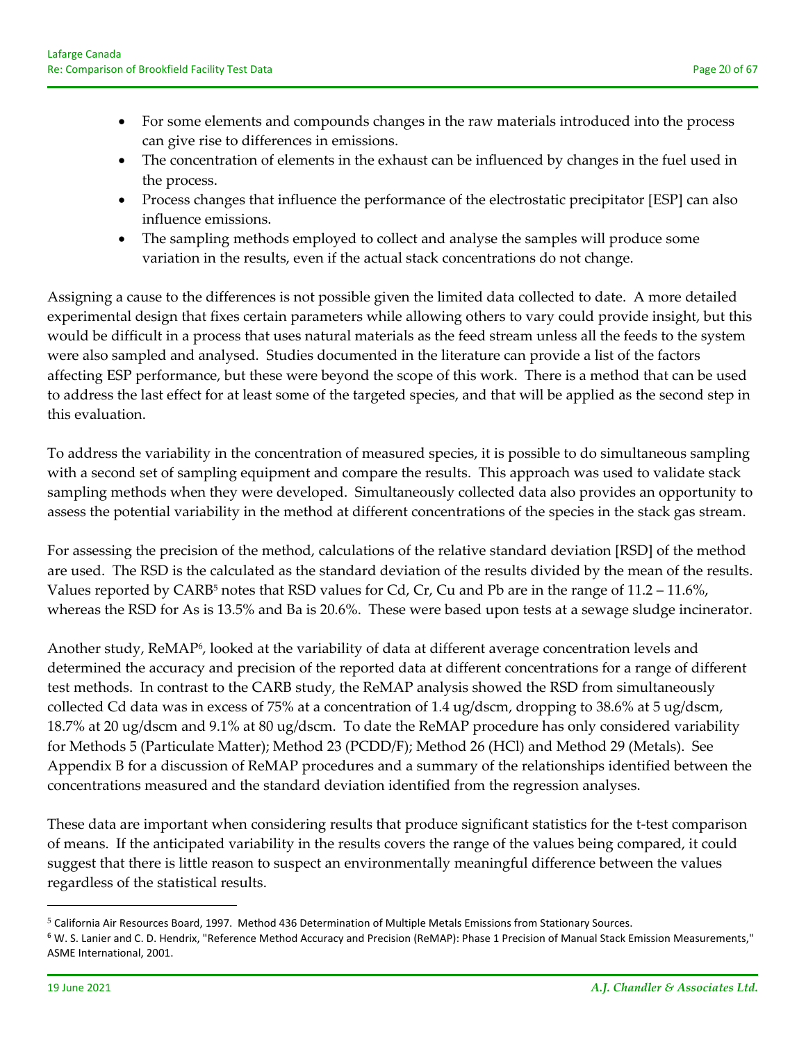- For some elements and compounds changes in the raw materials introduced into the process can give rise to differences in emissions.
- The concentration of elements in the exhaust can be influenced by changes in the fuel used in the process.
- Process changes that influence the performance of the electrostatic precipitator [ESP] can also influence emissions.
- The sampling methods employed to collect and analyse the samples will produce some variation in the results, even if the actual stack concentrations do not change.

Assigning a cause to the differences is not possible given the limited data collected to date. A more detailed experimental design that fixes certain parameters while allowing others to vary could provide insight, but this would be difficult in a process that uses natural materials as the feed stream unless all the feeds to the system were also sampled and analysed. Studies documented in the literature can provide a list of the factors affecting ESP performance, but these were beyond the scope of this work. There is a method that can be used to address the last effect for at least some of the targeted species, and that will be applied as the second step in this evaluation.

To address the variability in the concentration of measured species, it is possible to do simultaneous sampling with a second set of sampling equipment and compare the results. This approach was used to validate stack sampling methods when they were developed. Simultaneously collected data also provides an opportunity to assess the potential variability in the method at different concentrations of the species in the stack gas stream.

For assessing the precision of the method, calculations of the relative standard deviation [RSD] of the method are used. The RSD is the calculated as the standard deviation of the results divided by the mean of the results. Values reported by CARB[5] notes that RSD values for Cd, Cr, Cu and Pb are in the range of 11.2 – 11.6%, whereas the RSD for As is 13.5% and Ba is 20.6%. These were based upon tests at a sewage sludge incinerator.

Another study, ReMAP[6], looked at the variability of data at different average concentration levels and determined the accuracy and precision of the reported data at different concentrations for a range of different test methods. In contrast to the CARB study, the ReMAP analysis showed the RSD from simultaneously collected Cd data was in excess of 75% at a concentration of 1.4 ug/dscm, dropping to 38.6% at 5 ug/dscm, 18.7% at 20 ug/dscm and 9.1% at 80 ug/dscm. To date the ReMAP procedure has only considered variability for Methods 5 (Particulate Matter); Method 23 (PCDD/F); Method 26 (HCl) and Method 29 (Metals). See Appendix B for a discussion of ReMAP procedures and a summary of the relationships identified between the concentrations measured and the standard deviation identified from the regression analyses.

These data are important when considering results that produce significant statistics for the t-test comparison of means. If the anticipated variability in the results covers the range of the values being compared, it could suggest that there is little reason to suspect an environmentally meaningful difference between the values regardless of the statistical results.

---

[5] California Air Resources Board, 1997. Method 436 Determination of Multiple Metals Emissions from Stationary Sources.

[6] W. S. Lanier and C. D. Hendrix, "Reference Method Accuracy and Precision (ReMAP): Phase 1 Precision of Manual Stack Emission Measurements," ASME International, 2001.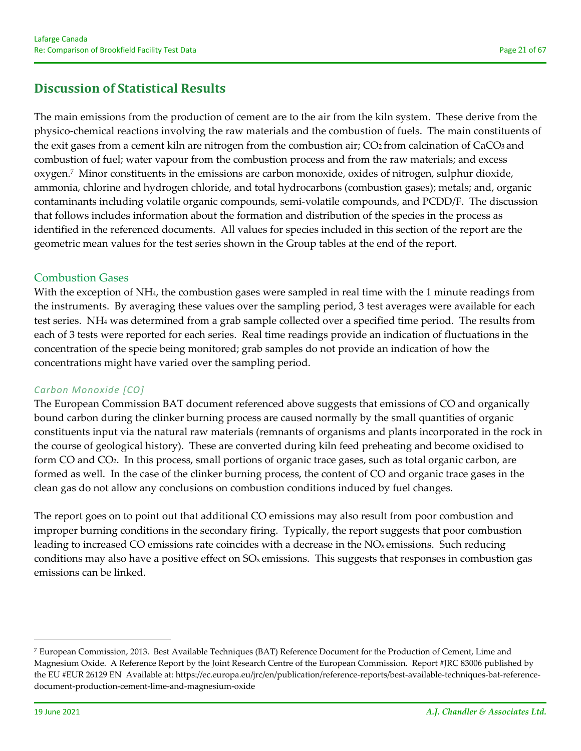## Discussion of Statistical Results

The main emissions from the production of cement are to the air from the kiln system. These derive from the physico-chemical reactions involving the raw materials and the combustion of fuels. The main constituents of the exit gases from a cement kiln are nitrogen from the combustion air; $CO_2$ from calcination of $CaCO_3$ and combustion of fuel; water vapour from the combustion process and from the raw materials; and excess oxygen.[7] Minor constituents in the emissions are carbon monoxide, oxides of nitrogen, sulphur dioxide, ammonia, chlorine and hydrogen chloride, and total hydrocarbons (combustion gases); metals; and, organic contaminants including volatile organic compounds, semi-volatile compounds, and PCDD/F. The discussion that follows includes information about the formation and distribution of the species in the process as identified in the referenced documents. All values for species included in this section of the report are the geometric mean values for the test series shown in the Group tables at the end of the report.

### Combustion Gases

With the exception of $NH_4$, the combustion gases were sampled in real time with the 1 minute readings from the instruments. By averaging these values over the sampling period, 3 test averages were available for each test series. $NH_4$ was determined from a grab sample collected over a specified time period. The results from each of 3 tests were reported for each series. Real time readings provide an indication of fluctuations in the concentration of the specie being monitored; grab samples do not provide an indication of how the concentrations might have varied over the sampling period.

#### *Carbon Monoxide [CO]*

The European Commission BAT document referenced above suggests that emissions of CO and organically bound carbon during the clinker burning process are caused normally by the small quantities of organic constituents input via the natural raw materials (remnants of organisms and plants incorporated in the rock in the course of geological history). These are converted during kiln feed preheating and become oxidised to form CO and $CO_2$. In this process, small portions of organic trace gases, such as total organic carbon, are formed as well. In the case of the clinker burning process, the content of CO and organic trace gases in the clean gas do not allow any conclusions on combustion conditions induced by fuel changes.

The report goes on to point out that additional CO emissions may also result from poor combustion and improper burning conditions in the secondary firing. Typically, the report suggests that poor combustion leading to increased CO emissions rate coincides with a decrease in the $NO_x$ emissions. Such reducing conditions may also have a positive effect on $SO_x$ emissions. This suggests that responses in combustion gas emissions can be linked.

---

[7] European Commission, 2013. Best Available Techniques (BAT) Reference Document for the Production of Cement, Lime and Magnesium Oxide. A Reference Report by the Joint Research Centre of the European Commission. Report #JRC 83006 published by the EU #EUR 26129 EN Available at: https://ec.europa.eu/jrc/en/publication/reference-reports/best-available-techniques-bat-reference-document-production-cement-lime-and-magnesium-oxide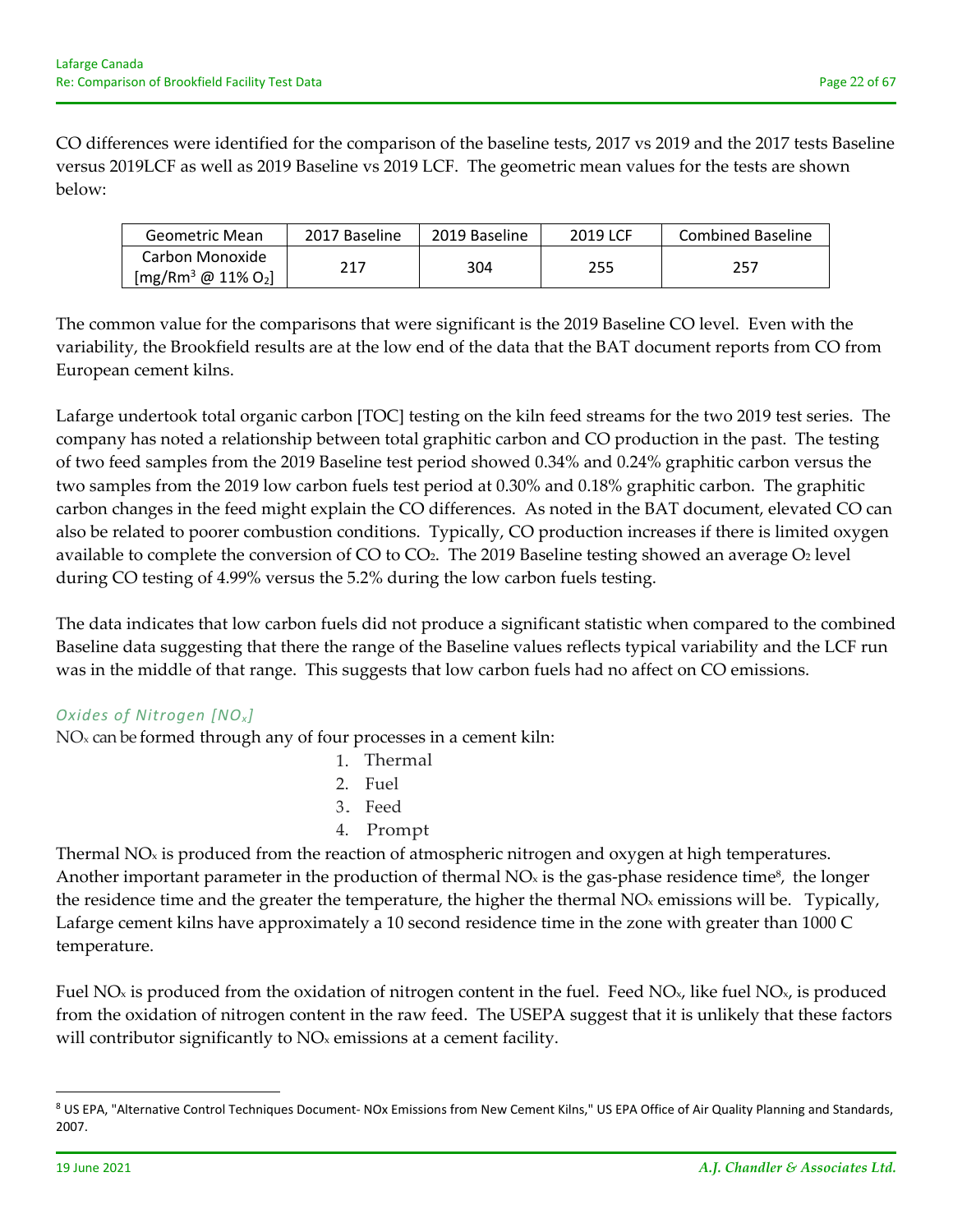CO differences were identified for the comparison of the baseline tests, 2017 vs 2019 and the 2017 tests Baseline versus 2019LCF as well as 2019 Baseline vs 2019 LCF. The geometric mean values for the tests are shown below:

| Geometric Mean | 2017 Baseline | 2019 Baseline | 2019 LCF | Combined Baseline |
|---|---|---|---|---|
| Carbon Monoxide [mg/Rm$^3$ @ 11% $O_2$] | 217 | 304 | 255 | 257 |

The common value for the comparisons that were significant is the 2019 Baseline CO level. Even with the variability, the Brookfield results are at the low end of the data that the BAT document reports from CO from European cement kilns.

Lafarge undertook total organic carbon [TOC] testing on the kiln feed streams for the two 2019 test series. The company has noted a relationship between total graphitic carbon and CO production in the past. The testing of two feed samples from the 2019 Baseline test period showed 0.34% and 0.24% graphitic carbon versus the two samples from the 2019 low carbon fuels test period at 0.30% and 0.18% graphitic carbon. The graphitic carbon changes in the feed might explain the CO differences. As noted in the BAT document, elevated CO can also be related to poorer combustion conditions. Typically, CO production increases if there is limited oxygen available to complete the conversion of CO to $CO_2$. The 2019 Baseline testing showed an average $O_2$ level during CO testing of 4.99% versus the 5.2% during the low carbon fuels testing.

The data indicates that low carbon fuels did not produce a significant statistic when compared to the combined Baseline data suggesting that there the range of the Baseline values reflects typical variability and the LCF run was in the middle of that range. This suggests that low carbon fuels had no affect on CO emissions.

### *Oxides of Nitrogen [$NO_x$]*

$NO_x$ can be formed through any of four processes in a cement kiln:

1. Thermal
2. Fuel
3. Feed
4. Prompt

Thermal $NO_x$ is produced from the reaction of atmospheric nitrogen and oxygen at high temperatures. Another important parameter in the production of thermal $NO_x$ is the gas-phase residence time[8], the longer the residence time and the greater the temperature, the higher the thermal $NO_x$ emissions will be. Typically, Lafarge cement kilns have approximately a 10 second residence time in the zone with greater than 1000 C temperature.

Fuel $NO_x$ is produced from the oxidation of nitrogen content in the fuel. Feed $NO_x$, like fuel $NO_x$, is produced from the oxidation of nitrogen content in the raw feed. The USEPA suggest that it is unlikely that these factors will contributor significantly to $NO_x$ emissions at a cement facility.

[8] US EPA, "Alternative Control Techniques Document- NOx Emissions from New Cement Kilns," US EPA Office of Air Quality Planning and Standards, 2007.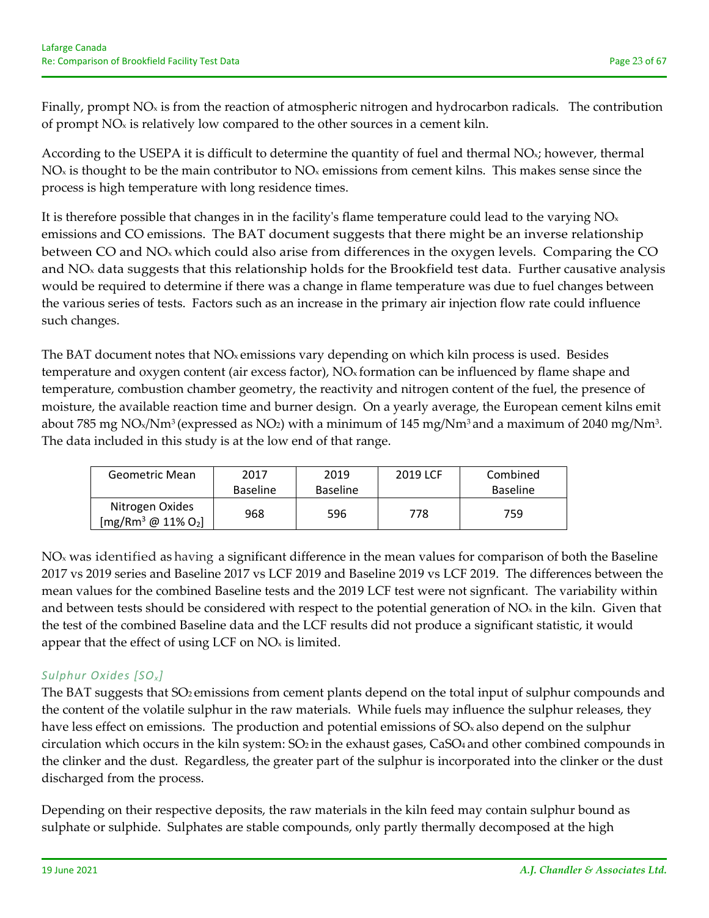Finally, prompt $NO_x$ is from the reaction of atmospheric nitrogen and hydrocarbon radicals. The contribution of prompt $NO_x$ is relatively low compared to the other sources in a cement kiln.

According to the USEPA it is difficult to determine the quantity of fuel and thermal $NO_x$; however, thermal $NO_x$ is thought to be the main contributor to $NO_x$ emissions from cement kilns. This makes sense since the process is high temperature with long residence times.

It is therefore possible that changes in in the facility's flame temperature could lead to the varying $NO_x$ emissions and CO emissions. The BAT document suggests that there might be an inverse relationship between CO and $NO_x$ which could also arise from differences in the oxygen levels. Comparing the CO and $NO_x$ data suggests that this relationship holds for the Brookfield test data. Further causative analysis would be required to determine if there was a change in flame temperature was due to fuel changes between the various series of tests. Factors such as an increase in the primary air injection flow rate could influence such changes.

The BAT document notes that $NO_x$ emissions vary depending on which kiln process is used. Besides temperature and oxygen content (air excess factor), $NO_x$ formation can be influenced by flame shape and temperature, combustion chamber geometry, the reactivity and nitrogen content of the fuel, the presence of moisture, the available reaction time and burner design. On a yearly average, the European cement kilns emit about 785 mg $NO_x$/$Nm^3$ (expressed as $NO_2$) with a minimum of 145 mg/$Nm^3$ and a maximum of 2040 mg/$Nm^3$. The data included in this study is at the low end of that range.

| Geometric Mean | 2017 Baseline | 2019 Baseline | 2019 LCF | Combined Baseline |
|---|---|---|---|---|
| Nitrogen Oxides [mg/$Rm^3$ @ 11% $O_2$] | 968 | 596 | 778 | 759 |

$NO_x$ was identified as having a significant difference in the mean values for comparison of both the Baseline 2017 vs 2019 series and Baseline 2017 vs LCF 2019 and Baseline 2019 vs LCF 2019. The differences between the mean values for the combined Baseline tests and the 2019 LCF test were not signficant. The variability within and between tests should be considered with respect to the potential generation of $NO_x$ in the kiln. Given that the test of the combined Baseline data and the LCF results did not produce a significant statistic, it would appear that the effect of using LCF on $NO_x$ is limited.

### *Sulphur Oxides [$SO_x$]*

The BAT suggests that $SO_2$ emissions from cement plants depend on the total input of sulphur compounds and the content of the volatile sulphur in the raw materials. While fuels may influence the sulphur releases, they have less effect on emissions. The production and potential emissions of $SO_x$ also depend on the sulphur circulation which occurs in the kiln system: $SO_2$ in the exhaust gases, $CaSO_4$ and other combined compounds in the clinker and the dust. Regardless, the greater part of the sulphur is incorporated into the clinker or the dust discharged from the process.

Depending on their respective deposits, the raw materials in the kiln feed may contain sulphur bound as sulphate or sulphide. Sulphates are stable compounds, only partly thermally decomposed at the high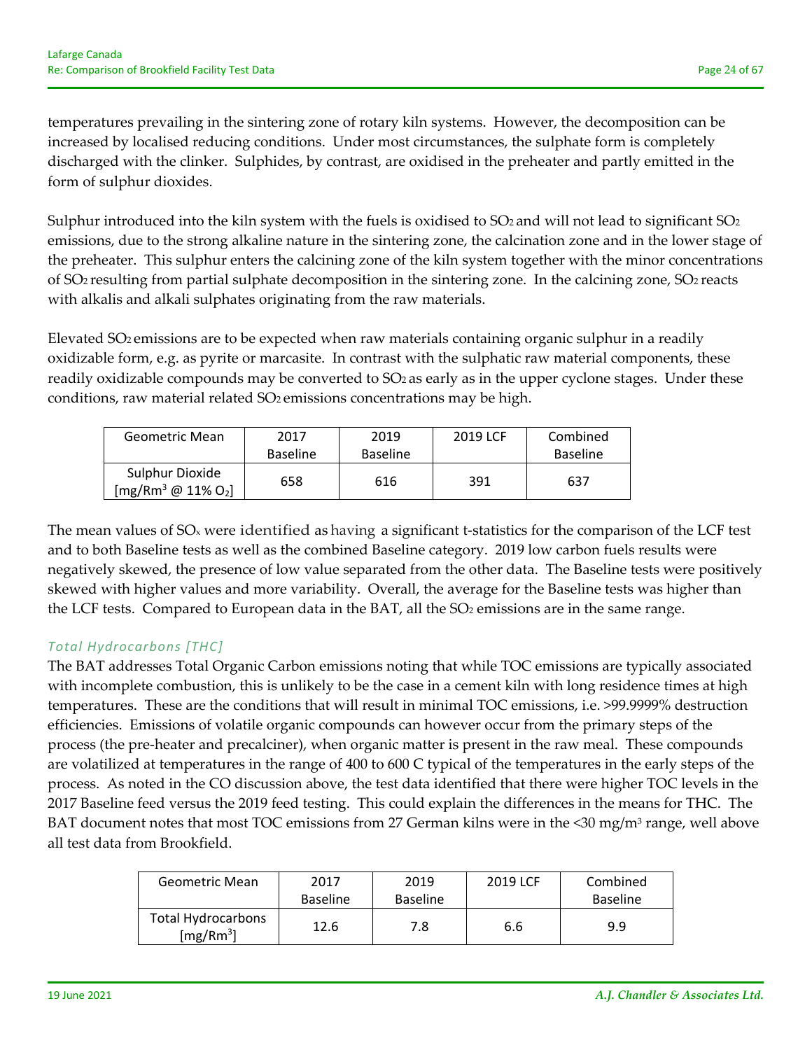temperatures prevailing in the sintering zone of rotary kiln systems. However, the decomposition can be increased by localised reducing conditions. Under most circumstances, the sulphate form is completely discharged with the clinker. Sulphides, by contrast, are oxidised in the preheater and partly emitted in the form of sulphur dioxides.

Sulphur introduced into the kiln system with the fuels is oxidised to $SO_2$ and will not lead to significant $SO_2$ emissions, due to the strong alkaline nature in the sintering zone, the calcination zone and in the lower stage of the preheater. This sulphur enters the calcining zone of the kiln system together with the minor concentrations of $SO_2$ resulting from partial sulphate decomposition in the sintering zone. In the calcining zone, $SO_2$ reacts with alkalis and alkali sulphates originating from the raw materials.

Elevated $SO_2$ emissions are to be expected when raw materials containing organic sulphur in a readily oxidizable form, e.g. as pyrite or marcasite. In contrast with the sulphatic raw material components, these readily oxidizable compounds may be converted to $SO_2$ as early as in the upper cyclone stages. Under these conditions, raw material related $SO_2$ emissions concentrations may be high.

| Geometric Mean | 2017 Baseline | 2019 Baseline | 2019 LCF | Combined Baseline |
|---|---|---|---|---|
| Sulphur Dioxide [mg/Rm$^3$ @ 11% $O_2$] | 658 | 616 | 391 | 637 |

The mean values of $SO_x$ were identified as having a significant t-statistics for the comparison of the LCF test and to both Baseline tests as well as the combined Baseline category. 2019 low carbon fuels results were negatively skewed, the presence of low value separated from the other data. The Baseline tests were positively skewed with higher values and more variability. Overall, the average for the Baseline tests was higher than the LCF tests. Compared to European data in the BAT, all the $SO_2$ emissions are in the same range.

### *Total Hydrocarbons [THC]*

The BAT addresses Total Organic Carbon emissions noting that while TOC emissions are typically associated with incomplete combustion, this is unlikely to be the case in a cement kiln with long residence times at high temperatures. These are the conditions that will result in minimal TOC emissions, i.e. >99.9999% destruction efficiencies. Emissions of volatile organic compounds can however occur from the primary steps of the process (the pre-heater and precalciner), when organic matter is present in the raw meal. These compounds are volatilized at temperatures in the range of 400 to 600 C typical of the temperatures in the early steps of the process. As noted in the CO discussion above, the test data identified that there were higher TOC levels in the 2017 Baseline feed versus the 2019 feed testing. This could explain the differences in the means for THC. The BAT document notes that most TOC emissions from 27 German kilns were in the <30 mg/m$^3$ range, well above all test data from Brookfield.

| Geometric Mean | 2017 Baseline | 2019 Baseline | 2019 LCF | Combined Baseline |
|---|---|---|---|---|
| Total Hydrocarbons [mg/Rm$^3$] | 12.6 | 7.8 | 6.6 | 9.9 |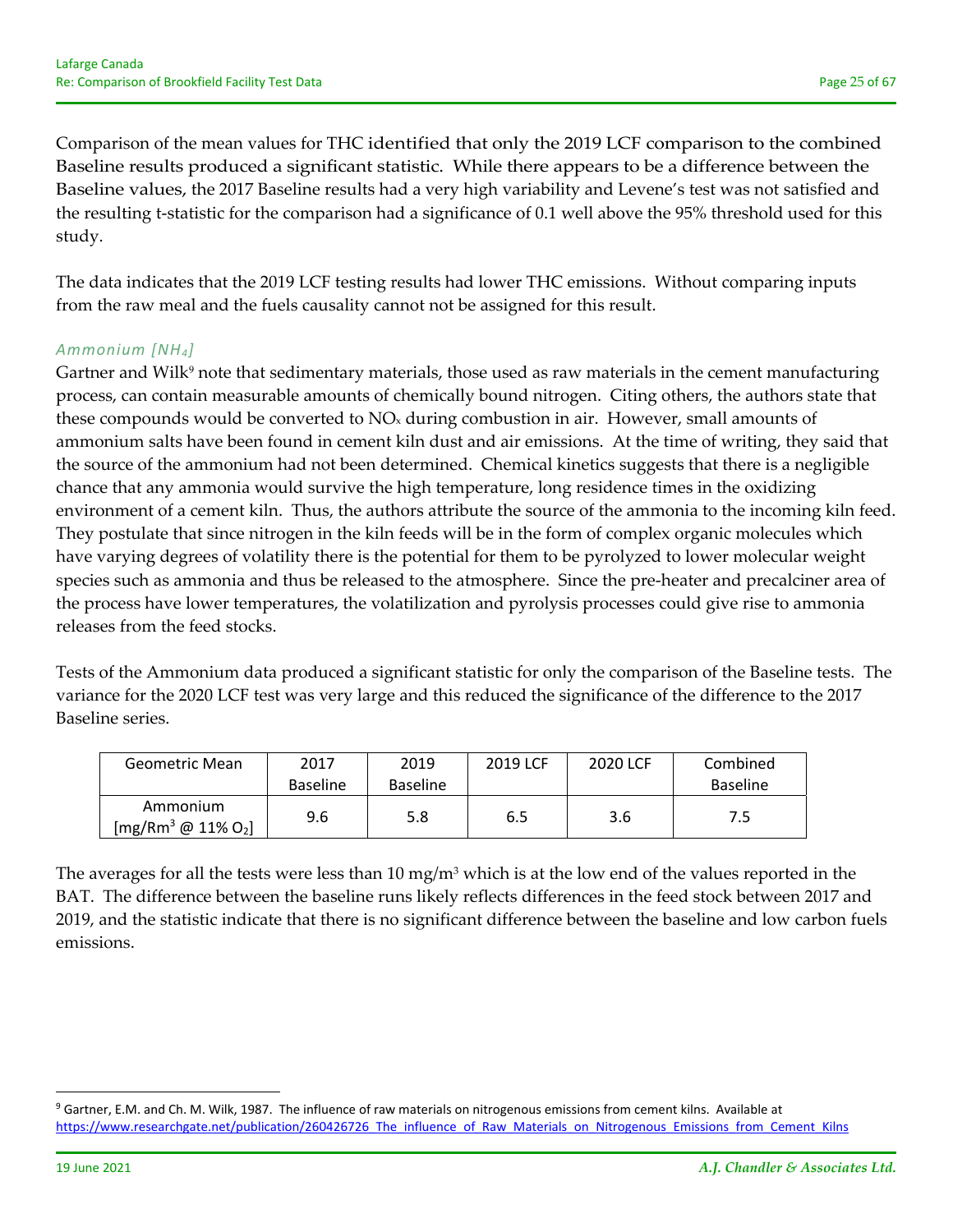Comparison of the mean values for THC identified that only the 2019 LCF comparison to the combined Baseline results produced a significant statistic. While there appears to be a difference between the Baseline values, the 2017 Baseline results had a very high variability and Levene's test was not satisfied and the resulting t-statistic for the comparison had a significance of 0.1 well above the 95% threshold used for this study.

The data indicates that the 2019 LCF testing results had lower THC emissions. Without comparing inputs from the raw meal and the fuels causality cannot not be assigned for this result.

### *Ammonium [$NH_4$]*

Gartner and Wilk[9] note that sedimentary materials, those used as raw materials in the cement manufacturing process, can contain measurable amounts of chemically bound nitrogen. Citing others, the authors state that these compounds would be converted to $NO_x$ during combustion in air. However, small amounts of ammonium salts have been found in cement kiln dust and air emissions. At the time of writing, they said that the source of the ammonium had not been determined. Chemical kinetics suggests that there is a negligible chance that any ammonia would survive the high temperature, long residence times in the oxidizing environment of a cement kiln. Thus, the authors attribute the source of the ammonia to the incoming kiln feed. They postulate that since nitrogen in the kiln feeds will be in the form of complex organic molecules which have varying degrees of volatility there is the potential for them to be pyrolyzed to lower molecular weight species such as ammonia and thus be released to the atmosphere. Since the pre-heater and precalciner area of the process have lower temperatures, the volatilization and pyrolysis processes could give rise to ammonia releases from the feed stocks.

Tests of the Ammonium data produced a significant statistic for only the comparison of the Baseline tests. The variance for the 2020 LCF test was very large and this reduced the significance of the difference to the 2017 Baseline series.

| Geometric Mean | 2017 Baseline | 2019 Baseline | 2019 LCF | 2020 LCF | Combined Baseline |
|---|---|---|---|---|---|
| Ammonium [$mg/Rm^3$ @ 11% $O_2$] | 9.6 | 5.8 | 6.5 | 3.6 | 7.5 |

The averages for all the tests were less than 10 $mg/m^3$ which is at the low end of the values reported in the BAT. The difference between the baseline runs likely reflects differences in the feed stock between 2017 and 2019, and the statistic indicate that there is no significant difference between the baseline and low carbon fuels emissions.

[9] Gartner, E.M. and Ch. M. Wilk, 1987. The influence of raw materials on nitrogenous emissions from cement kilns. Available at https://www.researchgate.net/publication/260426726_The_influence_of_Raw_Materials_on_Nitrogenous_Emissions_from_Cement_Kilns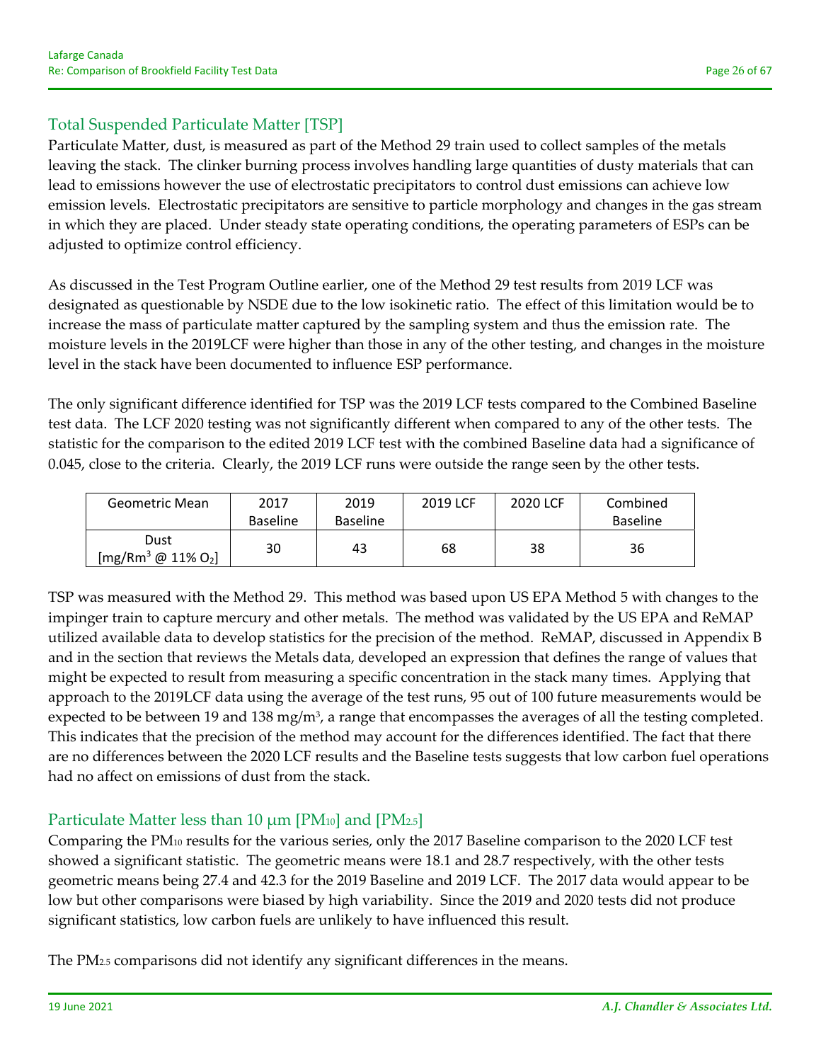## Total Suspended Particulate Matter [TSP]

Particulate Matter, dust, is measured as part of the Method 29 train used to collect samples of the metals leaving the stack. The clinker burning process involves handling large quantities of dusty materials that can lead to emissions however the use of electrostatic precipitators to control dust emissions can achieve low emission levels. Electrostatic precipitators are sensitive to particle morphology and changes in the gas stream in which they are placed. Under steady state operating conditions, the operating parameters of ESPs can be adjusted to optimize control efficiency.

As discussed in the Test Program Outline earlier, one of the Method 29 test results from 2019 LCF was designated as questionable by NSDE due to the low isokinetic ratio. The effect of this limitation would be to increase the mass of particulate matter captured by the sampling system and thus the emission rate. The moisture levels in the 2019LCF were higher than those in any of the other testing, and changes in the moisture level in the stack have been documented to influence ESP performance.

The only significant difference identified for TSP was the 2019 LCF tests compared to the Combined Baseline test data. The LCF 2020 testing was not significantly different when compared to any of the other tests. The statistic for the comparison to the edited 2019 LCF test with the combined Baseline data had a significance of 0.045, close to the criteria. Clearly, the 2019 LCF runs were outside the range seen by the other tests.

| Geometric Mean | 2017 Baseline | 2019 Baseline | 2019 LCF | 2020 LCF | Combined Baseline |
|---|---|---|---|---|---|
| Dust [mg/Rm$^3$ @ 11% $O_2$] | 30 | 43 | 68 | 38 | 36 |

TSP was measured with the Method 29. This method was based upon US EPA Method 5 with changes to the impinger train to capture mercury and other metals. The method was validated by the US EPA and ReMAP utilized available data to develop statistics for the precision of the method. ReMAP, discussed in Appendix B and in the section that reviews the Metals data, developed an expression that defines the range of values that might be expected to result from measuring a specific concentration in the stack many times. Applying that approach to the 2019LCF data using the average of the test runs, 95 out of 100 future measurements would be expected to be between 19 and 138 mg/m$^3$, a range that encompasses the averages of all the testing completed. This indicates that the precision of the method may account for the differences identified. The fact that there are no differences between the 2020 LCF results and the Baseline tests suggests that low carbon fuel operations had no affect on emissions of dust from the stack.

## Particulate Matter less than 10 μm [$PM_{10}$] and [$PM_{2.5}$]

Comparing the $PM_{10}$ results for the various series, only the 2017 Baseline comparison to the 2020 LCF test showed a significant statistic. The geometric means were 18.1 and 28.7 respectively, with the other tests geometric means being 27.4 and 42.3 for the 2019 Baseline and 2019 LCF. The 2017 data would appear to be low but other comparisons were biased by high variability. Since the 2019 and 2020 tests did not produce significant statistics, low carbon fuels are unlikely to have influenced this result.

The $PM_{2.5}$ comparisons did not identify any significant differences in the means.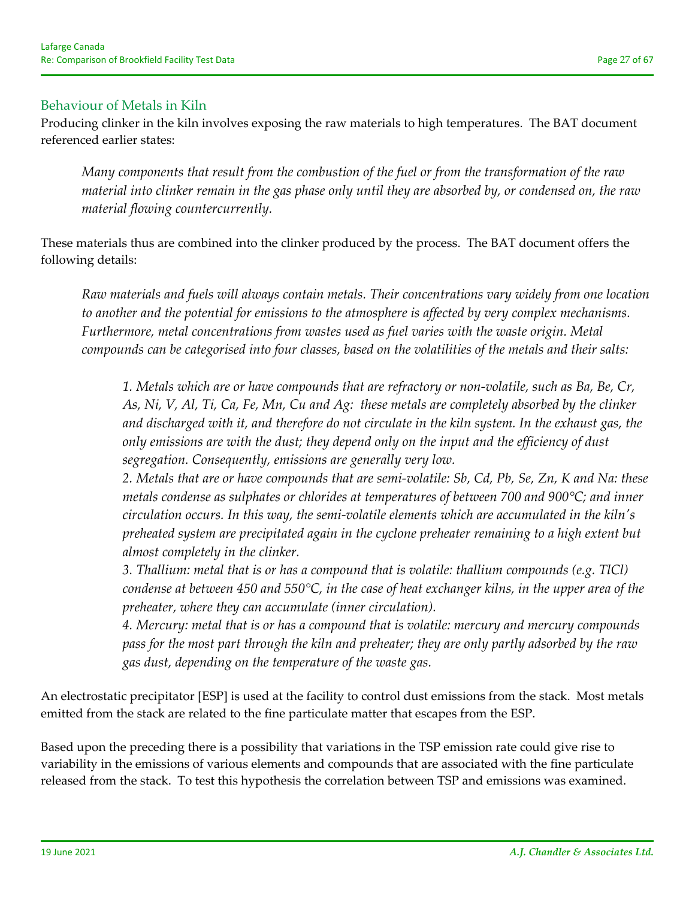## Behaviour of Metals in Kiln

Producing clinker in the kiln involves exposing the raw materials to high temperatures. The BAT document referenced earlier states:

> *Many components that result from the combustion of the fuel or from the transformation of the raw material into clinker remain in the gas phase only until they are absorbed by, or condensed on, the raw material flowing countercurrently.*

These materials thus are combined into the clinker produced by the process. The BAT document offers the following details:

> *Raw materials and fuels will always contain metals. Their concentrations vary widely from one location to another and the potential for emissions to the atmosphere is affected by very complex mechanisms. Furthermore, metal concentrations from wastes used as fuel varies with the waste origin. Metal compounds can be categorised into four classes, based on the volatilities of the metals and their salts:*
>
> > *1. Metals which are or have compounds that are refractory or non-volatile, such as Ba, Be, Cr, As, Ni, V, Al, Ti, Ca, Fe, Mn, Cu and Ag: these metals are completely absorbed by the clinker and discharged with it, and therefore do not circulate in the kiln system. In the exhaust gas, the only emissions are with the dust; they depend only on the input and the efficiency of dust segregation. Consequently, emissions are generally very low.*
> >
> > *2. Metals that are or have compounds that are semi-volatile: Sb, Cd, Pb, Se, Zn, K and Na: these metals condense as sulphates or chlorides at temperatures of between 700 and 900°C; and inner circulation occurs. In this way, the semi-volatile elements which are accumulated in the kiln's preheated system are precipitated again in the cyclone preheater remaining to a high extent but almost completely in the clinker.*
> >
> > *3. Thallium: metal that is or has a compound that is volatile: thallium compounds (e.g. TlCl) condense at between 450 and 550°C, in the case of heat exchanger kilns, in the upper area of the preheater, where they can accumulate (inner circulation).*
> >
> > *4. Mercury: metal that is or has a compound that is volatile: mercury and mercury compounds pass for the most part through the kiln and preheater; they are only partly adsorbed by the raw gas dust, depending on the temperature of the waste gas.*

An electrostatic precipitator [ESP] is used at the facility to control dust emissions from the stack. Most metals emitted from the stack are related to the fine particulate matter that escapes from the ESP.

Based upon the preceding there is a possibility that variations in the TSP emission rate could give rise to variability in the emissions of various elements and compounds that are associated with the fine particulate released from the stack. To test this hypothesis the correlation between TSP and emissions was examined.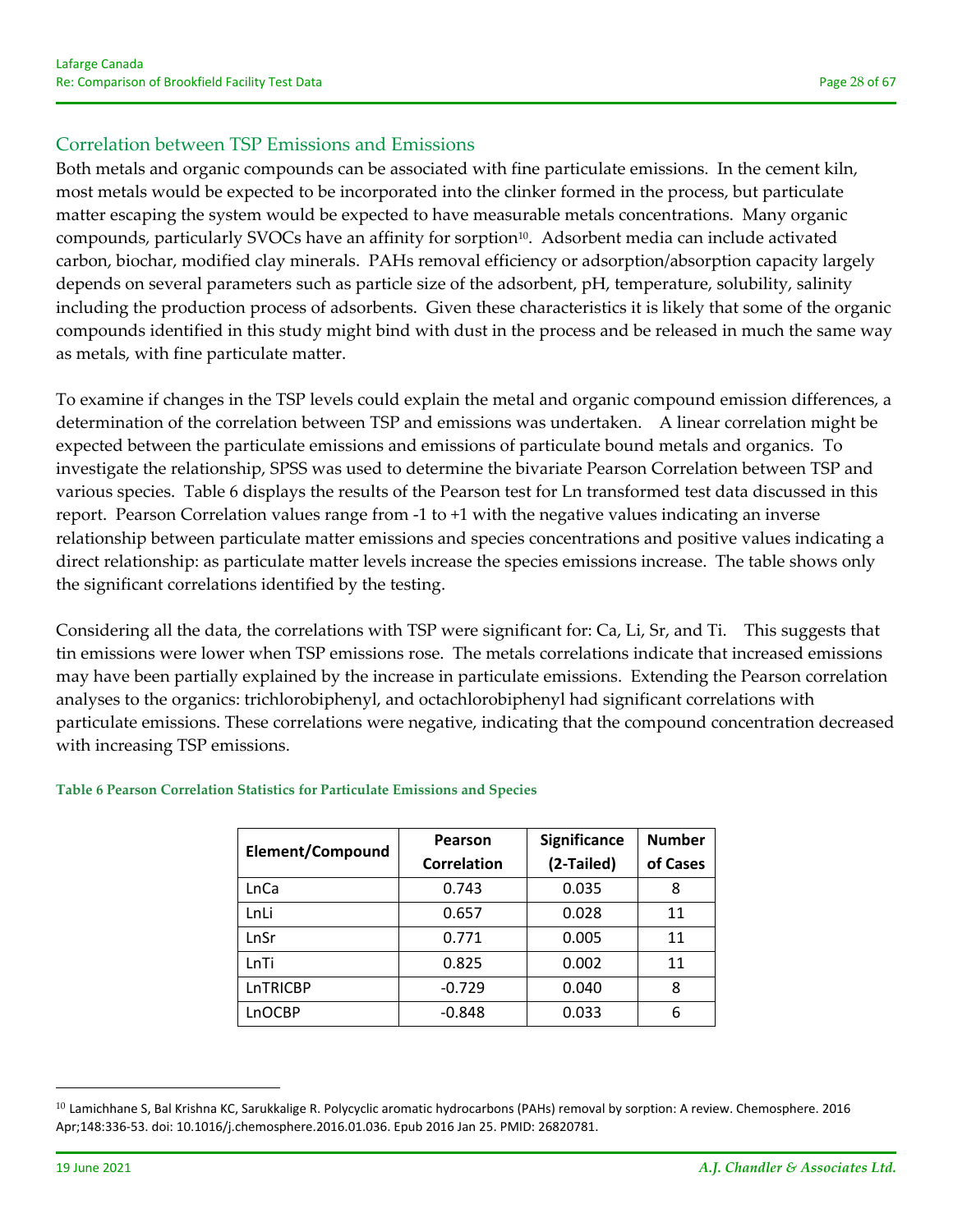## Correlation between TSP Emissions and Emissions

Both metals and organic compounds can be associated with fine particulate emissions. In the cement kiln, most metals would be expected to be incorporated into the clinker formed in the process, but particulate matter escaping the system would be expected to have measurable metals concentrations. Many organic compounds, particularly SVOCs have an affinity for sorption[10]. Adsorbent media can include activated carbon, biochar, modified clay minerals. PAHs removal efficiency or adsorption/absorption capacity largely depends on several parameters such as particle size of the adsorbent, pH, temperature, solubility, salinity including the production process of adsorbents. Given these characteristics it is likely that some of the organic compounds identified in this study might bind with dust in the process and be released in much the same way as metals, with fine particulate matter.

To examine if changes in the TSP levels could explain the metal and organic compound emission differences, a determination of the correlation between TSP and emissions was undertaken. A linear correlation might be expected between the particulate emissions and emissions of particulate bound metals and organics. To investigate the relationship, SPSS was used to determine the bivariate Pearson Correlation between TSP and various species. Table 6 displays the results of the Pearson test for Ln transformed test data discussed in this report. Pearson Correlation values range from -1 to +1 with the negative values indicating an inverse relationship between particulate matter emissions and species concentrations and positive values indicating a direct relationship: as particulate matter levels increase the species emissions increase. The table shows only the significant correlations identified by the testing.

Considering all the data, the correlations with TSP were significant for: Ca, Li, Sr, and Ti. This suggests that tin emissions were lower when TSP emissions rose. The metals correlations indicate that increased emissions may have been partially explained by the increase in particulate emissions. Extending the Pearson correlation analyses to the organics: trichlorobiphenyl, and octachlorobiphenyl had significant correlations with particulate emissions. These correlations were negative, indicating that the compound concentration decreased with increasing TSP emissions.

**Table 6 Pearson Correlation Statistics for Particulate Emissions and Species**

| Element/Compound | Pearson Correlation | Significance (2-Tailed) | Number of Cases |
|---|---|---|---|
| LnCa | 0.743 | 0.035 | 8 |
| LnLi | 0.657 | 0.028 | 11 |
| LnSr | 0.771 | 0.005 | 11 |
| LnTi | 0.825 | 0.002 | 11 |
| LnTRICBP | -0.729 | 0.040 | 8 |
| LnOCBP | -0.848 | 0.033 | 6 |

[10] Lamichhane S, Bal Krishna KC, Sarukkalige R. Polycyclic aromatic hydrocarbons (PAHs) removal by sorption: A review. Chemosphere. 2016 Apr;148:336-53. doi: 10.1016/j.chemosphere.2016.01.036. Epub 2016 Jan 25. PMID: 26820781.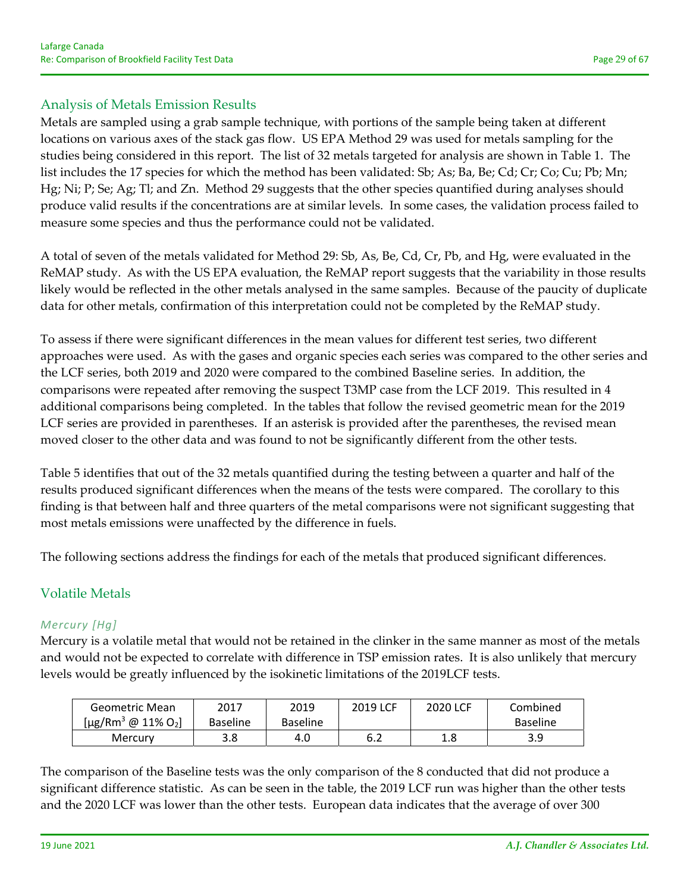## Analysis of Metals Emission Results

Metals are sampled using a grab sample technique, with portions of the sample being taken at different locations on various axes of the stack gas flow. US EPA Method 29 was used for metals sampling for the studies being considered in this report. The list of 32 metals targeted for analysis are shown in Table 1. The list includes the 17 species for which the method has been validated: Sb; As; Ba, Be; Cd; Cr; Co; Cu; Pb; Mn; Hg; Ni; P; Se; Ag; Tl; and Zn. Method 29 suggests that the other species quantified during analyses should produce valid results if the concentrations are at similar levels. In some cases, the validation process failed to measure some species and thus the performance could not be validated.

A total of seven of the metals validated for Method 29: Sb, As, Be, Cd, Cr, Pb, and Hg, were evaluated in the ReMAP study. As with the US EPA evaluation, the ReMAP report suggests that the variability in those results likely would be reflected in the other metals analysed in the same samples. Because of the paucity of duplicate data for other metals, confirmation of this interpretation could not be completed by the ReMAP study.

To assess if there were significant differences in the mean values for different test series, two different approaches were used. As with the gases and organic species each series was compared to the other series and the LCF series, both 2019 and 2020 were compared to the combined Baseline series. In addition, the comparisons were repeated after removing the suspect T3MP case from the LCF 2019. This resulted in 4 additional comparisons being completed. In the tables that follow the revised geometric mean for the 2019 LCF series are provided in parentheses. If an asterisk is provided after the parentheses, the revised mean moved closer to the other data and was found to not be significantly different from the other tests.

Table 5 identifies that out of the 32 metals quantified during the testing between a quarter and half of the results produced significant differences when the means of the tests were compared. The corollary to this finding is that between half and three quarters of the metal comparisons were not significant suggesting that most metals emissions were unaffected by the difference in fuels.

The following sections address the findings for each of the metals that produced significant differences.

## Volatile Metals

### *Mercury [Hg]*

Mercury is a volatile metal that would not be retained in the clinker in the same manner as most of the metals and would not be expected to correlate with difference in TSP emission rates. It is also unlikely that mercury levels would be greatly influenced by the isokinetic limitations of the 2019LCF tests.

| Geometric Mean [μg/Rm$^3$ @ 11% $O_2$] | 2017 Baseline | 2019 Baseline | 2019 LCF | 2020 LCF | Combined Baseline |
|---|---|---|---|---|---|
| Mercury | 3.8 | 4.0 | 6.2 | 1.8 | 3.9 |

The comparison of the Baseline tests was the only comparison of the 8 conducted that did not produce a significant difference statistic. As can be seen in the table, the 2019 LCF run was higher than the other tests and the 2020 LCF was lower than the other tests. European data indicates that the average of over 300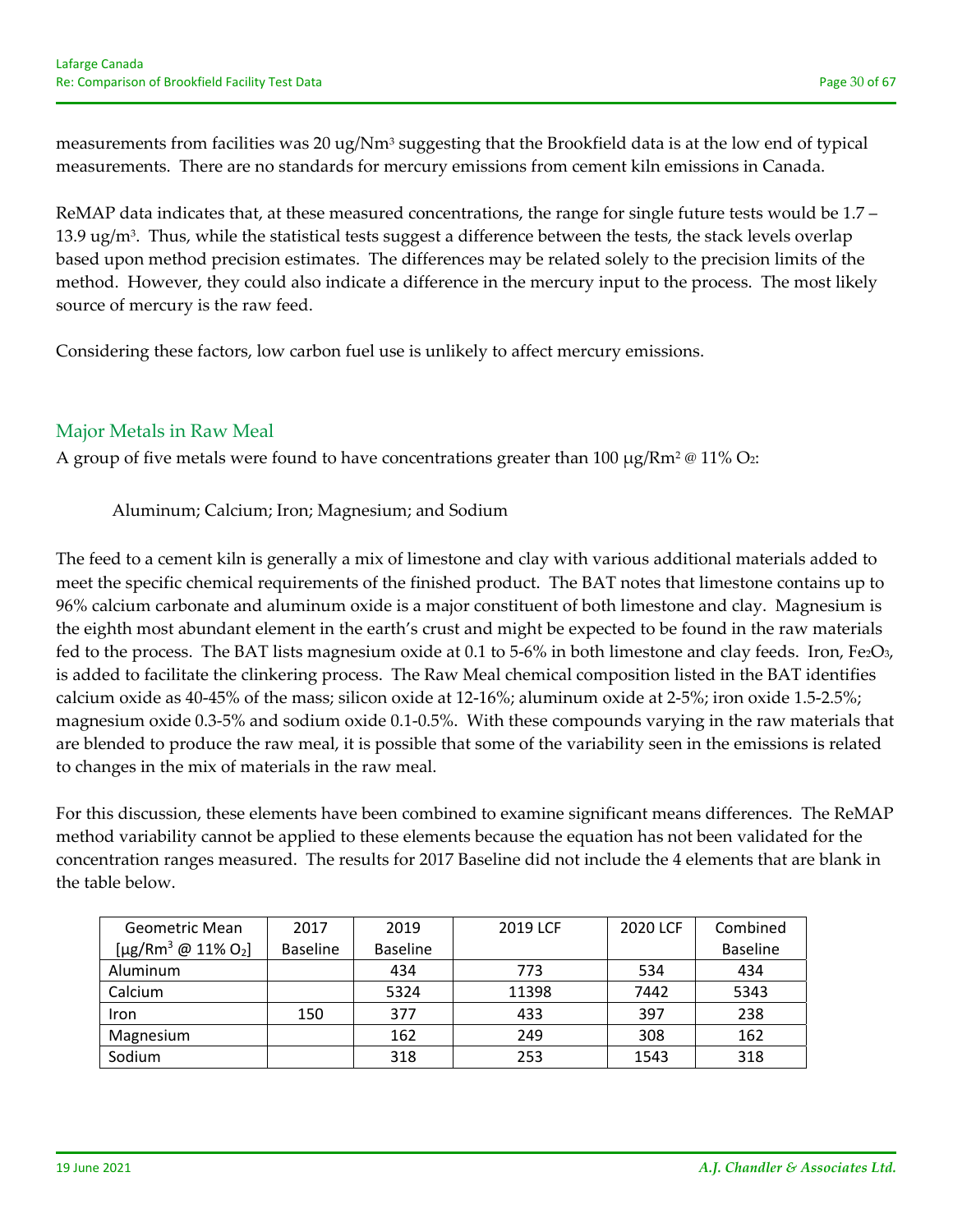measurements from facilities was 20 ug/Nm$^3$ suggesting that the Brookfield data is at the low end of typical measurements. There are no standards for mercury emissions from cement kiln emissions in Canada.

ReMAP data indicates that, at these measured concentrations, the range for single future tests would be 1.7 – 13.9 ug/m$^3$. Thus, while the statistical tests suggest a difference between the tests, the stack levels overlap based upon method precision estimates. The differences may be related solely to the precision limits of the method. However, they could also indicate a difference in the mercury input to the process. The most likely source of mercury is the raw feed.

Considering these factors, low carbon fuel use is unlikely to affect mercury emissions.

## Major Metals in Raw Meal

A group of five metals were found to have concentrations greater than 100 µg/Rm$^2$ @ 11% $O_2$:

Aluminum; Calcium; Iron; Magnesium; and Sodium

The feed to a cement kiln is generally a mix of limestone and clay with various additional materials added to meet the specific chemical requirements of the finished product. The BAT notes that limestone contains up to 96% calcium carbonate and aluminum oxide is a major constituent of both limestone and clay. Magnesium is the eighth most abundant element in the earth's crust and might be expected to be found in the raw materials fed to the process. The BAT lists magnesium oxide at 0.1 to 5-6% in both limestone and clay feeds. Iron, $Fe_2O_3$, is added to facilitate the clinkering process. The Raw Meal chemical composition listed in the BAT identifies calcium oxide as 40-45% of the mass; silicon oxide at 12-16%; aluminum oxide at 2-5%; iron oxide 1.5-2.5%; magnesium oxide 0.3-5% and sodium oxide 0.1-0.5%. With these compounds varying in the raw materials that are blended to produce the raw meal, it is possible that some of the variability seen in the emissions is related to changes in the mix of materials in the raw meal.

For this discussion, these elements have been combined to examine significant means differences. The ReMAP method variability cannot be applied to these elements because the equation has not been validated for the concentration ranges measured. The results for 2017 Baseline did not include the 4 elements that are blank in the table below.

| Geometric Mean [µg/Rm$^3$ @ 11% $O_2$] | 2017 Baseline | 2019 Baseline | 2019 LCF | 2020 LCF | Combined Baseline |
|---|---|---|---|---|---|
| Aluminum | | 434 | 773 | 534 | 434 |
| Calcium | | 5324 | 11398 | 7442 | 5343 |
| Iron | 150 | 377 | 433 | 397 | 238 |
| Magnesium | | 162 | 249 | 308 | 162 |
| Sodium | | 318 | 253 | 1543 | 318 |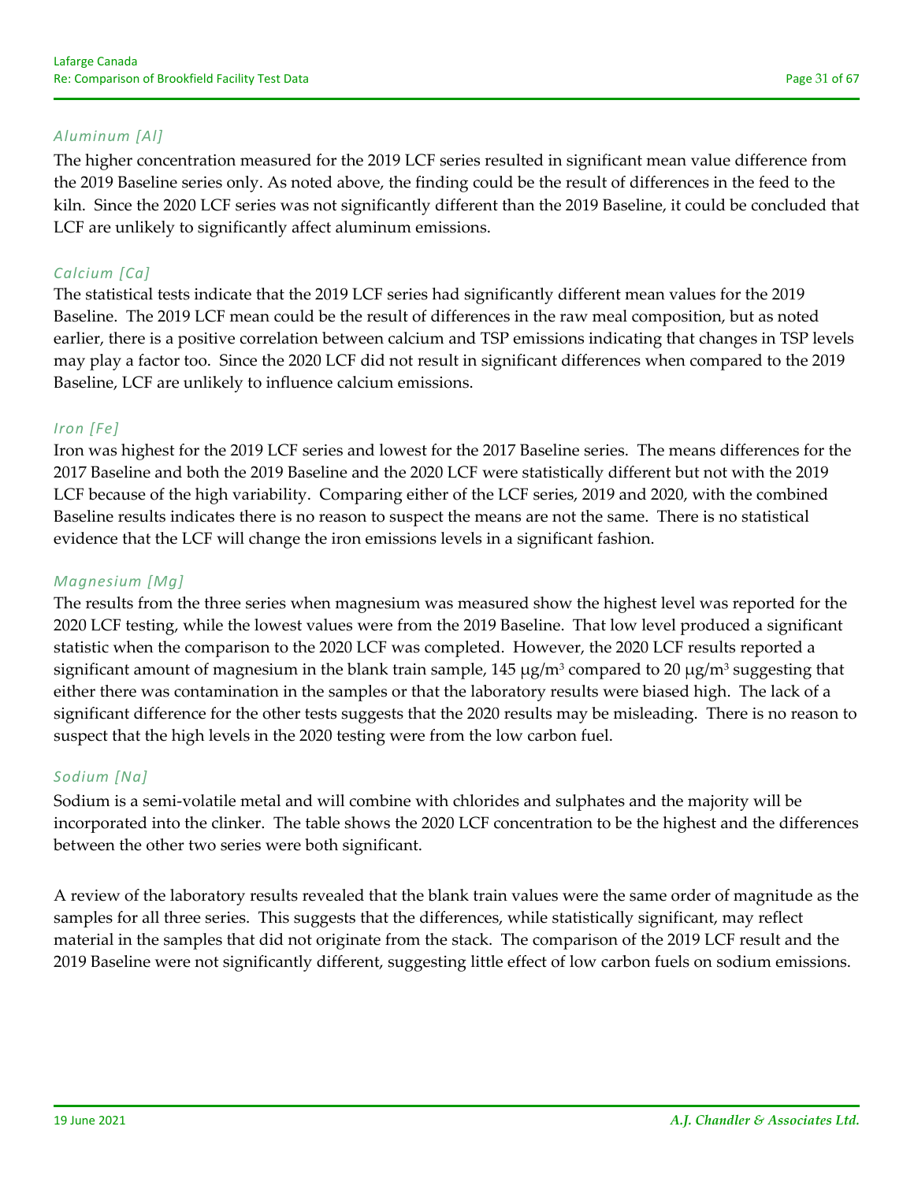### *Aluminum [Al]*

The higher concentration measured for the 2019 LCF series resulted in significant mean value difference from the 2019 Baseline series only. As noted above, the finding could be the result of differences in the feed to the kiln. Since the 2020 LCF series was not significantly different than the 2019 Baseline, it could be concluded that LCF are unlikely to significantly affect aluminum emissions.

### *Calcium [Ca]*

The statistical tests indicate that the 2019 LCF series had significantly different mean values for the 2019 Baseline. The 2019 LCF mean could be the result of differences in the raw meal composition, but as noted earlier, there is a positive correlation between calcium and TSP emissions indicating that changes in TSP levels may play a factor too. Since the 2020 LCF did not result in significant differences when compared to the 2019 Baseline, LCF are unlikely to influence calcium emissions.

### *Iron [Fe]*

Iron was highest for the 2019 LCF series and lowest for the 2017 Baseline series. The means differences for the 2017 Baseline and both the 2019 Baseline and the 2020 LCF were statistically different but not with the 2019 LCF because of the high variability. Comparing either of the LCF series, 2019 and 2020, with the combined Baseline results indicates there is no reason to suspect the means are not the same. There is no statistical evidence that the LCF will change the iron emissions levels in a significant fashion.

### *Magnesium [Mg]*

The results from the three series when magnesium was measured show the highest level was reported for the 2020 LCF testing, while the lowest values were from the 2019 Baseline. That low level produced a significant statistic when the comparison to the 2020 LCF was completed. However, the 2020 LCF results reported a significant amount of magnesium in the blank train sample, 145 μg/m$^3$ compared to 20 μg/m$^3$ suggesting that either there was contamination in the samples or that the laboratory results were biased high. The lack of a significant difference for the other tests suggests that the 2020 results may be misleading. There is no reason to suspect that the high levels in the 2020 testing were from the low carbon fuel.

### *Sodium [Na]*

Sodium is a semi-volatile metal and will combine with chlorides and sulphates and the majority will be incorporated into the clinker. The table shows the 2020 LCF concentration to be the highest and the differences between the other two series were both significant.

A review of the laboratory results revealed that the blank train values were the same order of magnitude as the samples for all three series. This suggests that the differences, while statistically significant, may reflect material in the samples that did not originate from the stack. The comparison of the 2019 LCF result and the 2019 Baseline were not significantly different, suggesting little effect of low carbon fuels on sodium emissions.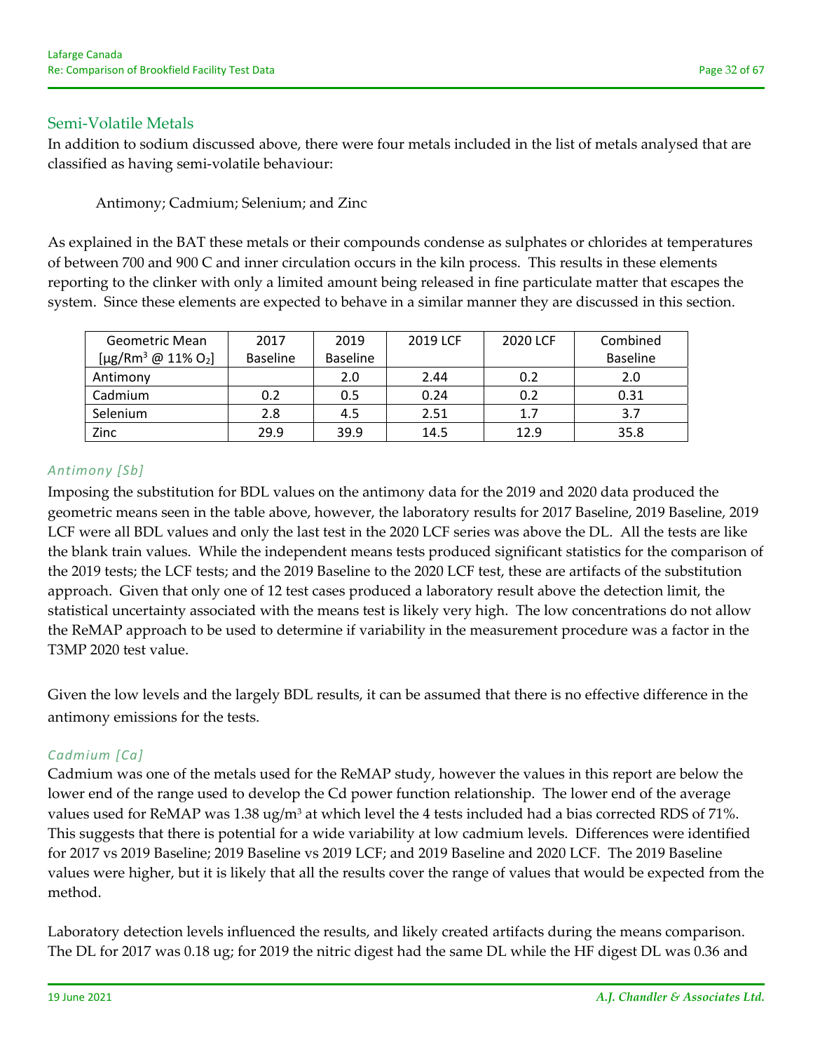## Semi-Volatile Metals

In addition to sodium discussed above, there were four metals included in the list of metals analysed that are classified as having semi-volatile behaviour:

Antimony; Cadmium; Selenium; and Zinc

As explained in the BAT these metals or their compounds condense as sulphates or chlorides at temperatures of between 700 and 900 C and inner circulation occurs in the kiln process. This results in these elements reporting to the clinker with only a limited amount being released in fine particulate matter that escapes the system. Since these elements are expected to behave in a similar manner they are discussed in this section.

| Geometric Mean [μg/Rm³ @ 11% $O_2$] | 2017 Baseline | 2019 Baseline | 2019 LCF | 2020 LCF | Combined Baseline |
|---|---|---|---|---|---|
| Antimony | | 2.0 | 2.44 | 0.2 | 2.0 |
| Cadmium | 0.2 | 0.5 | 0.24 | 0.2 | 0.31 |
| Selenium | 2.8 | 4.5 | 2.51 | 1.7 | 3.7 |
| Zinc | 29.9 | 39.9 | 14.5 | 12.9 | 35.8 |

### *Antimony [Sb]*

Imposing the substitution for BDL values on the antimony data for the 2019 and 2020 data produced the geometric means seen in the table above, however, the laboratory results for 2017 Baseline, 2019 Baseline, 2019 LCF were all BDL values and only the last test in the 2020 LCF series was above the DL. All the tests are like the blank train values. While the independent means tests produced significant statistics for the comparison of the 2019 tests; the LCF tests; and the 2019 Baseline to the 2020 LCF test, these are artifacts of the substitution approach. Given that only one of 12 test cases produced a laboratory result above the detection limit, the statistical uncertainty associated with the means test is likely very high. The low concentrations do not allow the ReMAP approach to be used to determine if variability in the measurement procedure was a factor in the T3MP 2020 test value.

Given the low levels and the largely BDL results, it can be assumed that there is no effective difference in the antimony emissions for the tests.

### *Cadmium [Ca]*

Cadmium was one of the metals used for the ReMAP study, however the values in this report are below the lower end of the range used to develop the Cd power function relationship. The lower end of the average values used for ReMAP was 1.38 ug/m³ at which level the 4 tests included had a bias corrected RDS of 71%. This suggests that there is potential for a wide variability at low cadmium levels. Differences were identified for 2017 vs 2019 Baseline; 2019 Baseline vs 2019 LCF; and 2019 Baseline and 2020 LCF. The 2019 Baseline values were higher, but it is likely that all the results cover the range of values that would be expected from the method.

Laboratory detection levels influenced the results, and likely created artifacts during the means comparison. The DL for 2017 was 0.18 ug; for 2019 the nitric digest had the same DL while the HF digest DL was 0.36 and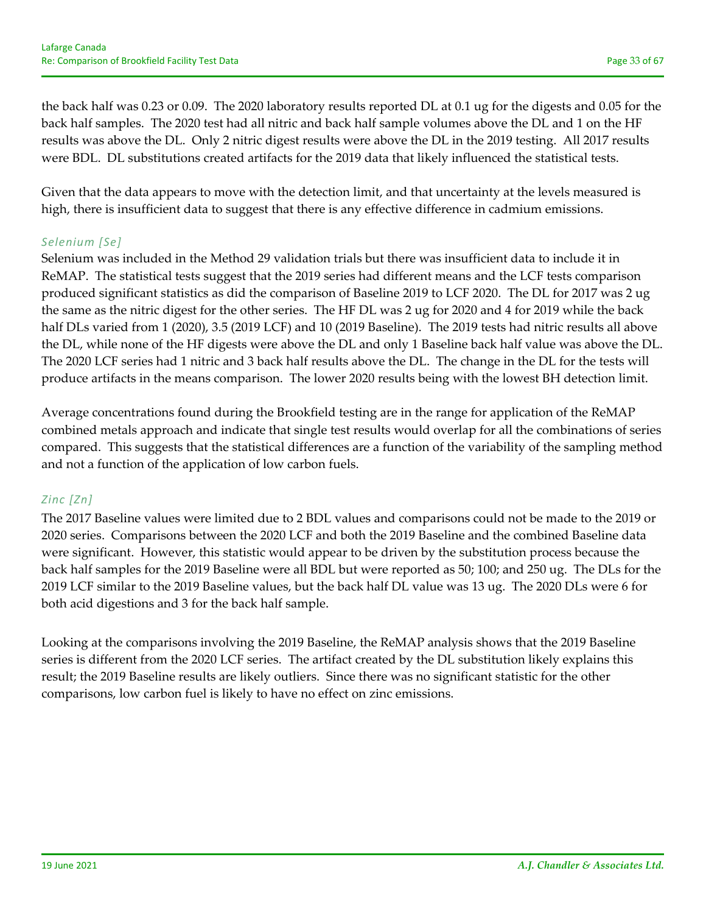the back half was 0.23 or 0.09. The 2020 laboratory results reported DL at 0.1 ug for the digests and 0.05 for the back half samples. The 2020 test had all nitric and back half sample volumes above the DL and 1 on the HF results was above the DL. Only 2 nitric digest results were above the DL in the 2019 testing. All 2017 results were BDL. DL substitutions created artifacts for the 2019 data that likely influenced the statistical tests.

Given that the data appears to move with the detection limit, and that uncertainty at the levels measured is high, there is insufficient data to suggest that there is any effective difference in cadmium emissions.

### *Selenium [Se]*

Selenium was included in the Method 29 validation trials but there was insufficient data to include it in ReMAP. The statistical tests suggest that the 2019 series had different means and the LCF tests comparison produced significant statistics as did the comparison of Baseline 2019 to LCF 2020. The DL for 2017 was 2 ug the same as the nitric digest for the other series. The HF DL was 2 ug for 2020 and 4 for 2019 while the back half DLs varied from 1 (2020), 3.5 (2019 LCF) and 10 (2019 Baseline). The 2019 tests had nitric results all above the DL, while none of the HF digests were above the DL and only 1 Baseline back half value was above the DL. The 2020 LCF series had 1 nitric and 3 back half results above the DL. The change in the DL for the tests will produce artifacts in the means comparison. The lower 2020 results being with the lowest BH detection limit.

Average concentrations found during the Brookfield testing are in the range for application of the ReMAP combined metals approach and indicate that single test results would overlap for all the combinations of series compared. This suggests that the statistical differences are a function of the variability of the sampling method and not a function of the application of low carbon fuels.

### *Zinc [Zn]*

The 2017 Baseline values were limited due to 2 BDL values and comparisons could not be made to the 2019 or 2020 series. Comparisons between the 2020 LCF and both the 2019 Baseline and the combined Baseline data were significant. However, this statistic would appear to be driven by the substitution process because the back half samples for the 2019 Baseline were all BDL but were reported as 50; 100; and 250 ug. The DLs for the 2019 LCF similar to the 2019 Baseline values, but the back half DL value was 13 ug. The 2020 DLs were 6 for both acid digestions and 3 for the back half sample.

Looking at the comparisons involving the 2019 Baseline, the ReMAP analysis shows that the 2019 Baseline series is different from the 2020 LCF series. The artifact created by the DL substitution likely explains this result; the 2019 Baseline results are likely outliers. Since there was no significant statistic for the other comparisons, low carbon fuel is likely to have no effect on zinc emissions.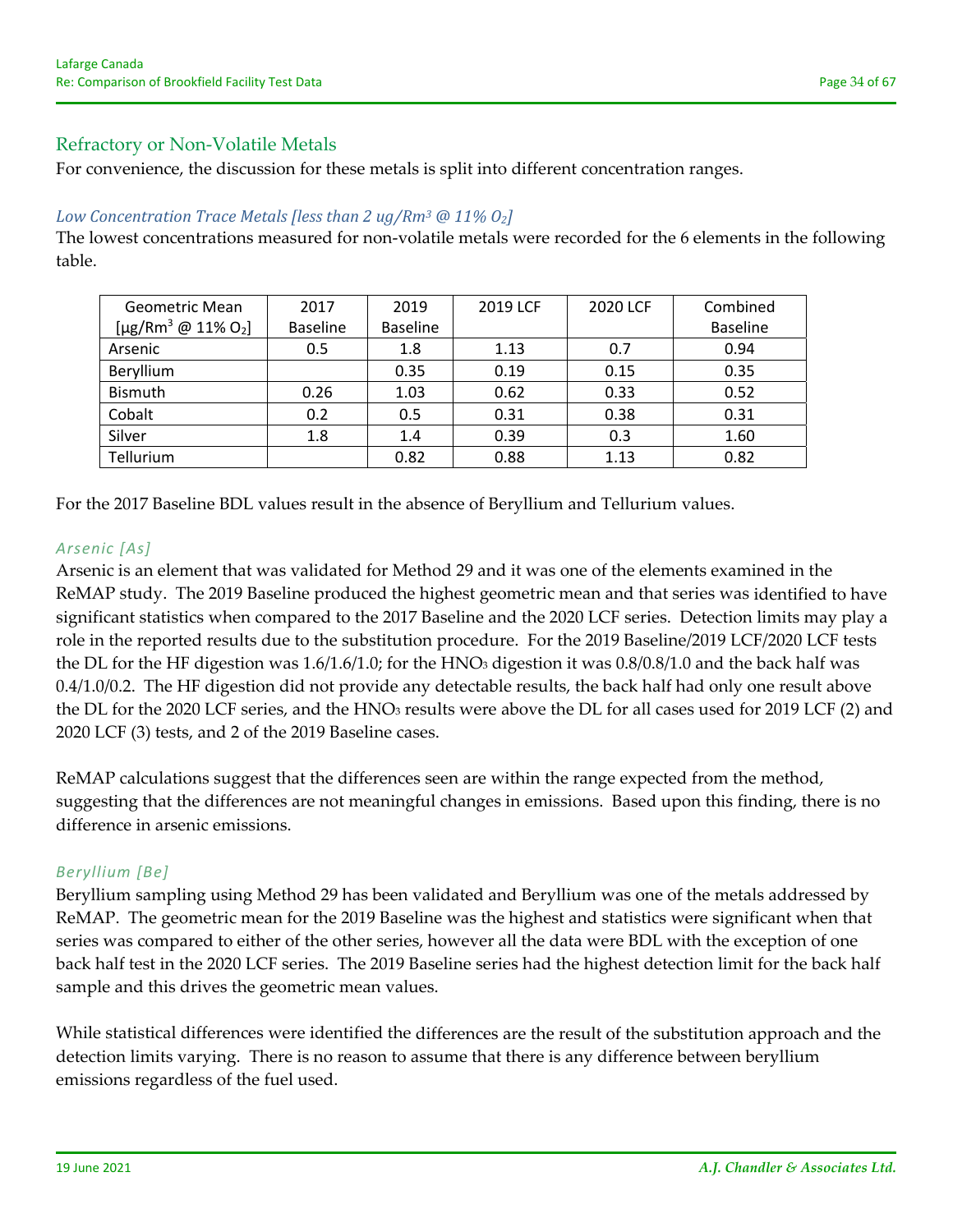## Refractory or Non-Volatile Metals

For convenience, the discussion for these metals is split into different concentration ranges.

### *Low Concentration Trace Metals [less than 2 ug/Rm$^3$ @ 11% $O_2$]*

The lowest concentrations measured for non-volatile metals were recorded for the 6 elements in the following table.

| Geometric Mean [µg/Rm$^3$ @ 11% $O_2$] | 2017 Baseline | 2019 Baseline | 2019 LCF | 2020 LCF | Combined Baseline |
|---|---|---|---|---|---|
| Arsenic | 0.5 | 1.8 | 1.13 | 0.7 | 0.94 |
| Beryllium | | 0.35 | 0.19 | 0.15 | 0.35 |
| Bismuth | 0.26 | 1.03 | 0.62 | 0.33 | 0.52 |
| Cobalt | 0.2 | 0.5 | 0.31 | 0.38 | 0.31 |
| Silver | 1.8 | 1.4 | 0.39 | 0.3 | 1.60 |
| Tellurium | | 0.82 | 0.88 | 1.13 | 0.82 |

For the 2017 Baseline BDL values result in the absence of Beryllium and Tellurium values.

#### *Arsenic [As]*

Arsenic is an element that was validated for Method 29 and it was one of the elements examined in the ReMAP study. The 2019 Baseline produced the highest geometric mean and that series was identified to have significant statistics when compared to the 2017 Baseline and the 2020 LCF series. Detection limits may play a role in the reported results due to the substitution procedure. For the 2019 Baseline/2019 LCF/2020 LCF tests the DL for the HF digestion was 1.6/1.6/1.0; for the $HNO_3$ digestion it was 0.8/0.8/1.0 and the back half was 0.4/1.0/0.2. The HF digestion did not provide any detectable results, the back half had only one result above the DL for the 2020 LCF series, and the $HNO_3$ results were above the DL for all cases used for 2019 LCF (2) and 2020 LCF (3) tests, and 2 of the 2019 Baseline cases.

ReMAP calculations suggest that the differences seen are within the range expected from the method, suggesting that the differences are not meaningful changes in emissions. Based upon this finding, there is no difference in arsenic emissions.

#### *Beryllium [Be]*

Beryllium sampling using Method 29 has been validated and Beryllium was one of the metals addressed by ReMAP. The geometric mean for the 2019 Baseline was the highest and statistics were significant when that series was compared to either of the other series, however all the data were BDL with the exception of one back half test in the 2020 LCF series. The 2019 Baseline series had the highest detection limit for the back half sample and this drives the geometric mean values.

While statistical differences were identified the differences are the result of the substitution approach and the detection limits varying. There is no reason to assume that there is any difference between beryllium emissions regardless of the fuel used.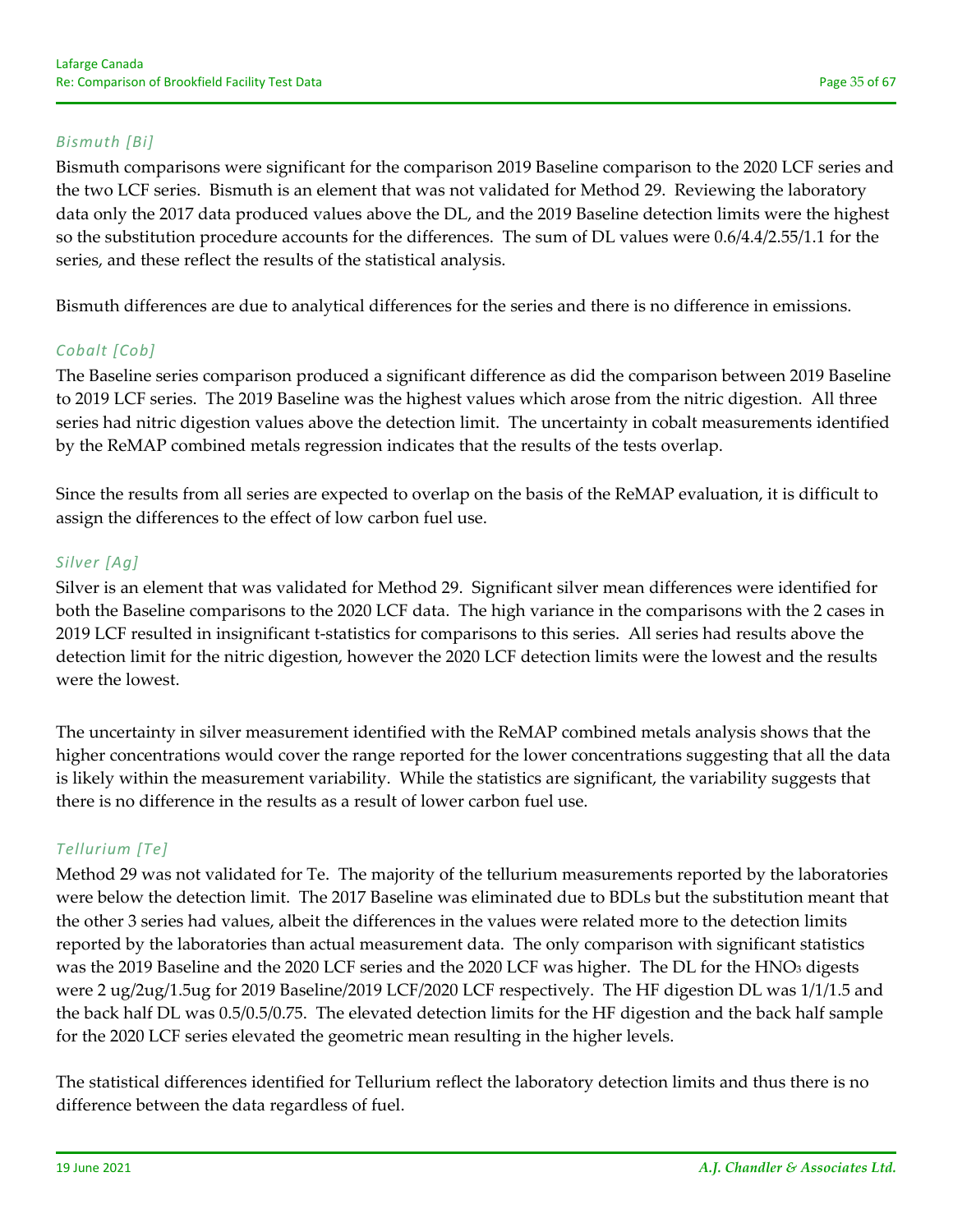### *Bismuth [Bi]*

Bismuth comparisons were significant for the comparison 2019 Baseline comparison to the 2020 LCF series and the two LCF series. Bismuth is an element that was not validated for Method 29. Reviewing the laboratory data only the 2017 data produced values above the DL, and the 2019 Baseline detection limits were the highest so the substitution procedure accounts for the differences. The sum of DL values were 0.6/4.4/2.55/1.1 for the series, and these reflect the results of the statistical analysis.

Bismuth differences are due to analytical differences for the series and there is no difference in emissions.

### *Cobalt [Cob]*

The Baseline series comparison produced a significant difference as did the comparison between 2019 Baseline to 2019 LCF series. The 2019 Baseline was the highest values which arose from the nitric digestion. All three series had nitric digestion values above the detection limit. The uncertainty in cobalt measurements identified by the ReMAP combined metals regression indicates that the results of the tests overlap.

Since the results from all series are expected to overlap on the basis of the ReMAP evaluation, it is difficult to assign the differences to the effect of low carbon fuel use.

### *Silver [Ag]*

Silver is an element that was validated for Method 29. Significant silver mean differences were identified for both the Baseline comparisons to the 2020 LCF data. The high variance in the comparisons with the 2 cases in 2019 LCF resulted in insignificant t-statistics for comparisons to this series. All series had results above the detection limit for the nitric digestion, however the 2020 LCF detection limits were the lowest and the results were the lowest.

The uncertainty in silver measurement identified with the ReMAP combined metals analysis shows that the higher concentrations would cover the range reported for the lower concentrations suggesting that all the data is likely within the measurement variability. While the statistics are significant, the variability suggests that there is no difference in the results as a result of lower carbon fuel use.

### *Tellurium [Te]*

Method 29 was not validated for Te. The majority of the tellurium measurements reported by the laboratories were below the detection limit. The 2017 Baseline was eliminated due to BDLs but the substitution meant that the other 3 series had values, albeit the differences in the values were related more to the detection limits reported by the laboratories than actual measurement data. The only comparison with significant statistics was the 2019 Baseline and the 2020 LCF series and the 2020 LCF was higher. The DL for the $HNO_3$ digests were 2 ug/2ug/1.5ug for 2019 Baseline/2019 LCF/2020 LCF respectively. The HF digestion DL was 1/1/1.5 and the back half DL was 0.5/0.5/0.75. The elevated detection limits for the HF digestion and the back half sample for the 2020 LCF series elevated the geometric mean resulting in the higher levels.

The statistical differences identified for Tellurium reflect the laboratory detection limits and thus there is no difference between the data regardless of fuel.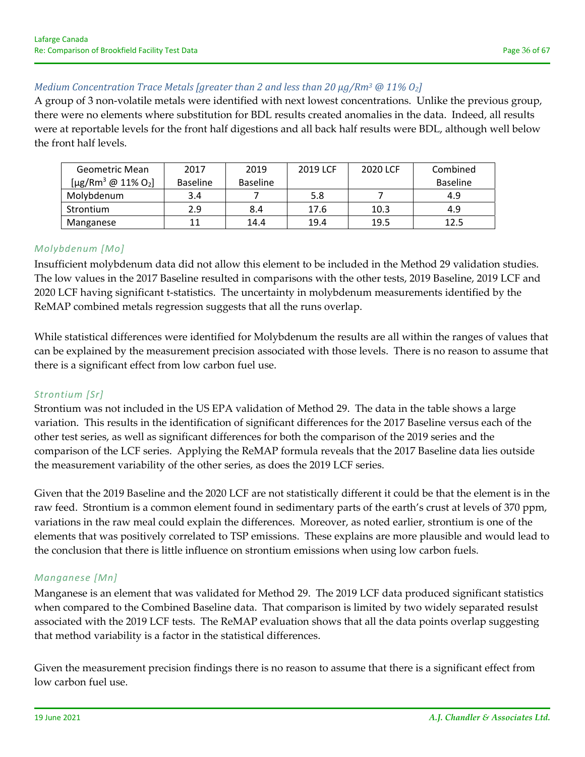### *Medium Concentration Trace Metals [greater than 2 and less than 20 µg/Rm³ @ 11% $O_2$]*

A group of 3 non-volatile metals were identified with next lowest concentrations. Unlike the previous group, there were no elements where substitution for BDL results created anomalies in the data. Indeed, all results were at reportable levels for the front half digestions and all back half results were BDL, although well below the front half levels.

| Geometric Mean [µg/Rm³ @ 11% $O_2$] | 2017 Baseline | 2019 Baseline | 2019 LCF | 2020 LCF | Combined Baseline |
|---|---|---|---|---|---|
| Molybdenum | 3.4 | 7 | 5.8 | 7 | 4.9 |
| Strontium | 2.9 | 8.4 | 17.6 | 10.3 | 4.9 |
| Manganese | 11 | 14.4 | 19.4 | 19.5 | 12.5 |

#### *Molybdenum [Mo]*

Insufficient molybdenum data did not allow this element to be included in the Method 29 validation studies. The low values in the 2017 Baseline resulted in comparisons with the other tests, 2019 Baseline, 2019 LCF and 2020 LCF having significant t-statistics. The uncertainty in molybdenum measurements identified by the ReMAP combined metals regression suggests that all the runs overlap.

While statistical differences were identified for Molybdenum the results are all within the ranges of values that can be explained by the measurement precision associated with those levels. There is no reason to assume that there is a significant effect from low carbon fuel use.

#### *Strontium [Sr]*

Strontium was not included in the US EPA validation of Method 29. The data in the table shows a large variation. This results in the identification of significant differences for the 2017 Baseline versus each of the other test series, as well as significant differences for both the comparison of the 2019 series and the comparison of the LCF series. Applying the ReMAP formula reveals that the 2017 Baseline data lies outside the measurement variability of the other series, as does the 2019 LCF series.

Given that the 2019 Baseline and the 2020 LCF are not statistically different it could be that the element is in the raw feed. Strontium is a common element found in sedimentary parts of the earth's crust at levels of 370 ppm, variations in the raw meal could explain the differences. Moreover, as noted earlier, strontium is one of the elements that was positively correlated to TSP emissions. These explains are more plausible and would lead to the conclusion that there is little influence on strontium emissions when using low carbon fuels.

#### *Manganese [Mn]*

Manganese is an element that was validated for Method 29. The 2019 LCF data produced significant statistics when compared to the Combined Baseline data. That comparison is limited by two widely separated resulst associated with the 2019 LCF tests. The ReMAP evaluation shows that all the data points overlap suggesting that method variability is a factor in the statistical differences.

Given the measurement precision findings there is no reason to assume that there is a significant effect from low carbon fuel use.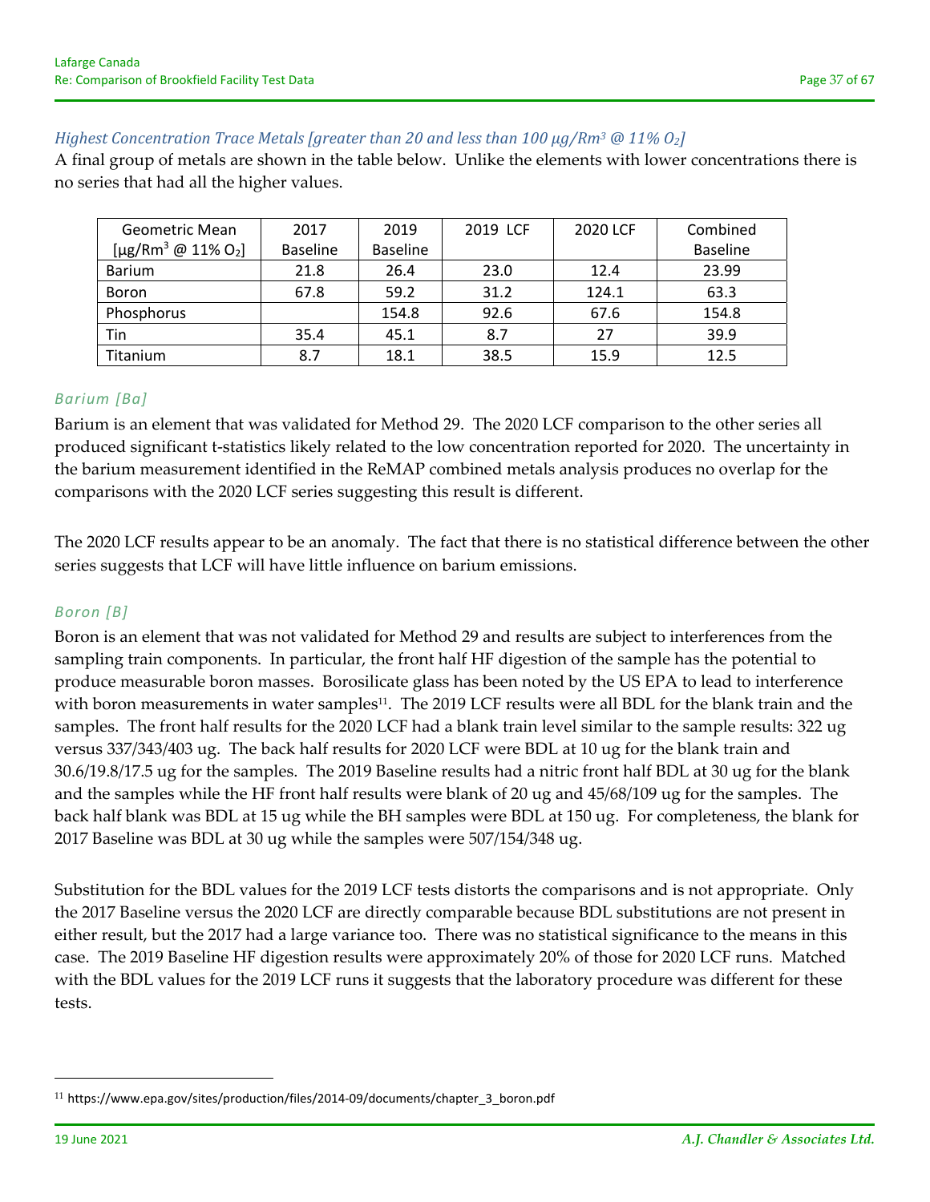### *Highest Concentration Trace Metals [greater than 20 and less than 100 µg/Rm³ @ 11% $O_2$]*

A final group of metals are shown in the table below. Unlike the elements with lower concentrations there is no series that had all the higher values.

| Geometric Mean [µg/Rm³ @ 11% $O_2$] | 2017 Baseline | 2019 Baseline | 2019 LCF | 2020 LCF | Combined Baseline |
|---|---|---|---|---|---|
| Barium | 21.8 | 26.4 | 23.0 | 12.4 | 23.99 |
| Boron | 67.8 | 59.2 | 31.2 | 124.1 | 63.3 |
| Phosphorus | | 154.8 | 92.6 | 67.6 | 154.8 |
| Tin | 35.4 | 45.1 | 8.7 | 27 | 39.9 |
| Titanium | 8.7 | 18.1 | 38.5 | 15.9 | 12.5 |

#### *Barium [Ba]*

Barium is an element that was validated for Method 29. The 2020 LCF comparison to the other series all produced significant t-statistics likely related to the low concentration reported for 2020. The uncertainty in the barium measurement identified in the ReMAP combined metals analysis produces no overlap for the comparisons with the 2020 LCF series suggesting this result is different.

The 2020 LCF results appear to be an anomaly. The fact that there is no statistical difference between the other series suggests that LCF will have little influence on barium emissions.

#### *Boron [B]*

Boron is an element that was not validated for Method 29 and results are subject to interferences from the sampling train components. In particular, the front half HF digestion of the sample has the potential to produce measurable boron masses. Borosilicate glass has been noted by the US EPA to lead to interference with boron measurements in water samples[11]. The 2019 LCF results were all BDL for the blank train and the samples. The front half results for the 2020 LCF had a blank train level similar to the sample results: 322 ug versus 337/343/403 ug. The back half results for 2020 LCF were BDL at 10 ug for the blank train and 30.6/19.8/17.5 ug for the samples. The 2019 Baseline results had a nitric front half BDL at 30 ug for the blank and the samples while the HF front half results were blank of 20 ug and 45/68/109 ug for the samples. The back half blank was BDL at 15 ug while the BH samples were BDL at 150 ug. For completeness, the blank for 2017 Baseline was BDL at 30 ug while the samples were 507/154/348 ug.

Substitution for the BDL values for the 2019 LCF tests distorts the comparisons and is not appropriate. Only the 2017 Baseline versus the 2020 LCF are directly comparable because BDL substitutions are not present in either result, but the 2017 had a large variance too. There was no statistical significance to the means in this case. The 2019 Baseline HF digestion results were approximately 20% of those for 2020 LCF runs. Matched with the BDL values for the 2019 LCF runs it suggests that the laboratory procedure was different for these tests.

[11] https://www.epa.gov/sites/production/files/2014-09/documents/chapter_3_boron.pdf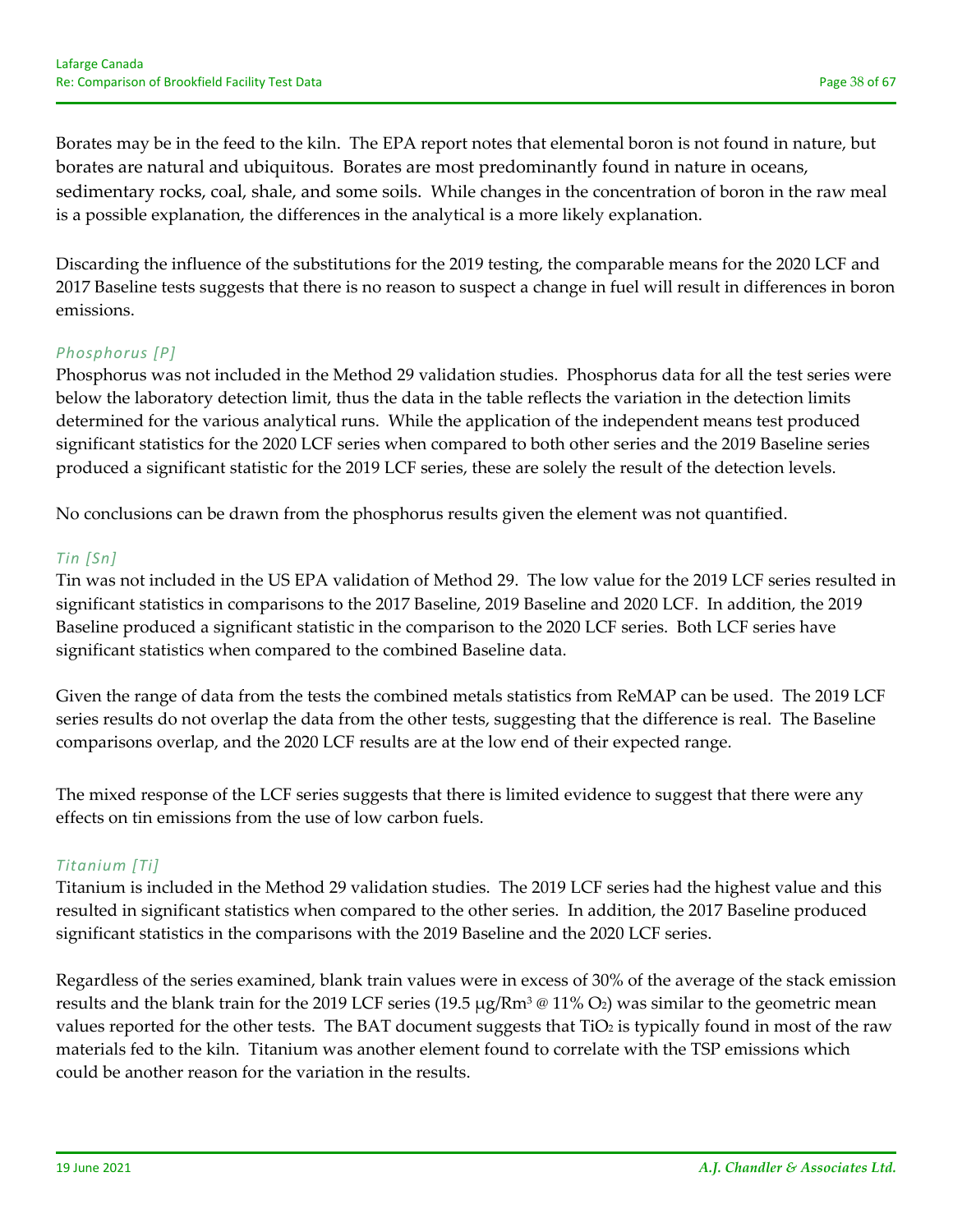Borates may be in the feed to the kiln. The EPA report notes that elemental boron is not found in nature, but borates are natural and ubiquitous. Borates are most predominantly found in nature in oceans, sedimentary rocks, coal, shale, and some soils. While changes in the concentration of boron in the raw meal is a possible explanation, the differences in the analytical is a more likely explanation.

Discarding the influence of the substitutions for the 2019 testing, the comparable means for the 2020 LCF and 2017 Baseline tests suggests that there is no reason to suspect a change in fuel will result in differences in boron emissions.

### *Phosphorus [P]*

Phosphorus was not included in the Method 29 validation studies. Phosphorus data for all the test series were below the laboratory detection limit, thus the data in the table reflects the variation in the detection limits determined for the various analytical runs. While the application of the independent means test produced significant statistics for the 2020 LCF series when compared to both other series and the 2019 Baseline series produced a significant statistic for the 2019 LCF series, these are solely the result of the detection levels.

No conclusions can be drawn from the phosphorus results given the element was not quantified.

### *Tin [Sn]*

Tin was not included in the US EPA validation of Method 29. The low value for the 2019 LCF series resulted in significant statistics in comparisons to the 2017 Baseline, 2019 Baseline and 2020 LCF. In addition, the 2019 Baseline produced a significant statistic in the comparison to the 2020 LCF series. Both LCF series have significant statistics when compared to the combined Baseline data.

Given the range of data from the tests the combined metals statistics from ReMAP can be used. The 2019 LCF series results do not overlap the data from the other tests, suggesting that the difference is real. The Baseline comparisons overlap, and the 2020 LCF results are at the low end of their expected range.

The mixed response of the LCF series suggests that there is limited evidence to suggest that there were any effects on tin emissions from the use of low carbon fuels.

### *Titanium [Ti]*

Titanium is included in the Method 29 validation studies. The 2019 LCF series had the highest value and this resulted in significant statistics when compared to the other series. In addition, the 2017 Baseline produced significant statistics in the comparisons with the 2019 Baseline and the 2020 LCF series.

Regardless of the series examined, blank train values were in excess of 30% of the average of the stack emission results and the blank train for the 2019 LCF series (19.5 µg/Rm$^3$ @ 11% $O_2$) was similar to the geometric mean values reported for the other tests. The BAT document suggests that $TiO_2$ is typically found in most of the raw materials fed to the kiln. Titanium was another element found to correlate with the TSP emissions which could be another reason for the variation in the results.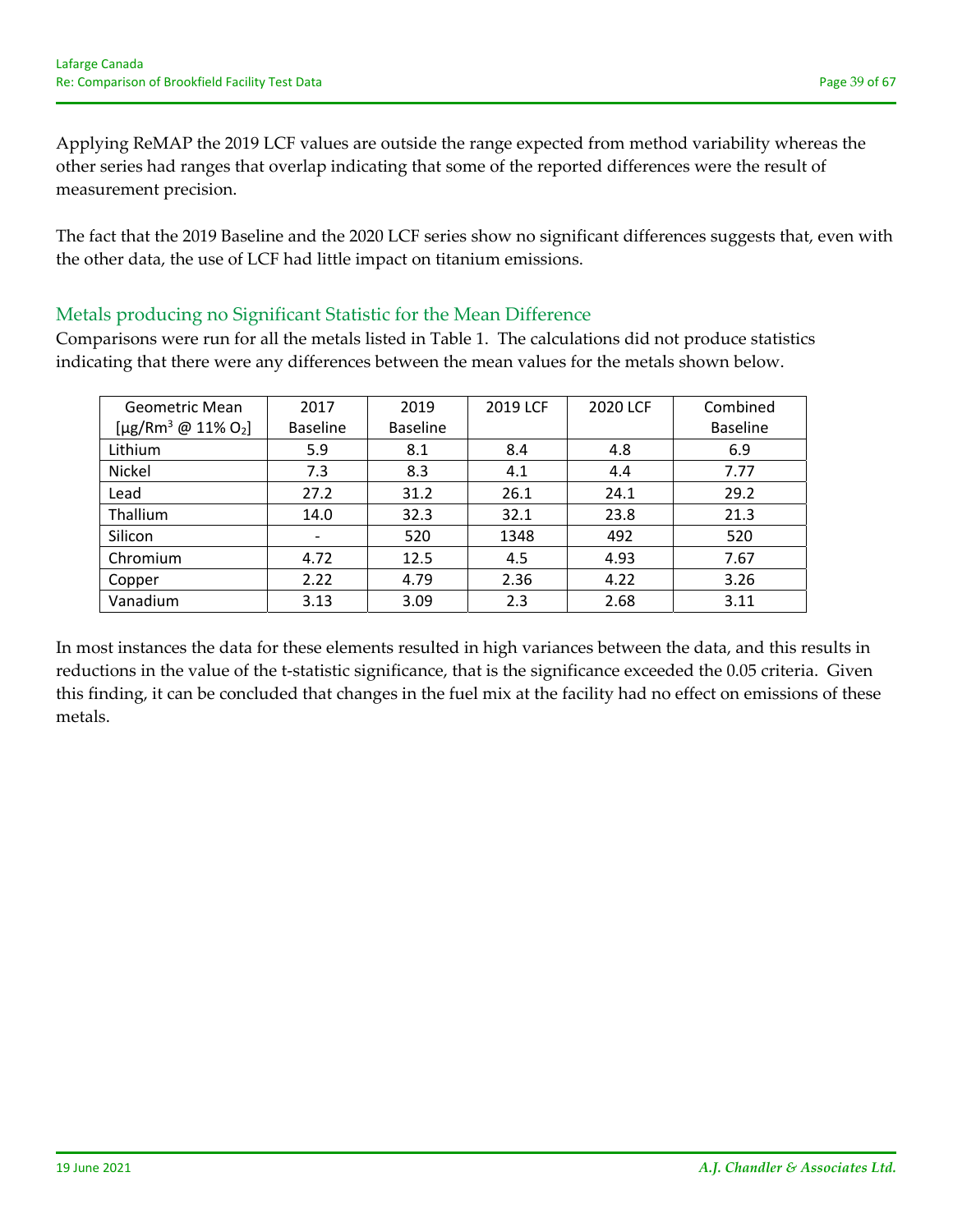Applying ReMAP the 2019 LCF values are outside the range expected from method variability whereas the other series had ranges that overlap indicating that some of the reported differences were the result of measurement precision.

The fact that the 2019 Baseline and the 2020 LCF series show no significant differences suggests that, even with the other data, the use of LCF had little impact on titanium emissions.

## Metals producing no Significant Statistic for the Mean Difference

Comparisons were run for all the metals listed in Table 1. The calculations did not produce statistics indicating that there were any differences between the mean values for the metals shown below.

| Geometric Mean [μg/Rm$^3$ @ 11% $O_2$] | 2017 Baseline | 2019 Baseline | 2019 LCF | 2020 LCF | Combined Baseline |
|---|---|---|---|---|---|
| Lithium | 5.9 | 8.1 | 8.4 | 4.8 | 6.9 |
| Nickel | 7.3 | 8.3 | 4.1 | 4.4 | 7.77 |
| Lead | 27.2 | 31.2 | 26.1 | 24.1 | 29.2 |
| Thallium | 14.0 | 32.3 | 32.1 | 23.8 | 21.3 |
| Silicon | - | 520 | 1348 | 492 | 520 |
| Chromium | 4.72 | 12.5 | 4.5 | 4.93 | 7.67 |
| Copper | 2.22 | 4.79 | 2.36 | 4.22 | 3.26 |
| Vanadium | 3.13 | 3.09 | 2.3 | 2.68 | 3.11 |

In most instances the data for these elements resulted in high variances between the data, and this results in reductions in the value of the t-statistic significance, that is the significance exceeded the 0.05 criteria. Given this finding, it can be concluded that changes in the fuel mix at the facility had no effect on emissions of these metals.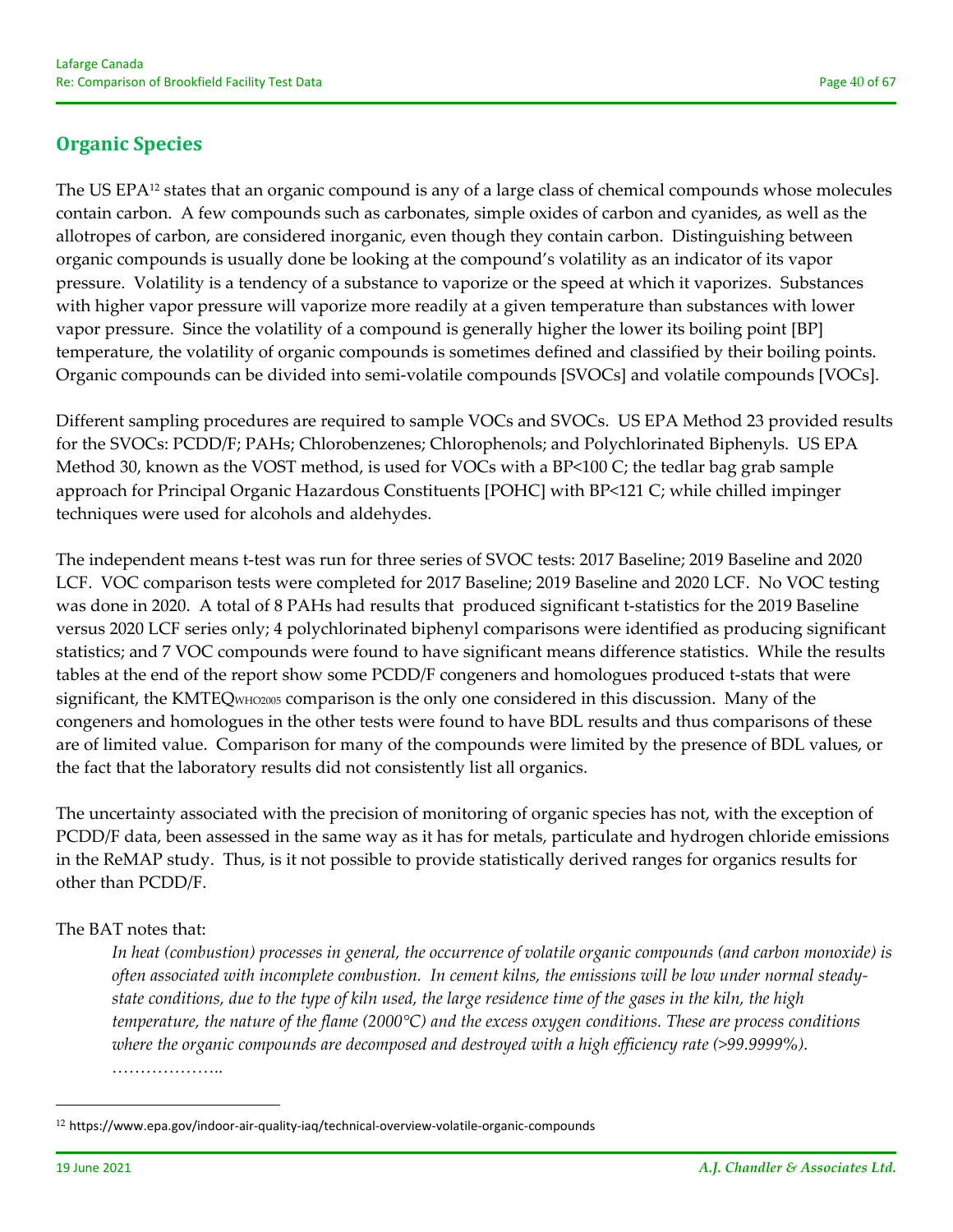## Organic Species

The US EPA[12] states that an organic compound is any of a large class of chemical compounds whose molecules contain carbon. A few compounds such as carbonates, simple oxides of carbon and cyanides, as well as the allotropes of carbon, are considered inorganic, even though they contain carbon. Distinguishing between organic compounds is usually done be looking at the compound's volatility as an indicator of its vapor pressure. Volatility is a tendency of a substance to vaporize or the speed at which it vaporizes. Substances with higher vapor pressure will vaporize more readily at a given temperature than substances with lower vapor pressure. Since the volatility of a compound is generally higher the lower its boiling point [BP] temperature, the volatility of organic compounds is sometimes defined and classified by their boiling points. Organic compounds can be divided into semi-volatile compounds [SVOCs] and volatile compounds [VOCs].

Different sampling procedures are required to sample VOCs and SVOCs. US EPA Method 23 provided results for the SVOCs: PCDD/F; PAHs; Chlorobenzenes; Chlorophenols; and Polychlorinated Biphenyls. US EPA Method 30, known as the VOST method, is used for VOCs with a BP<100 C; the tedlar bag grab sample approach for Principal Organic Hazardous Constituents [POHC] with BP<121 C; while chilled impinger techniques were used for alcohols and aldehydes.

The independent means t-test was run for three series of SVOC tests: 2017 Baseline; 2019 Baseline and 2020 LCF. VOC comparison tests were completed for 2017 Baseline; 2019 Baseline and 2020 LCF. No VOC testing was done in 2020. A total of 8 PAHs had results that produced significant t-statistics for the 2019 Baseline versus 2020 LCF series only; 4 polychlorinated biphenyl comparisons were identified as producing significant statistics; and 7 VOC compounds were found to have significant means difference statistics. While the results tables at the end of the report show some PCDD/F congeners and homologues produced t-stats that were significant, the $KMTEQ_{WHO2005}$ comparison is the only one considered in this discussion. Many of the congeners and homologues in the other tests were found to have BDL results and thus comparisons of these are of limited value. Comparison for many of the compounds were limited by the presence of BDL values, or the fact that the laboratory results did not consistently list all organics.

The uncertainty associated with the precision of monitoring of organic species has not, with the exception of PCDD/F data, been assessed in the same way as it has for metals, particulate and hydrogen chloride emissions in the ReMAP study. Thus, is it not possible to provide statistically derived ranges for organics results for other than PCDD/F.

The BAT notes that:

> *In heat (combustion) processes in general, the occurrence of volatile organic compounds (and carbon monoxide) is often associated with incomplete combustion. In cement kilns, the emissions will be low under normal steady-state conditions, due to the type of kiln used, the large residence time of the gases in the kiln, the high temperature, the nature of the flame (2000°C) and the excess oxygen conditions. These are process conditions where the organic compounds are decomposed and destroyed with a high efficiency rate (>99.9999%).*
>
> ………………..

[12] https://www.epa.gov/indoor-air-quality-iaq/technical-overview-volatile-organic-compounds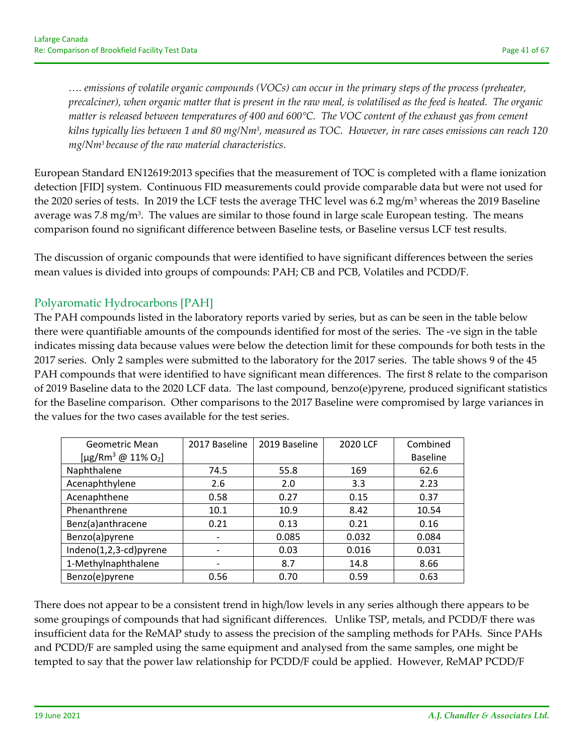*…. emissions of volatile organic compounds (VOCs) can occur in the primary steps of the process (preheater, precalciner), when organic matter that is present in the raw meal, is volatilised as the feed is heated. The organic matter is released between temperatures of 400 and 600°C. The VOC content of the exhaust gas from cement kilns typically lies between 1 and 80 mg/Nm$^3$, measured as TOC. However, in rare cases emissions can reach 120 mg/Nm$^3$ because of the raw material characteristics.*

European Standard EN12619:2013 specifies that the measurement of TOC is completed with a flame ionization detection [FID] system. Continuous FID measurements could provide comparable data but were not used for the 2020 series of tests. In 2019 the LCF tests the average THC level was 6.2 mg/m$^3$ whereas the 2019 Baseline average was 7.8 mg/m$^3$. The values are similar to those found in large scale European testing. The means comparison found no significant difference between Baseline tests, or Baseline versus LCF test results.

The discussion of organic compounds that were identified to have significant differences between the series mean values is divided into groups of compounds: PAH; CB and PCB, Volatiles and PCDD/F.

## Polyaromatic Hydrocarbons [PAH]

The PAH compounds listed in the laboratory reports varied by series, but as can be seen in the table below there were quantifiable amounts of the compounds identified for most of the series. The -ve sign in the table indicates missing data because values were below the detection limit for these compounds for both tests in the 2017 series. Only 2 samples were submitted to the laboratory for the 2017 series. The table shows 9 of the 45 PAH compounds that were identified to have significant mean differences. The first 8 relate to the comparison of 2019 Baseline data to the 2020 LCF data. The last compound, benzo(e)pyrene, produced significant statistics for the Baseline comparison. Other comparisons to the 2017 Baseline were compromised by large variances in the values for the two cases available for the test series.

| Geometric Mean [µg/Rm$^3$ @ 11% $O_2$] | 2017 Baseline | 2019 Baseline | 2020 LCF | Combined Baseline |
|---|---|---|---|---|
| Naphthalene | 74.5 | 55.8 | 169 | 62.6 |
| Acenaphthylene | 2.6 | 2.0 | 3.3 | 2.23 |
| Acenaphthene | 0.58 | 0.27 | 0.15 | 0.37 |
| Phenanthrene | 10.1 | 10.9 | 8.42 | 10.54 |
| Benz(a)anthracene | 0.21 | 0.13 | 0.21 | 0.16 |
| Benzo(a)pyrene | - | 0.085 | 0.032 | 0.084 |
| Indeno(1,2,3-cd)pyrene | - | 0.03 | 0.016 | 0.031 |
| 1-Methylnaphthalene | - | 8.7 | 14.8 | 8.66 |
| Benzo(e)pyrene | 0.56 | 0.70 | 0.59 | 0.63 |

There does not appear to be a consistent trend in high/low levels in any series although there appears to be some groupings of compounds that had significant differences. Unlike TSP, metals, and PCDD/F there was insufficient data for the ReMAP study to assess the precision of the sampling methods for PAHs. Since PAHs and PCDD/F are sampled using the same equipment and analysed from the same samples, one might be tempted to say that the power law relationship for PCDD/F could be applied. However, ReMAP PCDD/F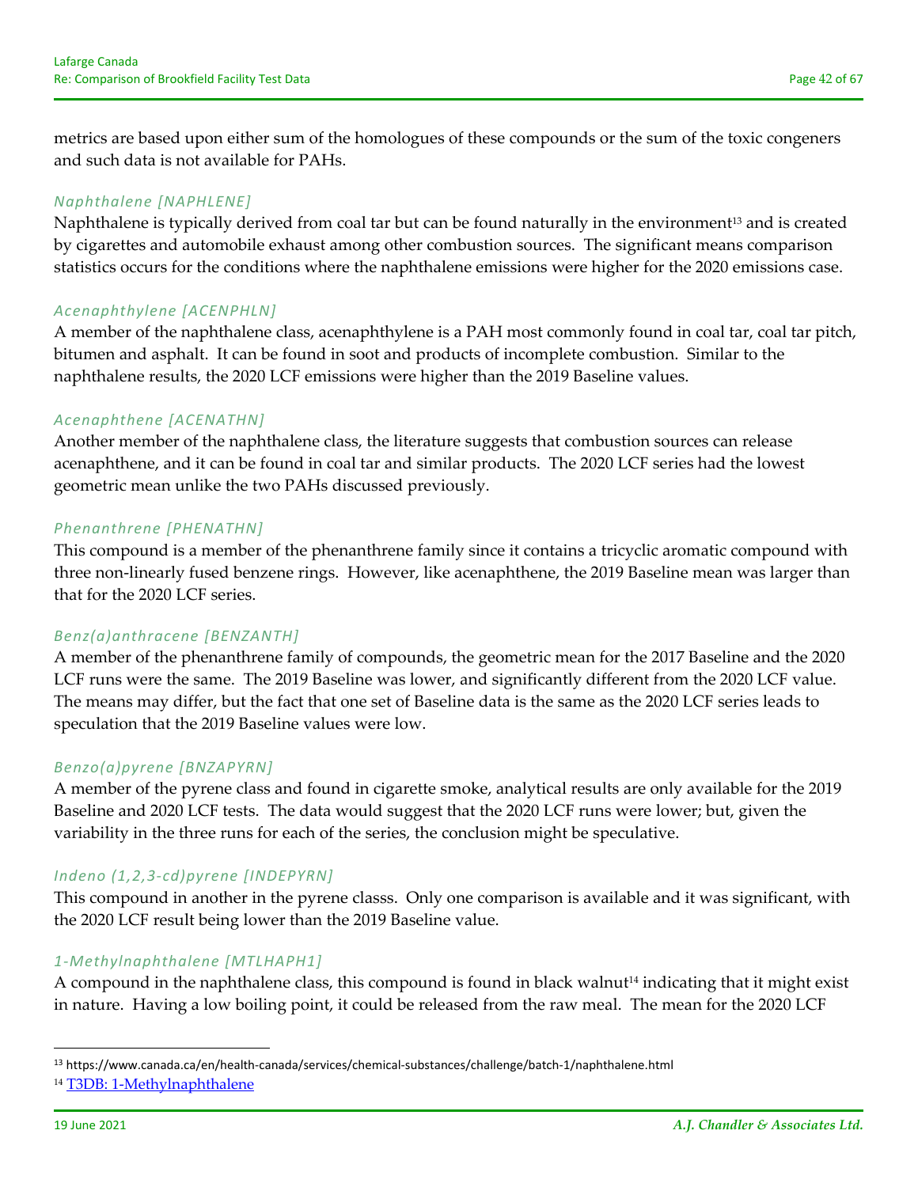metrics are based upon either sum of the homologues of these compounds or the sum of the toxic congeners and such data is not available for PAHs.

### *Naphthalene [NAPHLENE]*

Naphthalene is typically derived from coal tar but can be found naturally in the environment[13] and is created by cigarettes and automobile exhaust among other combustion sources. The significant means comparison statistics occurs for the conditions where the naphthalene emissions were higher for the 2020 emissions case.

### *Acenaphthylene [ACENPHLN]*

A member of the naphthalene class, acenaphthylene is a PAH most commonly found in coal tar, coal tar pitch, bitumen and asphalt. It can be found in soot and products of incomplete combustion. Similar to the naphthalene results, the 2020 LCF emissions were higher than the 2019 Baseline values.

### *Acenaphthene [ACENATHN]*

Another member of the naphthalene class, the literature suggests that combustion sources can release acenaphthene, and it can be found in coal tar and similar products. The 2020 LCF series had the lowest geometric mean unlike the two PAHs discussed previously.

### *Phenanthrene [PHENATHN]*

This compound is a member of the phenanthrene family since it contains a tricyclic aromatic compound with three non-linearly fused benzene rings. However, like acenaphthene, the 2019 Baseline mean was larger than that for the 2020 LCF series.

### *Benz(a)anthracene [BENZANTH]*

A member of the phenanthrene family of compounds, the geometric mean for the 2017 Baseline and the 2020 LCF runs were the same. The 2019 Baseline was lower, and significantly different from the 2020 LCF value. The means may differ, but the fact that one set of Baseline data is the same as the 2020 LCF series leads to speculation that the 2019 Baseline values were low.

### *Benzo(a)pyrene [BNZAPYRN]*

A member of the pyrene class and found in cigarette smoke, analytical results are only available for the 2019 Baseline and 2020 LCF tests. The data would suggest that the 2020 LCF runs were lower; but, given the variability in the three runs for each of the series, the conclusion might be speculative.

### *Indeno (1,2,3-cd)pyrene [INDEPYRN]*

This compound in another in the pyrene classs. Only one comparison is available and it was significant, with the 2020 LCF result being lower than the 2019 Baseline value.

### *1-Methylnaphthalene [MTLHAPH1]*

A compound in the naphthalene class, this compound is found in black walnut[14] indicating that it might exist in nature. Having a low boiling point, it could be released from the raw meal. The mean for the 2020 LCF

---

[13] https://www.canada.ca/en/health-canada/services/chemical-substances/challenge/batch-1/naphthalene.html

[14] T3DB: 1-Methylnaphthalene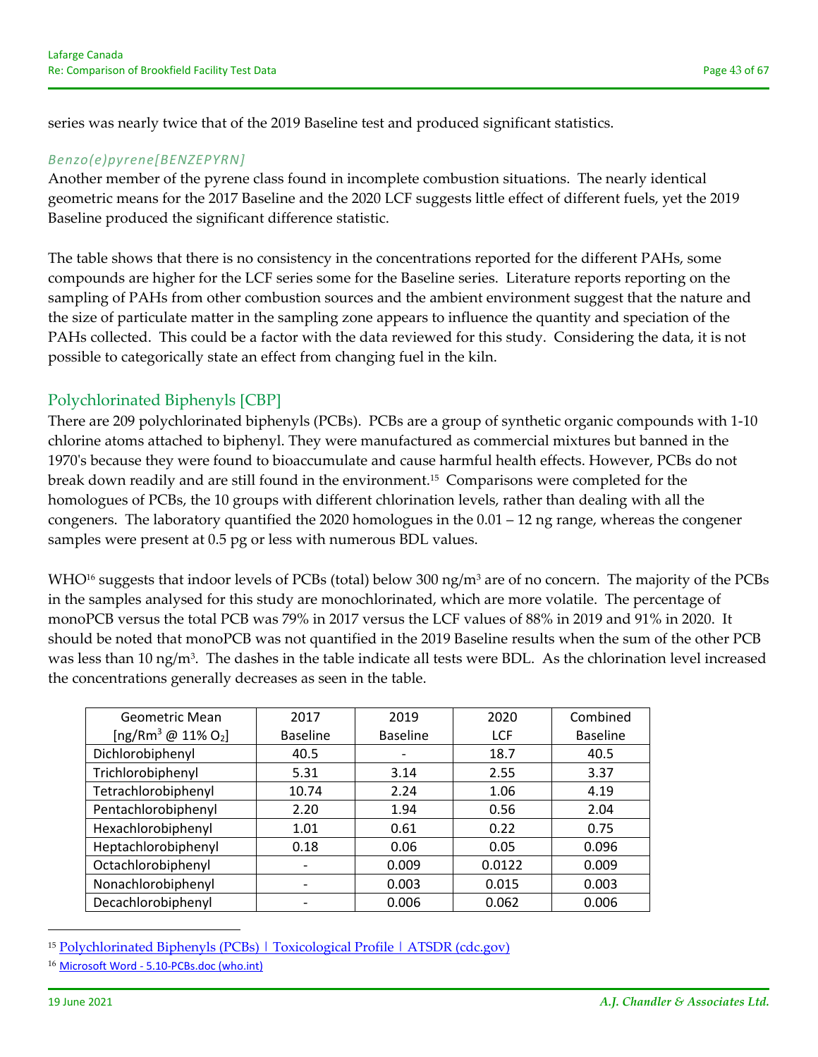series was nearly twice that of the 2019 Baseline test and produced significant statistics.

### *Benzo(e)pyrene[BENZEPYRN]*

Another member of the pyrene class found in incomplete combustion situations. The nearly identical geometric means for the 2017 Baseline and the 2020 LCF suggests little effect of different fuels, yet the 2019 Baseline produced the significant difference statistic.

The table shows that there is no consistency in the concentrations reported for the different PAHs, some compounds are higher for the LCF series some for the Baseline series. Literature reports reporting on the sampling of PAHs from other combustion sources and the ambient environment suggest that the nature and the size of particulate matter in the sampling zone appears to influence the quantity and speciation of the PAHs collected. This could be a factor with the data reviewed for this study. Considering the data, it is not possible to categorically state an effect from changing fuel in the kiln.

## Polychlorinated Biphenyls [CBP]

There are 209 polychlorinated biphenyls (PCBs). PCBs are a group of synthetic organic compounds with 1-10 chlorine atoms attached to biphenyl. They were manufactured as commercial mixtures but banned in the 1970's because they were found to bioaccumulate and cause harmful health effects. However, PCBs do not break down readily and are still found in the environment.[15] Comparisons were completed for the homologues of PCBs, the 10 groups with different chlorination levels, rather than dealing with all the congeners. The laboratory quantified the 2020 homologues in the 0.01 – 12 ng range, whereas the congener samples were present at 0.5 pg or less with numerous BDL values.

WHO[16] suggests that indoor levels of PCBs (total) below 300 ng/m$^3$ are of no concern. The majority of the PCBs in the samples analysed for this study are monochlorinated, which are more volatile. The percentage of monoPCB versus the total PCB was 79% in 2017 versus the LCF values of 88% in 2019 and 91% in 2020. It should be noted that monoPCB was not quantified in the 2019 Baseline results when the sum of the other PCB was less than 10 ng/m$^3$. The dashes in the table indicate all tests were BDL. As the chlorination level increased the concentrations generally decreases as seen in the table.

| Geometric Mean [ng/Rm$^3$ @ 11% $O_2$] | 2017 Baseline | 2019 Baseline | 2020 LCF | Combined Baseline |
|---|---|---|---|---|
| Dichlorobiphenyl | 40.5 | - | 18.7 | 40.5 |
| Trichlorobiphenyl | 5.31 | 3.14 | 2.55 | 3.37 |
| Tetrachlorobiphenyl | 10.74 | 2.24 | 1.06 | 4.19 |
| Pentachlorobiphenyl | 2.20 | 1.94 | 0.56 | 2.04 |
| Hexachlorobiphenyl | 1.01 | 0.61 | 0.22 | 0.75 |
| Heptachlorobiphenyl | 0.18 | 0.06 | 0.05 | 0.096 |
| Octachlorobiphenyl | - | 0.009 | 0.0122 | 0.009 |
| Nonachlorobiphenyl | - | 0.003 | 0.015 | 0.003 |
| Decachlorobiphenyl | - | 0.006 | 0.062 | 0.006 |

[15] Polychlorinated Biphenyls (PCBs) | Toxicological Profile | ATSDR (cdc.gov)

[16] Microsoft Word - 5.10-PCBs.doc (who.int)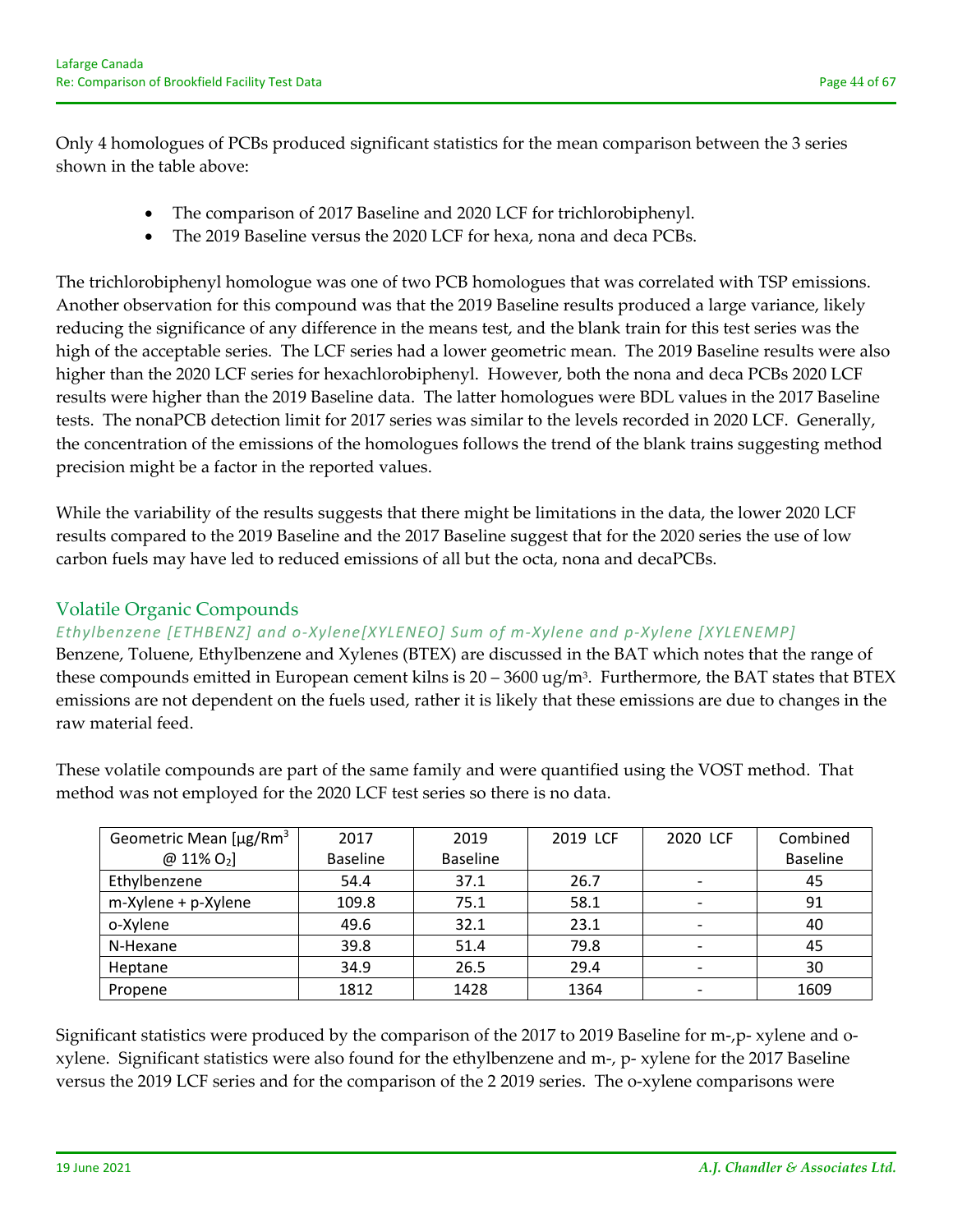Only 4 homologues of PCBs produced significant statistics for the mean comparison between the 3 series shown in the table above:

- The comparison of 2017 Baseline and 2020 LCF for trichlorobiphenyl.
- The 2019 Baseline versus the 2020 LCF for hexa, nona and deca PCBs.

The trichlorobiphenyl homologue was one of two PCB homologues that was correlated with TSP emissions. Another observation for this compound was that the 2019 Baseline results produced a large variance, likely reducing the significance of any difference in the means test, and the blank train for this test series was the high of the acceptable series. The LCF series had a lower geometric mean. The 2019 Baseline results were also higher than the 2020 LCF series for hexachlorobiphenyl. However, both the nona and deca PCBs 2020 LCF results were higher than the 2019 Baseline data. The latter homologues were BDL values in the 2017 Baseline tests. The nonaPCB detection limit for 2017 series was similar to the levels recorded in 2020 LCF. Generally, the concentration of the emissions of the homologues follows the trend of the blank trains suggesting method precision might be a factor in the reported values.

While the variability of the results suggests that there might be limitations in the data, the lower 2020 LCF results compared to the 2019 Baseline and the 2017 Baseline suggest that for the 2020 series the use of low carbon fuels may have led to reduced emissions of all but the octa, nona and decaPCBs.

## Volatile Organic Compounds

### *Ethylbenzene [ETHBENZ] and o-Xylene[XYLENEO] Sum of m-Xylene and p-Xylene [XYLENEMP]*

Benzene, Toluene, Ethylbenzene and Xylenes (BTEX) are discussed in the BAT which notes that the range of these compounds emitted in European cement kilns is 20 – 3600 ug/m$^3$. Furthermore, the BAT states that BTEX emissions are not dependent on the fuels used, rather it is likely that these emissions are due to changes in the raw material feed.

These volatile compounds are part of the same family and were quantified using the VOST method. That method was not employed for the 2020 LCF test series so there is no data.

| Geometric Mean [µg/Rm$^3$ @ 11% $O_2$] | 2017 Baseline | 2019 Baseline | 2019 LCF | 2020 LCF | Combined Baseline |
|---|---|---|---|---|---|
| Ethylbenzene | 54.4 | 37.1 | 26.7 | - | 45 |
| m-Xylene + p-Xylene | 109.8 | 75.1 | 58.1 | - | 91 |
| o-Xylene | 49.6 | 32.1 | 23.1 | - | 40 |
| N-Hexane | 39.8 | 51.4 | 79.8 | - | 45 |
| Heptane | 34.9 | 26.5 | 29.4 | - | 30 |
| Propene | 1812 | 1428 | 1364 | - | 1609 |

Significant statistics were produced by the comparison of the 2017 to 2019 Baseline for m-,p- xylene and o-xylene. Significant statistics were also found for the ethylbenzene and m-, p- xylene for the 2017 Baseline versus the 2019 LCF series and for the comparison of the 2 2019 series. The o-xylene comparisons were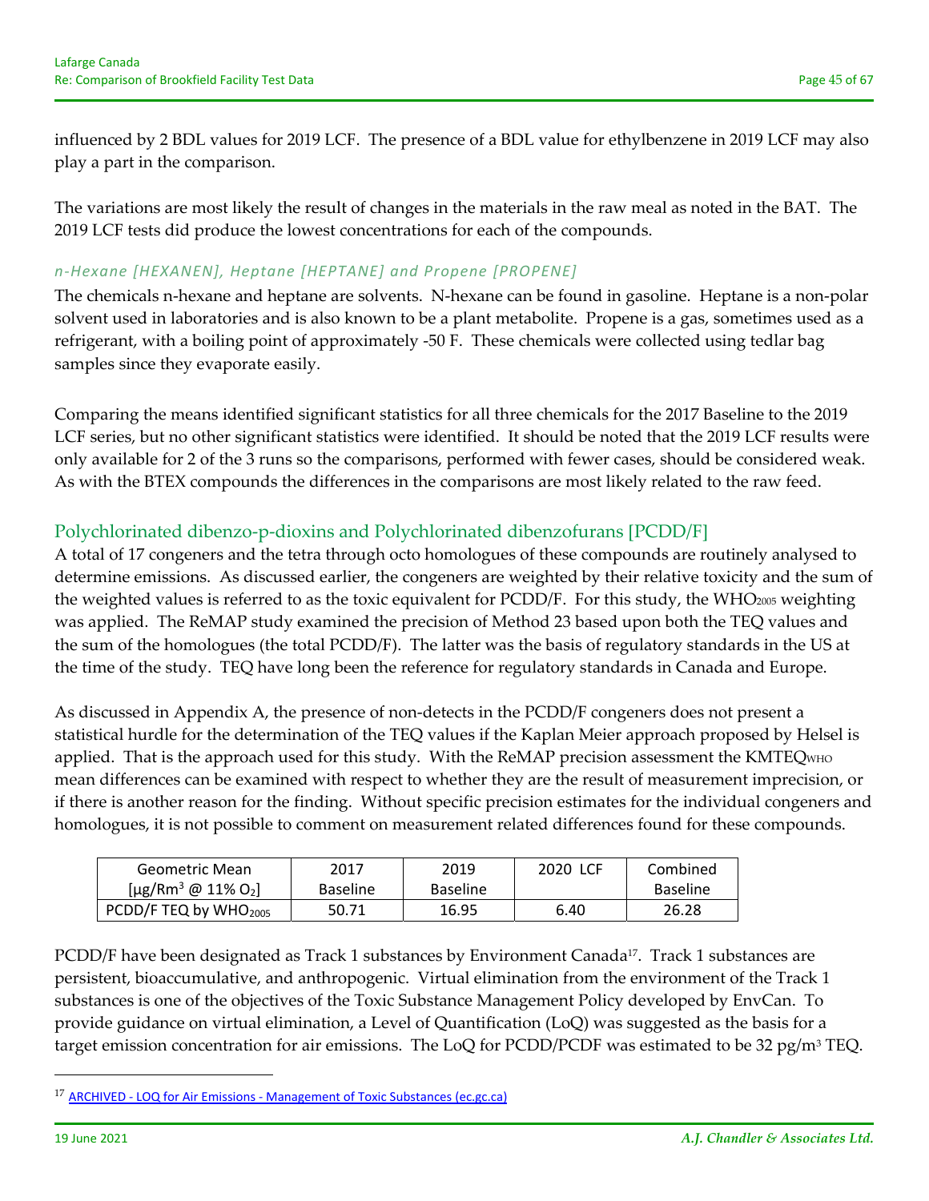influenced by 2 BDL values for 2019 LCF. The presence of a BDL value for ethylbenzene in 2019 LCF may also play a part in the comparison.

The variations are most likely the result of changes in the materials in the raw meal as noted in the BAT. The 2019 LCF tests did produce the lowest concentrations for each of the compounds.

### *n-Hexane [HEXANEN], Heptane [HEPTANE] and Propene [PROPENE]*

The chemicals n-hexane and heptane are solvents. N-hexane can be found in gasoline. Heptane is a non-polar solvent used in laboratories and is also known to be a plant metabolite. Propene is a gas, sometimes used as a refrigerant, with a boiling point of approximately -50 F. These chemicals were collected using tedlar bag samples since they evaporate easily.

Comparing the means identified significant statistics for all three chemicals for the 2017 Baseline to the 2019 LCF series, but no other significant statistics were identified. It should be noted that the 2019 LCF results were only available for 2 of the 3 runs so the comparisons, performed with fewer cases, should be considered weak. As with the BTEX compounds the differences in the comparisons are most likely related to the raw feed.

## Polychlorinated dibenzo-p-dioxins and Polychlorinated dibenzofurans [PCDD/F]

A total of 17 congeners and the tetra through octo homologues of these compounds are routinely analysed to determine emissions. As discussed earlier, the congeners are weighted by their relative toxicity and the sum of the weighted values is referred to as the toxic equivalent for PCDD/F. For this study, the $WHO_{2005}$ weighting was applied. The ReMAP study examined the precision of Method 23 based upon both the TEQ values and the sum of the homologues (the total PCDD/F). The latter was the basis of regulatory standards in the US at the time of the study. TEQ have long been the reference for regulatory standards in Canada and Europe.

As discussed in Appendix A, the presence of non-detects in the PCDD/F congeners does not present a statistical hurdle for the determination of the TEQ values if the Kaplan Meier approach proposed by Helsel is applied. That is the approach used for this study. With the ReMAP precision assessment the $KMTEQ_{WHO}$ mean differences can be examined with respect to whether they are the result of measurement imprecision, or if there is another reason for the finding. Without specific precision estimates for the individual congeners and homologues, it is not possible to comment on measurement related differences found for these compounds.

| Geometric Mean [µg/Rm$^3$ @ 11% $O_2$] | 2017 Baseline | 2019 Baseline | 2020 LCF | Combined Baseline |
|---|---|---|---|---|
| PCDD/F TEQ by $WHO_{2005}$ | 50.71 | 16.95 | 6.40 | 26.28 |

PCDD/F have been designated as Track 1 substances by Environment Canada[17]. Track 1 substances are persistent, bioaccumulative, and anthropogenic. Virtual elimination from the environment of the Track 1 substances is one of the objectives of the Toxic Substance Management Policy developed by EnvCan. To provide guidance on virtual elimination, a Level of Quantification (LoQ) was suggested as the basis for a target emission concentration for air emissions. The LoQ for PCDD/PCDF was estimated to be 32 pg/m$^3$ TEQ.

[17] ARCHIVED - LOQ for Air Emissions - Management of Toxic Substances (ec.gc.ca)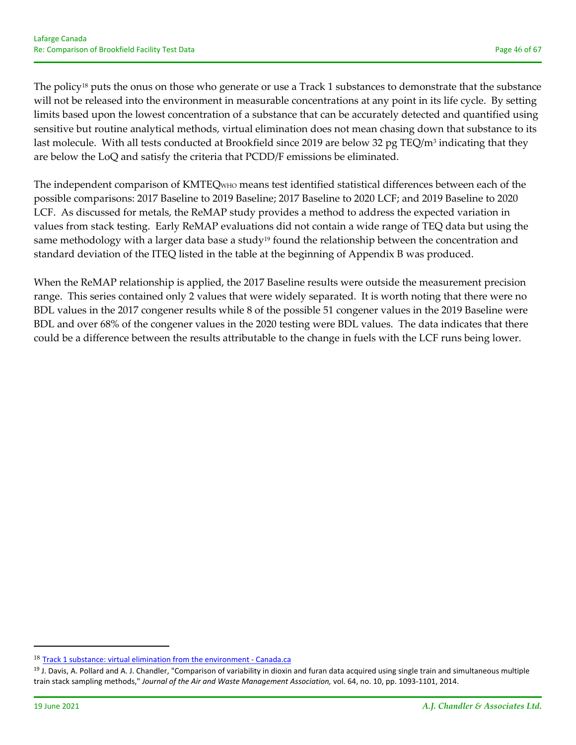The policy[18] puts the onus on those who generate or use a Track 1 substances to demonstrate that the substance will not be released into the environment in measurable concentrations at any point in its life cycle. By setting limits based upon the lowest concentration of a substance that can be accurately detected and quantified using sensitive but routine analytical methods, virtual elimination does not mean chasing down that substance to its last molecule. With all tests conducted at Brookfield since 2019 are below 32 pg TEQ/m$^3$ indicating that they are below the LoQ and satisfy the criteria that PCDD/F emissions be eliminated.

The independent comparison of KMTEQ$_{WHO}$ means test identified statistical differences between each of the possible comparisons: 2017 Baseline to 2019 Baseline; 2017 Baseline to 2020 LCF; and 2019 Baseline to 2020 LCF. As discussed for metals, the ReMAP study provides a method to address the expected variation in values from stack testing. Early ReMAP evaluations did not contain a wide range of TEQ data but using the same methodology with a larger data base a study[19] found the relationship between the concentration and standard deviation of the ITEQ listed in the table at the beginning of Appendix B was produced.

When the ReMAP relationship is applied, the 2017 Baseline results were outside the measurement precision range. This series contained only 2 values that were widely separated. It is worth noting that there were no BDL values in the 2017 congener results while 8 of the possible 51 congener values in the 2019 Baseline were BDL and over 68% of the congener values in the 2020 testing were BDL values. The data indicates that there could be a difference between the results attributable to the change in fuels with the LCF runs being lower.

---

[18] Track 1 substance: virtual elimination from the environment - Canada.ca

[19] J. Davis, A. Pollard and A. J. Chandler, "Comparison of variability in dioxin and furan data acquired using single train and simultaneous multiple train stack sampling methods," *Journal of the Air and Waste Management Association,* vol. 64, no. 10, pp. 1093-1101, 2014.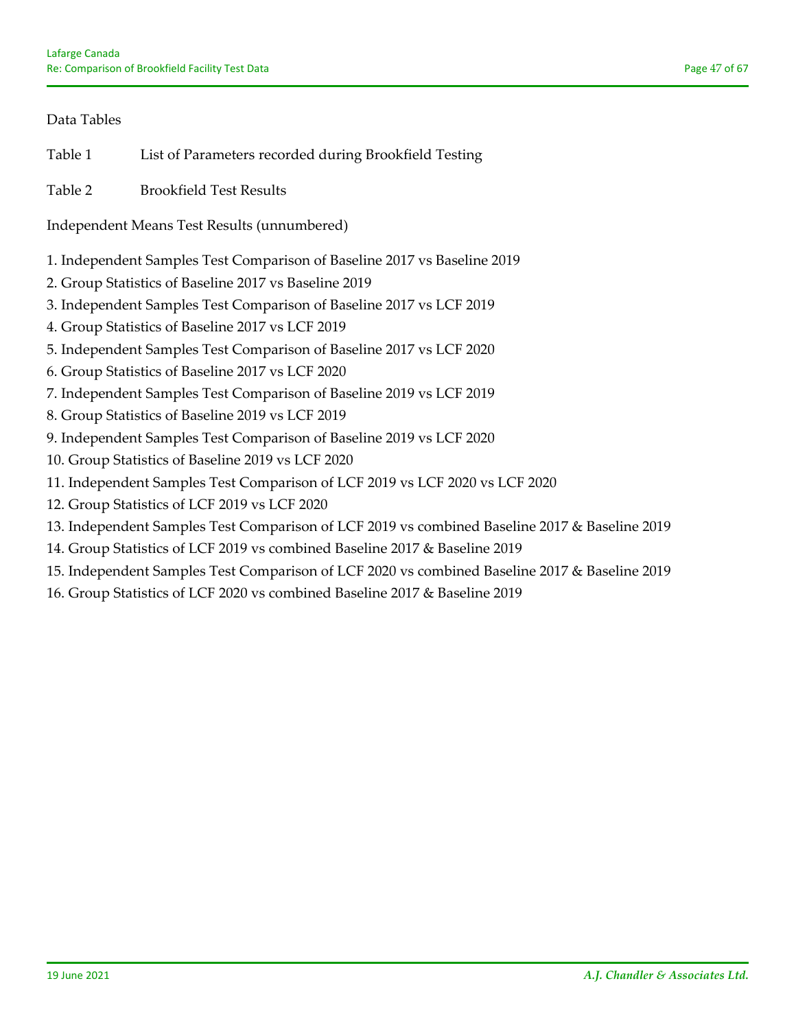Data Tables

Table 1 List of Parameters recorded during Brookfield Testing

Table 2 Brookfield Test Results

Independent Means Test Results (unnumbered)

1. Independent Samples Test Comparison of Baseline 2017 vs Baseline 2019
2. Group Statistics of Baseline 2017 vs Baseline 2019
3. Independent Samples Test Comparison of Baseline 2017 vs LCF 2019
4. Group Statistics of Baseline 2017 vs LCF 2019
5. Independent Samples Test Comparison of Baseline 2017 vs LCF 2020
6. Group Statistics of Baseline 2017 vs LCF 2020
7. Independent Samples Test Comparison of Baseline 2019 vs LCF 2019
8. Group Statistics of Baseline 2019 vs LCF 2019
9. Independent Samples Test Comparison of Baseline 2019 vs LCF 2020
10. Group Statistics of Baseline 2019 vs LCF 2020
11. Independent Samples Test Comparison of LCF 2019 vs LCF 2020 vs LCF 2020
12. Group Statistics of LCF 2019 vs LCF 2020
13. Independent Samples Test Comparison of LCF 2019 vs combined Baseline 2017 & Baseline 2019
14. Group Statistics of LCF 2019 vs combined Baseline 2017 & Baseline 2019
15. Independent Samples Test Comparison of LCF 2020 vs combined Baseline 2017 & Baseline 2019
16. Group Statistics of LCF 2020 vs combined Baseline 2017 & Baseline 2019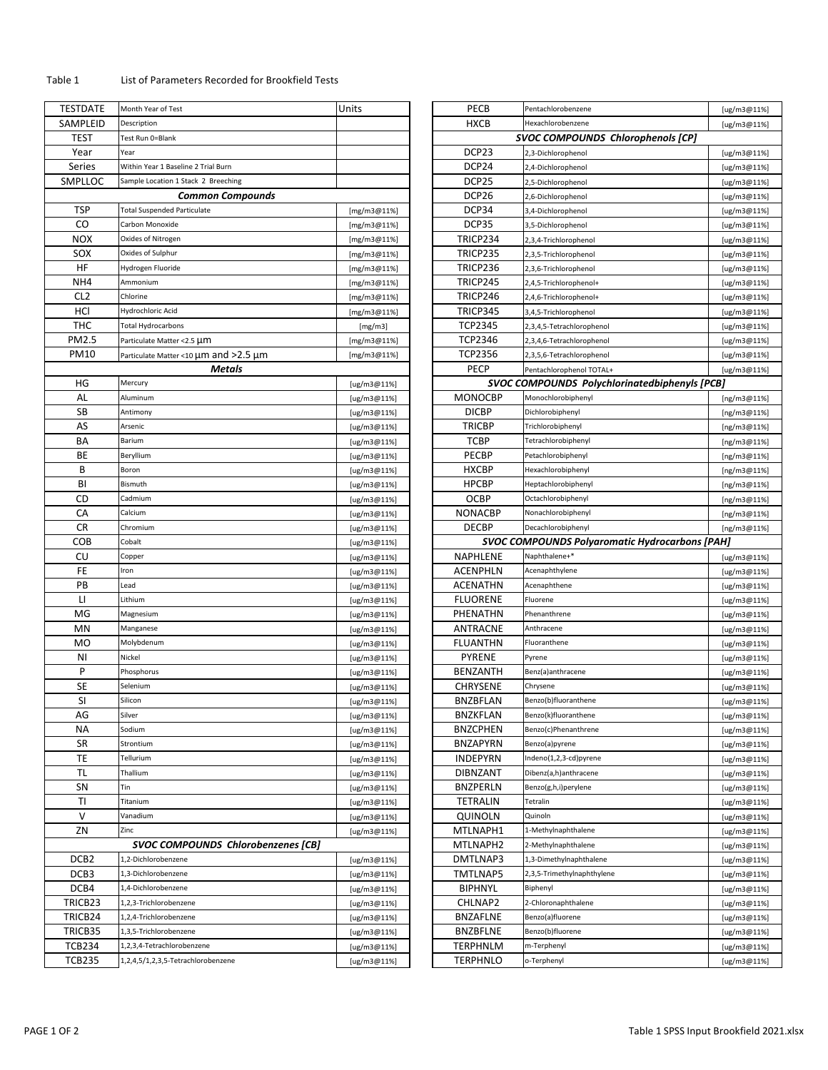Table 1 List of Parameters Recorded for Brookfield Tests

| TESTDATE | Month Year of Test | Units |
|---|---|---|
| SAMPLEID | Description | |
| TEST | Test Run 0=Blank | |
| Year | Year | |
| Series | Within Year 1 Baseline 2 Trial Burn | |
| SMPLLOC | Sample Location 1 Stack 2 Breeching | |
| ***Common Compounds*** | | |
| TSP | Total Suspended Particulate | [mg/m3@11%] |
| CO | Carbon Monoxide | [mg/m3@11%] |
| NOX | Oxides of Nitrogen | [mg/m3@11%] |
| SOX | Oxides of Sulphur | [mg/m3@11%] |
| HF | Hydrogen Fluoride | [mg/m3@11%] |
| NH4 | Ammonium | [mg/m3@11%] |
| CL2 | Chlorine | [mg/m3@11%] |
| HCl | Hydrochloric Acid | [mg/m3@11%] |
| THC | Total Hydrocarbons | [mg/m3] |
| PM2.5 | Particulate Matter <2.5 µm | [mg/m3@11%] |
| PM10 | Particulate Matter <10 µm and >2.5 µm | [mg/m3@11%] |
| ***Metals*** | | |
| HG | Mercury | [ug/m3@11%] |
| AL | Aluminum | [ug/m3@11%] |
| SB | Antimony | [ug/m3@11%] |
| AS | Arsenic | [ug/m3@11%] |
| BA | Barium | [ug/m3@11%] |
| BE | Beryllium | [ug/m3@11%] |
| B | Boron | [ug/m3@11%] |
| BI | Bismuth | [ug/m3@11%] |
| CD | Cadmium | [ug/m3@11%] |
| CA | Calcium | [ug/m3@11%] |
| CR | Chromium | [ug/m3@11%] |
| COB | Cobalt | [ug/m3@11%] |
| CU | Copper | [ug/m3@11%] |
| FE | Iron | [ug/m3@11%] |
| PB | Lead | [ug/m3@11%] |
| LI | Lithium | [ug/m3@11%] |
| MG | Magnesium | [ug/m3@11%] |
| MN | Manganese | [ug/m3@11%] |
| MO | Molybdenum | [ug/m3@11%] |
| NI | Nickel | [ug/m3@11%] |
| P | Phosphorus | [ug/m3@11%] |
| SE | Selenium | [ug/m3@11%] |
| SI | Silicon | [ug/m3@11%] |
| AG | Silver | [ug/m3@11%] |
| NA | Sodium | [ug/m3@11%] |
| SR | Strontium | [ug/m3@11%] |
| TE | Tellurium | [ug/m3@11%] |
| TL | Thallium | [ug/m3@11%] |
| SN | Tin | [ug/m3@11%] |
| TI | Titanium | [ug/m3@11%] |
| V | Vanadium | [ug/m3@11%] |
| ZN | Zinc | [ug/m3@11%] |
| ***SVOC COMPOUNDS Chlorobenzenes [CB]*** | | |
| DCB2 | 1,2-Dichlorobenzene | [ug/m3@11%] |
| DCB3 | 1,3-Dichlorobenzene | [ug/m3@11%] |
| DCB4 | 1,4-Dichlorobenzene | [ug/m3@11%] |
| TRICB23 | 1,2,3-Trichlorobenzene | [ug/m3@11%] |
| TRICB24 | 1,2,4-Trichlorobenzene | [ug/m3@11%] |
| TRICB35 | 1,3,5-Trichlorobenzene | [ug/m3@11%] |
| TCB234 | 1,2,3,4-Tetrachlorobenzene | [ug/m3@11%] |
| TCB235 | 1,2,4,5/1,2,3,5-Tetrachlorobenzene | [ug/m3@11%] |
| PECB | Pentachlorobenzene | [ug/m3@11%] |
| HXCB | Hexachlorobenzene | [ug/m3@11%] |
| ***SVOC COMPOUNDS Chlorophenols [CP]*** | | |
| DCP23 | 2,3-Dichlorophenol | [ug/m3@11%] |
| DCP24 | 2,4-Dichlorophenol | [ug/m3@11%] |
| DCP25 | 2,5-Dichlorophenol | [ug/m3@11%] |
| DCP26 | 2,6-Dichlorophenol | [ug/m3@11%] |
| DCP34 | 3,4-Dichlorophenol | [ug/m3@11%] |
| DCP35 | 3,5-Dichlorophenol | [ug/m3@11%] |
| TRICP234 | 2,3,4-Trichlorophenol | [ug/m3@11%] |
| TRICP235 | 2,3,5-Trichlorophenol | [ug/m3@11%] |
| TRICP236 | 2,3,6-Trichlorophenol | [ug/m3@11%] |
| TRICP245 | 2,4,5-Trichlorophenol+ | [ug/m3@11%] |
| TRICP246 | 2,4,6-Trichlorophenol+ | [ug/m3@11%] |
| TRICP345 | 3,4,5-Trichlorophenol | [ug/m3@11%] |
| TCP2345 | 2,3,4,5-Tetrachlorophenol | [ug/m3@11%] |
| TCP2346 | 2,3,4,6-Tetrachlorophenol | [ug/m3@11%] |
| TCP2356 | 2,3,5,6-Tetrachlorophenol | [ug/m3@11%] |
| PECP | Pentachlorophenol TOTAL+ | [ug/m3@11%] |
| ***SVOC COMPOUNDS Polychlorinatedbiphenyls [PCB]*** | | |
| MONOCBP | Monochlorobiphenyl | [ng/m3@11%] |
| DICBP | Dichlorobiphenyl | [ng/m3@11%] |
| TRICBP | Trichlorobiphenyl | [ng/m3@11%] |
| TCBP | Tetrachlorobiphenyl | [ng/m3@11%] |
| PECBP | Petachlorobiphenyl | [ng/m3@11%] |
| HXCBP | Hexachlorobiphenyl | [ng/m3@11%] |
| HPCBP | Heptachlorobiphenyl | [ng/m3@11%] |
| OCBP | Octachlorobiphenyl | [ng/m3@11%] |
| NONACBP | Nonachlorobiphenyl | [ng/m3@11%] |
| DECBP | Decachlorobiphenyl | [ng/m3@11%] |
| ***SVOC COMPOUNDS Polyaromatic Hydrocarbons [PAH]*** | | |
| NAPHLENE | Naphthalene+* | [ug/m3@11%] |
| ACENPHLN | Acenaphthylene | [ug/m3@11%] |
| ACENATHN | Acenaphthene | [ug/m3@11%] |
| FLUORENE | Fluorene | [ug/m3@11%] |
| PHENATHN | Phenanthrene | [ug/m3@11%] |
| ANTRACNE | Anthracene | [ug/m3@11%] |
| FLUANTHN | Fluoranthene | [ug/m3@11%] |
| PYRENE | Pyrene | [ug/m3@11%] |
| BENZANTH | Benz(a)anthracene | [ug/m3@11%] |
| CHRYSENE | Chrysene | [ug/m3@11%] |
| BNZBFLAN | Benzo(b)fluoranthene | [ug/m3@11%] |
| BNZKFLAN | Benzo(k)fluoranthene | [ug/m3@11%] |
| BNZCPHEN | Benzo(c)Phenanthrene | [ug/m3@11%] |
| BNZAPYRN | Benzo(a)pyrene | [ug/m3@11%] |
| INDEPYRN | Indeno(1,2,3-cd)pyrene | [ug/m3@11%] |
| DIBNZANT | Dibenz(a,h)anthracene | [ug/m3@11%] |
| BNZPERLN | Benzo(g,h,i)perylene | [ug/m3@11%] |
| TETRALIN | Tetralin | [ug/m3@11%] |
| QUINOLN | Quinoln | [ug/m3@11%] |
| MTLNAPH1 | 1-Methylnaphthalene | [ug/m3@11%] |
| MTLNAPH2 | 2-Methylnaphthalene | [ug/m3@11%] |
| DMTLNAP3 | 1,3-Dimethylnaphthalene | [ug/m3@11%] |
| TMTLNAP5 | 2,3,5-Trimethylnaphthylene | [ug/m3@11%] |
| BIPHNYL | Biphenyl | [ug/m3@11%] |
| CHLNAP2 | 2-Chloronaphthalene | [ug/m3@11%] |
| BNZAFLNE | Benzo(a)fluorene | [ug/m3@11%] |
| BNZBFLNE | Benzo(b)fluorene | [ug/m3@11%] |
| TERPHNLM | m-Terphenyl | [ug/m3@11%] |
| TERPHNLO | o-Terphenyl | [ug/m3@11%] |

Table 1 SPSS Input Brookfield 2021.xlsx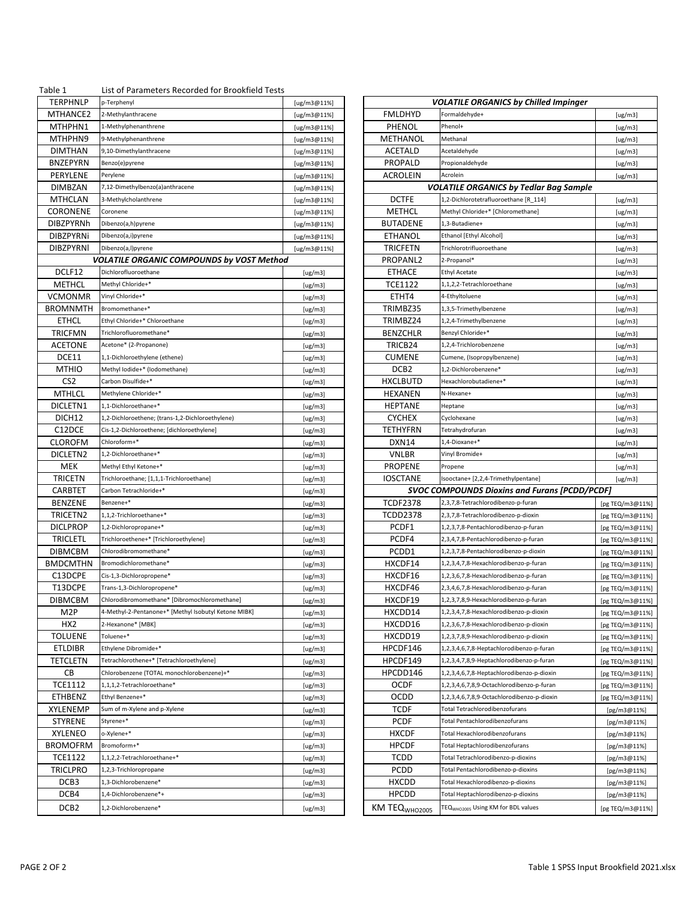Table 1 List of Parameters Recorded for Brookfield Tests

| | | |
|---|---|---|
| TERPHNLP | p-Terphenyl | [ug/m3@11%] |
| MTHANCE2 | 2-Methylanthracene | [ug/m3@11%] |
| MTHPHN1 | 1-Methylphenanthrene | [ug/m3@11%] |
| MTHPHN9 | 9-Methylphenanthrene | [ug/m3@11%] |
| DIMTHAN | 9,10-Dimethylanthracene | [ug/m3@11%] |
| BNZEPYRN | Benzo(e)pyrene | [ug/m3@11%] |
| PERYLENE | Perylene | [ug/m3@11%] |
| DIMBZAN | 7,12-Dimethylbenzo(a)anthracene | [ug/m3@11%] |
| MTHCLAN | 3-Methylcholanthrene | [ug/m3@11%] |
| CORONENE | Coronene | [ug/m3@11%] |
| DIBZPYRNh | Dibenzo(a,h)pyrene | [ug/m3@11%] |
| DIBZPYRNi | Dibenzo(a,i)pyrene | [ug/m3@11%] |
| DIBZPYRNl | Dibenzo(a,l)pyrene | [ug/m3@11%] |
| ***VOLATILE ORGANIC COMPOUNDS by VOST Method*** | | |
| DCLF12 | Dichlorofluoroethane | [ug/m3] |
| METHCL | Methyl Chloride+* | [ug/m3] |
| VCMONMR | Vinyl Chloride+* | [ug/m3] |
| BROMNMTH | Bromomethane+* | [ug/m3] |
| ETHCL | Ethyl Chloride+* Chloroethane | [ug/m3] |
| TRICFMN | Trichlorofluoromethane* | [ug/m3] |
| ACETONE | Acetone* (2-Propanone) | [ug/m3] |
| DCE11 | 1,1-Dichloroethylene (ethene) | [ug/m3] |
| MTHIO | Methyl Iodide+* (Iodomethane) | [ug/m3] |
| CS2 | Carbon Disulfide+* | [ug/m3] |
| MTHLCL | Methylene Chloride+* | [ug/m3] |
| DICLETN1 | 1,1-Dichloroethane+* | [ug/m3] |
| DICH12 | 1,2-Dichloroethene; (trans-1,2-Dichloroethylene) | [ug/m3] |
| C12DCE | Cis-1,2-Dichloroethene; [dichloroethylene] | [ug/m3] |
| CLOROFM | Chloroform+* | [ug/m3] |
| DICLETN2 | 1,2-Dichloroethane+* | [ug/m3] |
| MEK | Methyl Ethyl Ketone+* | [ug/m3] |
| TRICETN | Trichloroethane; [1,1,1-Trichloroethane] | [ug/m3] |
| CARBTET | Carbon Tetrachloride+* | [ug/m3] |
| BENZENE | Benzene+* | [ug/m3] |
| TRICETN2 | 1,1,2-Trichloroethane+* | [ug/m3] |
| DICLPROP | 1,2-Dichloropropane+* | [ug/m3] |
| TRICLETL | Trichloroethene+* [Trichloroethylene] | [ug/m3] |
| DIBMCBM | Chlorodibromomethane* | [ug/m3] |
| BMDCMTHN | Bromodichloromethane* | [ug/m3] |
| C13DCPE | Cis-1,3-Dichloropropene* | [ug/m3] |
| T13DCPE | Trans-1,3-Dichloropropene* | [ug/m3] |
| DIBMCBM | Chlorodibromomethane* [Dibromochloromethane] | [ug/m3] |
| M2P | 4-Methyl-2-Pentanone+* [Methyl Isobutyl Ketone MIBK] | [ug/m3] |
| HX2 | 2-Hexanone* [MBK] | [ug/m3] |
| TOLUENE | Toluene+* | [ug/m3] |
| ETLDIBR | Ethylene Dibromide+* | [ug/m3] |
| TETCLETN | Tetrachlorothene+* [Tetrachloroethylene] | [ug/m3] |
| CB | Chlorobenzene (TOTAL monochlorobenzene)+* | [ug/m3] |
| TCE1112 | 1,1,1,2-Tetrachloroethane* | [ug/m3] |
| ETHBENZ | Ethyl Benzene+* | [ug/m3] |
| XYLENEMP | Sum of m-Xylene and p-Xylene | [ug/m3] |
| STYRENE | Styrene+* | [ug/m3] |
| XYLENEO | o-Xylene+* | [ug/m3] |
| BROMOFRM | Bromoform+* | [ug/m3] |
| TCE1122 | 1,1,2,2-Tetrachloroethane+* | [ug/m3] |
| TRICLPRO | 1,2,3-Trichloropropane | [ug/m3] |
| DCB3 | 1,3-Dichlorobenzene* | [ug/m3] |
| DCB4 | 1,4-Dichlorobenzene*+ | [ug/m3] |
| DCB2 | 1,2-Dichlorobenzene* | [ug/m3] |

| | | |
|---|---|---|
| ***VOLATILE ORGANICS by Chilled Impinger*** | | |
| FMLDHYD | Formaldehyde+ | [ug/m3] |
| PHENOL | Phenol+ | [ug/m3] |
| METHANOL | Methanal | [ug/m3] |
| ACETALD | Acetaldehyde | [ug/m3] |
| PROPALD | Propionaldehyde | [ug/m3] |
| ACROLEIN | Acrolein | [ug/m3] |
| ***VOLATILE ORGANICS by Tedlar Bag Sample*** | | |
| DCTFE | 1,2-Dichlorotetrafluoroethane [R_114] | [ug/m3] |
| METHCL | Methyl Chloride+* [Chloromethane] | [ug/m3] |
| BUTADENE | 1,3-Butadiene+ | [ug/m3] |
| ETHANOL | Ethanol [Ethyl Alcohol] | [ug/m3] |
| TRICFETN | Trichlorotrifluoroethane | [ug/m3] |
| PROPANL2 | 2-Propanol* | [ug/m3] |
| ETHACE | Ethyl Acetate | [ug/m3] |
| TCE1122 | 1,1,2,2-Tetrachloroethane | [ug/m3] |
| ETHT4 | 4-Ethyltoluene | [ug/m3] |
| TRIMBZ35 | 1,3,5-Trimethylbenzene | [ug/m3] |
| TRIMBZ24 | 1,2,4-Trimethylbenzene | [ug/m3] |
| BENZCHLR | Benzyl Chloride+* | [ug/m3] |
| TRICB24 | 1,2,4-Trichlorobenzene | [ug/m3] |
| CUMENE | Cumene, (Isopropylbenzene) | [ug/m3] |
| DCB2 | 1,2-Dichlorobenzene* | [ug/m3] |
| HXCLBUTD | Hexachlorobutadiene+* | [ug/m3] |
| HEXANEN | N-Hexane+ | [ug/m3] |
| HEPTANE | Heptane | [ug/m3] |
| CYCHEX | Cyclohexane | [ug/m3] |
| TETHYFRN | Tetrahydrofuran | [ug/m3] |
| DXN14 | 1,4-Dioxane+* | [ug/m3] |
| VNLBR | Vinyl Bromide+ | [ug/m3] |
| PROPENE | Propene | [ug/m3] |
| IOSCTANE | Isooctane+ [2,2,4-Trimethylpentane] | [ug/m3] |
| ***SVOC COMPOUNDS Dioxins and Furans [PCDD/PCDF]*** | | |
| TCDF2378 | 2,3,7,8-Tetrachlorodibenzo-p-furan | [pg TEQ/m3@11%] |
| TCDD2378 | 2,3,7,8-Tetrachlorodibenzo-p-dioxin | [pg TEQ/m3@11%] |
| PCDF1 | 1,2,3,7,8-Pentachlorodibenzo-p-furan | [pg TEQ/m3@11%] |
| PCDF4 | 2,3,4,7,8-Pentachlorodibenzo-p-furan | [pg TEQ/m3@11%] |
| PCDD1 | 1,2,3,7,8-Pentachlorodibenzo-p-dioxin | [pg TEQ/m3@11%] |
| HXCDF14 | 1,2,3,4,7,8-Hexachlorodibenzo-p-furan | [pg TEQ/m3@11%] |
| HXCDF16 | 1,2,3,6,7,8-Hexachlorodibenzo-p-furan | [pg TEQ/m3@11%] |
| HXCDF46 | 2,3,4,6,7,8-Hexachlorodibenzo-p-furan | [pg TEQ/m3@11%] |
| HXCDF19 | 1,2,3,7,8,9-Hexachlorodibenzo-p-furan | [pg TEQ/m3@11%] |
| HXCDD14 | 1,2,3,4,7,8-Hexachlorodibenzo-p-dioxin | [pg TEQ/m3@11%] |
| HXCDD16 | 1,2,3,6,7,8-Hexachlorodibenzo-p-dioxin | [pg TEQ/m3@11%] |
| HXCDD19 | 1,2,3,7,8,9-Hexachlorodibenzo-p-dioxin | [pg TEQ/m3@11%] |
| HPCDF146 | 1,2,3,4,6,7,8-Heptachlorodibenzo-p-furan | [pg TEQ/m3@11%] |
| HPCDF149 | 1,2,3,4,7,8,9-Heptachlorodibenzo-p-furan | [pg TEQ/m3@11%] |
| HPCDD146 | 1,2,3,4,6,7,8-Heptachlorodibenzo-p-dioxin | [pg TEQ/m3@11%] |
| OCDF | 1,2,3,4,6,7,8,9-Octachlorodibenzo-p-furan | [pg TEQ/m3@11%] |
| OCDD | 1,2,3,4,6,7,8,9-Octachlorodibenzo-p-dioxin | [pg TEQ/m3@11%] |
| TCDF | Total Tetrachlorodibenzofurans | [pg/m3@11%] |
| PCDF | Total Pentachlorodibenzofurans | [pg/m3@11%] |
| HXCDF | Total Hexachlorodibenzofurans | [pg/m3@11%] |
| HPCDF | Total Heptachlorodibenzofurans | [pg/m3@11%] |
| TCDD | Total Tetrachlorodibenzo-p-dioxins | [pg/m3@11%] |
| PCDD | Total Pentachlorodibenzo-p-dioxins | [pg/m3@11%] |
| HXCDD | Total Hexachlorodibenzo-p-dioxins | [pg/m3@11%] |
| HPCDD | Total Heptachlorodibenzo-p-dioxins | [pg/m3@11%] |
| KM $TEQ_{WHO2005}$ | $TEQ_{WHO2005}$ Using KM for BDL values | [pg TEQ/m3@11%] |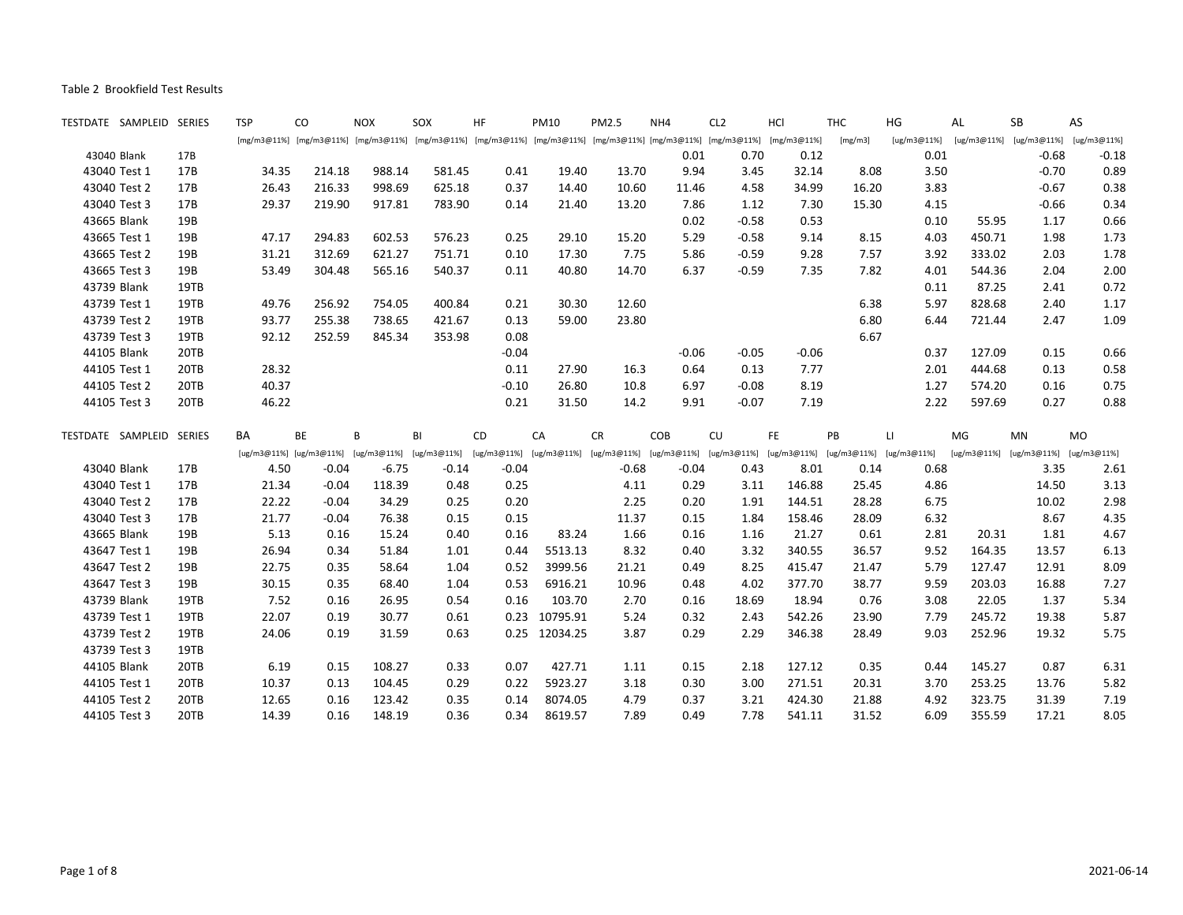Table 2 Brookfield Test Results

| TESTDATE | SAMPLEID | SERIES | TSP | CO | NOX | SOX | HF | PM10 | PM2.5 | NH4 | CL2 | HCl | THC | HG | AL | SB | AS |
|---|---|---|---|---|---|---|---|---|---|---|---|---|---|---|---|---|---|
| | | | [mg/m3@11%] | [mg/m3@11%] | [mg/m3@11%] | [mg/m3@11%] | [mg/m3@11%] | [mg/m3@11%] | [mg/m3@11%] | [mg/m3@11%] | [mg/m3@11%] | [mg/m3@11%] | [mg/m3] | [ug/m3@11%] | [ug/m3@11%] | [ug/m3@11%] | [ug/m3@11%] |
| 43040 | Blank | 17B | | | | | | | | 0.01 | 0.70 | 0.12 | | 0.01 | | -0.68 | -0.18 |
| 43040 | Test 1 | 17B | 34.35 | 214.18 | 988.14 | 581.45 | 0.41 | 19.40 | 13.70 | 9.94 | 3.45 | 32.14 | 8.08 | 3.50 | | -0.70 | 0.89 |
| 43040 | Test 2 | 17B | 26.43 | 216.33 | 998.69 | 625.18 | 0.37 | 14.40 | 10.60 | 11.46 | 4.58 | 34.99 | 16.20 | 3.83 | | -0.67 | 0.38 |
| 43040 | Test 3 | 17B | 29.37 | 219.90 | 917.81 | 783.90 | 0.14 | 21.40 | 13.20 | 7.86 | 1.12 | 7.30 | 15.30 | 4.15 | | -0.66 | 0.34 |
| 43665 | Blank | 19B | | | | | | | | 0.02 | -0.58 | 0.53 | | 0.10 | 55.95 | 1.17 | 0.66 |
| 43665 | Test 1 | 19B | 47.17 | 294.83 | 602.53 | 576.23 | 0.25 | 29.10 | 15.20 | 5.29 | -0.58 | 9.14 | 8.15 | 4.03 | 450.71 | 1.98 | 1.73 |
| 43665 | Test 2 | 19B | 31.21 | 312.69 | 621.27 | 751.71 | 0.10 | 17.30 | 7.75 | 5.86 | -0.59 | 9.28 | 7.57 | 3.92 | 333.02 | 2.03 | 1.78 |
| 43665 | Test 3 | 19B | 53.49 | 304.48 | 565.16 | 540.37 | 0.11 | 40.80 | 14.70 | 6.37 | -0.59 | 7.35 | 7.82 | 4.01 | 544.36 | 2.04 | 2.00 |
| 43739 | Blank | 19TB | | | | | | | | | | | | 0.11 | 87.25 | 2.41 | 0.72 |
| 43739 | Test 1 | 19TB | 49.76 | 256.92 | 754.05 | 400.84 | 0.21 | 30.30 | 12.60 | | | | 6.38 | 5.97 | 828.68 | 2.40 | 1.17 |
| 43739 | Test 2 | 19TB | 93.77 | 255.38 | 738.65 | 421.67 | 0.13 | 59.00 | 23.80 | | | | 6.80 | 6.44 | 721.44 | 2.47 | 1.09 |
| 43739 | Test 3 | 19TB | 92.12 | 252.59 | 845.34 | 353.98 | 0.08 | | | | | | 6.67 | | | | |
| 44105 | Blank | 20TB | | | | | -0.04 | | | -0.06 | -0.05 | -0.06 | | 0.37 | 127.09 | 0.15 | 0.66 |
| 44105 | Test 1 | 20TB | 28.32 | | | | 0.11 | 27.90 | 16.3 | 0.64 | 0.13 | 7.77 | | 2.01 | 444.68 | 0.13 | 0.58 |
| 44105 | Test 2 | 20TB | 40.37 | | | | -0.10 | 26.80 | 10.8 | 6.97 | -0.08 | 8.19 | | 1.27 | 574.20 | 0.16 | 0.75 |
| 44105 | Test 3 | 20TB | 46.22 | | | | 0.21 | 31.50 | 14.2 | 9.91 | -0.07 | 7.19 | | 2.22 | 597.69 | 0.27 | 0.88 |

| TESTDATE | SAMPLEID | SERIES | BA | BE | B | BI | CD | CA | CR | COB | CU | FE | PB | LI | MG | MN | MO |
|---|---|---|---|---|---|---|---|---|---|---|---|---|---|---|---|---|---|
| | | | [ug/m3@11%] | [ug/m3@11%] | [ug/m3@11%] | [ug/m3@11%] | [ug/m3@11%] | [ug/m3@11%] | [ug/m3@11%] | [ug/m3@11%] | [ug/m3@11%] | [ug/m3@11%] | [ug/m3@11%] | [ug/m3@11%] | [ug/m3@11%] | [ug/m3@11%] | [ug/m3@11%] |
| 43040 | Blank | 17B | 4.50 | -0.04 | -6.75 | -0.14 | -0.04 | | -0.68 | -0.04 | 0.43 | 8.01 | 0.14 | 0.68 | | 3.35 | 2.61 |
| 43040 | Test 1 | 17B | 21.34 | -0.04 | 118.39 | 0.48 | 0.25 | | 4.11 | 0.29 | 3.11 | 146.88 | 25.45 | 4.86 | | 14.50 | 3.13 |
| 43040 | Test 2 | 17B | 22.22 | -0.04 | 34.29 | 0.25 | 0.20 | | 2.25 | 0.20 | 1.91 | 144.51 | 28.28 | 6.75 | | 10.02 | 2.98 |
| 43040 | Test 3 | 17B | 21.77 | -0.04 | 76.38 | 0.15 | 0.15 | | 11.37 | 0.15 | 1.84 | 158.46 | 28.09 | 6.32 | | 8.67 | 4.35 |
| 43665 | Blank | 19B | 5.13 | 0.16 | 15.24 | 0.40 | 0.16 | 83.24 | 1.66 | 0.16 | 1.16 | 21.27 | 0.61 | 2.81 | 20.31 | 1.81 | 4.67 |
| 43647 | Test 1 | 19B | 26.94 | 0.34 | 51.84 | 1.01 | 0.44 | 5513.13 | 8.32 | 0.40 | 3.32 | 340.55 | 36.57 | 9.52 | 164.35 | 13.57 | 6.13 |
| 43647 | Test 2 | 19B | 22.75 | 0.35 | 58.64 | 1.04 | 0.52 | 3999.56 | 21.21 | 0.49 | 8.25 | 415.47 | 21.47 | 5.79 | 127.47 | 12.91 | 8.09 |
| 43647 | Test 3 | 19B | 30.15 | 0.35 | 68.40 | 1.04 | 0.53 | 6916.21 | 10.96 | 0.48 | 4.02 | 377.70 | 38.77 | 9.59 | 203.03 | 16.88 | 7.27 |
| 43739 | Blank | 19TB | 7.52 | 0.16 | 26.95 | 0.54 | 0.16 | 103.70 | 2.70 | 0.16 | 18.69 | 18.94 | 0.76 | 3.08 | 22.05 | 1.37 | 5.34 |
| 43739 | Test 1 | 19TB | 22.07 | 0.19 | 30.77 | 0.61 | 0.23 | 10795.91 | 5.24 | 0.32 | 2.43 | 542.26 | 23.90 | 7.79 | 245.72 | 19.38 | 5.87 |
| 43739 | Test 2 | 19TB | 24.06 | 0.19 | 31.59 | 0.63 | 0.25 | 12034.25 | 3.87 | 0.29 | 2.29 | 346.38 | 28.49 | 9.03 | 252.96 | 19.32 | 5.75 |
| 43739 | Test 3 | 19TB | | | | | | | | | | | | | | | |
| 44105 | Blank | 20TB | 6.19 | 0.15 | 108.27 | 0.33 | 0.07 | 427.71 | 1.11 | 0.15 | 2.18 | 127.12 | 0.35 | 0.44 | 145.27 | 0.87 | 6.31 |
| 44105 | Test 1 | 20TB | 10.37 | 0.13 | 104.45 | 0.29 | 0.22 | 5923.27 | 3.18 | 0.30 | 3.00 | 271.51 | 20.31 | 3.70 | 253.25 | 13.76 | 5.82 |
| 44105 | Test 2 | 20TB | 12.65 | 0.16 | 123.42 | 0.35 | 0.14 | 8074.05 | 4.79 | 0.37 | 3.21 | 424.30 | 21.88 | 4.92 | 323.75 | 31.39 | 7.19 |
| 44105 | Test 3 | 20TB | 14.39 | 0.16 | 148.19 | 0.36 | 0.34 | 8619.57 | 7.89 | 0.49 | 7.78 | 541.11 | 31.52 | 6.09 | 355.59 | 17.21 | 8.05 |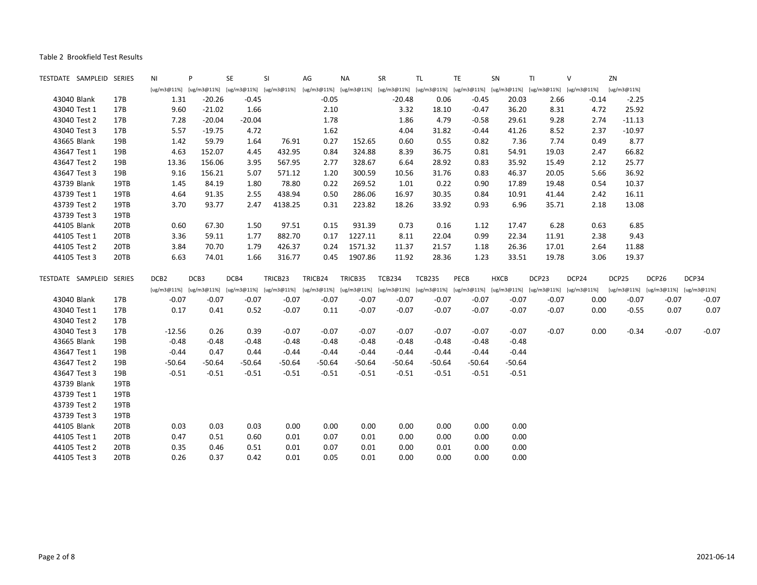Table 2 Brookfield Test Results

| TESTDATE | SAMPLEID | SERIES | NI | P | SE | SI | AG | NA | SR | TL | TE | SN | TI | V | ZN |
|---|---|---|---|---|---|---|---|---|---|---|---|---|---|---|---|
| | | | [ug/m3@11%] | [ug/m3@11%] | [ug/m3@11%] | [ug/m3@11%] | [ug/m3@11%] | [ug/m3@11%] | [ug/m3@11%] | [ug/m3@11%] | [ug/m3@11%] | [ug/m3@11%] | [ug/m3@11%] | [ug/m3@11%] | [ug/m3@11%] |
| 43040 | Blank | 17B | 1.31 | -20.26 | -0.45 | | -0.05 | | -20.48 | 0.06 | -0.45 | 20.03 | 2.66 | -0.14 | -2.25 |
| 43040 | Test 1 | 17B | 9.60 | -21.02 | 1.66 | | 2.10 | | 3.32 | 18.10 | -0.47 | 36.20 | 8.31 | 4.72 | 25.92 |
| 43040 | Test 2 | 17B | 7.28 | -20.04 | -20.04 | | 1.78 | | 1.86 | 4.79 | -0.58 | 29.61 | 9.28 | 2.74 | -11.13 |
| 43040 | Test 3 | 17B | 5.57 | -19.75 | 4.72 | | 1.62 | | 4.04 | 31.82 | -0.44 | 41.26 | 8.52 | 2.37 | -10.97 |
| 43665 | Blank | 19B | 1.42 | 59.79 | 1.64 | 76.91 | 0.27 | 152.65 | 0.60 | 0.55 | 0.82 | 7.36 | 7.74 | 0.49 | 8.77 |
| 43647 | Test 1 | 19B | 4.63 | 152.07 | 4.45 | 432.95 | 0.84 | 324.88 | 8.39 | 36.75 | 0.81 | 54.91 | 19.03 | 2.47 | 66.82 |
| 43647 | Test 2 | 19B | 13.36 | 156.06 | 3.95 | 567.95 | 2.77 | 328.67 | 6.64 | 28.92 | 0.83 | 35.92 | 15.49 | 2.12 | 25.77 |
| 43647 | Test 3 | 19B | 9.16 | 156.21 | 5.07 | 571.12 | 1.20 | 300.59 | 10.56 | 31.76 | 0.83 | 46.37 | 20.05 | 5.66 | 36.92 |
| 43739 | Blank | 19TB | 1.45 | 84.19 | 1.80 | 78.80 | 0.22 | 269.52 | 1.01 | 0.22 | 0.90 | 17.89 | 19.48 | 0.54 | 10.37 |
| 43739 | Test 1 | 19TB | 4.64 | 91.35 | 2.55 | 438.94 | 0.50 | 286.06 | 16.97 | 30.35 | 0.84 | 10.91 | 41.44 | 2.42 | 16.11 |
| 43739 | Test 2 | 19TB | 3.70 | 93.77 | 2.47 | 4138.25 | 0.31 | 223.82 | 18.26 | 33.92 | 0.93 | 6.96 | 35.71 | 2.18 | 13.08 |
| 43739 | Test 3 | 19TB | | | | | | | | | | | | | |
| 44105 | Blank | 20TB | 0.60 | 67.30 | 1.50 | 97.51 | 0.15 | 931.39 | 0.73 | 0.16 | 1.12 | 17.47 | 6.28 | 0.63 | 6.85 |
| 44105 | Test 1 | 20TB | 3.36 | 59.11 | 1.77 | 882.70 | 0.17 | 1227.11 | 8.11 | 22.04 | 0.99 | 22.34 | 11.91 | 2.38 | 9.43 |
| 44105 | Test 2 | 20TB | 3.84 | 70.70 | 1.79 | 426.37 | 0.24 | 1571.32 | 11.37 | 21.57 | 1.18 | 26.36 | 17.01 | 2.64 | 11.88 |
| 44105 | Test 3 | 20TB | 6.63 | 74.01 | 1.66 | 316.77 | 0.45 | 1907.86 | 11.92 | 28.36 | 1.23 | 33.51 | 19.78 | 3.06 | 19.37 |

| TESTDATE | SAMPLEID | SERIES | DCB2 | DCB3 | DCB4 | TRICB23 | TRICB24 | TRICB35 | TCB234 | TCB235 | PECB | HXCB | DCP23 | DCP24 | DCP25 | DCP26 | DCP34 |
|---|---|---|---|---|---|---|---|---|---|---|---|---|---|---|---|---|---|
| | | | [ug/m3@11%] | [ug/m3@11%] | [ug/m3@11%] | [ug/m3@11%] | [ug/m3@11%] | [ug/m3@11%] | [ug/m3@11%] | [ug/m3@11%] | [ug/m3@11%] | [ug/m3@11%] | [ug/m3@11%] | [ug/m3@11%] | [ug/m3@11%] | [ug/m3@11%] | [ug/m3@11%] |
| 43040 | Blank | 17B | -0.07 | -0.07 | -0.07 | -0.07 | -0.07 | -0.07 | -0.07 | -0.07 | -0.07 | -0.07 | -0.07 | 0.00 | -0.07 | -0.07 | -0.07 |
| 43040 | Test 1 | 17B | 0.17 | 0.41 | 0.52 | -0.07 | 0.11 | -0.07 | -0.07 | -0.07 | -0.07 | -0.07 | -0.07 | 0.00 | -0.55 | 0.07 | 0.07 |
| 43040 | Test 2 | 17B | | | | | | | | | | | | | | | |
| 43040 | Test 3 | 17B | -12.56 | 0.26 | 0.39 | -0.07 | -0.07 | -0.07 | -0.07 | -0.07 | -0.07 | -0.07 | -0.07 | 0.00 | -0.34 | -0.07 | -0.07 |
| 43665 | Blank | 19B | -0.48 | -0.48 | -0.48 | -0.48 | -0.48 | -0.48 | -0.48 | -0.48 | -0.48 | -0.48 | | | | | |
| 43647 | Test 1 | 19B | -0.44 | 0.47 | 0.44 | -0.44 | -0.44 | -0.44 | -0.44 | -0.44 | -0.44 | -0.44 | | | | | |
| 43647 | Test 2 | 19B | -50.64 | -50.64 | -50.64 | -50.64 | -50.64 | -50.64 | -50.64 | -50.64 | -50.64 | -50.64 | | | | | |
| 43647 | Test 3 | 19B | -0.51 | -0.51 | -0.51 | -0.51 | -0.51 | -0.51 | -0.51 | -0.51 | -0.51 | -0.51 | | | | | |
| 43739 | Blank | 19TB | | | | | | | | | | | | | | | |
| 43739 | Test 1 | 19TB | | | | | | | | | | | | | | | |
| 43739 | Test 2 | 19TB | | | | | | | | | | | | | | | |
| 43739 | Test 3 | 19TB | | | | | | | | | | | | | | | |
| 44105 | Blank | 20TB | 0.03 | 0.03 | 0.03 | 0.00 | 0.00 | 0.00 | 0.00 | 0.00 | 0.00 | 0.00 | | | | | |
| 44105 | Test 1 | 20TB | 0.47 | 0.51 | 0.60 | 0.01 | 0.07 | 0.01 | 0.00 | 0.00 | 0.00 | 0.00 | | | | | |
| 44105 | Test 2 | 20TB | 0.35 | 0.46 | 0.51 | 0.01 | 0.07 | 0.01 | 0.00 | 0.01 | 0.00 | 0.00 | | | | | |
| 44105 | Test 3 | 20TB | 0.26 | 0.37 | 0.42 | 0.01 | 0.05 | 0.01 | 0.00 | 0.00 | 0.00 | 0.00 | | | | | |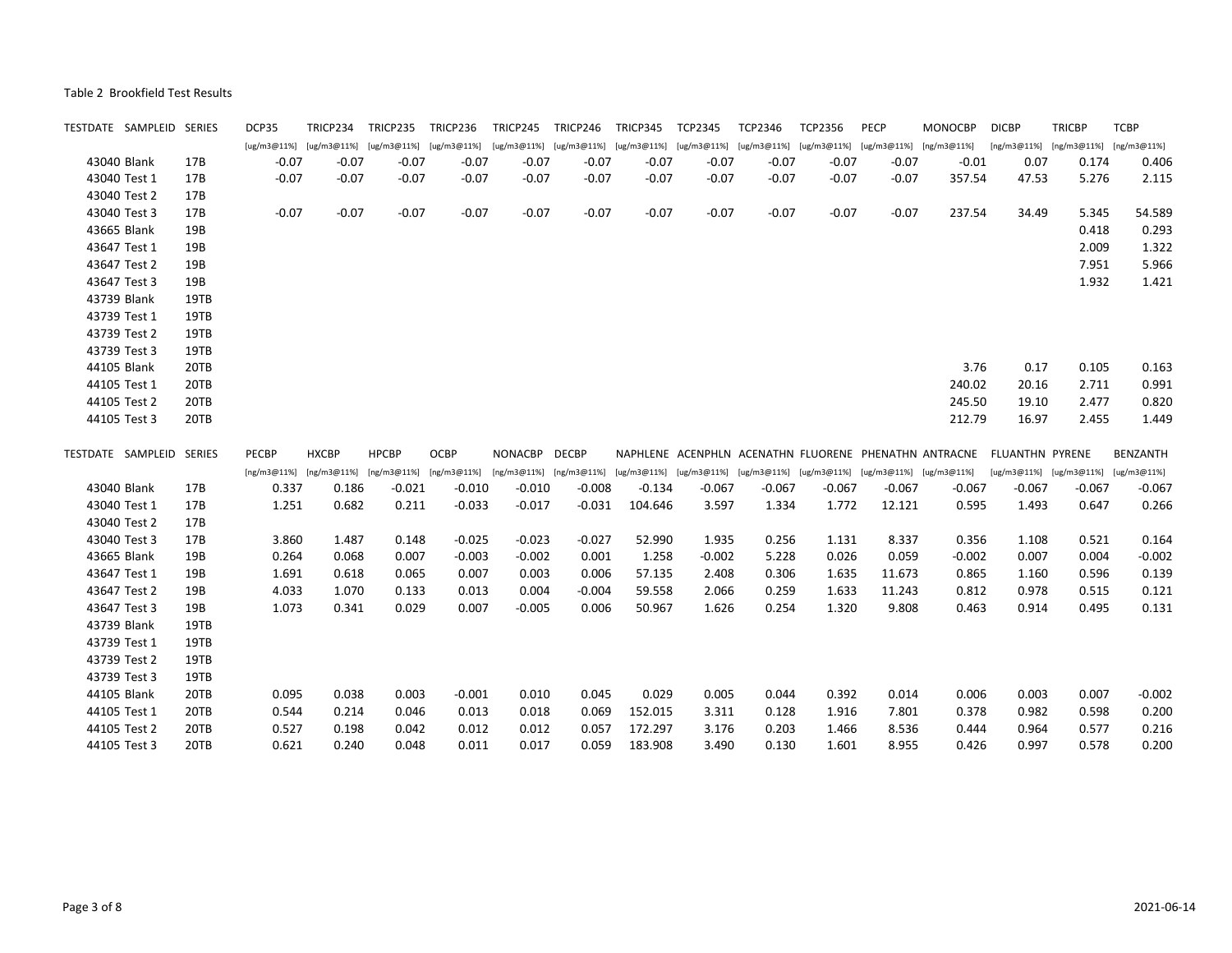Table 2 Brookfield Test Results

| TESTDATE | SAMPLEID | SERIES | DCP35 | TRICP234 | TRICP235 | TRICP236 | TRICP245 | TRICP246 | TRICP345 | TCP2345 | TCP2346 | TCP2356 | PECP | MONOCBP | DICBP | TRICBP | TCBP |
|---|---|---|---|---|---|---|---|---|---|---|---|---|---|---|---|---|---|
| | | | [ug/m3@11%] | [ug/m3@11%] | [ug/m3@11%] | [ug/m3@11%] | [ug/m3@11%] | [ug/m3@11%] | [ug/m3@11%] | [ug/m3@11%] | [ug/m3@11%] | [ug/m3@11%] | [ug/m3@11%] | [ng/m3@11%] | [ng/m3@11%] | [ng/m3@11%] | [ng/m3@11%] |
| 43040 | Blank | 17B | -0.07 | -0.07 | -0.07 | -0.07 | -0.07 | -0.07 | -0.07 | -0.07 | -0.07 | -0.07 | -0.07 | -0.01 | 0.07 | 0.174 | 0.406 |
| 43040 | Test 1 | 17B | -0.07 | -0.07 | -0.07 | -0.07 | -0.07 | -0.07 | -0.07 | -0.07 | -0.07 | -0.07 | -0.07 | 357.54 | 47.53 | 5.276 | 2.115 |
| 43040 | Test 2 | 17B | | | | | | | | | | | | | | | |
| 43040 | Test 3 | 17B | -0.07 | -0.07 | -0.07 | -0.07 | -0.07 | -0.07 | -0.07 | -0.07 | -0.07 | -0.07 | -0.07 | 237.54 | 34.49 | 5.345 | 54.589 |
| 43665 | Blank | 19B | | | | | | | | | | | | | | 0.418 | 0.293 |
| 43647 | Test 1 | 19B | | | | | | | | | | | | | | 2.009 | 1.322 |
| 43647 | Test 2 | 19B | | | | | | | | | | | | | | 7.951 | 5.966 |
| 43647 | Test 3 | 19B | | | | | | | | | | | | | | 1.932 | 1.421 |
| 43739 | Blank | 19TB | | | | | | | | | | | | | | | |
| 43739 | Test 1 | 19TB | | | | | | | | | | | | | | | |
| 43739 | Test 2 | 19TB | | | | | | | | | | | | | | | |
| 43739 | Test 3 | 19TB | | | | | | | | | | | | | | | |
| 44105 | Blank | 20TB | | | | | | | | | | | | 3.76 | 0.17 | 0.105 | 0.163 |
| 44105 | Test 1 | 20TB | | | | | | | | | | | | 240.02 | 20.16 | 2.711 | 0.991 |
| 44105 | Test 2 | 20TB | | | | | | | | | | | | 245.50 | 19.10 | 2.477 | 0.820 |
| 44105 | Test 3 | 20TB | | | | | | | | | | | | 212.79 | 16.97 | 2.455 | 1.449 |

| TESTDATE | SAMPLEID | SERIES | PECBP | HXCBP | HPCBP | OCBP | NONACBP | DECBP | NAPHLENE | ACENPHLN | ACENATHN | FLUORENE | PHENATHN | ANTRACNE | FLUANTHN | PYRENE | BENZANTH |
|---|---|---|---|---|---|---|---|---|---|---|---|---|---|---|---|---|---|
| | | | [ng/m3@11%] | [ng/m3@11%] | [ng/m3@11%] | [ng/m3@11%] | [ng/m3@11%] | [ng/m3@11%] | [ug/m3@11%] | [ug/m3@11%] | [ug/m3@11%] | [ug/m3@11%] | [ug/m3@11%] | [ug/m3@11%] | [ug/m3@11%] | [ug/m3@11%] | [ng/m3@11%] |
| 43040 | Blank | 17B | 0.337 | 0.186 | -0.021 | -0.010 | -0.010 | -0.008 | -0.134 | -0.067 | -0.067 | -0.067 | -0.067 | -0.067 | -0.067 | -0.067 | -0.067 |
| 43040 | Test 1 | 17B | 1.251 | 0.682 | 0.211 | -0.033 | -0.017 | -0.031 | 104.646 | 3.597 | 1.334 | 1.772 | 12.121 | 0.595 | 1.493 | 0.647 | 0.266 |
| 43040 | Test 2 | 17B | | | | | | | | | | | | | | | |
| 43040 | Test 3 | 17B | 3.860 | 1.487 | 0.148 | -0.025 | -0.023 | -0.027 | 52.990 | 1.935 | 0.256 | 1.131 | 8.337 | 0.356 | 1.108 | 0.521 | 0.164 |
| 43665 | Blank | 19B | 0.264 | 0.068 | 0.007 | -0.003 | -0.002 | 0.001 | 1.258 | -0.002 | 5.228 | 0.026 | 0.059 | -0.002 | 0.007 | 0.004 | -0.002 |
| 43647 | Test 1 | 19B | 1.691 | 0.618 | 0.065 | 0.007 | 0.003 | 0.006 | 57.135 | 2.408 | 0.306 | 1.635 | 11.673 | 0.865 | 1.160 | 0.596 | 0.139 |
| 43647 | Test 2 | 19B | 4.033 | 1.070 | 0.133 | 0.013 | 0.004 | -0.004 | 59.558 | 2.066 | 0.259 | 1.633 | 11.243 | 0.812 | 0.978 | 0.515 | 0.121 |
| 43647 | Test 3 | 19B | 1.073 | 0.341 | 0.029 | 0.007 | -0.005 | 0.006 | 50.967 | 1.626 | 0.254 | 1.320 | 9.808 | 0.463 | 0.914 | 0.495 | 0.131 |
| 43739 | Blank | 19TB | | | | | | | | | | | | | | | |
| 43739 | Test 1 | 19TB | | | | | | | | | | | | | | | |
| 43739 | Test 2 | 19TB | | | | | | | | | | | | | | | |
| 43739 | Test 3 | 19TB | | | | | | | | | | | | | | | |
| 44105 | Blank | 20TB | 0.095 | 0.038 | 0.003 | -0.001 | 0.010 | 0.045 | 0.029 | 0.005 | 0.044 | 0.392 | 0.014 | 0.006 | 0.003 | 0.007 | -0.002 |
| 44105 | Test 1 | 20TB | 0.544 | 0.214 | 0.046 | 0.013 | 0.018 | 0.069 | 152.015 | 3.311 | 0.128 | 1.916 | 7.801 | 0.378 | 0.982 | 0.598 | 0.200 |
| 44105 | Test 2 | 20TB | 0.527 | 0.198 | 0.042 | 0.012 | 0.012 | 0.057 | 172.297 | 3.176 | 0.203 | 1.466 | 8.536 | 0.444 | 0.964 | 0.577 | 0.216 |
| 44105 | Test 3 | 20TB | 0.621 | 0.240 | 0.048 | 0.011 | 0.017 | 0.059 | 183.908 | 3.490 | 0.130 | 1.601 | 8.955 | 0.426 | 0.997 | 0.578 | 0.200 |

2021-06-14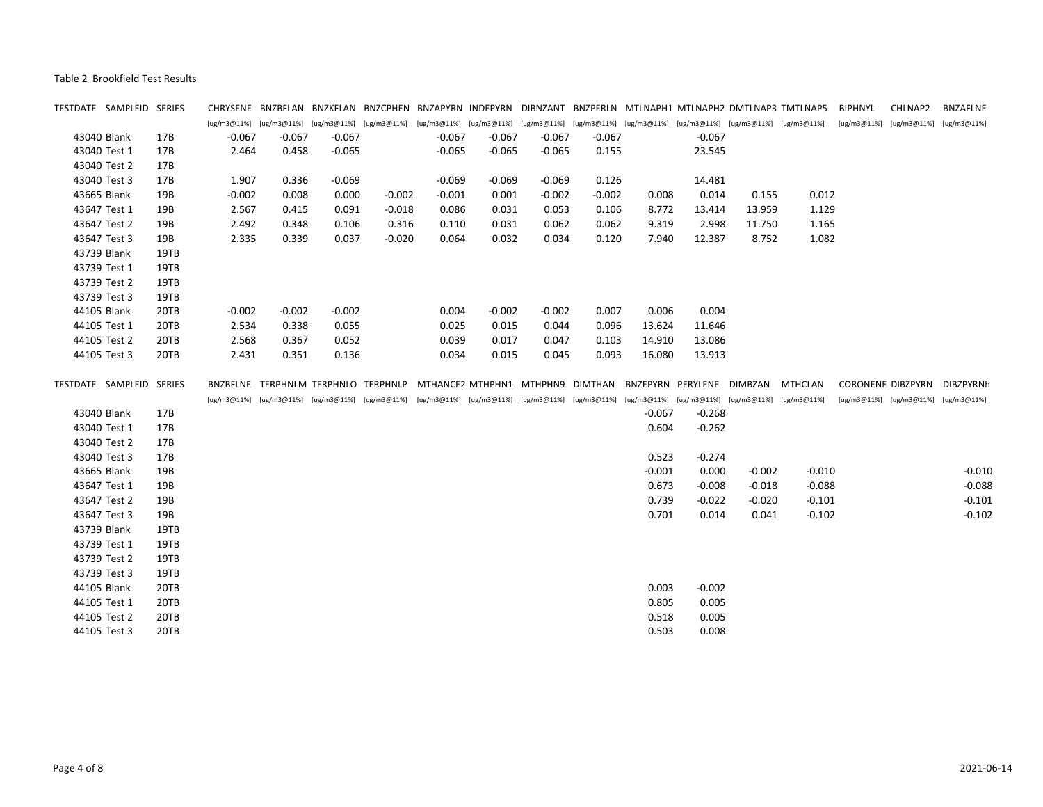Table 2 Brookfield Test Results

| TESTDATE | SAMPLEID | SERIES | CHRYSENE | BNZBFLAN | BNZKFLAN | BNZCPHEN | BNZAPYRN | INDEPYRN | DIBNZANT | BNZPERLN | MTLNAPH1 | MTLNAPH2 | DMTLNAP3 | TMTLNAP5 | BIPHNYL | CHLNAP2 | BNZAFLNE |
|---|---|---|---|---|---|---|---|---|---|---|---|---|---|---|---|---|---|
| | | | [ug/m3@11%] | [ug/m3@11%] | [ug/m3@11%] | [ug/m3@11%] | [ug/m3@11%] | [ug/m3@11%] | [ug/m3@11%] | [ug/m3@11%] | [ug/m3@11%] | [ug/m3@11%] | [ug/m3@11%] | [ug/m3@11%] | [ug/m3@11%] | [ug/m3@11%] | [ug/m3@11%] |
| 43040 | Blank | 17B | -0.067 | -0.067 | -0.067 | | -0.067 | -0.067 | -0.067 | -0.067 | | -0.067 | | | | | |
| 43040 | Test 1 | 17B | 2.464 | 0.458 | -0.065 | | -0.065 | -0.065 | -0.065 | 0.155 | | 23.545 | | | | | |
| 43040 | Test 2 | 17B | | | | | | | | | | | | | | | |
| 43040 | Test 3 | 17B | 1.907 | 0.336 | -0.069 | | -0.069 | -0.069 | -0.069 | 0.126 | | 14.481 | | | | | |
| 43665 | Blank | 19B | -0.002 | 0.008 | 0.000 | -0.002 | -0.001 | 0.001 | -0.002 | -0.002 | 0.008 | 0.014 | 0.155 | 0.012 | | | |
| 43647 | Test 1 | 19B | 2.567 | 0.415 | 0.091 | -0.018 | 0.086 | 0.031 | 0.053 | 0.106 | 8.772 | 13.414 | 13.959 | 1.129 | | | |
| 43647 | Test 2 | 19B | 2.492 | 0.348 | 0.106 | 0.316 | 0.110 | 0.031 | 0.062 | 0.062 | 9.319 | 2.998 | 11.750 | 1.165 | | | |
| 43647 | Test 3 | 19B | 2.335 | 0.339 | 0.037 | -0.020 | 0.064 | 0.032 | 0.034 | 0.120 | 7.940 | 12.387 | 8.752 | 1.082 | | | |
| 43739 | Blank | 19TB | | | | | | | | | | | | | | | |
| 43739 | Test 1 | 19TB | | | | | | | | | | | | | | | |
| 43739 | Test 2 | 19TB | | | | | | | | | | | | | | | |
| 43739 | Test 3 | 19TB | | | | | | | | | | | | | | | |
| 44105 | Blank | 20TB | -0.002 | -0.002 | -0.002 | | 0.004 | -0.002 | -0.002 | 0.007 | 0.006 | 0.004 | | | | | |
| 44105 | Test 1 | 20TB | 2.534 | 0.338 | 0.055 | | 0.025 | 0.015 | 0.044 | 0.096 | 13.624 | 11.646 | | | | | |
| 44105 | Test 2 | 20TB | 2.568 | 0.367 | 0.052 | | 0.039 | 0.017 | 0.047 | 0.103 | 14.910 | 13.086 | | | | | |
| 44105 | Test 3 | 20TB | 2.431 | 0.351 | 0.136 | | 0.034 | 0.015 | 0.045 | 0.093 | 16.080 | 13.913 | | | | | |

| TESTDATE | SAMPLEID | SERIES | BNZBFLNE | TERPHNLM | TERPHNLO | TERPHNLP | MTHANCE2 | MTHPHN1 | MTHPHN9 | DIMTHAN | BNZEPYRN | PERYLENE | DIMBZAN | MTHCLAN | CORONENE | DIBZPYRN | DIBZPYRNh |
|---|---|---|---|---|---|---|---|---|---|---|---|---|---|---|---|---|---|
| | | | [ug/m3@11%] | [ug/m3@11%] | [ug/m3@11%] | [ug/m3@11%] | [ug/m3@11%] | [ug/m3@11%] | [ug/m3@11%] | [ug/m3@11%] | [ug/m3@11%] | [ug/m3@11%] | [ug/m3@11%] | [ug/m3@11%] | [ug/m3@11%] | [ug/m3@11%] | [ug/m3@11%] |
| 43040 | Blank | 17B | | | | | | | | | -0.067 | -0.268 | | | | | |
| 43040 | Test 1 | 17B | | | | | | | | | 0.604 | -0.262 | | | | | |
| 43040 | Test 2 | 17B | | | | | | | | | | | | | | | |
| 43040 | Test 3 | 17B | | | | | | | | | 0.523 | -0.274 | | | | | |
| 43665 | Blank | 19B | | | | | | | | | -0.001 | 0.000 | -0.002 | -0.010 | | | -0.010 |
| 43647 | Test 1 | 19B | | | | | | | | | 0.673 | -0.008 | -0.018 | -0.088 | | | -0.088 |
| 43647 | Test 2 | 19B | | | | | | | | | 0.739 | -0.022 | -0.020 | -0.101 | | | -0.101 |
| 43647 | Test 3 | 19B | | | | | | | | | 0.701 | 0.014 | 0.041 | -0.102 | | | -0.102 |
| 43739 | Blank | 19TB | | | | | | | | | | | | | | | |
| 43739 | Test 1 | 19TB | | | | | | | | | | | | | | | |
| 43739 | Test 2 | 19TB | | | | | | | | | | | | | | | |
| 43739 | Test 3 | 19TB | | | | | | | | | | | | | | | |
| 44105 | Blank | 20TB | | | | | | | | | 0.003 | -0.002 | | | | | |
| 44105 | Test 1 | 20TB | | | | | | | | | 0.805 | 0.005 | | | | | |
| 44105 | Test 2 | 20TB | | | | | | | | | 0.518 | 0.005 | | | | | |
| 44105 | Test 3 | 20TB | | | | | | | | | 0.503 | 0.008 | | | | | |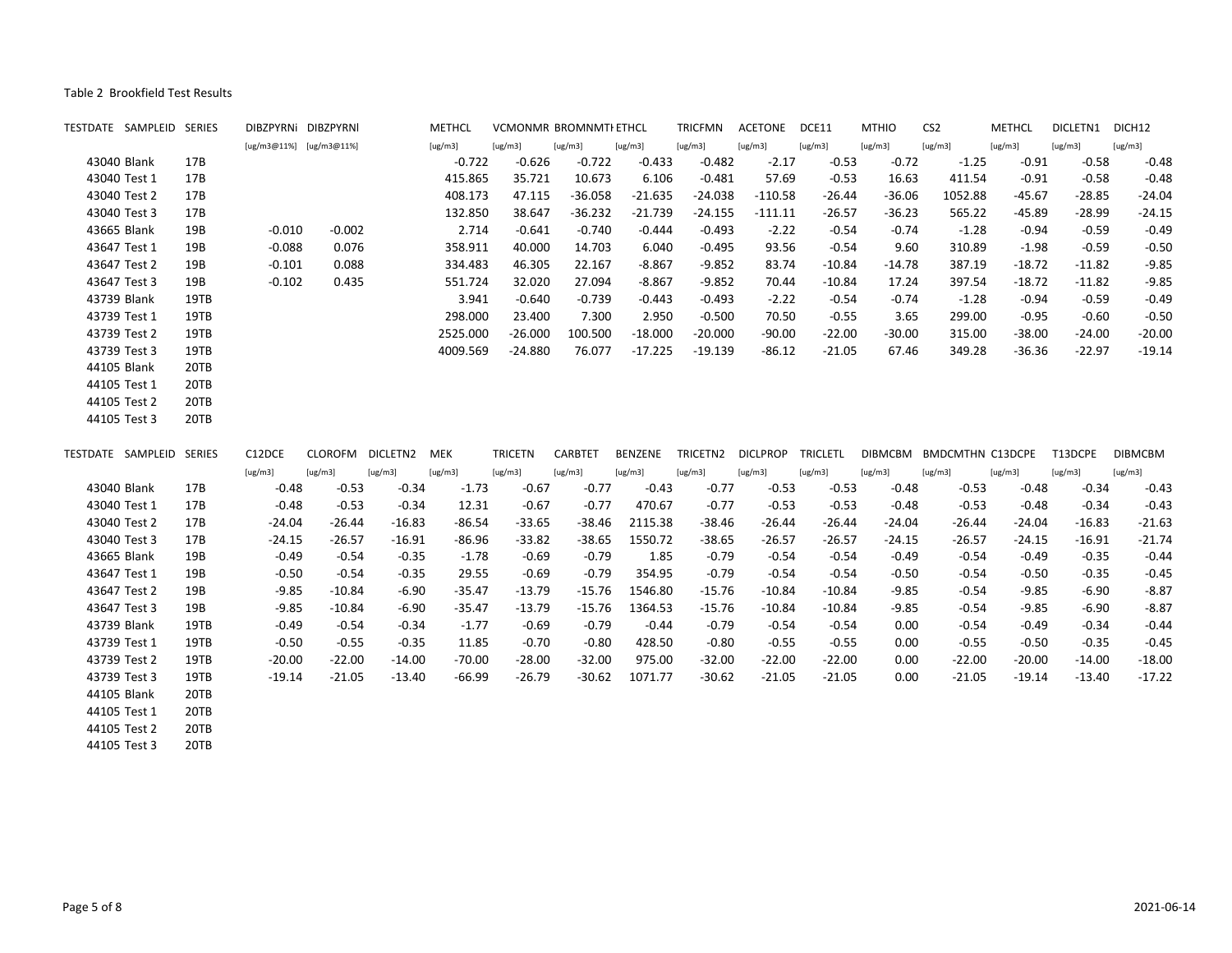Table 2 Brookfield Test Results

| TESTDATE | SAMPLEID | SERIES | DIBZPYRNi | DIBZPYRNl | METHCL | VCMONMR | BROMNMTH | ETHCL | TRICFMN | ACETONE | DCE11 | MTHIO | CS2 | METHCL | DICLETN1 | DICH12 |
|---|---|---|---|---|---|---|---|---|---|---|---|---|---|---|---|---|
| | | | [ug/m3@11%] | [ug/m3@11%] | [ug/m3] | [ug/m3] | [ug/m3] | [ug/m3] | [ug/m3] | [ug/m3] | [ug/m3] | [ug/m3] | [ug/m3] | [ug/m3] | [ug/m3] | [ug/m3] |
| 43040 | Blank | 17B | | | -0.722 | -0.626 | -0.722 | -0.433 | -0.482 | -2.17 | -0.53 | -0.72 | -1.25 | -0.91 | -0.58 | -0.48 |
| 43040 | Test 1 | 17B | | | 415.865 | 35.721 | 10.673 | 6.106 | -0.481 | 57.69 | -0.53 | 16.63 | 411.54 | -0.91 | -0.58 | -0.48 |
| 43040 | Test 2 | 17B | | | 408.173 | 47.115 | -36.058 | -21.635 | -24.038 | -110.58 | -26.44 | -36.06 | 1052.88 | -45.67 | -28.85 | -24.04 |
| 43040 | Test 3 | 17B | | | 132.850 | 38.647 | -36.232 | -21.739 | -24.155 | -111.11 | -26.57 | -36.23 | 565.22 | -45.89 | -28.99 | -24.15 |
| 43665 | Blank | 19B | -0.010 | -0.002 | 2.714 | -0.641 | -0.740 | -0.444 | -0.493 | -2.22 | -0.54 | -0.74 | -1.28 | -0.94 | -0.59 | -0.49 |
| 43647 | Test 1 | 19B | -0.088 | 0.076 | 358.911 | 40.000 | 14.703 | 6.040 | -0.495 | 93.56 | -0.54 | 9.60 | 310.89 | -1.98 | -0.59 | -0.50 |
| 43647 | Test 2 | 19B | -0.101 | 0.088 | 334.483 | 46.305 | 22.167 | -8.867 | -9.852 | 83.74 | -10.84 | -14.78 | 387.19 | -18.72 | -11.82 | -9.85 |
| 43647 | Test 3 | 19B | -0.102 | 0.435 | 551.724 | 32.020 | 27.094 | -8.867 | -9.852 | 70.44 | -10.84 | 17.24 | 397.54 | -18.72 | -11.82 | -9.85 |
| 43739 | Blank | 19TB | | | 3.941 | -0.640 | -0.739 | -0.443 | -0.493 | -2.22 | -0.54 | -0.74 | -1.28 | -0.94 | -0.59 | -0.49 |
| 43739 | Test 1 | 19TB | | | 298.000 | 23.400 | 7.300 | 2.950 | -0.500 | 70.50 | -0.55 | 3.65 | 299.00 | -0.95 | -0.60 | -0.50 |
| 43739 | Test 2 | 19TB | | | 2525.000 | -26.000 | 100.500 | -18.000 | -20.000 | -90.00 | -22.00 | -30.00 | 315.00 | -38.00 | -24.00 | -20.00 |
| 43739 | Test 3 | 19TB | | | 4009.569 | -24.880 | 76.077 | -17.225 | -19.139 | -86.12 | -21.05 | 67.46 | 349.28 | -36.36 | -22.97 | -19.14 |
| 44105 | Blank | 20TB | | | | | | | | | | | | | | |
| 44105 | Test 1 | 20TB | | | | | | | | | | | | | | |
| 44105 | Test 2 | 20TB | | | | | | | | | | | | | | |
| 44105 | Test 3 | 20TB | | | | | | | | | | | | | | |

| TESTDATE | SAMPLEID | SERIES | C12DCE | CLOROFM | DICLETN2 | MEK | TRICETN | CARBTET | BENZENE | TRICETN2 | DICLPROP | TRICLETL | DIBMCBM | BMDCMTHN | C13DCPE | T13DCPE | DIBMCBM |
|---|---|---|---|---|---|---|---|---|---|---|---|---|---|---|---|---|---|
| | | | [ug/m3] | [ug/m3] | [ug/m3] | [ug/m3] | [ug/m3] | [ug/m3] | [ug/m3] | [ug/m3] | [ug/m3] | [ug/m3] | [ug/m3] | [ug/m3] | [ug/m3] | [ug/m3] | [ug/m3] |
| 43040 | Blank | 17B | -0.48 | -0.53 | -0.34 | -1.73 | -0.67 | -0.77 | -0.43 | -0.77 | -0.53 | -0.53 | -0.48 | -0.53 | -0.48 | -0.34 | -0.43 |
| 43040 | Test 1 | 17B | -0.48 | -0.53 | -0.34 | 12.31 | -0.67 | -0.77 | 470.67 | -0.77 | -0.53 | -0.53 | -0.48 | -0.53 | -0.48 | -0.34 | -0.43 |
| 43040 | Test 2 | 17B | -24.04 | -26.44 | -16.83 | -86.54 | -33.65 | -38.46 | 2115.38 | -38.46 | -26.44 | -26.44 | -24.04 | -26.44 | -24.04 | -16.83 | -21.63 |
| 43040 | Test 3 | 17B | -24.15 | -26.57 | -16.91 | -86.96 | -33.82 | -38.65 | 1550.72 | -38.65 | -26.57 | -26.57 | -24.15 | -26.57 | -24.15 | -16.91 | -21.74 |
| 43665 | Blank | 19B | -0.49 | -0.54 | -0.35 | -1.78 | -0.69 | -0.79 | 1.85 | -0.79 | -0.54 | -0.54 | -0.49 | -0.54 | -0.49 | -0.35 | -0.44 |
| 43647 | Test 1 | 19B | -0.50 | -0.54 | -0.35 | 29.55 | -0.69 | -0.79 | 354.95 | -0.79 | -0.54 | -0.54 | -0.50 | -0.54 | -0.50 | -0.35 | -0.45 |
| 43647 | Test 2 | 19B | -9.85 | -10.84 | -6.90 | -35.47 | -13.79 | -15.76 | 1546.80 | -15.76 | -10.84 | -10.84 | -9.85 | -0.54 | -9.85 | -6.90 | -8.87 |
| 43647 | Test 3 | 19B | -9.85 | -10.84 | -6.90 | -35.47 | -13.79 | -15.76 | 1364.53 | -15.76 | -10.84 | -10.84 | -9.85 | -0.54 | -9.85 | -6.90 | -8.87 |
| 43739 | Blank | 19TB | -0.49 | -0.54 | -0.34 | -1.77 | -0.69 | -0.79 | -0.44 | -0.79 | -0.54 | -0.54 | 0.00 | -0.54 | -0.49 | -0.34 | -0.44 |
| 43739 | Test 1 | 19TB | -0.50 | -0.55 | -0.35 | 11.85 | -0.70 | -0.80 | 428.50 | -0.80 | -0.55 | -0.55 | 0.00 | -0.55 | -0.50 | -0.35 | -0.45 |
| 43739 | Test 2 | 19TB | -20.00 | -22.00 | -14.00 | -70.00 | -28.00 | -32.00 | 975.00 | -32.00 | -22.00 | -22.00 | 0.00 | -22.00 | -20.00 | -14.00 | -18.00 |
| 43739 | Test 3 | 19TB | -19.14 | -21.05 | -13.40 | -66.99 | -26.79 | -30.62 | 1071.77 | -30.62 | -21.05 | -21.05 | 0.00 | -21.05 | -19.14 | -13.40 | -17.22 |
| 44105 | Blank | 20TB | | | | | | | | | | | | | | | |
| 44105 | Test 1 | 20TB | | | | | | | | | | | | | | | |
| 44105 | Test 2 | 20TB | | | | | | | | | | | | | | | |
| 44105 | Test 3 | 20TB | | | | | | | | | | | | | | | |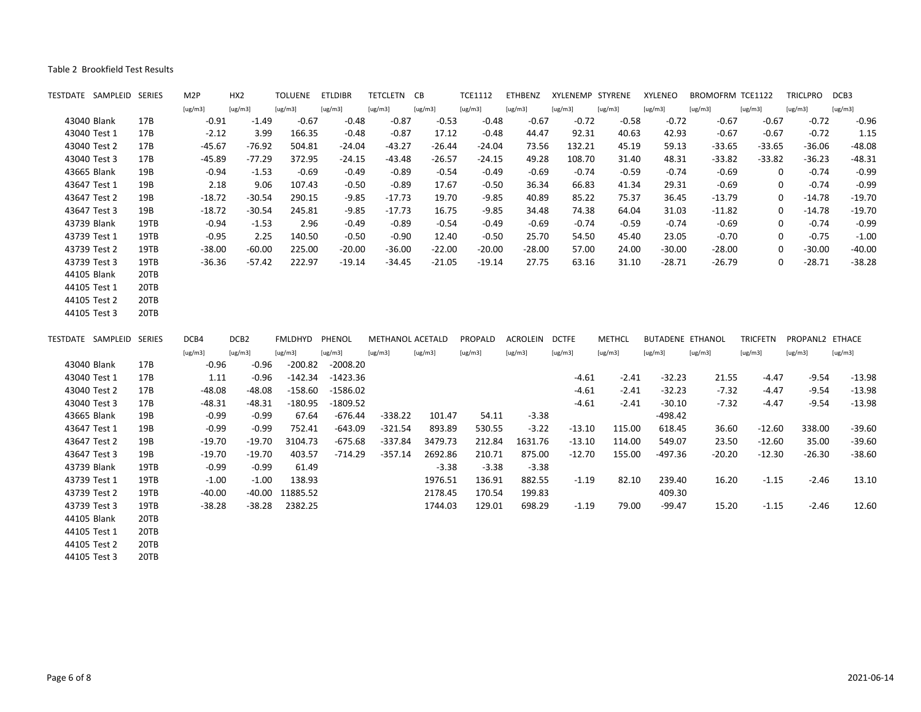Table 2 Brookfield Test Results

| TESTDATE | SAMPLEID | SERIES | M2P | HX2 | TOLUENE | ETLDIBR | TETCLETN | CB | TCE1112 | ETHBENZ | XYLENEMP | STYRENE | XYLENEO | BROMOFRM | TCE1122 | TRICLPRO | DCB3 |
|---|---|---|---|---|---|---|---|---|---|---|---|---|---|---|---|---|---|
| | | | [ug/m3] | [ug/m3] | [ug/m3] | [ug/m3] | [ug/m3] | [ug/m3] | [ug/m3] | [ug/m3] | [ug/m3] | [ug/m3] | [ug/m3] | [ug/m3] | [ug/m3] | [ug/m3] | [ug/m3] |
| 43040 | Blank | 17B | -0.91 | -1.49 | -0.67 | -0.48 | -0.87 | -0.53 | -0.48 | -0.67 | -0.72 | -0.58 | -0.72 | -0.67 | -0.67 | -0.72 | -0.96 |
| 43040 | Test 1 | 17B | -2.12 | 3.99 | 166.35 | -0.48 | -0.87 | 17.12 | -0.48 | 44.47 | 92.31 | 40.63 | 42.93 | -0.67 | -0.67 | -0.72 | 1.15 |
| 43040 | Test 2 | 17B | -45.67 | -76.92 | 504.81 | -24.04 | -43.27 | -26.44 | -24.04 | 73.56 | 132.21 | 45.19 | 59.13 | -33.65 | -33.65 | -36.06 | -48.08 |
| 43040 | Test 3 | 17B | -45.89 | -77.29 | 372.95 | -24.15 | -43.48 | -26.57 | -24.15 | 49.28 | 108.70 | 31.40 | 48.31 | -33.82 | -33.82 | -36.23 | -48.31 |
| 43665 | Blank | 19B | -0.94 | -1.53 | -0.69 | -0.49 | -0.89 | -0.54 | -0.49 | -0.69 | -0.74 | -0.59 | -0.74 | -0.69 | 0 | -0.74 | -0.99 |
| 43647 | Test 1 | 19B | 2.18 | 9.06 | 107.43 | -0.50 | -0.89 | 17.67 | -0.50 | 36.34 | 66.83 | 41.34 | 29.31 | -0.69 | 0 | -0.74 | -0.99 |
| 43647 | Test 2 | 19B | -18.72 | -30.54 | 290.15 | -9.85 | -17.73 | 19.70 | -9.85 | 40.89 | 85.22 | 75.37 | 36.45 | -13.79 | 0 | -14.78 | -19.70 |
| 43647 | Test 3 | 19B | -18.72 | -30.54 | 245.81 | -9.85 | -17.73 | 16.75 | -9.85 | 34.48 | 74.38 | 64.04 | 31.03 | -11.82 | 0 | -14.78 | -19.70 |
| 43739 | Blank | 19TB | -0.94 | -1.53 | 2.96 | -0.49 | -0.89 | -0.54 | -0.49 | -0.69 | -0.74 | -0.59 | -0.74 | -0.69 | 0 | -0.74 | -0.99 |
| 43739 | Test 1 | 19TB | -0.95 | 2.25 | 140.50 | -0.50 | -0.90 | 12.40 | -0.50 | 25.70 | 54.50 | 45.40 | 23.05 | -0.70 | 0 | -0.75 | -1.00 |
| 43739 | Test 2 | 19TB | -38.00 | -60.00 | 225.00 | -20.00 | -36.00 | -22.00 | -20.00 | -28.00 | 57.00 | 24.00 | -30.00 | -28.00 | 0 | -30.00 | -40.00 |
| 43739 | Test 3 | 19TB | -36.36 | -57.42 | 222.97 | -19.14 | -34.45 | -21.05 | -19.14 | 27.75 | 63.16 | 31.10 | -28.71 | -26.79 | 0 | -28.71 | -38.28 |
| 44105 | Blank | 20TB | | | | | | | | | | | | | | | |
| 44105 | Test 1 | 20TB | | | | | | | | | | | | | | | |
| 44105 | Test 2 | 20TB | | | | | | | | | | | | | | | |
| 44105 | Test 3 | 20TB | | | | | | | | | | | | | | | |

| TESTDATE | SAMPLEID | SERIES | DCB4 | DCB2 | FMLDHYD | PHENOL | METHANOL | ACETALD | PROPALD | ACROLEIN | DCTFE | METHCL | BUTADENE | ETHANOL | TRICFETN | PROPANL2 | ETHACE |
|---|---|---|---|---|---|---|---|---|---|---|---|---|---|---|---|---|---|
| | | | [ug/m3] | [ug/m3] | [ug/m3] | [ug/m3] | [ug/m3] | [ug/m3] | [ug/m3] | [ug/m3] | [ug/m3] | [ug/m3] | [ug/m3] | [ug/m3] | [ug/m3] | [ug/m3] | [ug/m3] |
| 43040 | Blank | 17B | -0.96 | -0.96 | -200.82 | -2008.20 | | | | | | | | | | | |
| 43040 | Test 1 | 17B | 1.11 | -0.96 | -142.34 | -1423.36 | | | | | -4.61 | -2.41 | -32.23 | 21.55 | -4.47 | -9.54 | -13.98 |
| 43040 | Test 2 | 17B | -48.08 | -48.08 | -158.60 | -1586.02 | | | | | -4.61 | -2.41 | -32.23 | -7.32 | -4.47 | -9.54 | -13.98 |
| 43040 | Test 3 | 17B | -48.31 | -48.31 | -180.95 | -1809.52 | | | | | -4.61 | -2.41 | -30.10 | -7.32 | -4.47 | -9.54 | -13.98 |
| 43665 | Blank | 19B | -0.99 | -0.99 | 67.64 | -676.44 | -338.22 | 101.47 | 54.11 | -3.38 | | | -498.42 | | | | |
| 43647 | Test 1 | 19B | -0.99 | -0.99 | 752.41 | -643.09 | -321.54 | 893.89 | 530.55 | -3.22 | -13.10 | 115.00 | 618.45 | 36.60 | -12.60 | 338.00 | -39.60 |
| 43647 | Test 2 | 19B | -19.70 | -19.70 | 3104.73 | -675.68 | -337.84 | 3479.73 | 212.84 | 1631.76 | -13.10 | 114.00 | 549.07 | 23.50 | -12.60 | 35.00 | -39.60 |
| 43647 | Test 3 | 19B | -19.70 | -19.70 | 403.57 | -714.29 | -357.14 | 2692.86 | 210.71 | 875.00 | -12.70 | 155.00 | -497.36 | -20.20 | -12.30 | -26.30 | -38.60 |
| 43739 | Blank | 19TB | -0.99 | -0.99 | 61.49 | | | -3.38 | -3.38 | -3.38 | | | | | | | |
| 43739 | Test 1 | 19TB | -1.00 | -1.00 | 138.93 | | | 1976.51 | 136.91 | 882.55 | -1.19 | 82.10 | 239.40 | 16.20 | -1.15 | -2.46 | 13.10 |
| 43739 | Test 2 | 19TB | -40.00 | -40.00 | 11885.52 | | | 2178.45 | 170.54 | 199.83 | | | 409.30 | | | | |
| 43739 | Test 3 | 19TB | -38.28 | -38.28 | 2382.25 | | | 1744.03 | 129.01 | 698.29 | -1.19 | 79.00 | -99.47 | 15.20 | -1.15 | -2.46 | 12.60 |
| 44105 | Blank | 20TB | | | | | | | | | | | | | | | |
| 44105 | Test 1 | 20TB | | | | | | | | | | | | | | | |
| 44105 | Test 2 | 20TB | | | | | | | | | | | | | | | |
| 44105 | Test 3 | 20TB | | | | | | | | | | | | | | | |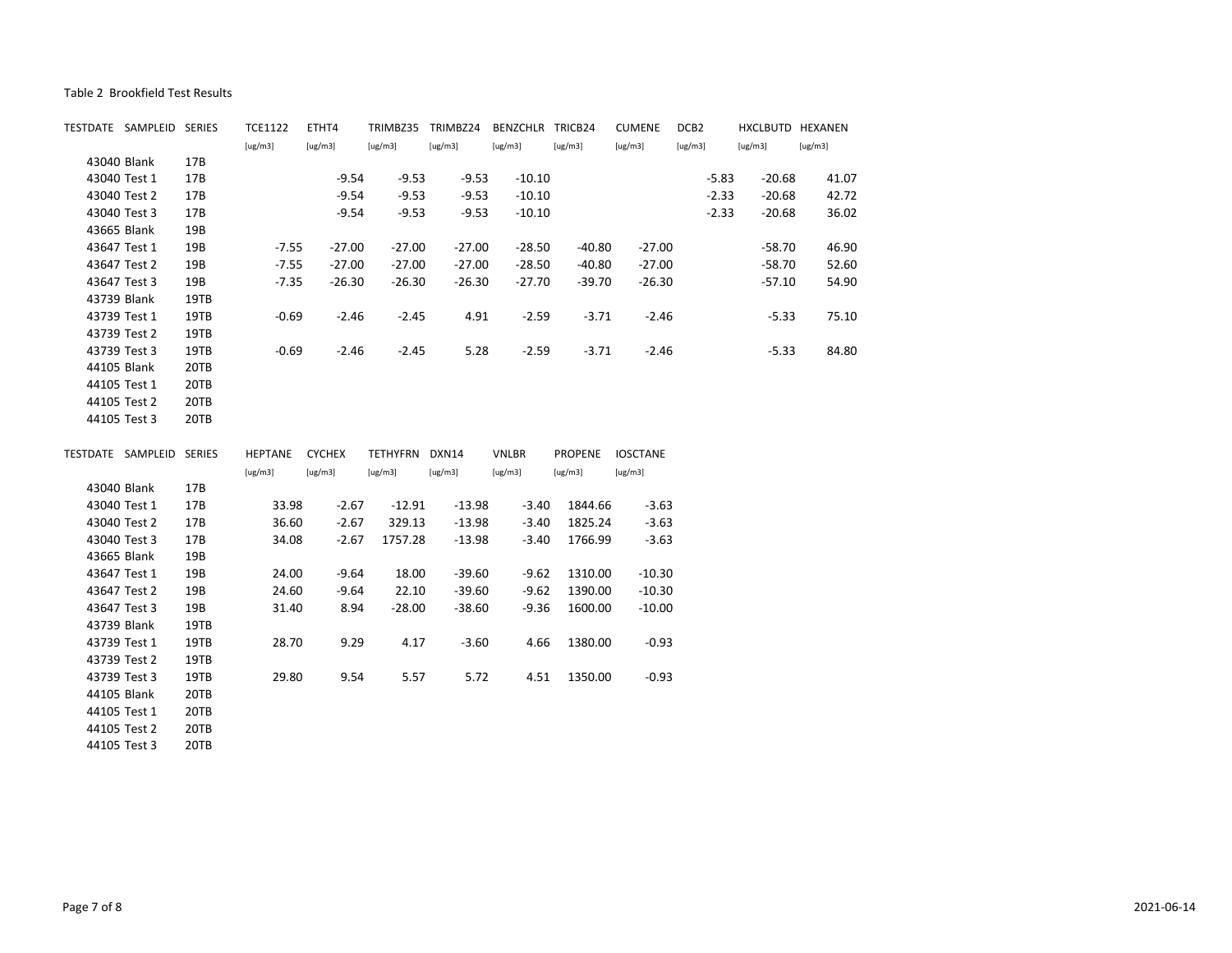Table 2 Brookfield Test Results

| TESTDATE | SAMPLEID | SERIES | TCE1122 | ETHT4 | TRIMBZ35 | TRIMBZ24 | BENZCHLR | TRICB24 | CUMENE | DCB2 | HXCLBUTD | HEXANEN |
|---|---|---|---|---|---|---|---|---|---|---|---|---|
| | | | [ug/m3] | [ug/m3] | [ug/m3] | [ug/m3] | [ug/m3] | [ug/m3] | [ug/m3] | [ug/m3] | [ug/m3] | [ug/m3] |
| 43040 | Blank | 17B | | | | | | | | | | |
| 43040 | Test 1 | 17B | | -9.54 | -9.53 | -9.53 | -10.10 | | | -5.83 | -20.68 | 41.07 |
| 43040 | Test 2 | 17B | | -9.54 | -9.53 | -9.53 | -10.10 | | | -2.33 | -20.68 | 42.72 |
| 43040 | Test 3 | 17B | | -9.54 | -9.53 | -9.53 | -10.10 | | | -2.33 | -20.68 | 36.02 |
| 43665 | Blank | 19B | | | | | | | | | | |
| 43647 | Test 1 | 19B | -7.55 | -27.00 | -27.00 | -27.00 | -28.50 | -40.80 | -27.00 | | -58.70 | 46.90 |
| 43647 | Test 2 | 19B | -7.55 | -27.00 | -27.00 | -27.00 | -28.50 | -40.80 | -27.00 | | -58.70 | 52.60 |
| 43647 | Test 3 | 19B | -7.35 | -26.30 | -26.30 | -26.30 | -27.70 | -39.70 | -26.30 | | -57.10 | 54.90 |
| 43739 | Blank | 19TB | | | | | | | | | | |
| 43739 | Test 1 | 19TB | -0.69 | -2.46 | -2.45 | 4.91 | -2.59 | -3.71 | -2.46 | | -5.33 | 75.10 |
| 43739 | Test 2 | 19TB | | | | | | | | | | |
| 43739 | Test 3 | 19TB | -0.69 | -2.46 | -2.45 | 5.28 | -2.59 | -3.71 | -2.46 | | -5.33 | 84.80 |
| 44105 | Blank | 20TB | | | | | | | | | | |
| 44105 | Test 1 | 20TB | | | | | | | | | | |
| 44105 | Test 2 | 20TB | | | | | | | | | | |
| 44105 | Test 3 | 20TB | | | | | | | | | | |

| TESTDATE | SAMPLEID | SERIES | HEPTANE | CYCHEX | TETHYFRN | DXN14 | VNLBR | PROPENE | IOSCTANE |
|---|---|---|---|---|---|---|---|---|---|
| | | | [ug/m3] | [ug/m3] | [ug/m3] | [ug/m3] | [ug/m3] | [ug/m3] | [ug/m3] |
| 43040 | Blank | 17B | | | | | | | |
| 43040 | Test 1 | 17B | 33.98 | -2.67 | -12.91 | -13.98 | -3.40 | 1844.66 | -3.63 |
| 43040 | Test 2 | 17B | 36.60 | -2.67 | 329.13 | -13.98 | -3.40 | 1825.24 | -3.63 |
| 43040 | Test 3 | 17B | 34.08 | -2.67 | 1757.28 | -13.98 | -3.40 | 1766.99 | -3.63 |
| 43665 | Blank | 19B | | | | | | | |
| 43647 | Test 1 | 19B | 24.00 | -9.64 | 18.00 | -39.60 | -9.62 | 1310.00 | -10.30 |
| 43647 | Test 2 | 19B | 24.60 | -9.64 | 22.10 | -39.60 | -9.62 | 1390.00 | -10.30 |
| 43647 | Test 3 | 19B | 31.40 | 8.94 | -28.00 | -38.60 | -9.36 | 1600.00 | -10.00 |
| 43739 | Blank | 19TB | | | | | | | |
| 43739 | Test 1 | 19TB | 28.70 | 9.29 | 4.17 | -3.60 | 4.66 | 1380.00 | -0.93 |
| 43739 | Test 2 | 19TB | | | | | | | |
| 43739 | Test 3 | 19TB | 29.80 | 9.54 | 5.57 | 5.72 | 4.51 | 1350.00 | -0.93 |
| 44105 | Blank | 20TB | | | | | | | |
| 44105 | Test 1 | 20TB | | | | | | | |
| 44105 | Test 2 | 20TB | | | | | | | |
| 44105 | Test 3 | 20TB | | | | | | | |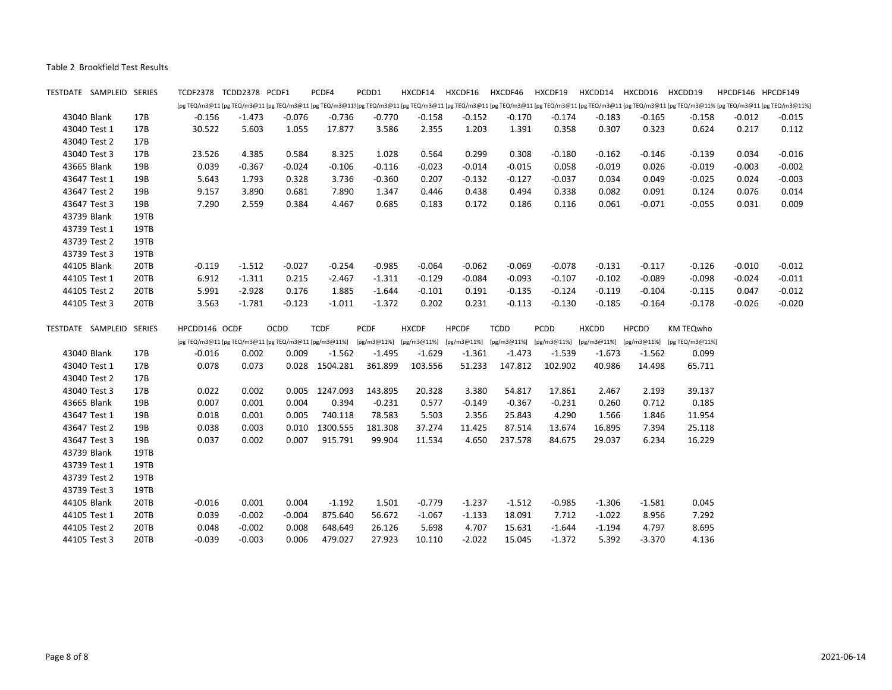Table 2 Brookfield Test Results

| TESTDATE | SAMPLEID | SERIES | TCDF2378 | TCDD2378 | PCDF1 | PCDF4 | PCDD1 | HXCDF14 | HXCDF16 | HXCDF46 | HXCDF19 | HXCDD14 | HXCDD16 | HXCDD19 | HPCDF146 | HPCDF149 |
|---|---|---|---|---|---|---|---|---|---|---|---|---|---|---|---|---|
| | | | [pg TEQ/m3@11 | [pg TEQ/m3@11 | [pg TEQ/m3@11 | [pg TEQ/m3@11 | [pg TEQ/m3@11 | [pg TEQ/m3@11 | [pg TEQ/m3@11 | [pg TEQ/m3@11 | [pg TEQ/m3@11 | [pg TEQ/m3@11 | [pg TEQ/m3@11 | [pg TEQ/m3@11% | [pg TEQ/m3@11 | [pg TEQ/m3@11%] |
| 43040 | Blank | 17B | -0.156 | -1.473 | -0.076 | -0.736 | -0.770 | -0.158 | -0.152 | -0.170 | -0.174 | -0.183 | -0.165 | -0.158 | -0.012 | -0.015 |
| 43040 | Test 1 | 17B | 30.522 | 5.603 | 1.055 | 17.877 | 3.586 | 2.355 | 1.203 | 1.391 | 0.358 | 0.307 | 0.323 | 0.624 | 0.217 | 0.112 |
| 43040 | Test 2 | 17B | | | | | | | | | | | | | | |
| 43040 | Test 3 | 17B | 23.526 | 4.385 | 0.584 | 8.325 | 1.028 | 0.564 | 0.299 | 0.308 | -0.180 | -0.162 | -0.146 | -0.139 | 0.034 | -0.016 |
| 43665 | Blank | 19B | 0.039 | -0.367 | -0.024 | -0.106 | -0.116 | -0.023 | -0.014 | -0.015 | 0.058 | -0.019 | 0.026 | -0.019 | -0.003 | -0.002 |
| 43647 | Test 1 | 19B | 5.643 | 1.793 | 0.328 | 3.736 | -0.360 | 0.207 | -0.132 | -0.127 | -0.037 | 0.034 | 0.049 | -0.025 | 0.024 | -0.003 |
| 43647 | Test 2 | 19B | 9.157 | 3.890 | 0.681 | 7.890 | 1.347 | 0.446 | 0.438 | 0.494 | 0.338 | 0.082 | 0.091 | 0.124 | 0.076 | 0.014 |
| 43647 | Test 3 | 19B | 7.290 | 2.559 | 0.384 | 4.467 | 0.685 | 0.183 | 0.172 | 0.186 | 0.116 | 0.061 | -0.071 | -0.055 | 0.031 | 0.009 |
| 43739 | Blank | 19TB | | | | | | | | | | | | | | |
| 43739 | Test 1 | 19TB | | | | | | | | | | | | | | |
| 43739 | Test 2 | 19TB | | | | | | | | | | | | | | |
| 43739 | Test 3 | 19TB | | | | | | | | | | | | | | |
| 44105 | Blank | 20TB | -0.119 | -1.512 | -0.027 | -0.254 | -0.985 | -0.064 | -0.062 | -0.069 | -0.078 | -0.131 | -0.117 | -0.126 | -0.010 | -0.012 |
| 44105 | Test 1 | 20TB | 6.912 | -1.311 | 0.215 | -2.467 | -1.311 | -0.129 | -0.084 | -0.093 | -0.107 | -0.102 | -0.089 | -0.098 | -0.024 | -0.011 |
| 44105 | Test 2 | 20TB | 5.991 | -2.928 | 0.176 | 1.885 | -1.644 | -0.101 | 0.191 | -0.135 | -0.124 | -0.119 | -0.104 | -0.115 | 0.047 | -0.012 |
| 44105 | Test 3 | 20TB | 3.563 | -1.781 | -0.123 | -1.011 | -1.372 | 0.202 | 0.231 | -0.113 | -0.130 | -0.185 | -0.164 | -0.178 | -0.026 | -0.020 |

| TESTDATE | SAMPLEID | SERIES | HPCDD146 | OCDF | OCDD | TCDF | PCDF | HXCDF | HPCDF | TCDD | PCDD | HXCDD | HPCDD | KM TEQwho |
|---|---|---|---|---|---|---|---|---|---|---|---|---|---|---|
| | | | [pg TEQ/m3@11 | [pg TEQ/m3@11 | [pg TEQ/m3@11 | [pg/m3@11%] | [pg/m3@11%] | [pg/m3@11%] | [pg/m3@11%] | [pg/m3@11%] | [pg/m3@11%] | [pg/m3@11%] | [pg/m3@11%] | [pg TEQ/m3@11%] |
| 43040 | Blank | 17B | -0.016 | 0.002 | 0.009 | -1.562 | -1.495 | -1.629 | -1.361 | -1.473 | -1.539 | -1.673 | -1.562 | 0.099 |
| 43040 | Test 1 | 17B | 0.078 | 0.073 | 0.028 | 1504.281 | 361.899 | 103.556 | 51.233 | 147.812 | 102.902 | 40.986 | 14.498 | 65.711 |
| 43040 | Test 2 | 17B | | | | | | | | | | | | |
| 43040 | Test 3 | 17B | 0.022 | 0.002 | 0.005 | 1247.093 | 143.895 | 20.328 | 3.380 | 54.817 | 17.861 | 2.467 | 2.193 | 39.137 |
| 43665 | Blank | 19B | 0.007 | 0.001 | 0.004 | 0.394 | -0.231 | 0.577 | -0.149 | -0.367 | -0.231 | 0.260 | 0.712 | 0.185 |
| 43647 | Test 1 | 19B | 0.018 | 0.001 | 0.005 | 740.118 | 78.583 | 5.503 | 2.356 | 25.843 | 4.290 | 1.566 | 1.846 | 11.954 |
| 43647 | Test 2 | 19B | 0.038 | 0.003 | 0.010 | 1300.555 | 181.308 | 37.274 | 11.425 | 87.514 | 13.674 | 16.895 | 7.394 | 25.118 |
| 43647 | Test 3 | 19B | 0.037 | 0.002 | 0.007 | 915.791 | 99.904 | 11.534 | 4.650 | 237.578 | 84.675 | 29.037 | 6.234 | 16.229 |
| 43739 | Blank | 19TB | | | | | | | | | | | | |
| 43739 | Test 1 | 19TB | | | | | | | | | | | | |
| 43739 | Test 2 | 19TB | | | | | | | | | | | | |
| 43739 | Test 3 | 19TB | | | | | | | | | | | | |
| 44105 | Blank | 20TB | -0.016 | 0.001 | 0.004 | -1.192 | 1.501 | -0.779 | -1.237 | -1.512 | -0.985 | -1.306 | -1.581 | 0.045 |
| 44105 | Test 1 | 20TB | 0.039 | -0.002 | -0.004 | 875.640 | 56.672 | -1.067 | -1.133 | 18.091 | 7.712 | -1.022 | 8.956 | 7.292 |
| 44105 | Test 2 | 20TB | 0.048 | -0.002 | 0.008 | 648.649 | 26.126 | 5.698 | 4.707 | 15.631 | -1.644 | -1.194 | 4.797 | 8.695 |
| 44105 | Test 3 | 20TB | -0.039 | -0.003 | 0.006 | 479.027 | 27.923 | 10.110 | -2.022 | 15.045 | -1.372 | 5.392 | -3.370 | 4.136 |

2021-06-14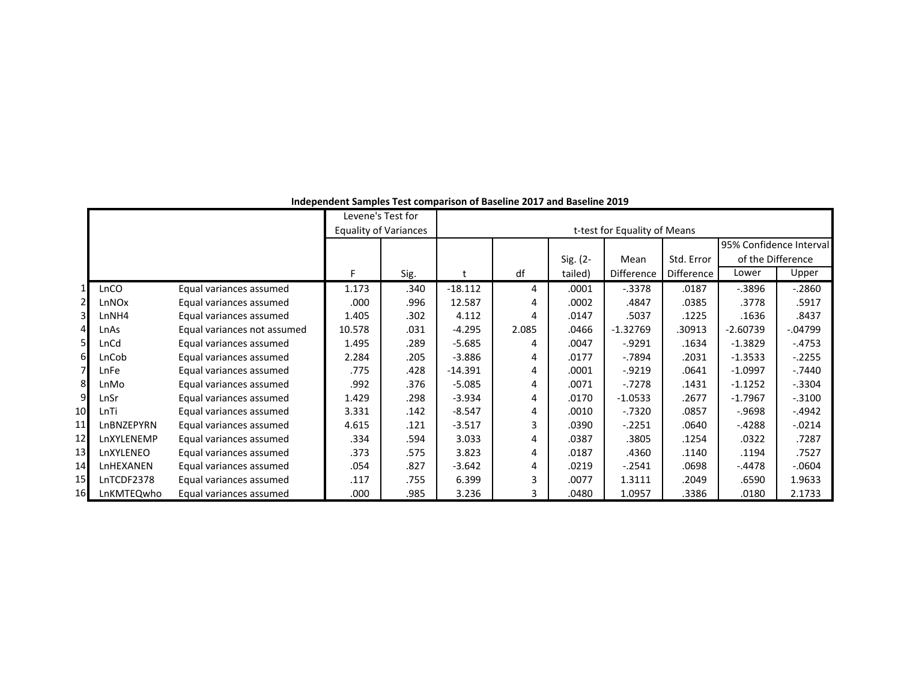**Independent Samples Test comparison of Baseline 2017 and Baseline 2019**

| | | | Levene's Test for Equality of Variances | | t-test for Equality of Means | | | | | | |
|---|---|---|---|---|---|---|---|---|---|---|---|
| | | | | | | | | | | 95% Confidence Interval of the Difference | |
| | | | F | Sig. | t | df | Sig. (2-tailed) | Mean Difference | Std. Error Difference | Lower | Upper |
| 1 | LnCO | Equal variances assumed | 1.173 | .340 | -18.112 | 4 | .0001 | -.3378 | .0187 | -.3896 | -.2860 |
| 2 | LnNOx | Equal variances assumed | .000 | .996 | 12.587 | 4 | .0002 | .4847 | .0385 | .3778 | .5917 |
| 3 | LnNH4 | Equal variances assumed | 1.405 | .302 | 4.112 | 4 | .0147 | .5037 | .1225 | .1636 | .8437 |
| 4 | LnAs | Equal variances not assumed | 10.578 | .031 | -4.295 | 2.085 | .0466 | -1.32769 | .30913 | -2.60739 | -.04799 |
| 5 | LnCd | Equal variances assumed | 1.495 | .289 | -5.685 | 4 | .0047 | -.9291 | .1634 | -1.3829 | -.4753 |
| 6 | LnCob | Equal variances assumed | 2.284 | .205 | -3.886 | 4 | .0177 | -.7894 | .2031 | -1.3533 | -.2255 |
| 7 | LnFe | Equal variances assumed | .775 | .428 | -14.391 | 4 | .0001 | -.9219 | .0641 | -1.0997 | -.7440 |
| 8 | LnMo | Equal variances assumed | .992 | .376 | -5.085 | 4 | .0071 | -.7278 | .1431 | -1.1252 | -.3304 |
| 9 | LnSr | Equal variances assumed | 1.429 | .298 | -3.934 | 4 | .0170 | -1.0533 | .2677 | -1.7967 | -.3100 |
| 10 | LnTi | Equal variances assumed | 3.331 | .142 | -8.547 | 4 | .0010 | -.7320 | .0857 | -.9698 | -.4942 |
| 11 | LnBNZEPYRN | Equal variances assumed | 4.615 | .121 | -3.517 | 3 | .0390 | -.2251 | .0640 | -.4288 | -.0214 |
| 12 | LnXYLENEMP | Equal variances assumed | .334 | .594 | 3.033 | 4 | .0387 | .3805 | .1254 | .0322 | .7287 |
| 13 | LnXYLENEO | Equal variances assumed | .373 | .575 | 3.823 | 4 | .0187 | .4360 | .1140 | .1194 | .7527 |
| 14 | LnHEXANEN | Equal variances assumed | .054 | .827 | -3.642 | 4 | .0219 | -.2541 | .0698 | -.4478 | -.0604 |
| 15 | LnTCDF2378 | Equal variances assumed | .117 | .755 | 6.399 | 3 | .0077 | 1.3111 | .2049 | .6590 | 1.9633 |
| 16 | LnKMTEQwho | Equal variances assumed | .000 | .985 | 3.236 | 3 | .0480 | 1.0957 | .3386 | .0180 | 2.1733 |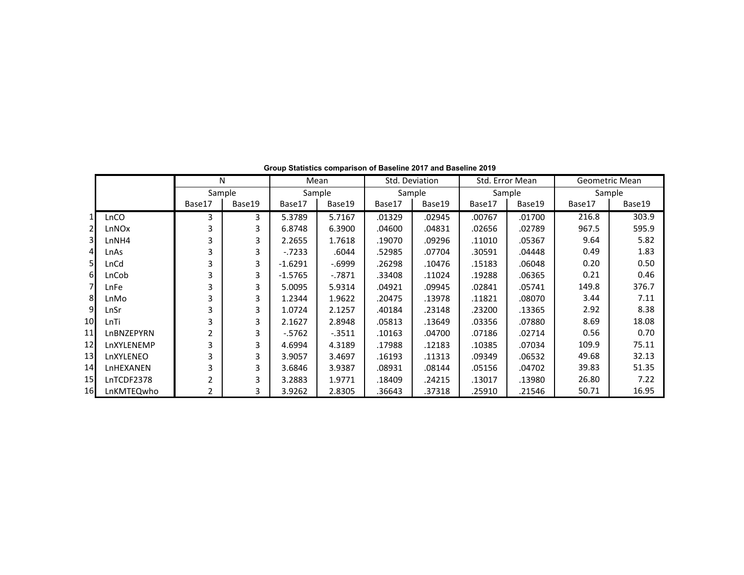**Group Statistics comparison of Baseline 2017 and Baseline 2019**

| | | N | | Mean | | Std. Deviation | | Std. Error Mean | | Geometric Mean | |
|---|---|---|---|---|---|---|---|---|---|---|---|
| | | Sample | | Sample | | Sample | | Sample | | Sample | |
| | | Base17 | Base19 | Base17 | Base19 | Base17 | Base19 | Base17 | Base19 | Base17 | Base19 |
| 1 | LnCO | 3 | 3 | 5.3789 | 5.7167 | .01329 | .02945 | .00767 | .01700 | 216.8 | 303.9 |
| 2 | LnNOx | 3 | 3 | 6.8748 | 6.3900 | .04600 | .04831 | .02656 | .02789 | 967.5 | 595.9 |
| 3 | LnNH4 | 3 | 3 | 2.2655 | 1.7618 | .19070 | .09296 | .11010 | .05367 | 9.64 | 5.82 |
| 4 | LnAs | 3 | 3 | -.7233 | .6044 | .52985 | .07704 | .30591 | .04448 | 0.49 | 1.83 |
| 5 | LnCd | 3 | 3 | -1.6291 | -.6999 | .26298 | .10476 | .15183 | .06048 | 0.20 | 0.50 |
| 6 | LnCob | 3 | 3 | -1.5765 | -.7871 | .33408 | .11024 | .19288 | .06365 | 0.21 | 0.46 |
| 7 | LnFe | 3 | 3 | 5.0095 | 5.9314 | .04921 | .09945 | .02841 | .05741 | 149.8 | 376.7 |
| 8 | LnMo | 3 | 3 | 1.2344 | 1.9622 | .20475 | .13978 | .11821 | .08070 | 3.44 | 7.11 |
| 9 | LnSr | 3 | 3 | 1.0724 | 2.1257 | .40184 | .23148 | .23200 | .13365 | 2.92 | 8.38 |
| 10 | LnTi | 3 | 3 | 2.1627 | 2.8948 | .05813 | .13649 | .03356 | .07880 | 8.69 | 18.08 |
| 11 | LnBNZEPYRN | 2 | 3 | -.5762 | -.3511 | .10163 | .04700 | .07186 | .02714 | 0.56 | 0.70 |
| 12 | LnXYLENEMP | 3 | 3 | 4.6994 | 4.3189 | .17988 | .12183 | .10385 | .07034 | 109.9 | 75.11 |
| 13 | LnXYLENEO | 3 | 3 | 3.9057 | 3.4697 | .16193 | .11313 | .09349 | .06532 | 49.68 | 32.13 |
| 14 | LnHEXANEN | 3 | 3 | 3.6846 | 3.9387 | .08931 | .08144 | .05156 | .04702 | 39.83 | 51.35 |
| 15 | LnTCDF2378 | 2 | 3 | 3.2883 | 1.9771 | .18409 | .24215 | .13017 | .13980 | 26.80 | 7.22 |
| 16 | LnKMTEQwho | 2 | 3 | 3.9262 | 2.8305 | .36643 | .37318 | .25910 | .21546 | 50.71 | 16.95 |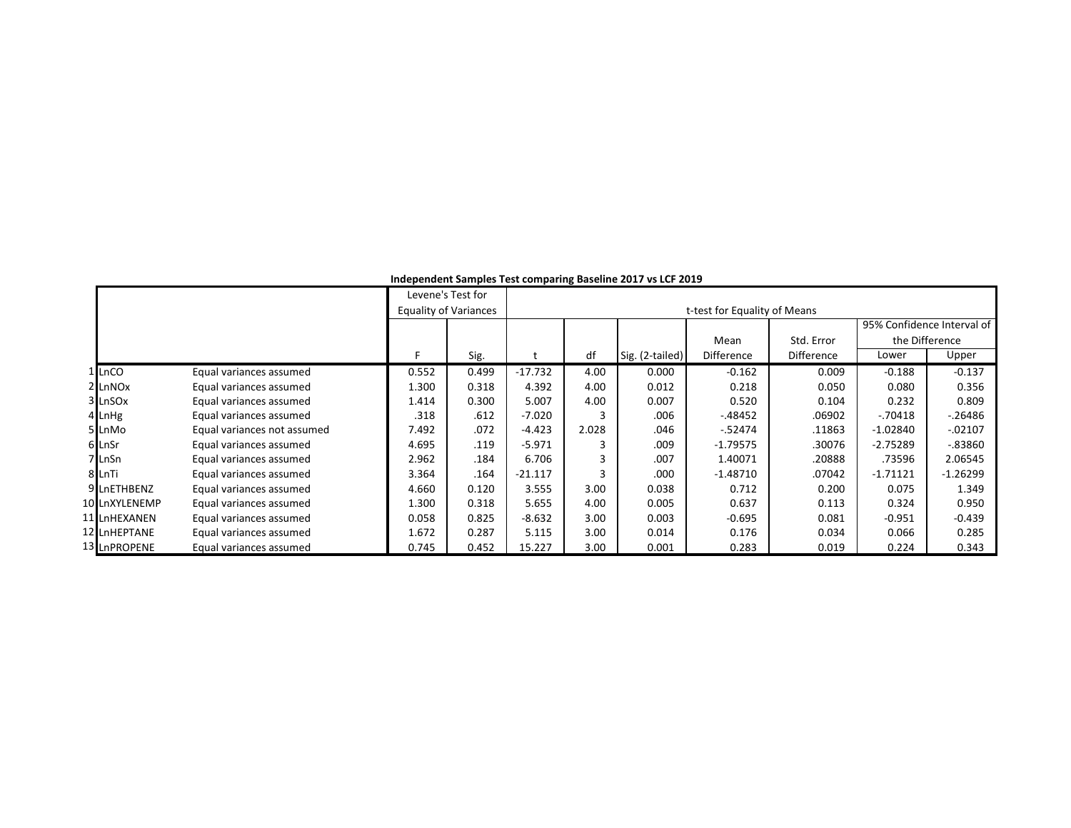**Independent Samples Test comparing Baseline 2017 vs LCF 2019**

| | | | Levene's Test for Equality of Variances | | t-test for Equality of Means | | | | | | |
|---|---|---|---|---|---|---|---|---|---|---|---|
| | | | | | | | | | | 95% Confidence Interval of the Difference | |
| | | | F | Sig. | t | df | Sig. (2-tailed) | Mean Difference | Std. Error Difference | Lower | Upper |
| 1 | LnCO | Equal variances assumed | 0.552 | 0.499 | -17.732 | 4.00 | 0.000 | -0.162 | 0.009 | -0.188 | -0.137 |
| 2 | LnNOx | Equal variances assumed | 1.300 | 0.318 | 4.392 | 4.00 | 0.012 | 0.218 | 0.050 | 0.080 | 0.356 |
| 3 | LnSOx | Equal variances assumed | 1.414 | 0.300 | 5.007 | 4.00 | 0.007 | 0.520 | 0.104 | 0.232 | 0.809 |
| 4 | LnHg | Equal variances assumed | .318 | .612 | -7.020 | 3 | .006 | -.48452 | .06902 | -.70418 | -.26486 |
| 5 | LnMo | Equal variances not assumed | 7.492 | .072 | -4.423 | 2.028 | .046 | -.52474 | .11863 | -1.02840 | -.02107 |
| 6 | LnSr | Equal variances assumed | 4.695 | .119 | -5.971 | 3 | .009 | -1.79575 | .30076 | -2.75289 | -.83860 |
| 7 | LnSn | Equal variances assumed | 2.962 | .184 | 6.706 | 3 | .007 | 1.40071 | .20888 | .73596 | 2.06545 |
| 8 | LnTi | Equal variances assumed | 3.364 | .164 | -21.117 | 3 | .000 | -1.48710 | .07042 | -1.71121 | -1.26299 |
| 9 | LnETHBENZ | Equal variances assumed | 4.660 | 0.120 | 3.555 | 3.00 | 0.038 | 0.712 | 0.200 | 0.075 | 1.349 |
| 10 | LnXYLENEMP | Equal variances assumed | 1.300 | 0.318 | 5.655 | 4.00 | 0.005 | 0.637 | 0.113 | 0.324 | 0.950 |
| 11 | LnHEXANEN | Equal variances assumed | 0.058 | 0.825 | -8.632 | 3.00 | 0.003 | -0.695 | 0.081 | -0.951 | -0.439 |
| 12 | LnHEPTANE | Equal variances assumed | 1.672 | 0.287 | 5.115 | 3.00 | 0.014 | 0.176 | 0.034 | 0.066 | 0.285 |
| 13 | LnPROPENE | Equal variances assumed | 0.745 | 0.452 | 15.227 | 3.00 | 0.001 | 0.283 | 0.019 | 0.224 | 0.343 |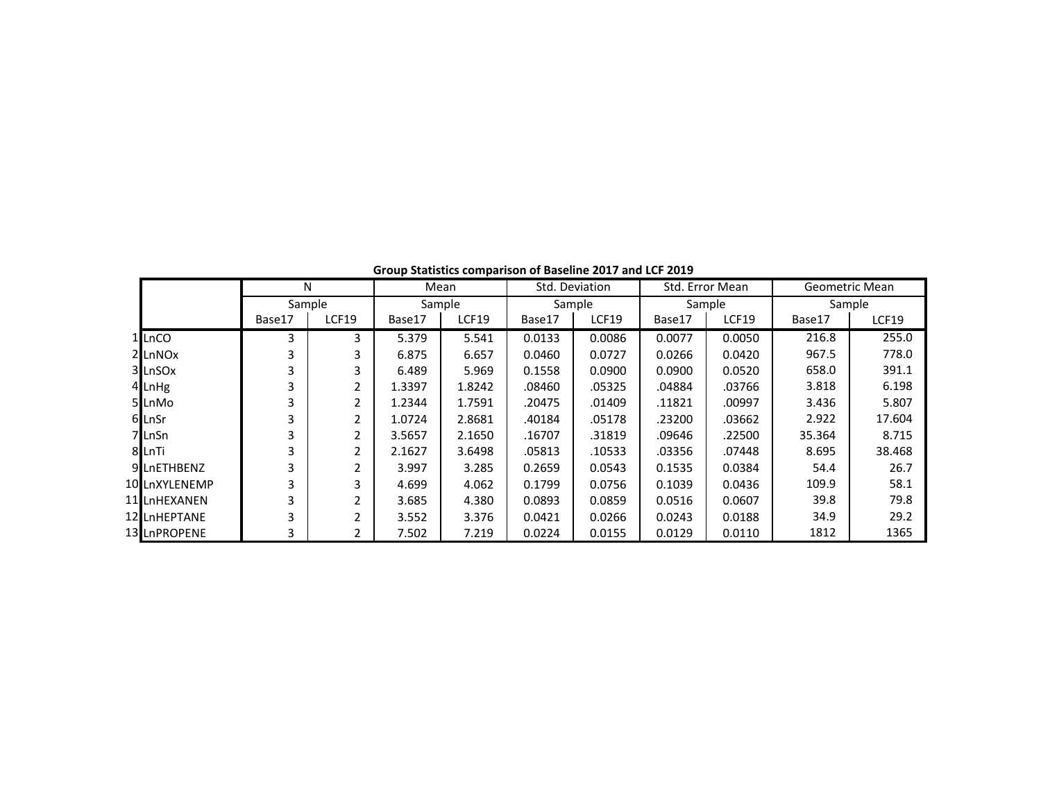**Group Statistics comparison of Baseline 2017 and LCF 2019**

| | | N | | Mean | | Std. Deviation | | Std. Error Mean | | Geometric Mean | |
|---|---|---|---|---|---|---|---|---|---|---|---|
| | | Sample | | Sample | | Sample | | Sample | | Sample | |
| | | Base17 | LCF19 | Base17 | LCF19 | Base17 | LCF19 | Base17 | LCF19 | Base17 | LCF19 |
| 1 | LnCO | 3 | 3 | 5.379 | 5.541 | 0.0133 | 0.0086 | 0.0077 | 0.0050 | 216.8 | 255.0 |
| 2 | LnNOx | 3 | 3 | 6.875 | 6.657 | 0.0460 | 0.0727 | 0.0266 | 0.0420 | 967.5 | 778.0 |
| 3 | LnSOx | 3 | 3 | 6.489 | 5.969 | 0.1558 | 0.0900 | 0.0900 | 0.0520 | 658.0 | 391.1 |
| 4 | LnHg | 3 | 2 | 1.3397 | 1.8242 | .08460 | .05325 | .04884 | .03766 | 3.818 | 6.198 |
| 5 | LnMo | 3 | 2 | 1.2344 | 1.7591 | .20475 | .01409 | .11821 | .00997 | 3.436 | 5.807 |
| 6 | LnSr | 3 | 2 | 1.0724 | 2.8681 | .40184 | .05178 | .23200 | .03662 | 2.922 | 17.604 |
| 7 | LnSn | 3 | 2 | 3.5657 | 2.1650 | .16707 | .31819 | .09646 | .22500 | 35.364 | 8.715 |
| 8 | LnTi | 3 | 2 | 2.1627 | 3.6498 | .05813 | .10533 | .03356 | .07448 | 8.695 | 38.468 |
| 9 | LnETHBENZ | 3 | 2 | 3.997 | 3.285 | 0.2659 | 0.0543 | 0.1535 | 0.0384 | 54.4 | 26.7 |
| 10 | LnXYLENEMP | 3 | 3 | 4.699 | 4.062 | 0.1799 | 0.0756 | 0.1039 | 0.0436 | 109.9 | 58.1 |
| 11 | LnHEXANEN | 3 | 2 | 3.685 | 4.380 | 0.0893 | 0.0859 | 0.0516 | 0.0607 | 39.8 | 79.8 |
| 12 | LnHEPTANE | 3 | 2 | 3.552 | 3.376 | 0.0421 | 0.0266 | 0.0243 | 0.0188 | 34.9 | 29.2 |
| 13 | LnPROPENE | 3 | 2 | 7.502 | 7.219 | 0.0224 | 0.0155 | 0.0129 | 0.0110 | 1812 | 1365 |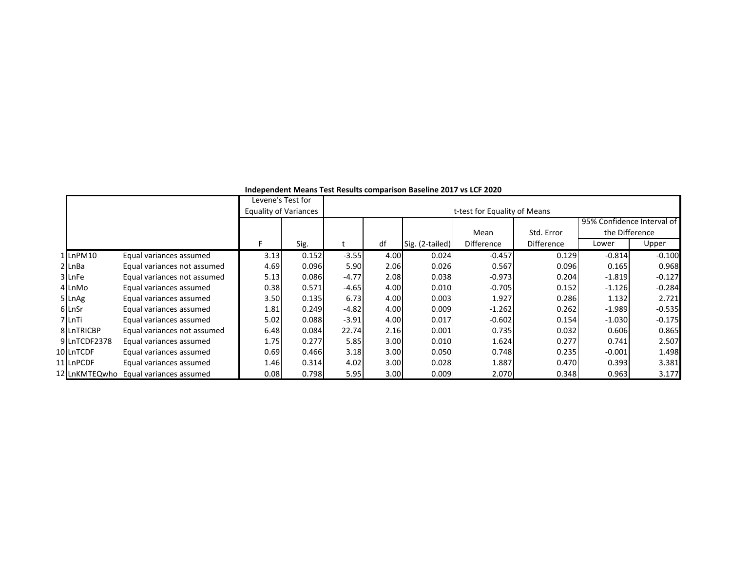**Independent Means Test Results comparison Baseline 2017 vs LCF 2020**

| | | | Levene's Test for Equality of Variances | | t-test for Equality of Means | | | | | |
|---|---|---|---|---|---|---|---|---|---|---|
| | | | | | | | | | 95% Confidence Interval of the Difference | |
| | | | F | Sig. | t | df | Sig. (2-tailed) | Mean Difference | Std. Error Difference | Lower | Upper |
| 1 | LnPM10 | Equal variances assumed | 3.13 | 0.152 | -3.55 | 4.00 | 0.024 | -0.457 | 0.129 | -0.814 | -0.100 |
| 2 | LnBa | Equal variances not assumed | 4.69 | 0.096 | 5.90 | 2.06 | 0.026 | 0.567 | 0.096 | 0.165 | 0.968 |
| 3 | LnFe | Equal variances not assumed | 5.13 | 0.086 | -4.77 | 2.08 | 0.038 | -0.973 | 0.204 | -1.819 | -0.127 |
| 4 | LnMo | Equal variances assumed | 0.38 | 0.571 | -4.65 | 4.00 | 0.010 | -0.705 | 0.152 | -1.126 | -0.284 |
| 5 | LnAg | Equal variances assumed | 3.50 | 0.135 | 6.73 | 4.00 | 0.003 | 1.927 | 0.286 | 1.132 | 2.721 |
| 6 | LnSr | Equal variances assumed | 1.81 | 0.249 | -4.82 | 4.00 | 0.009 | -1.262 | 0.262 | -1.989 | -0.535 |
| 7 | LnTi | Equal variances assumed | 5.02 | 0.088 | -3.91 | 4.00 | 0.017 | -0.602 | 0.154 | -1.030 | -0.175 |
| 8 | LnTRICBP | Equal variances not assumed | 6.48 | 0.084 | 22.74 | 2.16 | 0.001 | 0.735 | 0.032 | 0.606 | 0.865 |
| 9 | LnTCDF2378 | Equal variances assumed | 1.75 | 0.277 | 5.85 | 3.00 | 0.010 | 1.624 | 0.277 | 0.741 | 2.507 |
| 10 | LnTCDF | Equal variances assumed | 0.69 | 0.466 | 3.18 | 3.00 | 0.050 | 0.748 | 0.235 | -0.001 | 1.498 |
| 11 | LnPCDF | Equal variances assumed | 1.46 | 0.314 | 4.02 | 3.00 | 0.028 | 1.887 | 0.470 | 0.393 | 3.381 |
| 12 | LnKMTEQwho | Equal variances assumed | 0.08 | 0.798 | 5.95 | 3.00 | 0.009 | 2.070 | 0.348 | 0.963 | 3.177 |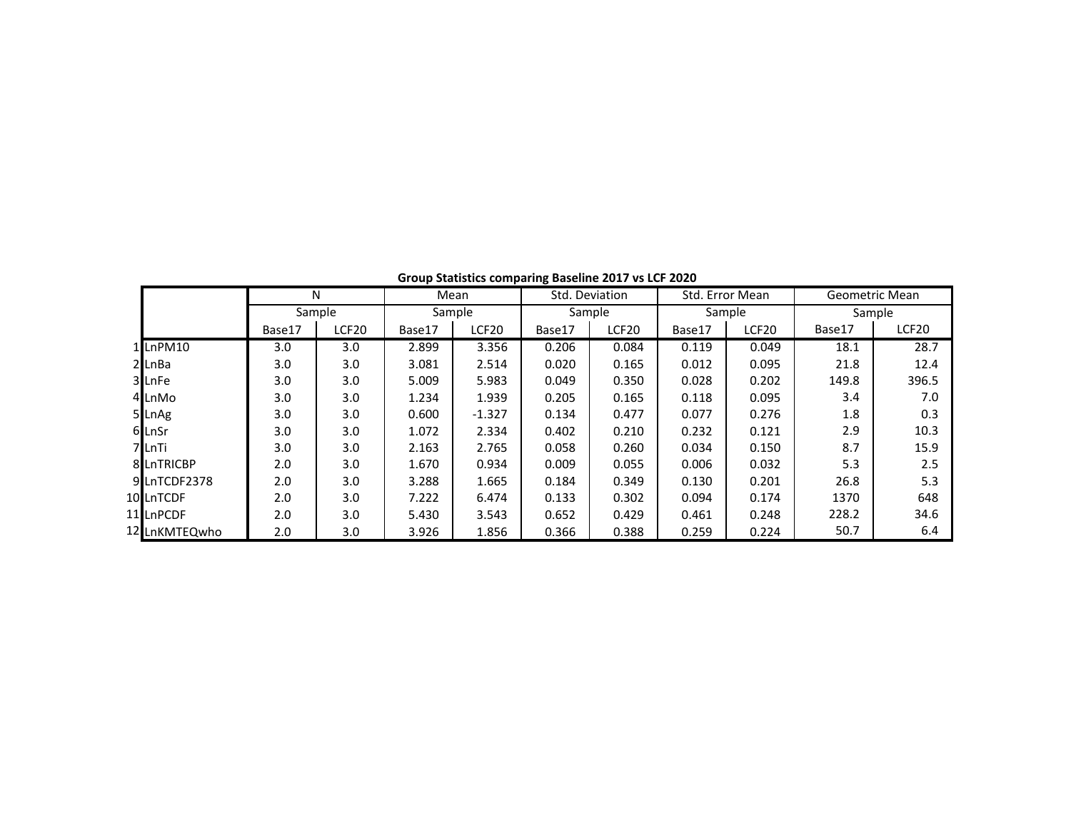**Group Statistics comparing Baseline 2017 vs LCF 2020**

| | | N | | Mean | | Std. Deviation | | Std. Error Mean | | Geometric Mean | |
|---|---|---|---|---|---|---|---|---|---|---|---|
| | | Sample | | Sample | | Sample | | Sample | | Sample | |
| | | Base17 | LCF20 | Base17 | LCF20 | Base17 | LCF20 | Base17 | LCF20 | Base17 | LCF20 |
| 1 | LnPM10 | 3.0 | 3.0 | 2.899 | 3.356 | 0.206 | 0.084 | 0.119 | 0.049 | 18.1 | 28.7 |
| 2 | LnBa | 3.0 | 3.0 | 3.081 | 2.514 | 0.020 | 0.165 | 0.012 | 0.095 | 21.8 | 12.4 |
| 3 | LnFe | 3.0 | 3.0 | 5.009 | 5.983 | 0.049 | 0.350 | 0.028 | 0.202 | 149.8 | 396.5 |
| 4 | LnMo | 3.0 | 3.0 | 1.234 | 1.939 | 0.205 | 0.165 | 0.118 | 0.095 | 3.4 | 7.0 |
| 5 | LnAg | 3.0 | 3.0 | 0.600 | -1.327 | 0.134 | 0.477 | 0.077 | 0.276 | 1.8 | 0.3 |
| 6 | LnSr | 3.0 | 3.0 | 1.072 | 2.334 | 0.402 | 0.210 | 0.232 | 0.121 | 2.9 | 10.3 |
| 7 | LnTi | 3.0 | 3.0 | 2.163 | 2.765 | 0.058 | 0.260 | 0.034 | 0.150 | 8.7 | 15.9 |
| 8 | LnTRICBP | 2.0 | 3.0 | 1.670 | 0.934 | 0.009 | 0.055 | 0.006 | 0.032 | 5.3 | 2.5 |
| 9 | LnTCDF2378 | 2.0 | 3.0 | 3.288 | 1.665 | 0.184 | 0.349 | 0.130 | 0.201 | 26.8 | 5.3 |
| 10 | LnTCDF | 2.0 | 3.0 | 7.222 | 6.474 | 0.133 | 0.302 | 0.094 | 0.174 | 1370 | 648 |
| 11 | LnPCDF | 2.0 | 3.0 | 5.430 | 3.543 | 0.652 | 0.429 | 0.461 | 0.248 | 228.2 | 34.6 |
| 12 | LnKMTEQwho | 2.0 | 3.0 | 3.926 | 1.856 | 0.366 | 0.388 | 0.259 | 0.224 | 50.7 | 6.4 |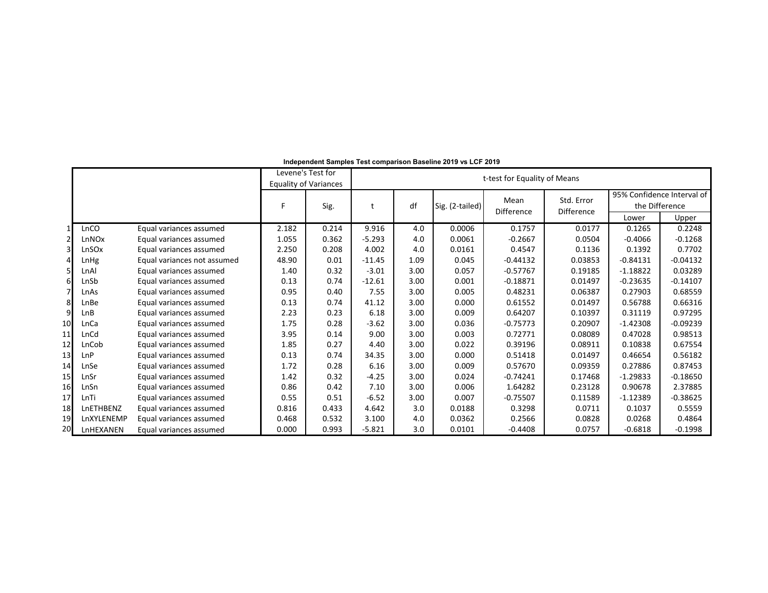**Independent Samples Test comparison Baseline 2019 vs LCF 2019**

| | | | Levene's Test for Equality of Variances | | t-test for Equality of Means | | | | | | |
|---|---|---|---|---|---|---|---|---|---|---|---|
| | | | F | Sig. | t | df | Sig. (2-tailed) | Mean Difference | Std. Error Difference | 95% Confidence Interval of the Difference | |
| | | | | | | | | | | Lower | Upper |
| 1 | LnCO | Equal variances assumed | 2.182 | 0.214 | 9.916 | 4.0 | 0.0006 | 0.1757 | 0.0177 | 0.1265 | 0.2248 |
| 2 | LnNOx | Equal variances assumed | 1.055 | 0.362 | -5.293 | 4.0 | 0.0061 | -0.2667 | 0.0504 | -0.4066 | -0.1268 |
| 3 | LnSOx | Equal variances assumed | 2.250 | 0.208 | 4.002 | 4.0 | 0.0161 | 0.4547 | 0.1136 | 0.1392 | 0.7702 |
| 4 | LnHg | Equal variances not assumed | 48.90 | 0.01 | -11.45 | 1.09 | 0.045 | -0.44132 | 0.03853 | -0.84131 | -0.04132 |
| 5 | LnAl | Equal variances assumed | 1.40 | 0.32 | -3.01 | 3.00 | 0.057 | -0.57767 | 0.19185 | -1.18822 | 0.03289 |
| 6 | LnSb | Equal variances assumed | 0.13 | 0.74 | -12.61 | 3.00 | 0.001 | -0.18871 | 0.01497 | -0.23635 | -0.14107 |
| 7 | LnAs | Equal variances assumed | 0.95 | 0.40 | 7.55 | 3.00 | 0.005 | 0.48231 | 0.06387 | 0.27903 | 0.68559 |
| 8 | LnBe | Equal variances assumed | 0.13 | 0.74 | 41.12 | 3.00 | 0.000 | 0.61552 | 0.01497 | 0.56788 | 0.66316 |
| 9 | LnB | Equal variances assumed | 2.23 | 0.23 | 6.18 | 3.00 | 0.009 | 0.64207 | 0.10397 | 0.31119 | 0.97295 |
| 10 | LnCa | Equal variances assumed | 1.75 | 0.28 | -3.62 | 3.00 | 0.036 | -0.75773 | 0.20907 | -1.42308 | -0.09239 |
| 11 | LnCd | Equal variances assumed | 3.95 | 0.14 | 9.00 | 3.00 | 0.003 | 0.72771 | 0.08089 | 0.47028 | 0.98513 |
| 12 | LnCob | Equal variances assumed | 1.85 | 0.27 | 4.40 | 3.00 | 0.022 | 0.39196 | 0.08911 | 0.10838 | 0.67554 |
| 13 | LnP | Equal variances assumed | 0.13 | 0.74 | 34.35 | 3.00 | 0.000 | 0.51418 | 0.01497 | 0.46654 | 0.56182 |
| 14 | LnSe | Equal variances assumed | 1.72 | 0.28 | 6.16 | 3.00 | 0.009 | 0.57670 | 0.09359 | 0.27886 | 0.87453 |
| 15 | LnSr | Equal variances assumed | 1.42 | 0.32 | -4.25 | 3.00 | 0.024 | -0.74241 | 0.17468 | -1.29833 | -0.18650 |
| 16 | LnSn | Equal variances assumed | 0.86 | 0.42 | 7.10 | 3.00 | 0.006 | 1.64282 | 0.23128 | 0.90678 | 2.37885 |
| 17 | LnTi | Equal variances assumed | 0.55 | 0.51 | -6.52 | 3.00 | 0.007 | -0.75507 | 0.11589 | -1.12389 | -0.38625 |
| 18 | LnETHBENZ | Equal variances assumed | 0.816 | 0.433 | 4.642 | 3.0 | 0.0188 | 0.3298 | 0.0711 | 0.1037 | 0.5559 |
| 19 | LnXYLENEMP | Equal variances assumed | 0.468 | 0.532 | 3.100 | 4.0 | 0.0362 | 0.2566 | 0.0828 | 0.0268 | 0.4864 |
| 20 | LnHEXANEN | Equal variances assumed | 0.000 | 0.993 | -5.821 | 3.0 | 0.0101 | -0.4408 | 0.0757 | -0.6818 | -0.1998 |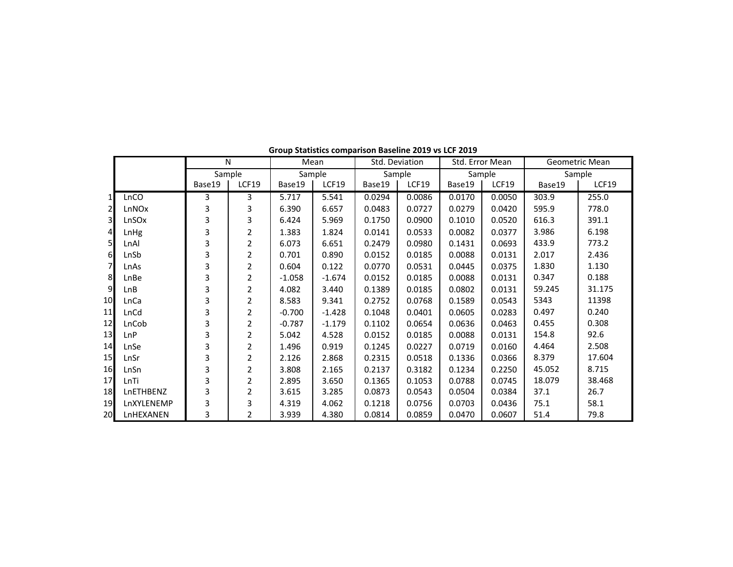**Group Statistics comparison Baseline 2019 vs LCF 2019**

| | | N | | Mean | | Std. Deviation | | Std. Error Mean | | Geometric Mean | |
|---|---|---|---|---|---|---|---|---|---|---|---|
| | | Sample | | Sample | | Sample | | Sample | | Sample | |
| | | Base19 | LCF19 | Base19 | LCF19 | Base19 | LCF19 | Base19 | LCF19 | Base19 | LCF19 |
| 1 | LnCO | 3 | 3 | 5.717 | 5.541 | 0.0294 | 0.0086 | 0.0170 | 0.0050 | 303.9 | 255.0 |
| 2 | LnNOx | 3 | 3 | 6.390 | 6.657 | 0.0483 | 0.0727 | 0.0279 | 0.0420 | 595.9 | 778.0 |
| 3 | LnSOx | 3 | 3 | 6.424 | 5.969 | 0.1750 | 0.0900 | 0.1010 | 0.0520 | 616.3 | 391.1 |
| 4 | LnHg | 3 | 2 | 1.383 | 1.824 | 0.0141 | 0.0533 | 0.0082 | 0.0377 | 3.986 | 6.198 |
| 5 | LnAl | 3 | 2 | 6.073 | 6.651 | 0.2479 | 0.0980 | 0.1431 | 0.0693 | 433.9 | 773.2 |
| 6 | LnSb | 3 | 2 | 0.701 | 0.890 | 0.0152 | 0.0185 | 0.0088 | 0.0131 | 2.017 | 2.436 |
| 7 | LnAs | 3 | 2 | 0.604 | 0.122 | 0.0770 | 0.0531 | 0.0445 | 0.0375 | 1.830 | 1.130 |
| 8 | LnBe | 3 | 2 | -1.058 | -1.674 | 0.0152 | 0.0185 | 0.0088 | 0.0131 | 0.347 | 0.188 |
| 9 | LnB | 3 | 2 | 4.082 | 3.440 | 0.1389 | 0.0185 | 0.0802 | 0.0131 | 59.245 | 31.175 |
| 10 | LnCa | 3 | 2 | 8.583 | 9.341 | 0.2752 | 0.0768 | 0.1589 | 0.0543 | 5343 | 11398 |
| 11 | LnCd | 3 | 2 | -0.700 | -1.428 | 0.1048 | 0.0401 | 0.0605 | 0.0283 | 0.497 | 0.240 |
| 12 | LnCob | 3 | 2 | -0.787 | -1.179 | 0.1102 | 0.0654 | 0.0636 | 0.0463 | 0.455 | 0.308 |
| 13 | LnP | 3 | 2 | 5.042 | 4.528 | 0.0152 | 0.0185 | 0.0088 | 0.0131 | 154.8 | 92.6 |
| 14 | LnSe | 3 | 2 | 1.496 | 0.919 | 0.1245 | 0.0227 | 0.0719 | 0.0160 | 4.464 | 2.508 |
| 15 | LnSr | 3 | 2 | 2.126 | 2.868 | 0.2315 | 0.0518 | 0.1336 | 0.0366 | 8.379 | 17.604 |
| 16 | LnSn | 3 | 2 | 3.808 | 2.165 | 0.2137 | 0.3182 | 0.1234 | 0.2250 | 45.052 | 8.715 |
| 17 | LnTi | 3 | 2 | 2.895 | 3.650 | 0.1365 | 0.1053 | 0.0788 | 0.0745 | 18.079 | 38.468 |
| 18 | LnETHBENZ | 3 | 2 | 3.615 | 3.285 | 0.0873 | 0.0543 | 0.0504 | 0.0384 | 37.1 | 26.7 |
| 19 | LnXYLENEMP | 3 | 3 | 4.319 | 4.062 | 0.1218 | 0.0756 | 0.0703 | 0.0436 | 75.1 | 58.1 |
| 20 | LnHEXANEN | 3 | 2 | 3.939 | 4.380 | 0.0814 | 0.0859 | 0.0470 | 0.0607 | 51.4 | 79.8 |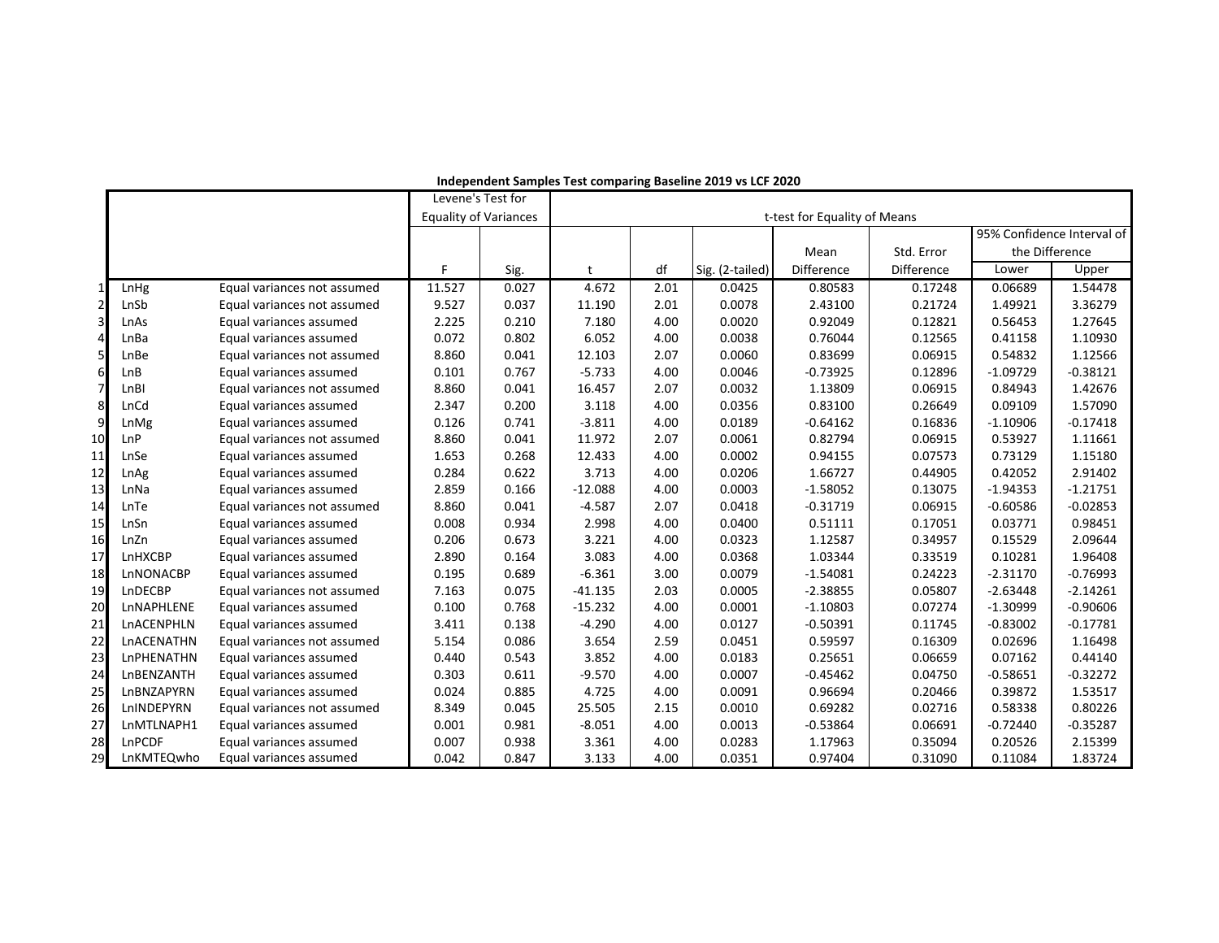**Independent Samples Test comparing Baseline 2019 vs LCF 2020**

| | | | Levene's Test for Equality of Variances | | t-test for Equality of Means | | | | | 95% Confidence Interval of the Difference | |
|---|---|---|---|---|---|---|---|---|---|---|---|
| | | | F | Sig. | t | df | Sig. (2-tailed) | Mean Difference | Std. Error Difference | Lower | Upper |
| 1 | LnHg | Equal variances not assumed | 11.527 | 0.027 | 4.672 | 2.01 | 0.0425 | 0.80583 | 0.17248 | 0.06689 | 1.54478 |
| 2 | LnSb | Equal variances not assumed | 9.527 | 0.037 | 11.190 | 2.01 | 0.0078 | 2.43100 | 0.21724 | 1.49921 | 3.36279 |
| 3 | LnAs | Equal variances assumed | 2.225 | 0.210 | 7.180 | 4.00 | 0.0020 | 0.92049 | 0.12821 | 0.56453 | 1.27645 |
| 4 | LnBa | Equal variances assumed | 0.072 | 0.802 | 6.052 | 4.00 | 0.0038 | 0.76044 | 0.12565 | 0.41158 | 1.10930 |
| 5 | LnBe | Equal variances not assumed | 8.860 | 0.041 | 12.103 | 2.07 | 0.0060 | 0.83699 | 0.06915 | 0.54832 | 1.12566 |
| 6 | LnB | Equal variances assumed | 0.101 | 0.767 | -5.733 | 4.00 | 0.0046 | -0.73925 | 0.12896 | -1.09729 | -0.38121 |
| 7 | LnBI | Equal variances not assumed | 8.860 | 0.041 | 16.457 | 2.07 | 0.0032 | 1.13809 | 0.06915 | 0.84943 | 1.42676 |
| 8 | LnCd | Equal variances assumed | 2.347 | 0.200 | 3.118 | 4.00 | 0.0356 | 0.83100 | 0.26649 | 0.09109 | 1.57090 |
| 9 | LnMg | Equal variances assumed | 0.126 | 0.741 | -3.811 | 4.00 | 0.0189 | -0.64162 | 0.16836 | -1.10906 | -0.17418 |
| 10 | LnP | Equal variances not assumed | 8.860 | 0.041 | 11.972 | 2.07 | 0.0061 | 0.82794 | 0.06915 | 0.53927 | 1.11661 |
| 11 | LnSe | Equal variances assumed | 1.653 | 0.268 | 12.433 | 4.00 | 0.0002 | 0.94155 | 0.07573 | 0.73129 | 1.15180 |
| 12 | LnAg | Equal variances assumed | 0.284 | 0.622 | 3.713 | 4.00 | 0.0206 | 1.66727 | 0.44905 | 0.42052 | 2.91402 |
| 13 | LnNa | Equal variances assumed | 2.859 | 0.166 | -12.088 | 4.00 | 0.0003 | -1.58052 | 0.13075 | -1.94353 | -1.21751 |
| 14 | LnTe | Equal variances not assumed | 8.860 | 0.041 | -4.587 | 2.07 | 0.0418 | -0.31719 | 0.06915 | -0.60586 | -0.02853 |
| 15 | LnSn | Equal variances assumed | 0.008 | 0.934 | 2.998 | 4.00 | 0.0400 | 0.51111 | 0.17051 | 0.03771 | 0.98451 |
| 16 | LnZn | Equal variances assumed | 0.206 | 0.673 | 3.221 | 4.00 | 0.0323 | 1.12587 | 0.34957 | 0.15529 | 2.09644 |
| 17 | LnHXCBP | Equal variances assumed | 2.890 | 0.164 | 3.083 | 4.00 | 0.0368 | 1.03344 | 0.33519 | 0.10281 | 1.96408 |
| 18 | LnNONACBP | Equal variances assumed | 0.195 | 0.689 | -6.361 | 3.00 | 0.0079 | -1.54081 | 0.24223 | -2.31170 | -0.76993 |
| 19 | LnDECBP | Equal variances not assumed | 7.163 | 0.075 | -41.135 | 2.03 | 0.0005 | -2.38855 | 0.05807 | -2.63448 | -2.14261 |
| 20 | LnNAPHLENE | Equal variances assumed | 0.100 | 0.768 | -15.232 | 4.00 | 0.0001 | -1.10803 | 0.07274 | -1.30999 | -0.90606 |
| 21 | LnACENPHLN | Equal variances assumed | 3.411 | 0.138 | -4.290 | 4.00 | 0.0127 | -0.50391 | 0.11745 | -0.83002 | -0.17781 |
| 22 | LnACENATHN | Equal variances not assumed | 5.154 | 0.086 | 3.654 | 2.59 | 0.0451 | 0.59597 | 0.16309 | 0.02696 | 1.16498 |
| 23 | LnPHENATHN | Equal variances assumed | 0.440 | 0.543 | 3.852 | 4.00 | 0.0183 | 0.25651 | 0.06659 | 0.07162 | 0.44140 |
| 24 | LnBENZANTH | Equal variances assumed | 0.303 | 0.611 | -9.570 | 4.00 | 0.0007 | -0.45462 | 0.04750 | -0.58651 | -0.32272 |
| 25 | LnBNZAPYRN | Equal variances assumed | 0.024 | 0.885 | 4.725 | 4.00 | 0.0091 | 0.96694 | 0.20466 | 0.39872 | 1.53517 |
| 26 | LnINDEPYRN | Equal variances not assumed | 8.349 | 0.045 | 25.505 | 2.15 | 0.0010 | 0.69282 | 0.02716 | 0.58338 | 0.80226 |
| 27 | LnMTLNAPH1 | Equal variances assumed | 0.001 | 0.981 | -8.051 | 4.00 | 0.0013 | -0.53864 | 0.06691 | -0.72440 | -0.35287 |
| 28 | LnPCDF | Equal variances assumed | 0.007 | 0.938 | 3.361 | 4.00 | 0.0283 | 1.17963 | 0.35094 | 0.20526 | 2.15399 |
| 29 | LnKMTEQwho | Equal variances assumed | 0.042 | 0.847 | 3.133 | 4.00 | 0.0351 | 0.97404 | 0.31090 | 0.11084 | 1.83724 |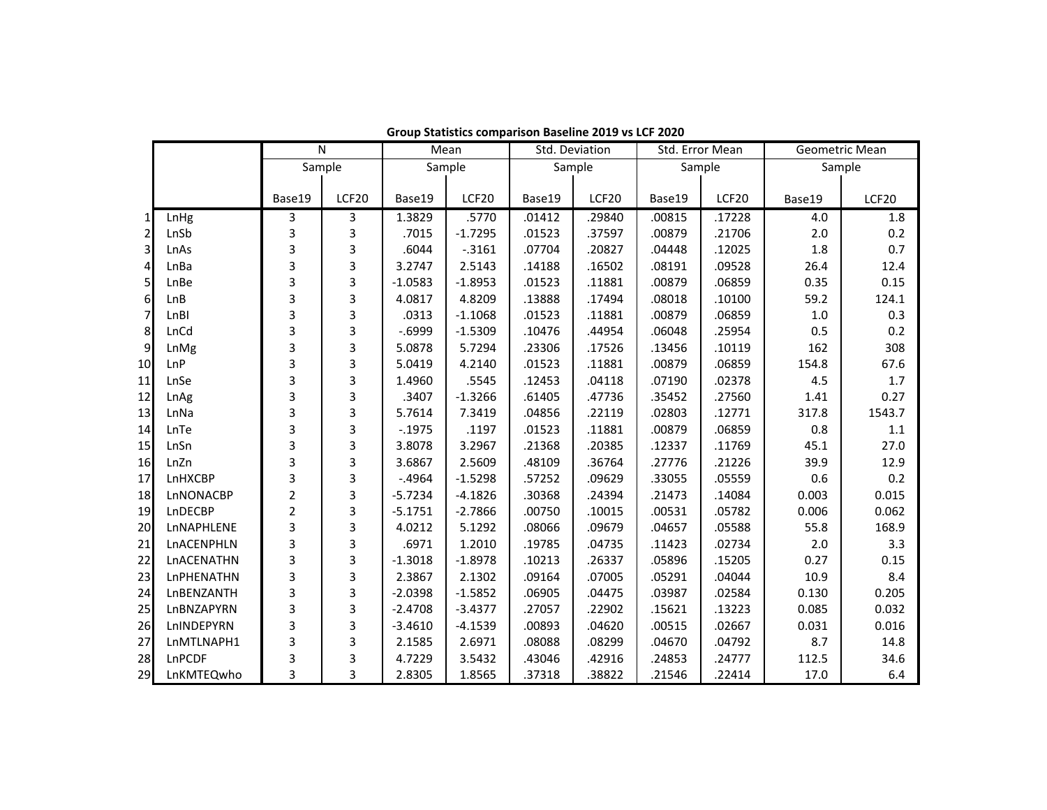**Group Statistics comparison Baseline 2019 vs LCF 2020**

| | | N | | Mean | | Std. Deviation | | Std. Error Mean | | Geometric Mean | |
|---|---|---|---|---|---|---|---|---|---|---|---|
| | | Sample | | Sample | | Sample | | Sample | | Sample | |
| | | Base19 | LCF20 | Base19 | LCF20 | Base19 | LCF20 | Base19 | LCF20 | Base19 | LCF20 |
| 1 | LnHg | 3 | 3 | 1.3829 | .5770 | .01412 | .29840 | .00815 | .17228 | 4.0 | 1.8 |
| 2 | LnSb | 3 | 3 | .7015 | -1.7295 | .01523 | .37597 | .00879 | .21706 | 2.0 | 0.2 |
| 3 | LnAs | 3 | 3 | .6044 | -.3161 | .07704 | .20827 | .04448 | .12025 | 1.8 | 0.7 |
| 4 | LnBa | 3 | 3 | 3.2747 | 2.5143 | .14188 | .16502 | .08191 | .09528 | 26.4 | 12.4 |
| 5 | LnBe | 3 | 3 | -1.0583 | -1.8953 | .01523 | .11881 | .00879 | .06859 | 0.35 | 0.15 |
| 6 | LnB | 3 | 3 | 4.0817 | 4.8209 | .13888 | .17494 | .08018 | .10100 | 59.2 | 124.1 |
| 7 | LnBI | 3 | 3 | .0313 | -1.1068 | .01523 | .11881 | .00879 | .06859 | 1.0 | 0.3 |
| 8 | LnCd | 3 | 3 | -.6999 | -1.5309 | .10476 | .44954 | .06048 | .25954 | 0.5 | 0.2 |
| 9 | LnMg | 3 | 3 | 5.0878 | 5.7294 | .23306 | .17526 | .13456 | .10119 | 162 | 308 |
| 10 | LnP | 3 | 3 | 5.0419 | 4.2140 | .01523 | .11881 | .00879 | .06859 | 154.8 | 67.6 |
| 11 | LnSe | 3 | 3 | 1.4960 | .5545 | .12453 | .04118 | .07190 | .02378 | 4.5 | 1.7 |
| 12 | LnAg | 3 | 3 | .3407 | -1.3266 | .61405 | .47736 | .35452 | .27560 | 1.41 | 0.27 |
| 13 | LnNa | 3 | 3 | 5.7614 | 7.3419 | .04856 | .22119 | .02803 | .12771 | 317.8 | 1543.7 |
| 14 | LnTe | 3 | 3 | -.1975 | .1197 | .01523 | .11881 | .00879 | .06859 | 0.8 | 1.1 |
| 15 | LnSn | 3 | 3 | 3.8078 | 3.2967 | .21368 | .20385 | .12337 | .11769 | 45.1 | 27.0 |
| 16 | LnZn | 3 | 3 | 3.6867 | 2.5609 | .48109 | .36764 | .27776 | .21226 | 39.9 | 12.9 |
| 17 | LnHXCBP | 3 | 3 | -.4964 | -1.5298 | .57252 | .09629 | .33055 | .05559 | 0.6 | 0.2 |
| 18 | LnNONACBP | 2 | 3 | -5.7234 | -4.1826 | .30368 | .24394 | .21473 | .14084 | 0.003 | 0.015 |
| 19 | LnDECBP | 2 | 3 | -5.1751 | -2.7866 | .00750 | .10015 | .00531 | .05782 | 0.006 | 0.062 |
| 20 | LnNAPHLENE | 3 | 3 | 4.0212 | 5.1292 | .08066 | .09679 | .04657 | .05588 | 55.8 | 168.9 |
| 21 | LnACENPHLN | 3 | 3 | .6971 | 1.2010 | .19785 | .04735 | .11423 | .02734 | 2.0 | 3.3 |
| 22 | LnACENATHN | 3 | 3 | -1.3018 | -1.8978 | .10213 | .26337 | .05896 | .15205 | 0.27 | 0.15 |
| 23 | LnPHENATHN | 3 | 3 | 2.3867 | 2.1302 | .09164 | .07005 | .05291 | .04044 | 10.9 | 8.4 |
| 24 | LnBENZANTH | 3 | 3 | -2.0398 | -1.5852 | .06905 | .04475 | .03987 | .02584 | 0.130 | 0.205 |
| 25 | LnBNZAPYRN | 3 | 3 | -2.4708 | -3.4377 | .27057 | .22902 | .15621 | .13223 | 0.085 | 0.032 |
| 26 | LnINDEPYRN | 3 | 3 | -3.4610 | -4.1539 | .00893 | .04620 | .00515 | .02667 | 0.031 | 0.016 |
| 27 | LnMTLNAPH1 | 3 | 3 | 2.1585 | 2.6971 | .08088 | .08299 | .04670 | .04792 | 8.7 | 14.8 |
| 28 | LnPCDF | 3 | 3 | 4.7229 | 3.5432 | .43046 | .42916 | .24853 | .24777 | 112.5 | 34.6 |
| 29 | LnKMTEQwho | 3 | 3 | 2.8305 | 1.8565 | .37318 | .38822 | .21546 | .22414 | 17.0 | 6.4 |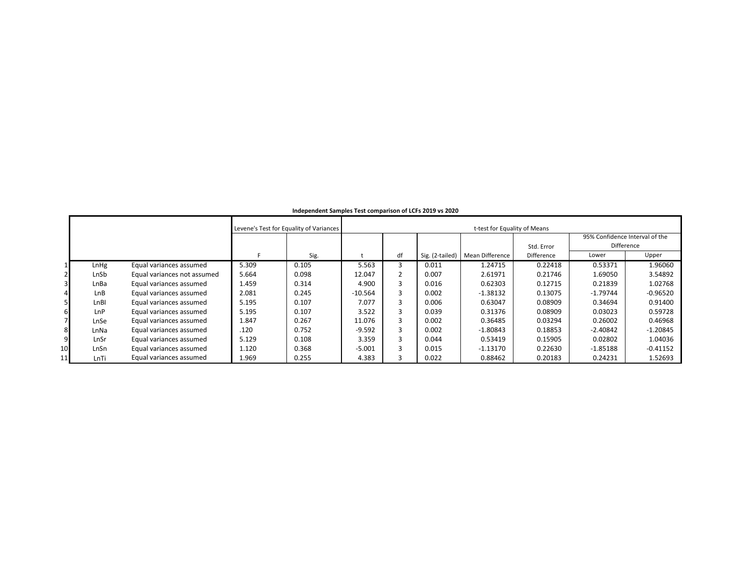**Independent Samples Test comparison of LCFs 2019 vs 2020**

| | | | Levene's Test for Equality of Variances | | t-test for Equality of Means | | | | | | |
|---|---|---|---|---|---|---|---|---|---|---|---|
| | | | | | | | | | | 95% Confidence Interval of the Difference | |
| | | | F | Sig. | t | df | Sig. (2-tailed) | Mean Difference | Std. Error Difference | Lower | Upper |
| 1 | LnHg | Equal variances assumed | 5.309 | 0.105 | 5.563 | 3 | 0.011 | 1.24715 | 0.22418 | 0.53371 | 1.96060 |
| 2 | LnSb | Equal variances not assumed | 5.664 | 0.098 | 12.047 | 2 | 0.007 | 2.61971 | 0.21746 | 1.69050 | 3.54892 |
| 3 | LnBa | Equal variances assumed | 1.459 | 0.314 | 4.900 | 3 | 0.016 | 0.62303 | 0.12715 | 0.21839 | 1.02768 |
| 4 | LnB | Equal variances assumed | 2.081 | 0.245 | -10.564 | 3 | 0.002 | -1.38132 | 0.13075 | -1.79744 | -0.96520 |
| 5 | LnBI | Equal variances assumed | 5.195 | 0.107 | 7.077 | 3 | 0.006 | 0.63047 | 0.08909 | 0.34694 | 0.91400 |
| 6 | LnP | Equal variances assumed | 5.195 | 0.107 | 3.522 | 3 | 0.039 | 0.31376 | 0.08909 | 0.03023 | 0.59728 |
| 7 | LnSe | Equal variances assumed | 1.847 | 0.267 | 11.076 | 3 | 0.002 | 0.36485 | 0.03294 | 0.26002 | 0.46968 |
| 8 | LnNa | Equal variances assumed | .120 | 0.752 | -9.592 | 3 | 0.002 | -1.80843 | 0.18853 | -2.40842 | -1.20845 |
| 9 | LnSr | Equal variances assumed | 5.129 | 0.108 | 3.359 | 3 | 0.044 | 0.53419 | 0.15905 | 0.02802 | 1.04036 |
| 10 | LnSn | Equal variances assumed | 1.120 | 0.368 | -5.001 | 3 | 0.015 | -1.13170 | 0.22630 | -1.85188 | -0.41152 |
| 11 | LnTi | Equal variances assumed | 1.969 | 0.255 | 4.383 | 3 | 0.022 | 0.88462 | 0.20183 | 0.24231 | 1.52693 |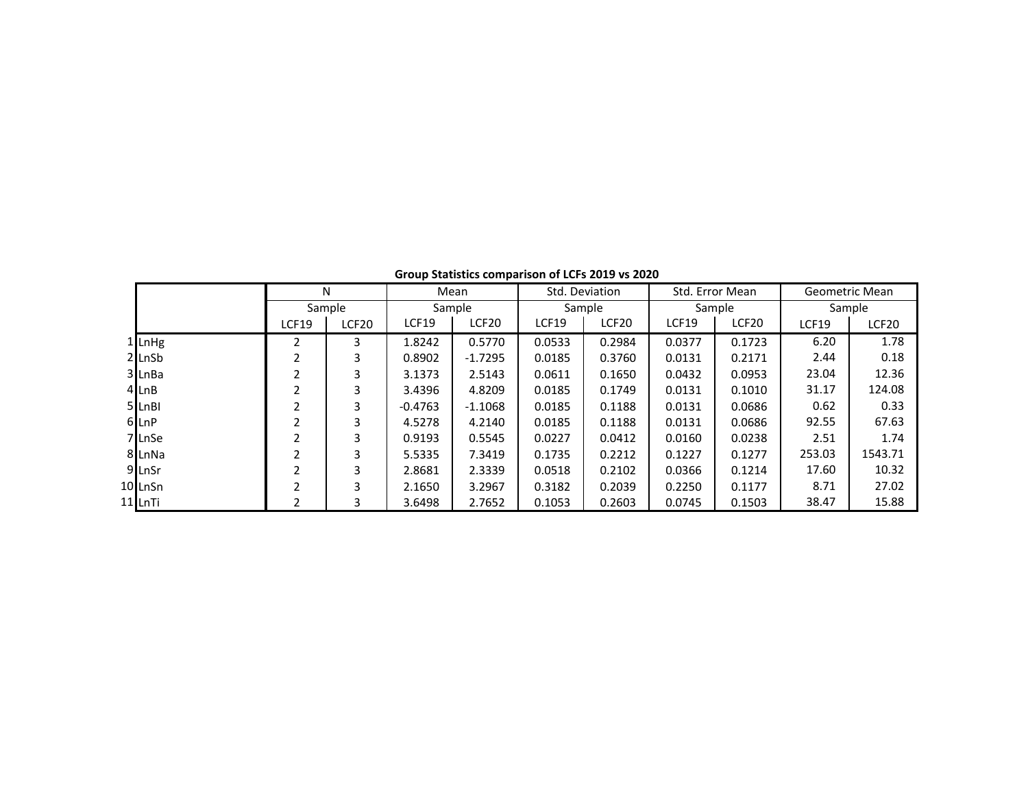**Group Statistics comparison of LCFs 2019 vs 2020**

| | | N | | Mean | | Std. Deviation | | Std. Error Mean | | Geometric Mean | |
|---|---|---|---|---|---|---|---|---|---|---|---|
| | | Sample | | Sample | | Sample | | Sample | | Sample | |
| | | LCF19 | LCF20 | LCF19 | LCF20 | LCF19 | LCF20 | LCF19 | LCF20 | LCF19 | LCF20 |
| 1 | LnHg | 2 | 3 | 1.8242 | 0.5770 | 0.0533 | 0.2984 | 0.0377 | 0.1723 | 6.20 | 1.78 |
| 2 | LnSb | 2 | 3 | 0.8902 | -1.7295 | 0.0185 | 0.3760 | 0.0131 | 0.2171 | 2.44 | 0.18 |
| 3 | LnBa | 2 | 3 | 3.1373 | 2.5143 | 0.0611 | 0.1650 | 0.0432 | 0.0953 | 23.04 | 12.36 |
| 4 | LnB | 2 | 3 | 3.4396 | 4.8209 | 0.0185 | 0.1749 | 0.0131 | 0.1010 | 31.17 | 124.08 |
| 5 | LnBI | 2 | 3 | -0.4763 | -1.1068 | 0.0185 | 0.1188 | 0.0131 | 0.0686 | 0.62 | 0.33 |
| 6 | LnP | 2 | 3 | 4.5278 | 4.2140 | 0.0185 | 0.1188 | 0.0131 | 0.0686 | 92.55 | 67.63 |
| 7 | LnSe | 2 | 3 | 0.9193 | 0.5545 | 0.0227 | 0.0412 | 0.0160 | 0.0238 | 2.51 | 1.74 |
| 8 | LnNa | 2 | 3 | 5.5335 | 7.3419 | 0.1735 | 0.2212 | 0.1227 | 0.1277 | 253.03 | 1543.71 |
| 9 | LnSr | 2 | 3 | 2.8681 | 2.3339 | 0.0518 | 0.2102 | 0.0366 | 0.1214 | 17.60 | 10.32 |
| 10 | LnSn | 2 | 3 | 2.1650 | 3.2967 | 0.3182 | 0.2039 | 0.2250 | 0.1177 | 8.71 | 27.02 |
| 11 | LnTi | 2 | 3 | 3.6498 | 2.7652 | 0.1053 | 0.2603 | 0.0745 | 0.1503 | 38.47 | 15.88 |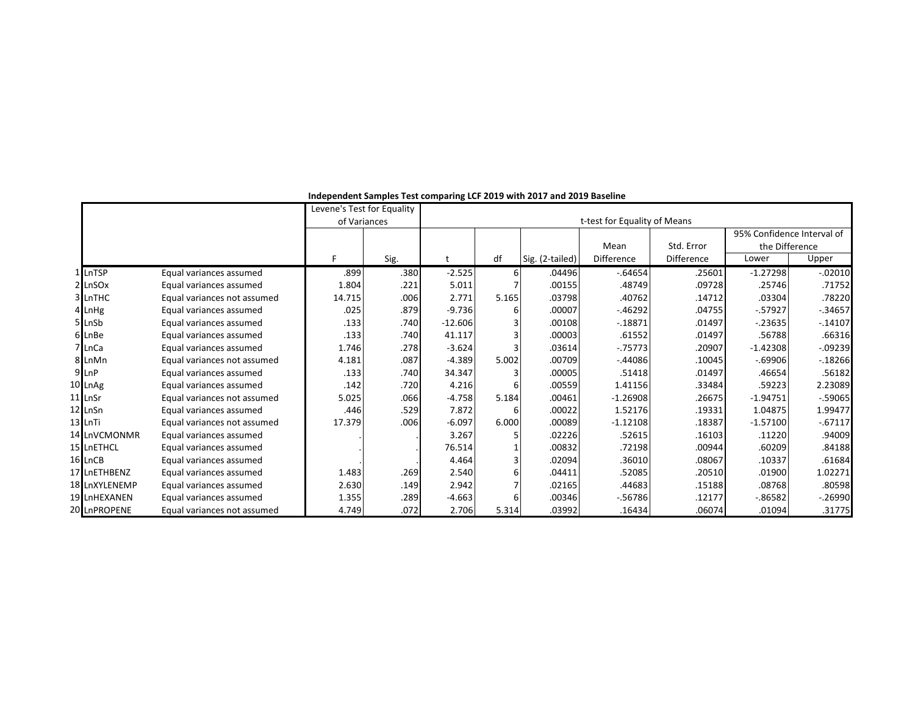**Independent Samples Test comparing LCF 2019 with 2017 and 2019 Baseline**

| | | | Levene's Test for Equality of Variances | | t-test for Equality of Means | | | | | | |
|---|---|---|---|---|---|---|---|---|---|---|---|
| | | | | | | | | | | 95% Confidence Interval of the Difference | |
| | | | F | Sig. | t | df | Sig. (2-tailed) | Mean Difference | Std. Error Difference | Lower | Upper |
| 1 | LnTSP | Equal variances assumed | .899 | .380 | -2.525 | 6 | .04496 | -.64654 | .25601 | -1.27298 | -.02010 |
| 2 | LnSOx | Equal variances assumed | 1.804 | .221 | 5.011 | 7 | .00155 | .48749 | .09728 | .25746 | .71752 |
| 3 | LnTHC | Equal variances not assumed | 14.715 | .006 | 2.771 | 5.165 | .03798 | .40762 | .14712 | .03304 | .78220 |
| 4 | LnHg | Equal variances assumed | .025 | .879 | -9.736 | 6 | .00007 | -.46292 | .04755 | -.57927 | -.34657 |
| 5 | LnSb | Equal variances assumed | .133 | .740 | -12.606 | 3 | .00108 | -.18871 | .01497 | -.23635 | -.14107 |
| 6 | LnBe | Equal variances assumed | .133 | .740 | 41.117 | 3 | .00003 | .61552 | .01497 | .56788 | .66316 |
| 7 | LnCa | Equal variances assumed | 1.746 | .278 | -3.624 | 3 | .03614 | -.75773 | .20907 | -1.42308 | -.09239 |
| 8 | LnMn | Equal variances not assumed | 4.181 | .087 | -4.389 | 5.002 | .00709 | -.44086 | .10045 | -.69906 | -.18266 |
| 9 | LnP | Equal variances assumed | .133 | .740 | 34.347 | 3 | .00005 | .51418 | .01497 | .46654 | .56182 |
| 10 | LnAg | Equal variances assumed | .142 | .720 | 4.216 | 6 | .00559 | 1.41156 | .33484 | .59223 | 2.23089 |
| 11 | LnSr | Equal variances not assumed | 5.025 | .066 | -4.758 | 5.184 | .00461 | -1.26908 | .26675 | -1.94751 | -.59065 |
| 12 | LnSn | Equal variances assumed | .446 | .529 | 7.872 | 6 | .00022 | 1.52176 | .19331 | 1.04875 | 1.99477 |
| 13 | LnTi | Equal variances not assumed | 17.379 | .006 | -6.097 | 6.000 | .00089 | -1.12108 | .18387 | -1.57100 | -.67117 |
| 14 | LnVCMONMR | Equal variances assumed | . | . | 3.267 | 5 | .02226 | .52615 | .16103 | .11220 | .94009 |
| 15 | LnETHCL | Equal variances assumed | . | . | 76.514 | 1 | .00832 | .72198 | .00944 | .60209 | .84188 |
| 16 | LnCB | Equal variances assumed | . | . | 4.464 | 3 | .02094 | .36010 | .08067 | .10337 | .61684 |
| 17 | LnETHBENZ | Equal variances assumed | 1.483 | .269 | 2.540 | 6 | .04411 | .52085 | .20510 | .01900 | 1.02271 |
| 18 | LnXYLENEMP | Equal variances assumed | 2.630 | .149 | 2.942 | 7 | .02165 | .44683 | .15188 | .08768 | .80598 |
| 19 | LnHEXANEN | Equal variances assumed | 1.355 | .289 | -4.663 | 6 | .00346 | -.56786 | .12177 | -.86582 | -.26990 |
| 20 | LnPROPENE | Equal variances not assumed | 4.749 | .072 | 2.706 | 5.314 | .03992 | .16434 | .06074 | .01094 | .31775 |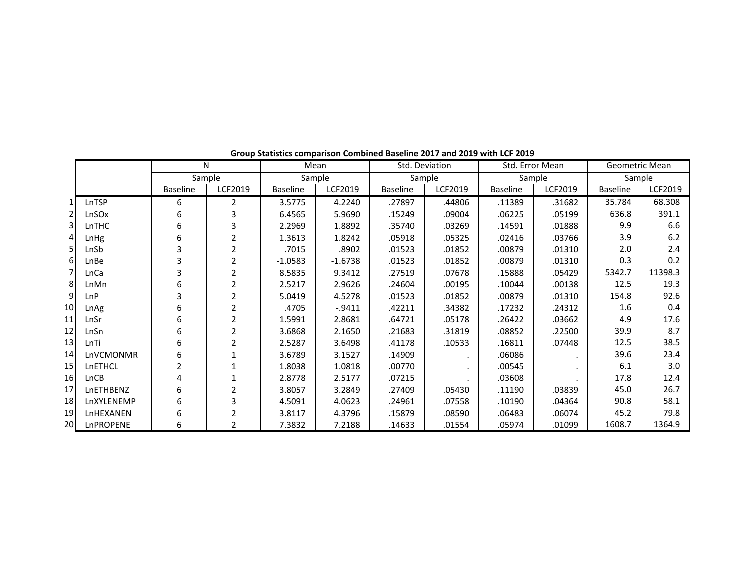**Group Statistics comparison Combined Baseline 2017 and 2019 with LCF 2019**

| | | N | | Mean | | Std. Deviation | | Std. Error Mean | | Geometric Mean | |
|---|---|---|---|---|---|---|---|---|---|---|---|
| | | Sample | | Sample | | Sample | | Sample | | Sample | |
| | | Baseline | LCF2019 | Baseline | LCF2019 | Baseline | LCF2019 | Baseline | LCF2019 | Baseline | LCF2019 |
| 1 | LnTSP | 6 | 2 | 3.5775 | 4.2240 | .27897 | .44806 | .11389 | .31682 | 35.784 | 68.308 |
| 2 | LnSOx | 6 | 3 | 6.4565 | 5.9690 | .15249 | .09004 | .06225 | .05199 | 636.8 | 391.1 |
| 3 | LnTHC | 6 | 3 | 2.2969 | 1.8892 | .35740 | .03269 | .14591 | .01888 | 9.9 | 6.6 |
| 4 | LnHg | 6 | 2 | 1.3613 | 1.8242 | .05918 | .05325 | .02416 | .03766 | 3.9 | 6.2 |
| 5 | LnSb | 3 | 2 | .7015 | .8902 | .01523 | .01852 | .00879 | .01310 | 2.0 | 2.4 |
| 6 | LnBe | 3 | 2 | -1.0583 | -1.6738 | .01523 | .01852 | .00879 | .01310 | 0.3 | 0.2 |
| 7 | LnCa | 3 | 2 | 8.5835 | 9.3412 | .27519 | .07678 | .15888 | .05429 | 5342.7 | 11398.3 |
| 8 | LnMn | 6 | 2 | 2.5217 | 2.9626 | .24604 | .00195 | .10044 | .00138 | 12.5 | 19.3 |
| 9 | LnP | 3 | 2 | 5.0419 | 4.5278 | .01523 | .01852 | .00879 | .01310 | 154.8 | 92.6 |
| 10 | LnAg | 6 | 2 | .4705 | -.9411 | .42211 | .34382 | .17232 | .24312 | 1.6 | 0.4 |
| 11 | LnSr | 6 | 2 | 1.5991 | 2.8681 | .64721 | .05178 | .26422 | .03662 | 4.9 | 17.6 |
| 12 | LnSn | 6 | 2 | 3.6868 | 2.1650 | .21683 | .31819 | .08852 | .22500 | 39.9 | 8.7 |
| 13 | LnTi | 6 | 2 | 2.5287 | 3.6498 | .41178 | .10533 | .16811 | .07448 | 12.5 | 38.5 |
| 14 | LnVCMONMR | 6 | 1 | 3.6789 | 3.1527 | .14909 | . | .06086 | . | 39.6 | 23.4 |
| 15 | LnETHCL | 2 | 1 | 1.8038 | 1.0818 | .00770 | . | .00545 | . | 6.1 | 3.0 |
| 16 | LnCB | 4 | 1 | 2.8778 | 2.5177 | .07215 | . | .03608 | . | 17.8 | 12.4 |
| 17 | LnETHBENZ | 6 | 2 | 3.8057 | 3.2849 | .27409 | .05430 | .11190 | .03839 | 45.0 | 26.7 |
| 18 | LnXYLENEMP | 6 | 3 | 4.5091 | 4.0623 | .24961 | .07558 | .10190 | .04364 | 90.8 | 58.1 |
| 19 | LnHEXANEN | 6 | 2 | 3.8117 | 4.3796 | .15879 | .08590 | .06483 | .06074 | 45.2 | 79.8 |
| 20 | LnPROPENE | 6 | 2 | 7.3832 | 7.2188 | .14633 | .01554 | .05974 | .01099 | 1608.7 | 1364.9 |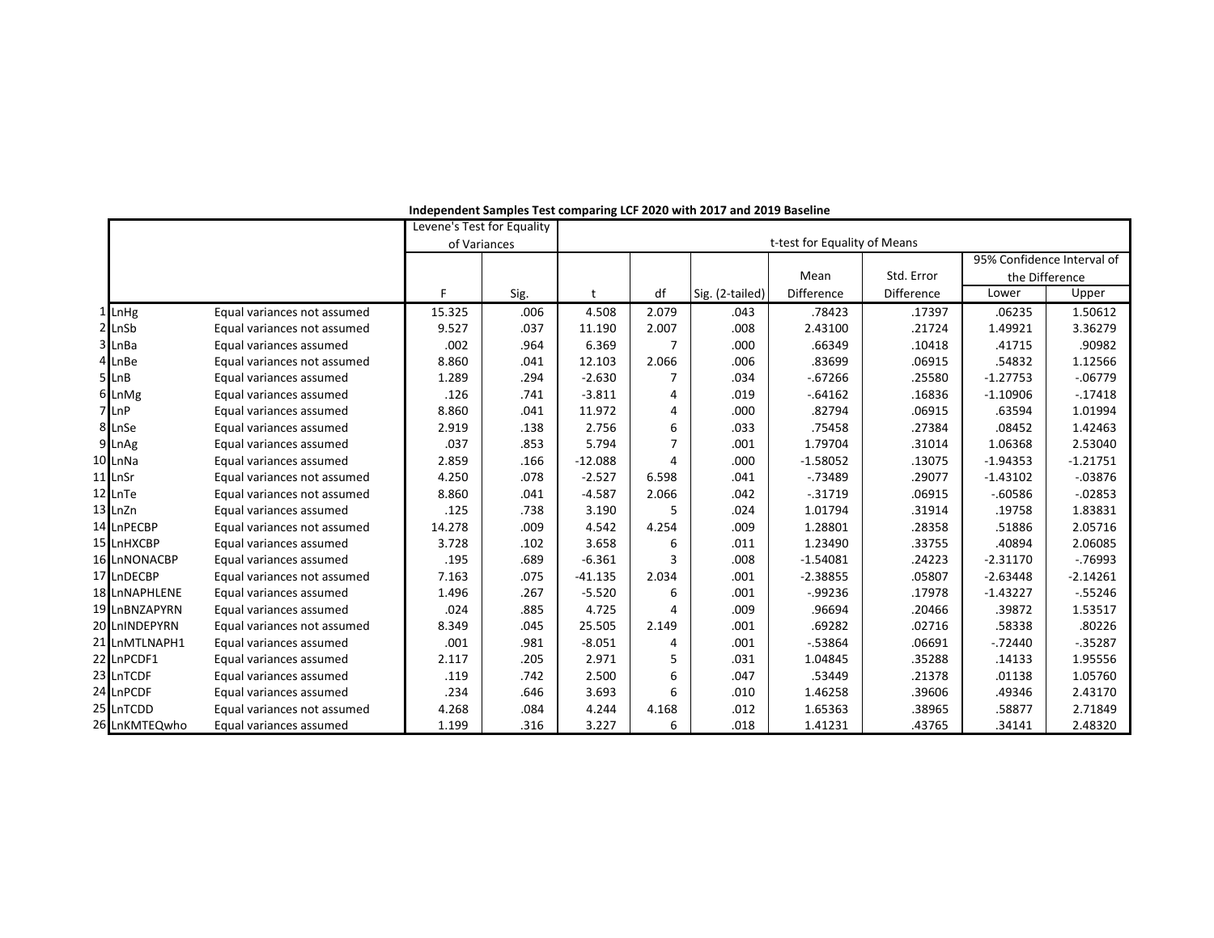**Independent Samples Test comparing LCF 2020 with 2017 and 2019 Baseline**

| | | | Levene's Test for Equality of Variances | | t-test for Equality of Means | | | | | | |
|---|---|---|---|---|---|---|---|---|---|---|---|
| | | | | | | | | | | 95% Confidence Interval of the Difference | |
| | | | F | Sig. | t | df | Sig. (2-tailed) | Mean Difference | Std. Error Difference | Lower | Upper |
| 1 | LnHg | Equal variances not assumed | 15.325 | .006 | 4.508 | 2.079 | .043 | .78423 | .17397 | .06235 | 1.50612 |
| 2 | LnSb | Equal variances not assumed | 9.527 | .037 | 11.190 | 2.007 | .008 | 2.43100 | .21724 | 1.49921 | 3.36279 |
| 3 | LnBa | Equal variances assumed | .002 | .964 | 6.369 | 7 | .000 | .66349 | .10418 | .41715 | .90982 |
| 4 | LnBe | Equal variances not assumed | 8.860 | .041 | 12.103 | 2.066 | .006 | .83699 | .06915 | .54832 | 1.12566 |
| 5 | LnB | Equal variances assumed | 1.289 | .294 | -2.630 | 7 | .034 | -.67266 | .25580 | -1.27753 | -.06779 |
| 6 | LnMg | Equal variances assumed | .126 | .741 | -3.811 | 4 | .019 | -.64162 | .16836 | -1.10906 | -.17418 |
| 7 | LnP | Equal variances assumed | 8.860 | .041 | 11.972 | 4 | .000 | .82794 | .06915 | .63594 | 1.01994 |
| 8 | LnSe | Equal variances assumed | 2.919 | .138 | 2.756 | 6 | .033 | .75458 | .27384 | .08452 | 1.42463 |
| 9 | LnAg | Equal variances assumed | .037 | .853 | 5.794 | 7 | .001 | 1.79704 | .31014 | 1.06368 | 2.53040 |
| 10 | LnNa | Equal variances assumed | 2.859 | .166 | -12.088 | 4 | .000 | -1.58052 | .13075 | -1.94353 | -1.21751 |
| 11 | LnSr | Equal variances not assumed | 4.250 | .078 | -2.527 | 6.598 | .041 | -.73489 | .29077 | -1.43102 | -.03876 |
| 12 | LnTe | Equal variances not assumed | 8.860 | .041 | -4.587 | 2.066 | .042 | -.31719 | .06915 | -.60586 | -.02853 |
| 13 | LnZn | Equal variances assumed | .125 | .738 | 3.190 | 5 | .024 | 1.01794 | .31914 | .19758 | 1.83831 |
| 14 | LnPECBP | Equal variances not assumed | 14.278 | .009 | 4.542 | 4.254 | .009 | 1.28801 | .28358 | .51886 | 2.05716 |
| 15 | LnHXCBP | Equal variances assumed | 3.728 | .102 | 3.658 | 6 | .011 | 1.23490 | .33755 | .40894 | 2.06085 |
| 16 | LnNONACBP | Equal variances assumed | .195 | .689 | -6.361 | 3 | .008 | -1.54081 | .24223 | -2.31170 | -.76993 |
| 17 | LnDECBP | Equal variances not assumed | 7.163 | .075 | -41.135 | 2.034 | .001 | -2.38855 | .05807 | -2.63448 | -2.14261 |
| 18 | LnNAPHLENE | Equal variances assumed | 1.496 | .267 | -5.520 | 6 | .001 | -.99236 | .17978 | -1.43227 | -.55246 |
| 19 | LnBNZAPYRN | Equal variances assumed | .024 | .885 | 4.725 | 4 | .009 | .96694 | .20466 | .39872 | 1.53517 |
| 20 | LnINDEPYRN | Equal variances not assumed | 8.349 | .045 | 25.505 | 2.149 | .001 | .69282 | .02716 | .58338 | .80226 |
| 21 | LnMTLNAPH1 | Equal variances assumed | .001 | .981 | -8.051 | 4 | .001 | -.53864 | .06691 | -.72440 | -.35287 |
| 22 | LnPCDF1 | Equal variances assumed | 2.117 | .205 | 2.971 | 5 | .031 | 1.04845 | .35288 | .14133 | 1.95556 |
| 23 | LnTCDF | Equal variances assumed | .119 | .742 | 2.500 | 6 | .047 | .53449 | .21378 | .01138 | 1.05760 |
| 24 | LnPCDF | Equal variances assumed | .234 | .646 | 3.693 | 6 | .010 | 1.46258 | .39606 | .49346 | 2.43170 |
| 25 | LnTCDD | Equal variances not assumed | 4.268 | .084 | 4.244 | 4.168 | .012 | 1.65363 | .38965 | .58877 | 2.71849 |
| 26 | LnKMTEQwho | Equal variances assumed | 1.199 | .316 | 3.227 | 6 | .018 | 1.41231 | .43765 | .34141 | 2.48320 |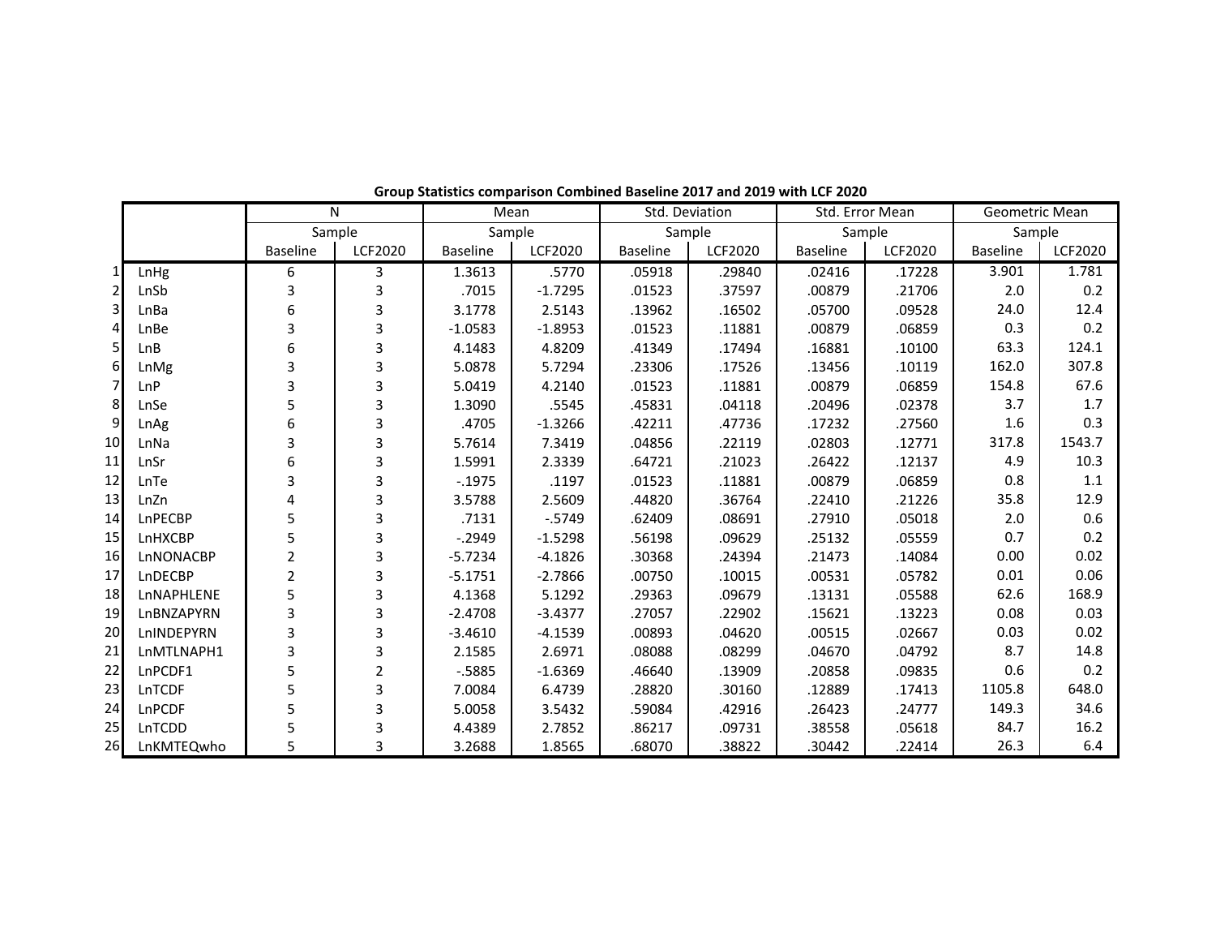**Group Statistics comparison Combined Baseline 2017 and 2019 with LCF 2020**

| | | N | | Mean | | Std. Deviation | | Std. Error Mean | | Geometric Mean | |
|---|---|---|---|---|---|---|---|---|---|---|---|
| | | Sample | | Sample | | Sample | | Sample | | Sample | |
| | | Baseline | LCF2020 | Baseline | LCF2020 | Baseline | LCF2020 | Baseline | LCF2020 | Baseline | LCF2020 |
| 1 | LnHg | 6 | 3 | 1.3613 | .5770 | .05918 | .29840 | .02416 | .17228 | 3.901 | 1.781 |
| 2 | LnSb | 3 | 3 | .7015 | -1.7295 | .01523 | .37597 | .00879 | .21706 | 2.0 | 0.2 |
| 3 | LnBa | 6 | 3 | 3.1778 | 2.5143 | .13962 | .16502 | .05700 | .09528 | 24.0 | 12.4 |
| 4 | LnBe | 3 | 3 | -1.0583 | -1.8953 | .01523 | .11881 | .00879 | .06859 | 0.3 | 0.2 |
| 5 | LnB | 6 | 3 | 4.1483 | 4.8209 | .41349 | .17494 | .16881 | .10100 | 63.3 | 124.1 |
| 6 | LnMg | 3 | 3 | 5.0878 | 5.7294 | .23306 | .17526 | .13456 | .10119 | 162.0 | 307.8 |
| 7 | LnP | 3 | 3 | 5.0419 | 4.2140 | .01523 | .11881 | .00879 | .06859 | 154.8 | 67.6 |
| 8 | LnSe | 5 | 3 | 1.3090 | .5545 | .45831 | .04118 | .20496 | .02378 | 3.7 | 1.7 |
| 9 | LnAg | 6 | 3 | .4705 | -1.3266 | .42211 | .47736 | .17232 | .27560 | 1.6 | 0.3 |
| 10 | LnNa | 3 | 3 | 5.7614 | 7.3419 | .04856 | .22119 | .02803 | .12771 | 317.8 | 1543.7 |
| 11 | LnSr | 6 | 3 | 1.5991 | 2.3339 | .64721 | .21023 | .26422 | .12137 | 4.9 | 10.3 |
| 12 | LnTe | 3 | 3 | -.1975 | .1197 | .01523 | .11881 | .00879 | .06859 | 0.8 | 1.1 |
| 13 | LnZn | 4 | 3 | 3.5788 | 2.5609 | .44820 | .36764 | .22410 | .21226 | 35.8 | 12.9 |
| 14 | LnPECBP | 5 | 3 | .7131 | -.5749 | .62409 | .08691 | .27910 | .05018 | 2.0 | 0.6 |
| 15 | LnHXCBP | 5 | 3 | -.2949 | -1.5298 | .56198 | .09629 | .25132 | .05559 | 0.7 | 0.2 |
| 16 | LnNONACBP | 2 | 3 | -5.7234 | -4.1826 | .30368 | .24394 | .21473 | .14084 | 0.00 | 0.02 |
| 17 | LnDECBP | 2 | 3 | -5.1751 | -2.7866 | .00750 | .10015 | .00531 | .05782 | 0.01 | 0.06 |
| 18 | LnNAPHLENE | 5 | 3 | 4.1368 | 5.1292 | .29363 | .09679 | .13131 | .05588 | 62.6 | 168.9 |
| 19 | LnBNZAPYRN | 3 | 3 | -2.4708 | -3.4377 | .27057 | .22902 | .15621 | .13223 | 0.08 | 0.03 |
| 20 | LnINDEPYRN | 3 | 3 | -3.4610 | -4.1539 | .00893 | .04620 | .00515 | .02667 | 0.03 | 0.02 |
| 21 | LnMTLNAPH1 | 3 | 3 | 2.1585 | 2.6971 | .08088 | .08299 | .04670 | .04792 | 8.7 | 14.8 |
| 22 | LnPCDF1 | 5 | 2 | -.5885 | -1.6369 | .46640 | .13909 | .20858 | .09835 | 0.6 | 0.2 |
| 23 | LnTCDF | 5 | 3 | 7.0084 | 6.4739 | .28820 | .30160 | .12889 | .17413 | 1105.8 | 648.0 |
| 24 | LnPCDF | 5 | 3 | 5.0058 | 3.5432 | .59084 | .42916 | .26423 | .24777 | 149.3 | 34.6 |
| 25 | LnTCDD | 5 | 3 | 4.4389 | 2.7852 | .86217 | .09731 | .38558 | .05618 | 84.7 | 16.2 |
| 26 | LnKMTEQwho | 5 | 3 | 3.2688 | 1.8565 | .68070 | .38822 | .30442 | .22414 | 26.3 | 6.4 |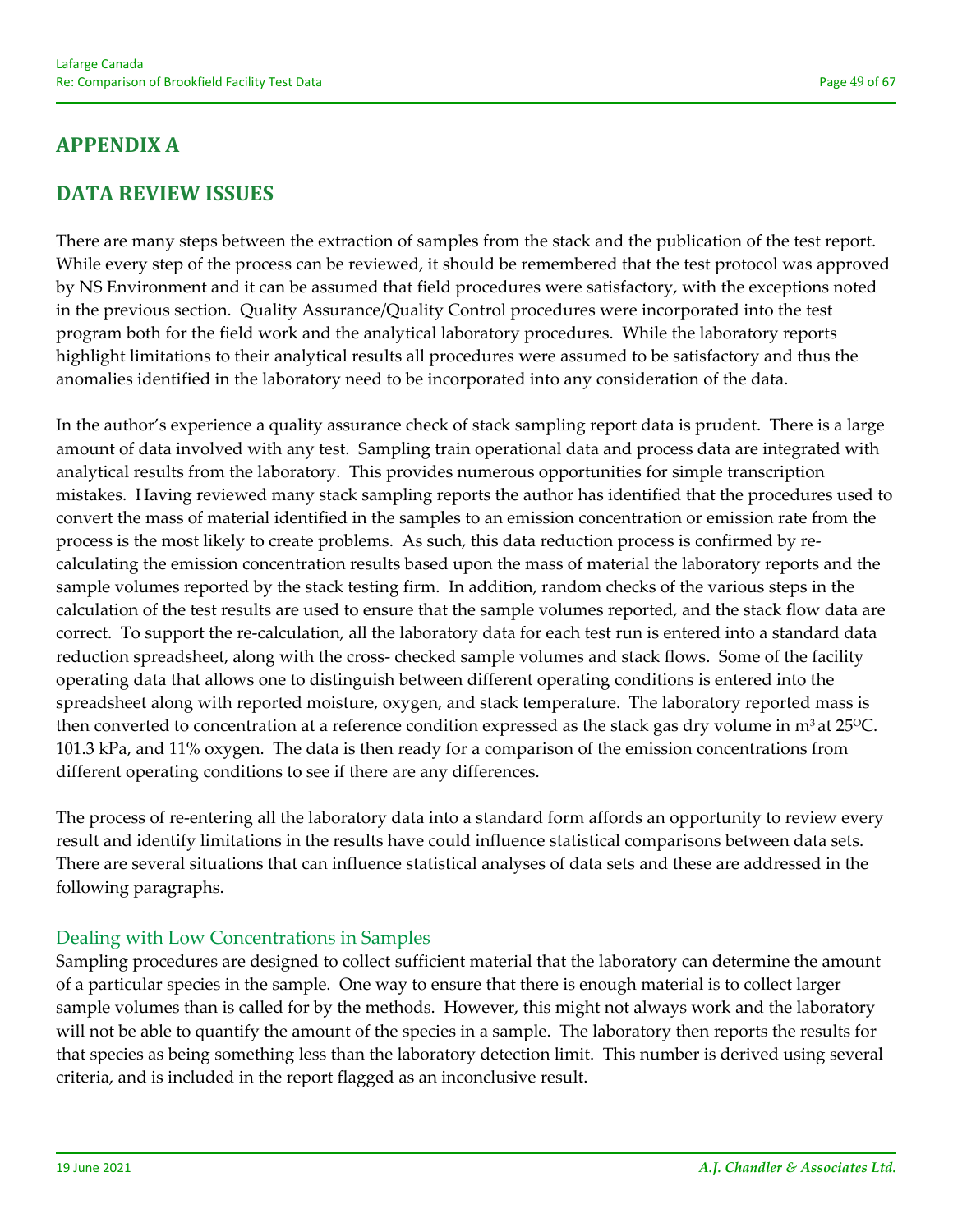# APPENDIX A

# DATA REVIEW ISSUES

There are many steps between the extraction of samples from the stack and the publication of the test report. While every step of the process can be reviewed, it should be remembered that the test protocol was approved by NS Environment and it can be assumed that field procedures were satisfactory, with the exceptions noted in the previous section. Quality Assurance/Quality Control procedures were incorporated into the test program both for the field work and the analytical laboratory procedures. While the laboratory reports highlight limitations to their analytical results all procedures were assumed to be satisfactory and thus the anomalies identified in the laboratory need to be incorporated into any consideration of the data.

In the author's experience a quality assurance check of stack sampling report data is prudent. There is a large amount of data involved with any test. Sampling train operational data and process data are integrated with analytical results from the laboratory. This provides numerous opportunities for simple transcription mistakes. Having reviewed many stack sampling reports the author has identified that the procedures used to convert the mass of material identified in the samples to an emission concentration or emission rate from the process is the most likely to create problems. As such, this data reduction process is confirmed by re-calculating the emission concentration results based upon the mass of material the laboratory reports and the sample volumes reported by the stack testing firm. In addition, random checks of the various steps in the calculation of the test results are used to ensure that the sample volumes reported, and the stack flow data are correct. To support the re-calculation, all the laboratory data for each test run is entered into a standard data reduction spreadsheet, along with the cross- checked sample volumes and stack flows. Some of the facility operating data that allows one to distinguish between different operating conditions is entered into the spreadsheet along with reported moisture, oxygen, and stack temperature. The laboratory reported mass is then converted to concentration at a reference condition expressed as the stack gas dry volume in $m^3$ at $25^{O}C$. 101.3 kPa, and 11% oxygen. The data is then ready for a comparison of the emission concentrations from different operating conditions to see if there are any differences.

The process of re-entering all the laboratory data into a standard form affords an opportunity to review every result and identify limitations in the results have could influence statistical comparisons between data sets. There are several situations that can influence statistical analyses of data sets and these are addressed in the following paragraphs.

## Dealing with Low Concentrations in Samples

Sampling procedures are designed to collect sufficient material that the laboratory can determine the amount of a particular species in the sample. One way to ensure that there is enough material is to collect larger sample volumes than is called for by the methods. However, this might not always work and the laboratory will not be able to quantify the amount of the species in a sample. The laboratory then reports the results for that species as being something less than the laboratory detection limit. This number is derived using several criteria, and is included in the report flagged as an inconclusive result.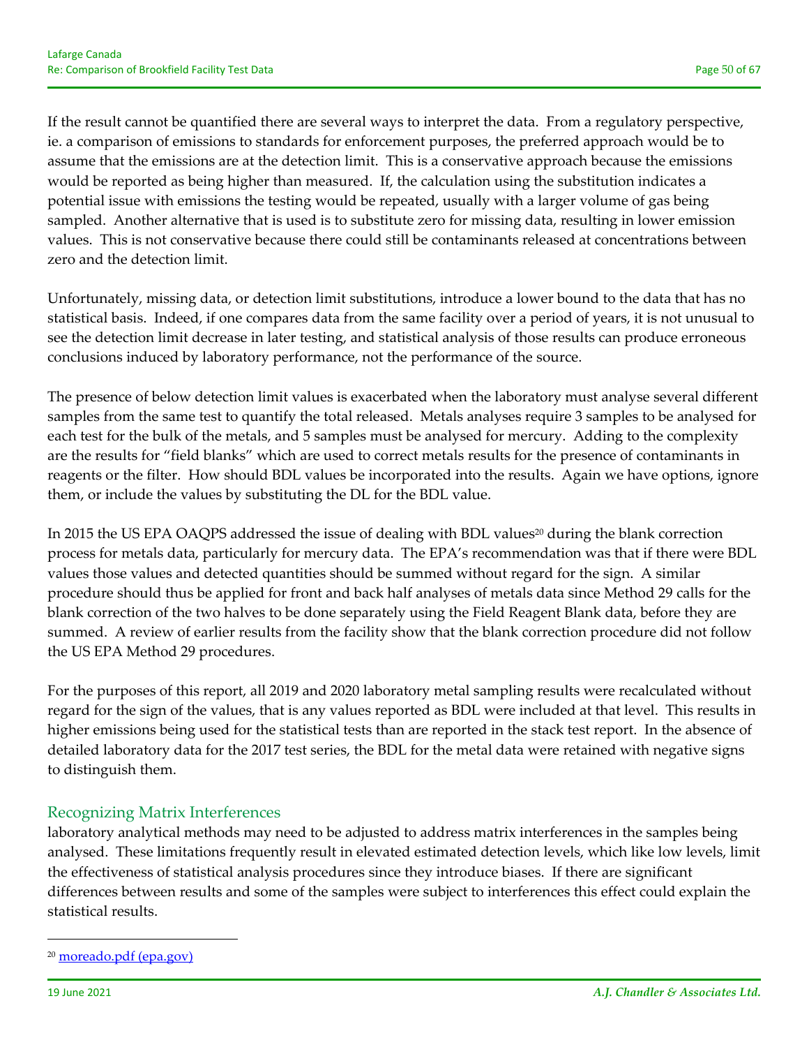If the result cannot be quantified there are several ways to interpret the data. From a regulatory perspective, ie. a comparison of emissions to standards for enforcement purposes, the preferred approach would be to assume that the emissions are at the detection limit. This is a conservative approach because the emissions would be reported as being higher than measured. If, the calculation using the substitution indicates a potential issue with emissions the testing would be repeated, usually with a larger volume of gas being sampled. Another alternative that is used is to substitute zero for missing data, resulting in lower emission values. This is not conservative because there could still be contaminants released at concentrations between zero and the detection limit.

Unfortunately, missing data, or detection limit substitutions, introduce a lower bound to the data that has no statistical basis. Indeed, if one compares data from the same facility over a period of years, it is not unusual to see the detection limit decrease in later testing, and statistical analysis of those results can produce erroneous conclusions induced by laboratory performance, not the performance of the source.

The presence of below detection limit values is exacerbated when the laboratory must analyse several different samples from the same test to quantify the total released. Metals analyses require 3 samples to be analysed for each test for the bulk of the metals, and 5 samples must be analysed for mercury. Adding to the complexity are the results for "field blanks" which are used to correct metals results for the presence of contaminants in reagents or the filter. How should BDL values be incorporated into the results. Again we have options, ignore them, or include the values by substituting the DL for the BDL value.

In 2015 the US EPA OAQPS addressed the issue of dealing with BDL values[20] during the blank correction process for metals data, particularly for mercury data. The EPA's recommendation was that if there were BDL values those values and detected quantities should be summed without regard for the sign. A similar procedure should thus be applied for front and back half analyses of metals data since Method 29 calls for the blank correction of the two halves to be done separately using the Field Reagent Blank data, before they are summed. A review of earlier results from the facility show that the blank correction procedure did not follow the US EPA Method 29 procedures.

For the purposes of this report, all 2019 and 2020 laboratory metal sampling results were recalculated without regard for the sign of the values, that is any values reported as BDL were included at that level. This results in higher emissions being used for the statistical tests than are reported in the stack test report. In the absence of detailed laboratory data for the 2017 test series, the BDL for the metal data were retained with negative signs to distinguish them.

## Recognizing Matrix Interferences

laboratory analytical methods may need to be adjusted to address matrix interferences in the samples being analysed. These limitations frequently result in elevated estimated detection levels, which like low levels, limit the effectiveness of statistical analysis procedures since they introduce biases. If there are significant differences between results and some of the samples were subject to interferences this effect could explain the statistical results.

[20] moreado.pdf (epa.gov)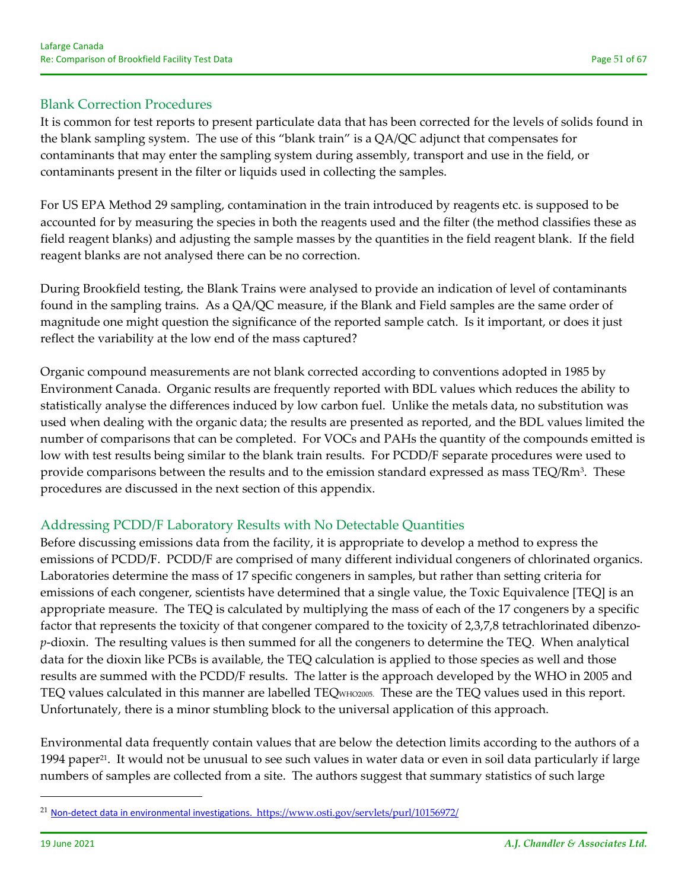## Blank Correction Procedures

It is common for test reports to present particulate data that has been corrected for the levels of solids found in the blank sampling system. The use of this "blank train" is a QA/QC adjunct that compensates for contaminants that may enter the sampling system during assembly, transport and use in the field, or contaminants present in the filter or liquids used in collecting the samples.

For US EPA Method 29 sampling, contamination in the train introduced by reagents etc. is supposed to be accounted for by measuring the species in both the reagents used and the filter (the method classifies these as field reagent blanks) and adjusting the sample masses by the quantities in the field reagent blank. If the field reagent blanks are not analysed there can be no correction.

During Brookfield testing, the Blank Trains were analysed to provide an indication of level of contaminants found in the sampling trains. As a QA/QC measure, if the Blank and Field samples are the same order of magnitude one might question the significance of the reported sample catch. Is it important, or does it just reflect the variability at the low end of the mass captured?

Organic compound measurements are not blank corrected according to conventions adopted in 1985 by Environment Canada. Organic results are frequently reported with BDL values which reduces the ability to statistically analyse the differences induced by low carbon fuel. Unlike the metals data, no substitution was used when dealing with the organic data; the results are presented as reported, and the BDL values limited the number of comparisons that can be completed. For VOCs and PAHs the quantity of the compounds emitted is low with test results being similar to the blank train results. For PCDD/F separate procedures were used to provide comparisons between the results and to the emission standard expressed as mass TEQ/$Rm^3$. These procedures are discussed in the next section of this appendix.

## Addressing PCDD/F Laboratory Results with No Detectable Quantities

Before discussing emissions data from the facility, it is appropriate to develop a method to express the emissions of PCDD/F. PCDD/F are comprised of many different individual congeners of chlorinated organics. Laboratories determine the mass of 17 specific congeners in samples, but rather than setting criteria for emissions of each congener, scientists have determined that a single value, the Toxic Equivalence [TEQ] is an appropriate measure. The TEQ is calculated by multiplying the mass of each of the 17 congeners by a specific factor that represents the toxicity of that congener compared to the toxicity of 2,3,7,8 tetrachlorinated dibenzo-*p*-dioxin. The resulting values is then summed for all the congeners to determine the TEQ. When analytical data for the dioxin like PCBs is available, the TEQ calculation is applied to those species as well and those results are summed with the PCDD/F results. The latter is the approach developed by the WHO in 2005 and TEQ values calculated in this manner are labelled $TEQ_{WHO2005}$. These are the TEQ values used in this report. Unfortunately, there is a minor stumbling block to the universal application of this approach.

Environmental data frequently contain values that are below the detection limits according to the authors of a 1994 paper[21]. It would not be unusual to see such values in water data or even in soil data particularly if large numbers of samples are collected from a site. The authors suggest that summary statistics of such large

---

[21] Non-detect data in environmental investigations. https://www.osti.gov/servlets/purl/10156972/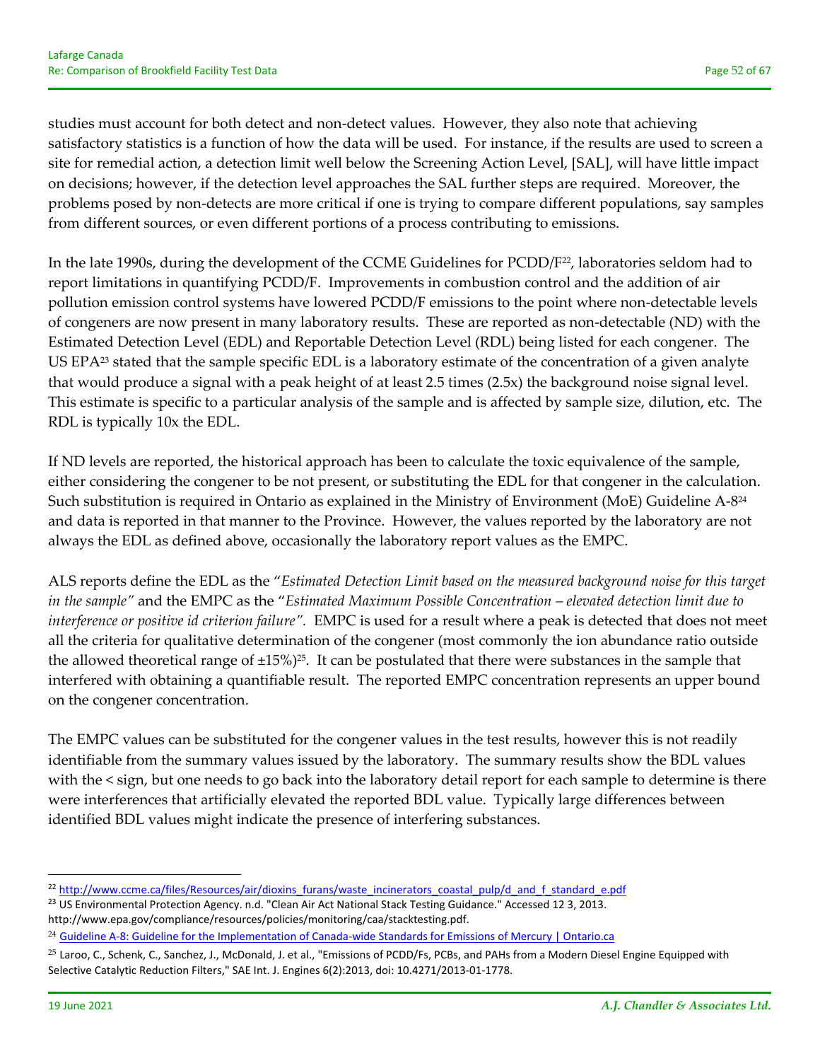studies must account for both detect and non-detect values. However, they also note that achieving satisfactory statistics is a function of how the data will be used. For instance, if the results are used to screen a site for remedial action, a detection limit well below the Screening Action Level, [SAL], will have little impact on decisions; however, if the detection level approaches the SAL further steps are required. Moreover, the problems posed by non-detects are more critical if one is trying to compare different populations, say samples from different sources, or even different portions of a process contributing to emissions.

In the late 1990s, during the development of the CCME Guidelines for PCDD/F[22], laboratories seldom had to report limitations in quantifying PCDD/F. Improvements in combustion control and the addition of air pollution emission control systems have lowered PCDD/F emissions to the point where non-detectable levels of congeners are now present in many laboratory results. These are reported as non-detectable (ND) with the Estimated Detection Level (EDL) and Reportable Detection Level (RDL) being listed for each congener. The US EPA[23] stated that the sample specific EDL is a laboratory estimate of the concentration of a given analyte that would produce a signal with a peak height of at least 2.5 times (2.5x) the background noise signal level. This estimate is specific to a particular analysis of the sample and is affected by sample size, dilution, etc. The RDL is typically 10x the EDL.

If ND levels are reported, the historical approach has been to calculate the toxic equivalence of the sample, either considering the congener to be not present, or substituting the EDL for that congener in the calculation. Such substitution is required in Ontario as explained in the Ministry of Environment (MoE) Guideline A-8[24] and data is reported in that manner to the Province. However, the values reported by the laboratory are not always the EDL as defined above, occasionally the laboratory report values as the EMPC.

ALS reports define the EDL as the "*Estimated Detection Limit based on the measured background noise for this target in the sample"* and the EMPC as the "*Estimated Maximum Possible Concentration – elevated detection limit due to interference or positive id criterion failure".* EMPC is used for a result where a peak is detected that does not meet all the criteria for qualitative determination of the congener (most commonly the ion abundance ratio outside the allowed theoretical range of ±15%)[25]. It can be postulated that there were substances in the sample that interfered with obtaining a quantifiable result. The reported EMPC concentration represents an upper bound on the congener concentration.

The EMPC values can be substituted for the congener values in the test results, however this is not readily identifiable from the summary values issued by the laboratory. The summary results show the BDL values with the < sign, but one needs to go back into the laboratory detail report for each sample to determine is there were interferences that artificially elevated the reported BDL value. Typically large differences between identified BDL values might indicate the presence of interfering substances.

---

[22] http://www.ccme.ca/files/Resources/air/dioxins_furans/waste_incinerators_coastal_pulp/d_and_f_standard_e.pdf

[23] US Environmental Protection Agency. n.d. "Clean Air Act National Stack Testing Guidance." Accessed 12 3, 2013. http://www.epa.gov/compliance/resources/policies/monitoring/caa/stacktesting.pdf.

[24] Guideline A-8: Guideline for the Implementation of Canada-wide Standards for Emissions of Mercury | Ontario.ca

[25] Laroo, C., Schenk, C., Sanchez, J., McDonald, J. et al., "Emissions of PCDD/Fs, PCBs, and PAHs from a Modern Diesel Engine Equipped with Selective Catalytic Reduction Filters," SAE Int. J. Engines 6(2):2013, doi: 10.4271/2013-01-1778.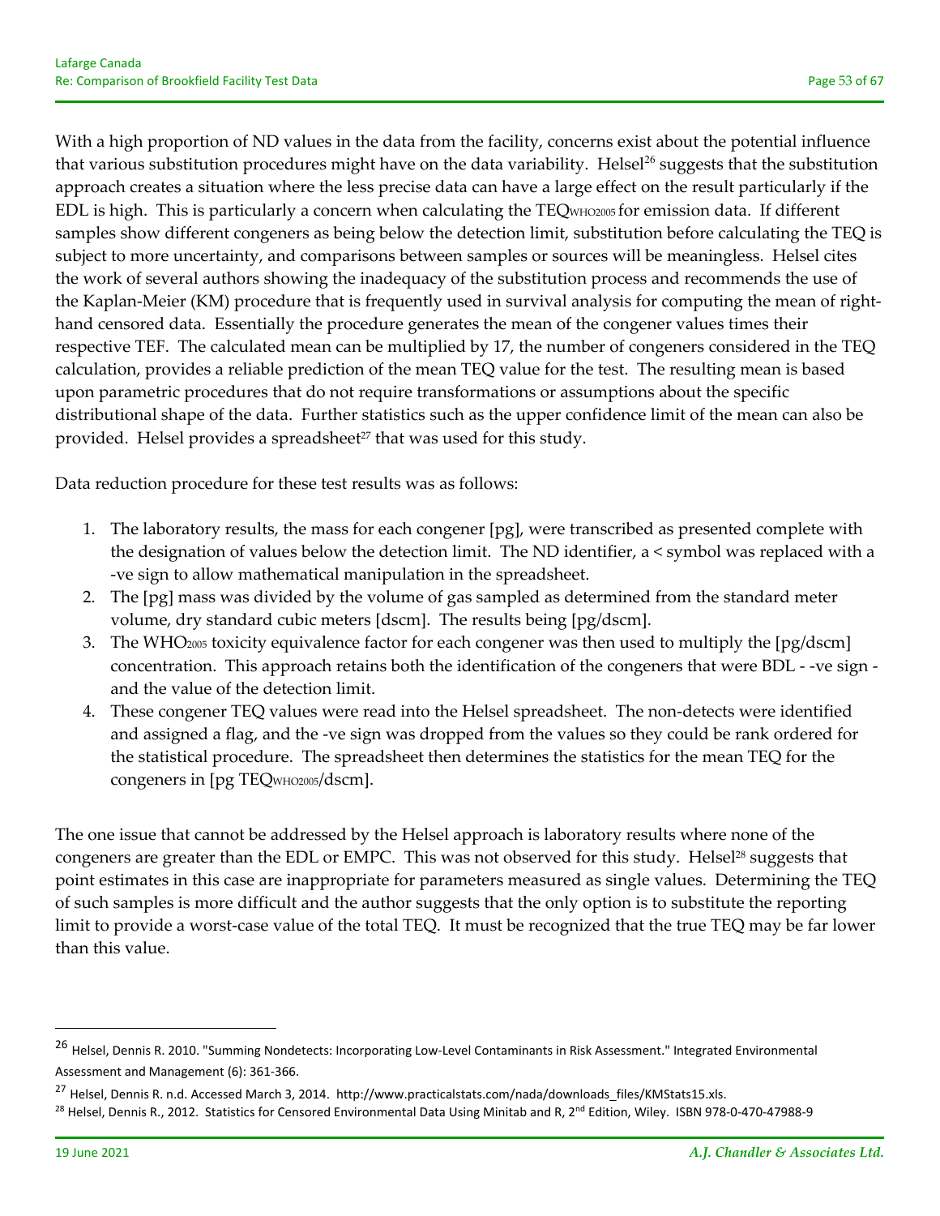With a high proportion of ND values in the data from the facility, concerns exist about the potential influence that various substitution procedures might have on the data variability. Helsel[26] suggests that the substitution approach creates a situation where the less precise data can have a large effect on the result particularly if the EDL is high. This is particularly a concern when calculating the $TEQ_{WHO2005}$ for emission data. If different samples show different congeners as being below the detection limit, substitution before calculating the TEQ is subject to more uncertainty, and comparisons between samples or sources will be meaningless. Helsel cites the work of several authors showing the inadequacy of the substitution process and recommends the use of the Kaplan-Meier (KM) procedure that is frequently used in survival analysis for computing the mean of right-hand censored data. Essentially the procedure generates the mean of the congener values times their respective TEF. The calculated mean can be multiplied by 17, the number of congeners considered in the TEQ calculation, provides a reliable prediction of the mean TEQ value for the test. The resulting mean is based upon parametric procedures that do not require transformations or assumptions about the specific distributional shape of the data. Further statistics such as the upper confidence limit of the mean can also be provided. Helsel provides a spreadsheet[27] that was used for this study.

Data reduction procedure for these test results was as follows:

1. The laboratory results, the mass for each congener [pg], were transcribed as presented complete with the designation of values below the detection limit. The ND identifier, a < symbol was replaced with a -ve sign to allow mathematical manipulation in the spreadsheet.
2. The [pg] mass was divided by the volume of gas sampled as determined from the standard meter volume, dry standard cubic meters [dscm]. The results being [pg/dscm].
3. The $WHO_{2005}$ toxicity equivalence factor for each congener was then used to multiply the [pg/dscm] concentration. This approach retains both the identification of the congeners that were BDL - -ve sign - and the value of the detection limit.
4. These congener TEQ values were read into the Helsel spreadsheet. The non-detects were identified and assigned a flag, and the -ve sign was dropped from the values so they could be rank ordered for the statistical procedure. The spreadsheet then determines the statistics for the mean TEQ for the congeners in [pg $TEQ_{WHO2005}$/dscm].

The one issue that cannot be addressed by the Helsel approach is laboratory results where none of the congeners are greater than the EDL or EMPC. This was not observed for this study. Helsel[28] suggests that point estimates in this case are inappropriate for parameters measured as single values. Determining the TEQ of such samples is more difficult and the author suggests that the only option is to substitute the reporting limit to provide a worst-case value of the total TEQ. It must be recognized that the true TEQ may be far lower than this value.

---

[26] Helsel, Dennis R. 2010. "Summing Nondetects: Incorporating Low-Level Contaminants in Risk Assessment." Integrated Environmental Assessment and Management (6): 361-366.

[27] Helsel, Dennis R. n.d. Accessed March 3, 2014. http://www.practicalstats.com/nada/downloads_files/KMStats15.xls.

[28] Helsel, Dennis R., 2012. Statistics for Censored Environmental Data Using Minitab and R, 2nd Edition, Wiley. ISBN 978-0-470-47988-9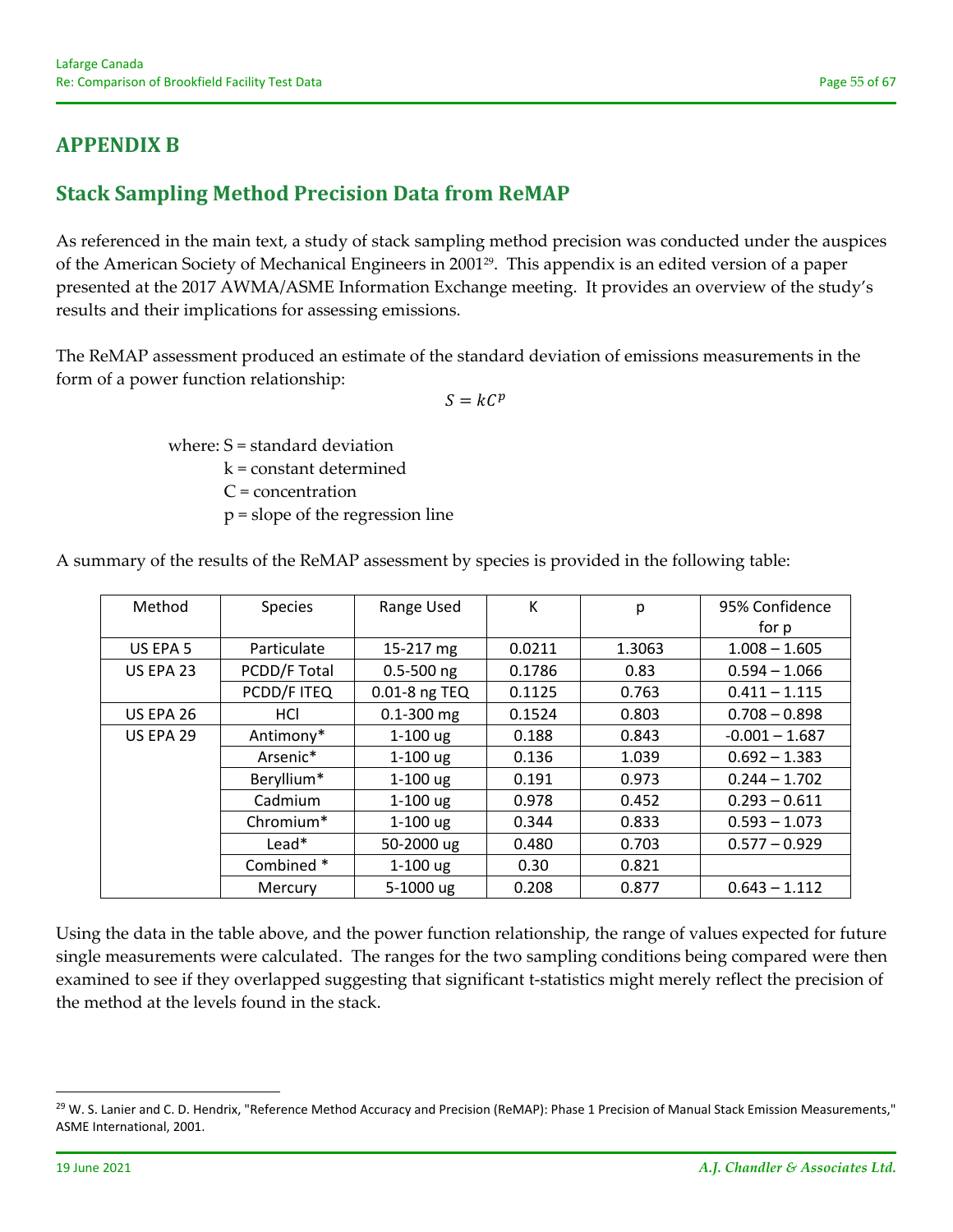## APPENDIX B

## Stack Sampling Method Precision Data from ReMAP

As referenced in the main text, a study of stack sampling method precision was conducted under the auspices of the American Society of Mechanical Engineers in 2001[29]. This appendix is an edited version of a paper presented at the 2017 AWMA/ASME Information Exchange meeting. It provides an overview of the study's results and their implications for assessing emissions.

The ReMAP assessment produced an estimate of the standard deviation of emissions measurements in the form of a power function relationship:

$$S = kC^p$$

where: S = standard deviation
k = constant determined
C = concentration
p = slope of the regression line

A summary of the results of the ReMAP assessment by species is provided in the following table:

| Method | Species | Range Used | K | p | 95% Confidence for p |
|---|---|---|---|---|---|
| US EPA 5 | Particulate | 15-217 mg | 0.0211 | 1.3063 | 1.008 – 1.605 |
| US EPA 23 | PCDD/F Total | 0.5-500 ng | 0.1786 | 0.83 | 0.594 – 1.066 |
| | PCDD/F ITEQ | 0.01-8 ng TEQ | 0.1125 | 0.763 | 0.411 – 1.115 |
| US EPA 26 | HCl | 0.1-300 mg | 0.1524 | 0.803 | 0.708 – 0.898 |
| US EPA 29 | Antimony* | 1-100 ug | 0.188 | 0.843 | -0.001 – 1.687 |
| | Arsenic* | 1-100 ug | 0.136 | 1.039 | 0.692 – 1.383 |
| | Beryllium* | 1-100 ug | 0.191 | 0.973 | 0.244 – 1.702 |
| | Cadmium | 1-100 ug | 0.978 | 0.452 | 0.293 – 0.611 |
| | Chromium* | 1-100 ug | 0.344 | 0.833 | 0.593 – 1.073 |
| | Lead* | 50-2000 ug | 0.480 | 0.703 | 0.577 – 0.929 |
| | Combined * | 1-100 ug | 0.30 | 0.821 | |
| | Mercury | 5-1000 ug | 0.208 | 0.877 | 0.643 – 1.112 |

Using the data in the table above, and the power function relationship, the range of values expected for future single measurements were calculated. The ranges for the two sampling conditions being compared were then examined to see if they overlapped suggesting that significant t-statistics might merely reflect the precision of the method at the levels found in the stack.

[29] W. S. Lanier and C. D. Hendrix, "Reference Method Accuracy and Precision (ReMAP): Phase 1 Precision of Manual Stack Emission Measurements," ASME International, 2001.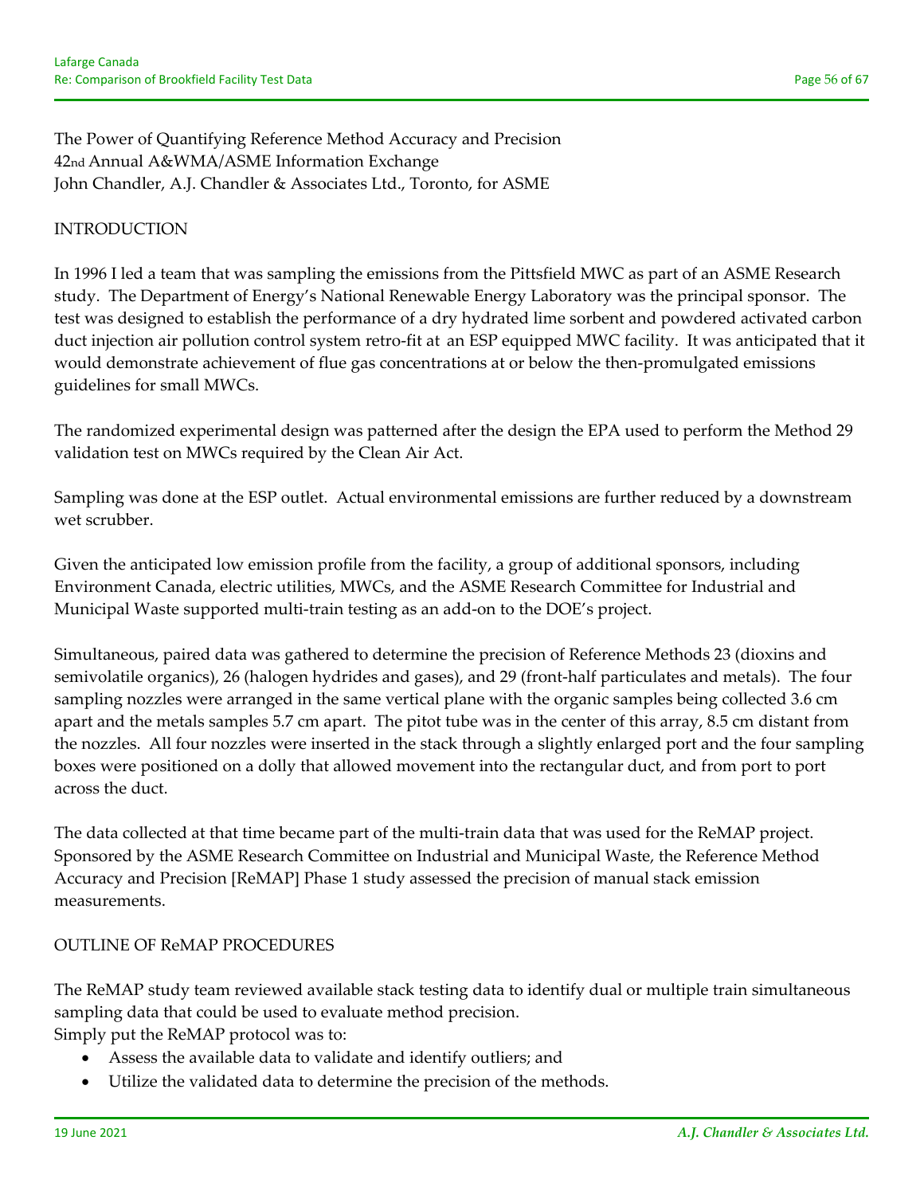The Power of Quantifying Reference Method Accuracy and Precision
42nd Annual A&WMA/ASME Information Exchange
John Chandler, A.J. Chandler & Associates Ltd., Toronto, for ASME

## INTRODUCTION

In 1996 I led a team that was sampling the emissions from the Pittsfield MWC as part of an ASME Research study. The Department of Energy's National Renewable Energy Laboratory was the principal sponsor. The test was designed to establish the performance of a dry hydrated lime sorbent and powdered activated carbon duct injection air pollution control system retro-fit at an ESP equipped MWC facility. It was anticipated that it would demonstrate achievement of flue gas concentrations at or below the then-promulgated emissions guidelines for small MWCs.

The randomized experimental design was patterned after the design the EPA used to perform the Method 29 validation test on MWCs required by the Clean Air Act.

Sampling was done at the ESP outlet. Actual environmental emissions are further reduced by a downstream wet scrubber.

Given the anticipated low emission profile from the facility, a group of additional sponsors, including Environment Canada, electric utilities, MWCs, and the ASME Research Committee for Industrial and Municipal Waste supported multi-train testing as an add-on to the DOE's project.

Simultaneous, paired data was gathered to determine the precision of Reference Methods 23 (dioxins and semivolatile organics), 26 (halogen hydrides and gases), and 29 (front-half particulates and metals). The four sampling nozzles were arranged in the same vertical plane with the organic samples being collected 3.6 cm apart and the metals samples 5.7 cm apart. The pitot tube was in the center of this array, 8.5 cm distant from the nozzles. All four nozzles were inserted in the stack through a slightly enlarged port and the four sampling boxes were positioned on a dolly that allowed movement into the rectangular duct, and from port to port across the duct.

The data collected at that time became part of the multi-train data that was used for the ReMAP project. Sponsored by the ASME Research Committee on Industrial and Municipal Waste, the Reference Method Accuracy and Precision [ReMAP] Phase 1 study assessed the precision of manual stack emission measurements.

## OUTLINE OF ReMAP PROCEDURES

The ReMAP study team reviewed available stack testing data to identify dual or multiple train simultaneous sampling data that could be used to evaluate method precision.
Simply put the ReMAP protocol was to:

- Assess the available data to validate and identify outliers; and
- Utilize the validated data to determine the precision of the methods.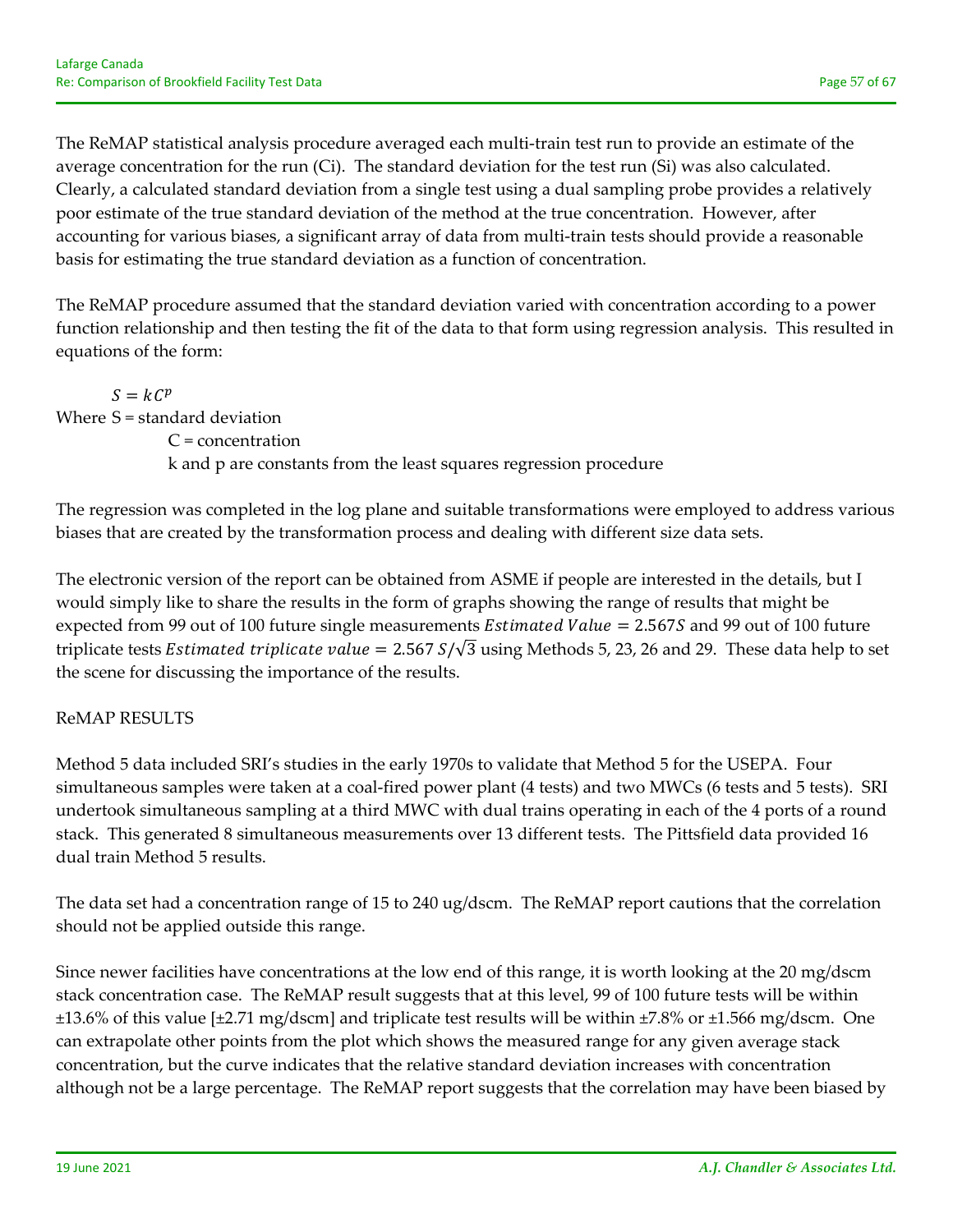The ReMAP statistical analysis procedure averaged each multi-train test run to provide an estimate of the average concentration for the run (Ci). The standard deviation for the test run (Si) was also calculated. Clearly, a calculated standard deviation from a single test using a dual sampling probe provides a relatively poor estimate of the true standard deviation of the method at the true concentration. However, after accounting for various biases, a significant array of data from multi-train tests should provide a reasonable basis for estimating the true standard deviation as a function of concentration.

The ReMAP procedure assumed that the standard deviation varied with concentration according to a power function relationship and then testing the fit of the data to that form using regression analysis. This resulted in equations of the form:

$$S = kC^p$$

Where S = standard deviation
C = concentration
k and p are constants from the least squares regression procedure

The regression was completed in the log plane and suitable transformations were employed to address various biases that are created by the transformation process and dealing with different size data sets.

The electronic version of the report can be obtained from ASME if people are interested in the details, but I would simply like to share the results in the form of graphs showing the range of results that might be expected from 99 out of 100 future single measurements $Estimated\ Value = 2.567S$ and 99 out of 100 future triplicate tests $Estimated\ triplicate\ value = 2.567\ S/\sqrt{3}$ using Methods 5, 23, 26 and 29. These data help to set the scene for discussing the importance of the results.

ReMAP RESULTS

Method 5 data included SRI's studies in the early 1970s to validate that Method 5 for the USEPA. Four simultaneous samples were taken at a coal-fired power plant (4 tests) and two MWCs (6 tests and 5 tests). SRI undertook simultaneous sampling at a third MWC with dual trains operating in each of the 4 ports of a round stack. This generated 8 simultaneous measurements over 13 different tests. The Pittsfield data provided 16 dual train Method 5 results.

The data set had a concentration range of 15 to 240 ug/dscm. The ReMAP report cautions that the correlation should not be applied outside this range.

Since newer facilities have concentrations at the low end of this range, it is worth looking at the 20 mg/dscm stack concentration case. The ReMAP result suggests that at this level, 99 of 100 future tests will be within ±13.6% of this value [±2.71 mg/dscm] and triplicate test results will be within ±7.8% or ±1.566 mg/dscm. One can extrapolate other points from the plot which shows the measured range for any given average stack concentration, but the curve indicates that the relative standard deviation increases with concentration although not be a large percentage. The ReMAP report suggests that the correlation may have been biased by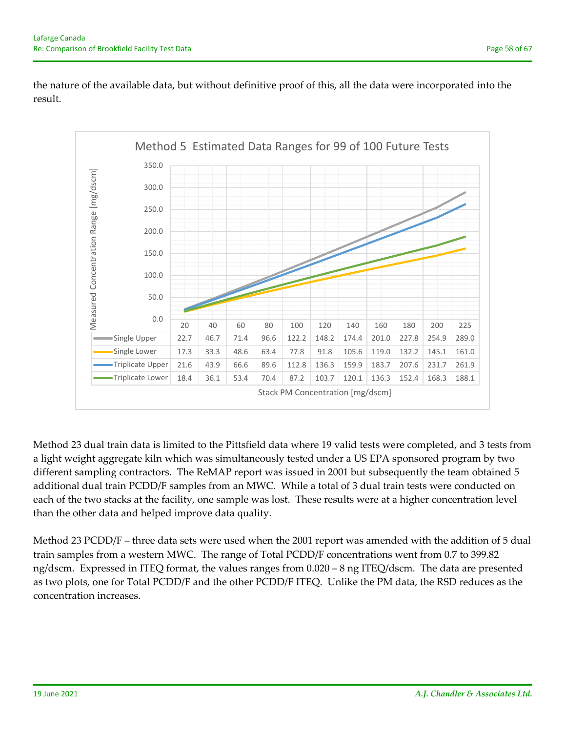the nature of the available data, but without definitive proof of this, all the data were incorporated into the result.

**Method 5 Estimated Data Ranges for 99 of 100 Future Tests**

Measured Concentration Range [mg/dscm] vs. Stack PM Concentration [mg/dscm]

| Stack PM Concentration [mg/dscm] | 20 | 40 | 60 | 80 | 100 | 120 | 140 | 160 | 180 | 200 | 225 |
|---|---|---|---|---|---|---|---|---|---|---|---|
| Single Upper | 22.7 | 46.7 | 71.4 | 96.6 | 122.2 | 148.2 | 174.4 | 201.0 | 227.8 | 254.9 | 289.0 |
| Single Lower | 17.3 | 33.3 | 48.6 | 63.4 | 77.8 | 91.8 | 105.6 | 119.0 | 132.2 | 145.1 | 161.0 |
| Triplicate Upper | 21.6 | 43.9 | 66.6 | 89.6 | 112.8 | 136.3 | 159.9 | 183.7 | 207.6 | 231.7 | 261.9 |
| Triplicate Lower | 18.4 | 36.1 | 53.4 | 70.4 | 87.2 | 103.7 | 120.1 | 136.3 | 152.4 | 168.3 | 188.1 |

Method 23 dual train data is limited to the Pittsfield data where 19 valid tests were completed, and 3 tests from a light weight aggregate kiln which was simultaneously tested under a US EPA sponsored program by two different sampling contractors. The ReMAP report was issued in 2001 but subsequently the team obtained 5 additional dual train PCDD/F samples from an MWC. While a total of 3 dual train tests were conducted on each of the two stacks at the facility, one sample was lost. These results were at a higher concentration level than the other data and helped improve data quality.

Method 23 PCDD/F – three data sets were used when the 2001 report was amended with the addition of 5 dual train samples from a western MWC. The range of Total PCDD/F concentrations went from 0.7 to 399.82 ng/dscm. Expressed in ITEQ format, the values ranges from 0.020 – 8 ng ITEQ/dscm. The data are presented as two plots, one for Total PCDD/F and the other PCDD/F ITEQ. Unlike the PM data, the RSD reduces as the concentration increases.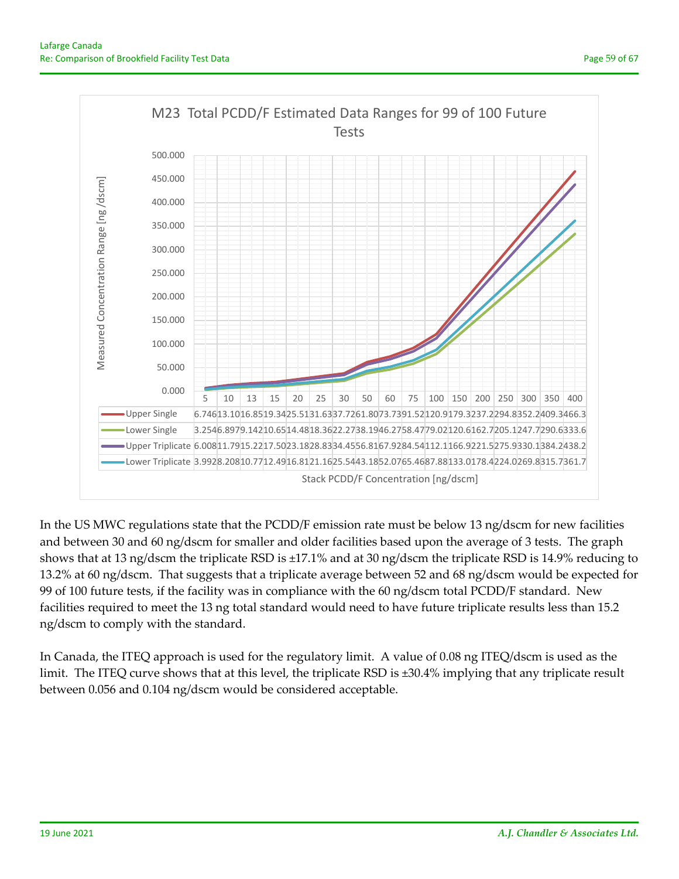M23 Total PCDD/F Estimated Data Ranges for 99 of 100 Future Tests

| Stack PCDD/F Concentration [ng/dscm] | 5 | 10 | 13 | 15 | 20 | 25 | 30 | 50 | 60 | 75 | 100 | 150 | 200 | 250 | 300 | 350 | 400 |
|---|---|---|---|---|---|---|---|---|---|---|---|---|---|---|---|---|---|
| Upper Single | 6.746 | 13.10 | 16.85 | 19.34 | 25.51 | 31.63 | 37.72 | 61.80 | 73.73 | 91.52 | 120.9 | 179.3 | 237.2 | 294.8 | 352.2 | 409.3 | 466.3 |
| Lower Single | 3.254 | 6.897 | 9.142 | 10.65 | 14.48 | 18.36 | 22.27 | 38.19 | 46.27 | 58.47 | 79.02 | 120.6 | 162.7 | 205.1 | 247.7 | 290.6 | 333.6 |
| Upper Triplicate | 6.008 | 11.79 | 15.22 | 17.50 | 23.18 | 28.83 | 34.45 | 56.81 | 67.92 | 84.54 | 112.1 | 166.9 | 221.5 | 275.9 | 330.1 | 384.2 | 438.2 |
| Lower Triplicate | 3.992 | 8.208 | 10.77 | 12.49 | 16.81 | 21.16 | 25.54 | 43.18 | 52.07 | 65.46 | 87.88 | 133.0 | 178.4 | 224.0 | 269.8 | 315.7 | 361.7 |

Y-axis: Measured Concentration Range [ng /dscm]

In the US MWC regulations state that the PCDD/F emission rate must be below 13 ng/dscm for new facilities and between 30 and 60 ng/dscm for smaller and older facilities based upon the average of 3 tests. The graph shows that at 13 ng/dscm the triplicate RSD is ±17.1% and at 30 ng/dscm the triplicate RSD is 14.9% reducing to 13.2% at 60 ng/dscm. That suggests that a triplicate average between 52 and 68 ng/dscm would be expected for 99 of 100 future tests, if the facility was in compliance with the 60 ng/dscm total PCDD/F standard. New facilities required to meet the 13 ng total standard would need to have future triplicate results less than 15.2 ng/dscm to comply with the standard.

In Canada, the ITEQ approach is used for the regulatory limit. A value of 0.08 ng ITEQ/dscm is used as the limit. The ITEQ curve shows that at this level, the triplicate RSD is ±30.4% implying that any triplicate result between 0.056 and 0.104 ng/dscm would be considered acceptable.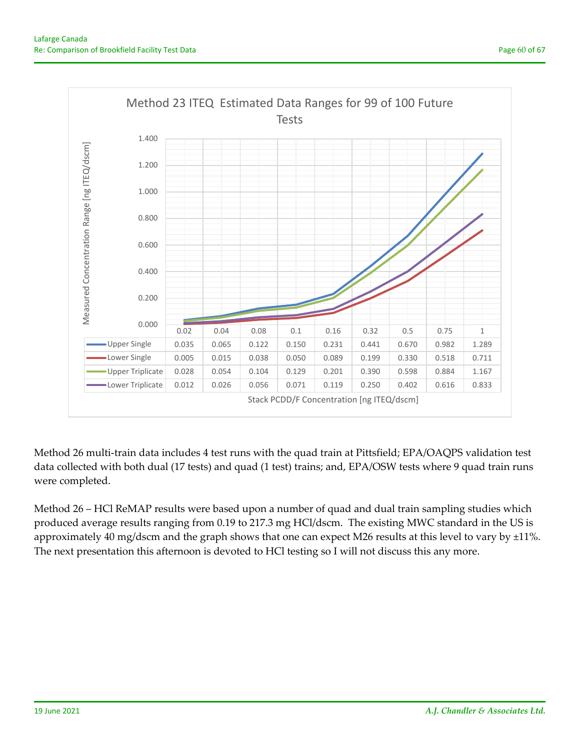**Method 23 ITEQ Estimated Data Ranges for 99 of 100 Future Tests**

| Stack PCDD/F Concentration [ng ITEQ/dscm] | 0.02 | 0.04 | 0.08 | 0.1 | 0.16 | 0.32 | 0.5 | 0.75 | 1 |
|---|---|---|---|---|---|---|---|---|---|
| Upper Single | 0.035 | 0.065 | 0.122 | 0.150 | 0.231 | 0.441 | 0.670 | 0.982 | 1.289 |
| Lower Single | 0.005 | 0.015 | 0.038 | 0.050 | 0.089 | 0.199 | 0.330 | 0.518 | 0.711 |
| Upper Triplicate | 0.028 | 0.054 | 0.104 | 0.129 | 0.201 | 0.390 | 0.598 | 0.884 | 1.167 |
| Lower Triplicate | 0.012 | 0.026 | 0.056 | 0.071 | 0.119 | 0.250 | 0.402 | 0.616 | 0.833 |

Measured Concentration Range [ng ITEQ/dscm]

Method 26 multi-train data includes 4 test runs with the quad train at Pittsfield; EPA/OAQPS validation test data collected with both dual (17 tests) and quad (1 test) trains; and, EPA/OSW tests where 9 quad train runs were completed.

Method 26 – HCl ReMAP results were based upon a number of quad and dual train sampling studies which produced average results ranging from 0.19 to 217.3 mg HCl/dscm. The existing MWC standard in the US is approximately 40 mg/dscm and the graph shows that one can expect M26 results at this level to vary by ±11%. The next presentation this afternoon is devoted to HCl testing so I will not discuss this any more.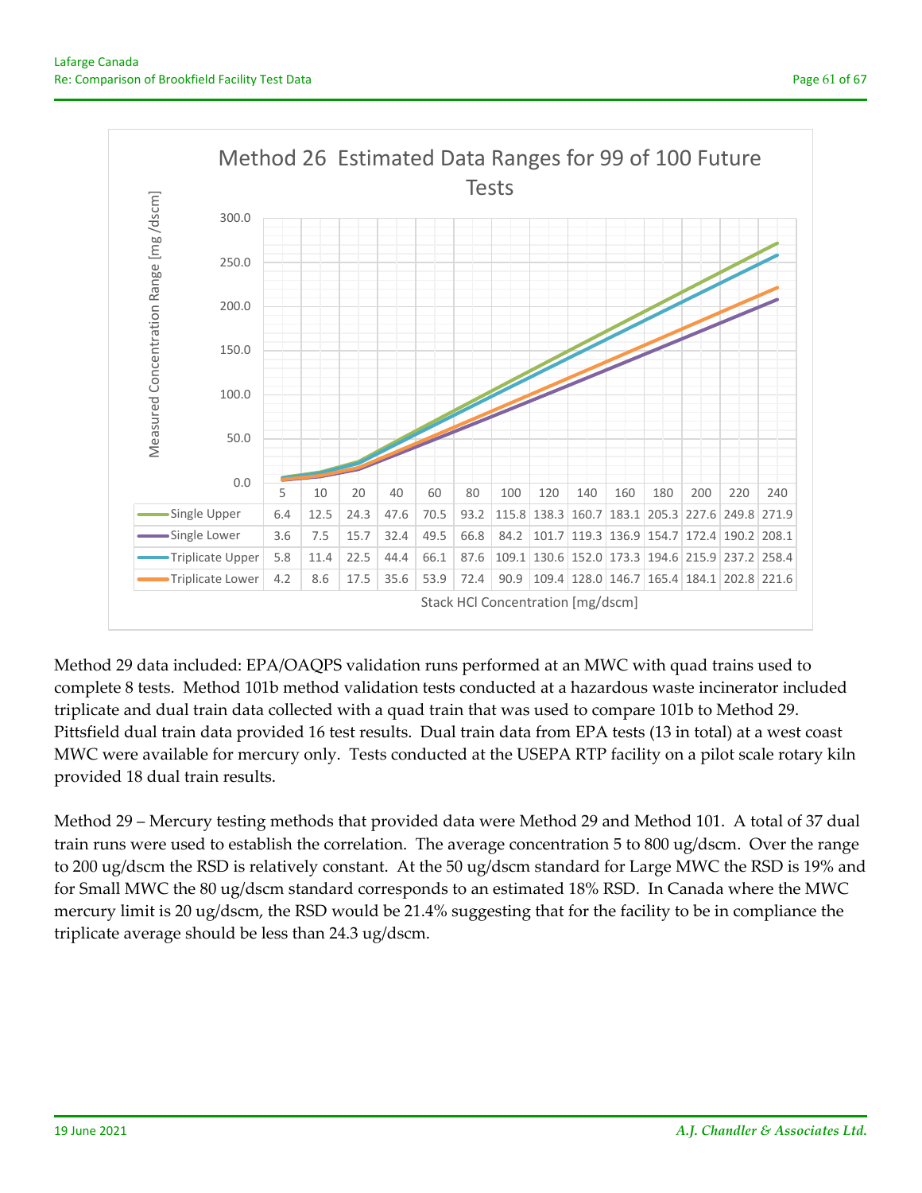**Method 26 Estimated Data Ranges for 99 of 100 Future Tests**

| Stack HCl Concentration [mg/dscm] | 5 | 10 | 20 | 40 | 60 | 80 | 100 | 120 | 140 | 160 | 180 | 200 | 220 | 240 |
|---|---|---|---|---|---|---|---|---|---|---|---|---|---|---|
| Single Upper | 6.4 | 12.5 | 24.3 | 47.6 | 70.5 | 93.2 | 115.8 | 138.3 | 160.7 | 183.1 | 205.3 | 227.6 | 249.8 | 271.9 |
| Single Lower | 3.6 | 7.5 | 15.7 | 32.4 | 49.5 | 66.8 | 84.2 | 101.7 | 119.3 | 136.9 | 154.7 | 172.4 | 190.2 | 208.1 |
| Triplicate Upper | 5.8 | 11.4 | 22.5 | 44.4 | 66.1 | 87.6 | 109.1 | 130.6 | 152.0 | 173.3 | 194.6 | 215.9 | 237.2 | 258.4 |
| Triplicate Lower | 4.2 | 8.6 | 17.5 | 35.6 | 53.9 | 72.4 | 90.9 | 109.4 | 128.0 | 146.7 | 165.4 | 184.1 | 202.8 | 221.6 |

Y-axis: Measured Concentration Range [mg /dscm]; X-axis: Stack HCl Concentration [mg/dscm]

Method 29 data included: EPA/OAQPS validation runs performed at an MWC with quad trains used to complete 8 tests. Method 101b method validation tests conducted at a hazardous waste incinerator included triplicate and dual train data collected with a quad train that was used to compare 101b to Method 29. Pittsfield dual train data provided 16 test results. Dual train data from EPA tests (13 in total) at a west coast MWC were available for mercury only. Tests conducted at the USEPA RTP facility on a pilot scale rotary kiln provided 18 dual train results.

Method 29 – Mercury testing methods that provided data were Method 29 and Method 101. A total of 37 dual train runs were used to establish the correlation. The average concentration 5 to 800 ug/dscm. Over the range to 200 ug/dscm the RSD is relatively constant. At the 50 ug/dscm standard for Large MWC the RSD is 19% and for Small MWC the 80 ug/dscm standard corresponds to an estimated 18% RSD. In Canada where the MWC mercury limit is 20 ug/dscm, the RSD would be 21.4% suggesting that for the facility to be in compliance the triplicate average should be less than 24.3 ug/dscm.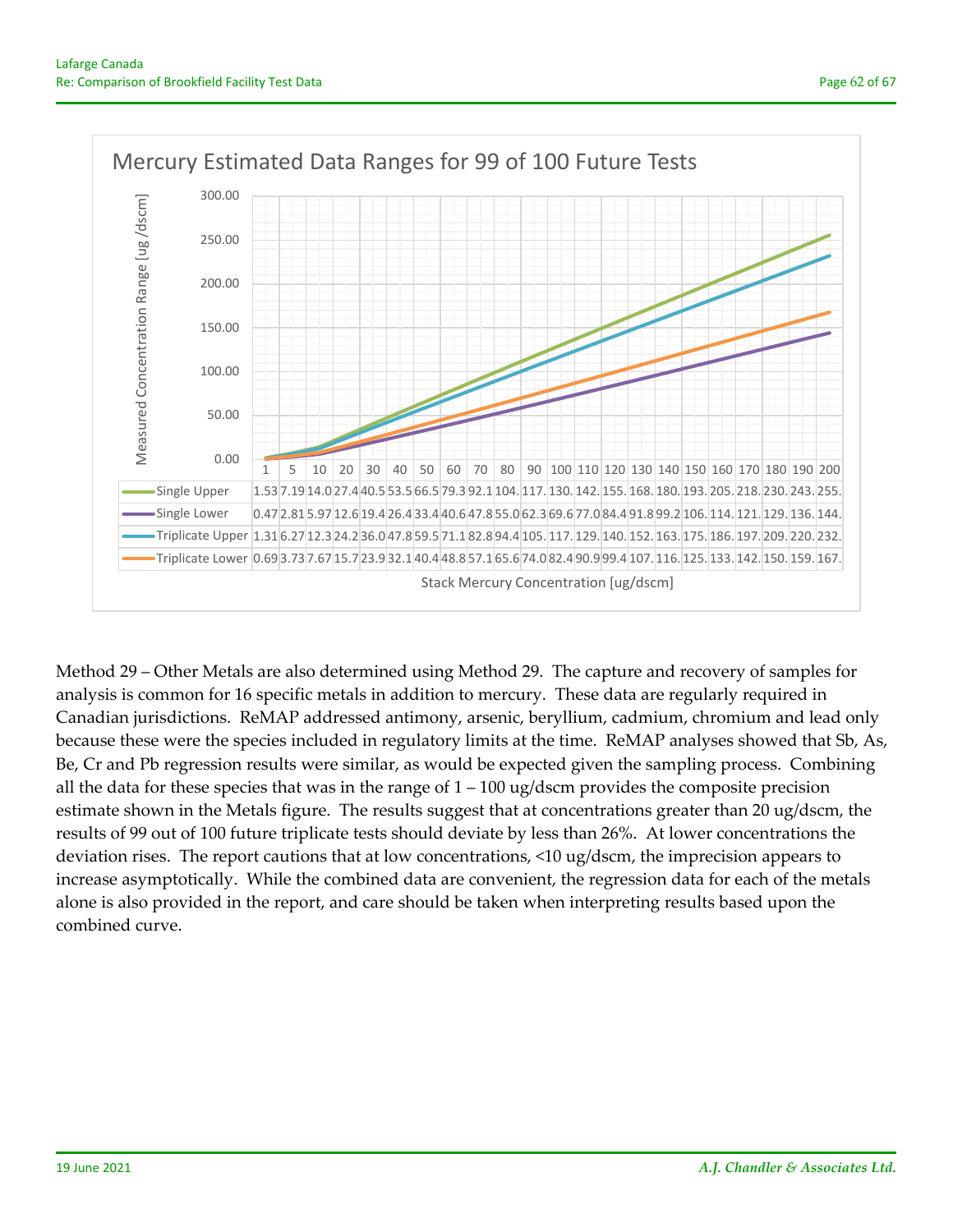## Mercury Estimated Data Ranges for 99 of 100 Future Tests

| Stack Mercury Concentration [ug/dscm] | 1 | 5 | 10 | 20 | 30 | 40 | 50 | 60 | 70 | 80 | 90 | 100 | 110 | 120 | 130 | 140 | 150 | 160 | 170 | 180 | 190 | 200 |
|---|---|---|---|---|---|---|---|---|---|---|---|---|---|---|---|---|---|---|---|---|---|---|
| Single Upper | 1.53 | 7.19 | 14.0 | 27.4 | 40.5 | 53.5 | 66.5 | 79.3 | 92.1 | 104. | 117. | 130. | 142. | 155. | 168. | 180. | 193. | 205. | 218. | 230. | 243. | 255. |
| Single Lower | 0.47 | 2.81 | 5.97 | 12.6 | 19.4 | 26.4 | 33.4 | 40.6 | 47.8 | 55.0 | 62.3 | 69.6 | 77.0 | 84.4 | 91.8 | 99.2 | 106. | 114. | 121. | 129. | 136. | 144. |
| Triplicate Upper | 1.31 | 6.27 | 12.3 | 24.2 | 36.0 | 47.8 | 59.5 | 71.1 | 82.8 | 94.4 | 105. | 117. | 129. | 140. | 152. | 163. | 175. | 186. | 197. | 209. | 220. | 232. |
| Triplicate Lower | 0.69 | 3.73 | 7.67 | 15.7 | 23.9 | 32.1 | 40.4 | 48.8 | 57.1 | 65.6 | 74.0 | 82.4 | 90.9 | 99.4 | 107. | 116. | 125. | 133. | 142. | 150. | 159. | 167. |

Measured Concentration Range [ug /dscm]

Method 29 – Other Metals are also determined using Method 29. The capture and recovery of samples for analysis is common for 16 specific metals in addition to mercury. These data are regularly required in Canadian jurisdictions. ReMAP addressed antimony, arsenic, beryllium, cadmium, chromium and lead only because these were the species included in regulatory limits at the time. ReMAP analyses showed that Sb, As, Be, Cr and Pb regression results were similar, as would be expected given the sampling process. Combining all the data for these species that was in the range of 1 – 100 ug/dscm provides the composite precision estimate shown in the Metals figure. The results suggest that at concentrations greater than 20 ug/dscm, the results of 99 out of 100 future triplicate tests should deviate by less than 26%. At lower concentrations the deviation rises. The report cautions that at low concentrations, <10 ug/dscm, the imprecision appears to increase asymptotically. While the combined data are convenient, the regression data for each of the metals alone is also provided in the report, and care should be taken when interpreting results based upon the combined curve.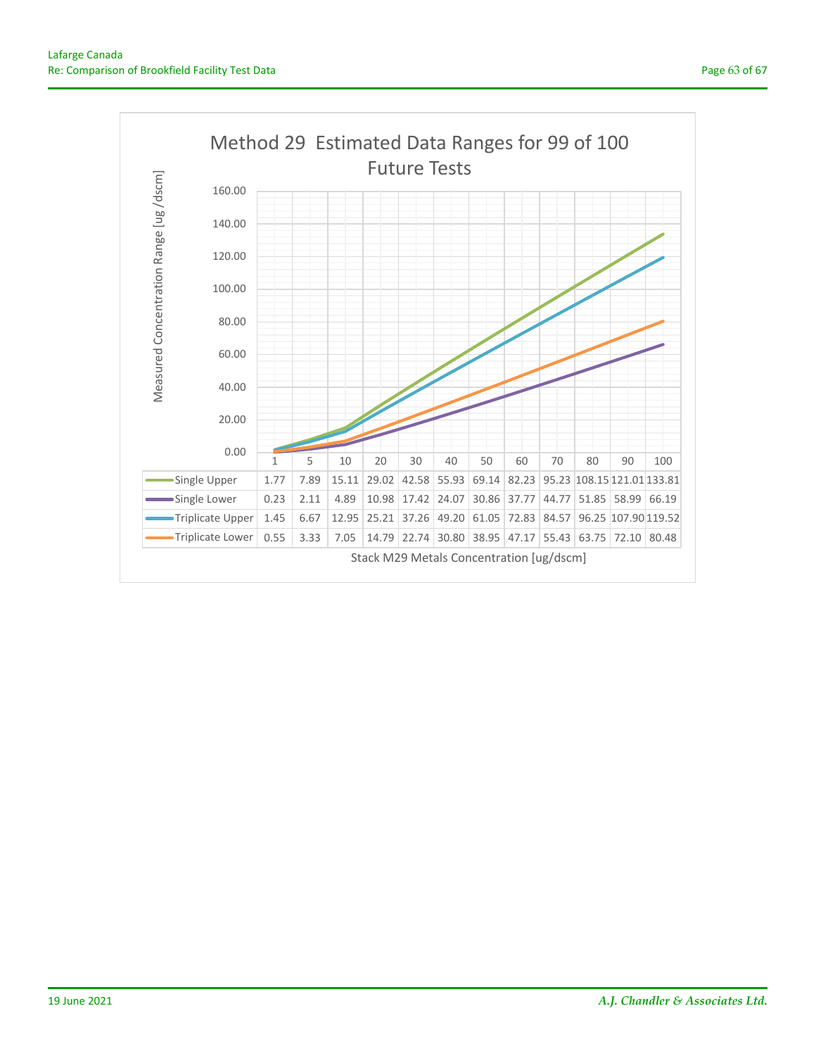# Method 29 Estimated Data Ranges for 99 of 100 Future Tests

Measured Concentration Range [ug /dscm]

| | 1 | 5 | 10 | 20 | 30 | 40 | 50 | 60 | 70 | 80 | 90 | 100 |
|---|---|---|---|---|---|---|---|---|---|---|---|---|
| Single Upper | 1.77 | 7.89 | 15.11 | 29.02 | 42.58 | 55.93 | 69.14 | 82.23 | 95.23 | 108.15 | 121.01 | 133.81 |
| Single Lower | 0.23 | 2.11 | 4.89 | 10.98 | 17.42 | 24.07 | 30.86 | 37.77 | 44.77 | 51.85 | 58.99 | 66.19 |
| Triplicate Upper | 1.45 | 6.67 | 12.95 | 25.21 | 37.26 | 49.20 | 61.05 | 72.83 | 84.57 | 96.25 | 107.90 | 119.52 |
| Triplicate Lower | 0.55 | 3.33 | 7.05 | 14.79 | 22.74 | 30.80 | 38.95 | 47.17 | 55.43 | 63.75 | 72.10 | 80.48 |

Stack M29 Metals Concentration [ug/dscm]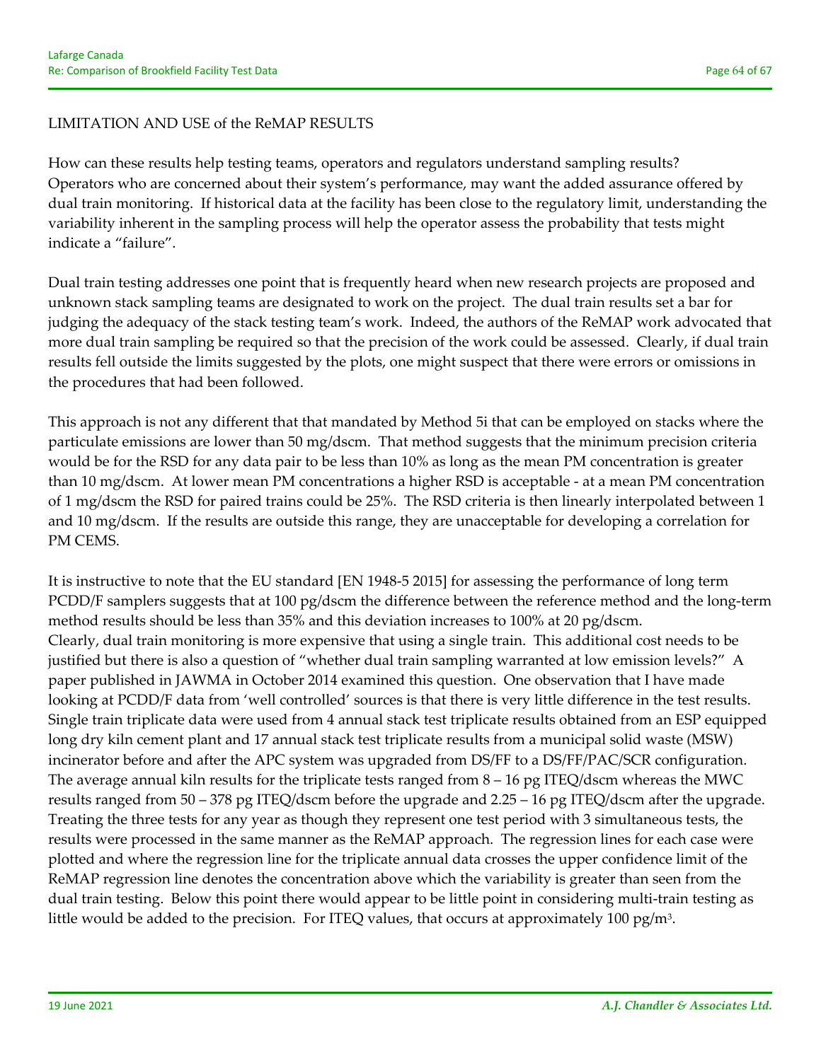LIMITATION AND USE of the ReMAP RESULTS

How can these results help testing teams, operators and regulators understand sampling results? Operators who are concerned about their system's performance, may want the added assurance offered by dual train monitoring. If historical data at the facility has been close to the regulatory limit, understanding the variability inherent in the sampling process will help the operator assess the probability that tests might indicate a "failure".

Dual train testing addresses one point that is frequently heard when new research projects are proposed and unknown stack sampling teams are designated to work on the project. The dual train results set a bar for judging the adequacy of the stack testing team's work. Indeed, the authors of the ReMAP work advocated that more dual train sampling be required so that the precision of the work could be assessed. Clearly, if dual train results fell outside the limits suggested by the plots, one might suspect that there were errors or omissions in the procedures that had been followed.

This approach is not any different that that mandated by Method 5i that can be employed on stacks where the particulate emissions are lower than 50 mg/dscm. That method suggests that the minimum precision criteria would be for the RSD for any data pair to be less than 10% as long as the mean PM concentration is greater than 10 mg/dscm. At lower mean PM concentrations a higher RSD is acceptable - at a mean PM concentration of 1 mg/dscm the RSD for paired trains could be 25%. The RSD criteria is then linearly interpolated between 1 and 10 mg/dscm. If the results are outside this range, they are unacceptable for developing a correlation for PM CEMS.

It is instructive to note that the EU standard [EN 1948-5 2015] for assessing the performance of long term PCDD/F samplers suggests that at 100 pg/dscm the difference between the reference method and the long-term method results should be less than 35% and this deviation increases to 100% at 20 pg/dscm. Clearly, dual train monitoring is more expensive that using a single train. This additional cost needs to be justified but there is also a question of "whether dual train sampling warranted at low emission levels?" A paper published in JAWMA in October 2014 examined this question. One observation that I have made looking at PCDD/F data from 'well controlled' sources is that there is very little difference in the test results. Single train triplicate data were used from 4 annual stack test triplicate results obtained from an ESP equipped long dry kiln cement plant and 17 annual stack test triplicate results from a municipal solid waste (MSW) incinerator before and after the APC system was upgraded from DS/FF to a DS/FF/PAC/SCR configuration. The average annual kiln results for the triplicate tests ranged from 8 – 16 pg ITEQ/dscm whereas the MWC results ranged from 50 – 378 pg ITEQ/dscm before the upgrade and 2.25 – 16 pg ITEQ/dscm after the upgrade. Treating the three tests for any year as though they represent one test period with 3 simultaneous tests, the results were processed in the same manner as the ReMAP approach. The regression lines for each case were plotted and where the regression line for the triplicate annual data crosses the upper confidence limit of the ReMAP regression line denotes the concentration above which the variability is greater than seen from the dual train testing. Below this point there would appear to be little point in considering multi-train testing as little would be added to the precision. For ITEQ values, that occurs at approximately 100 pg/m$^3$.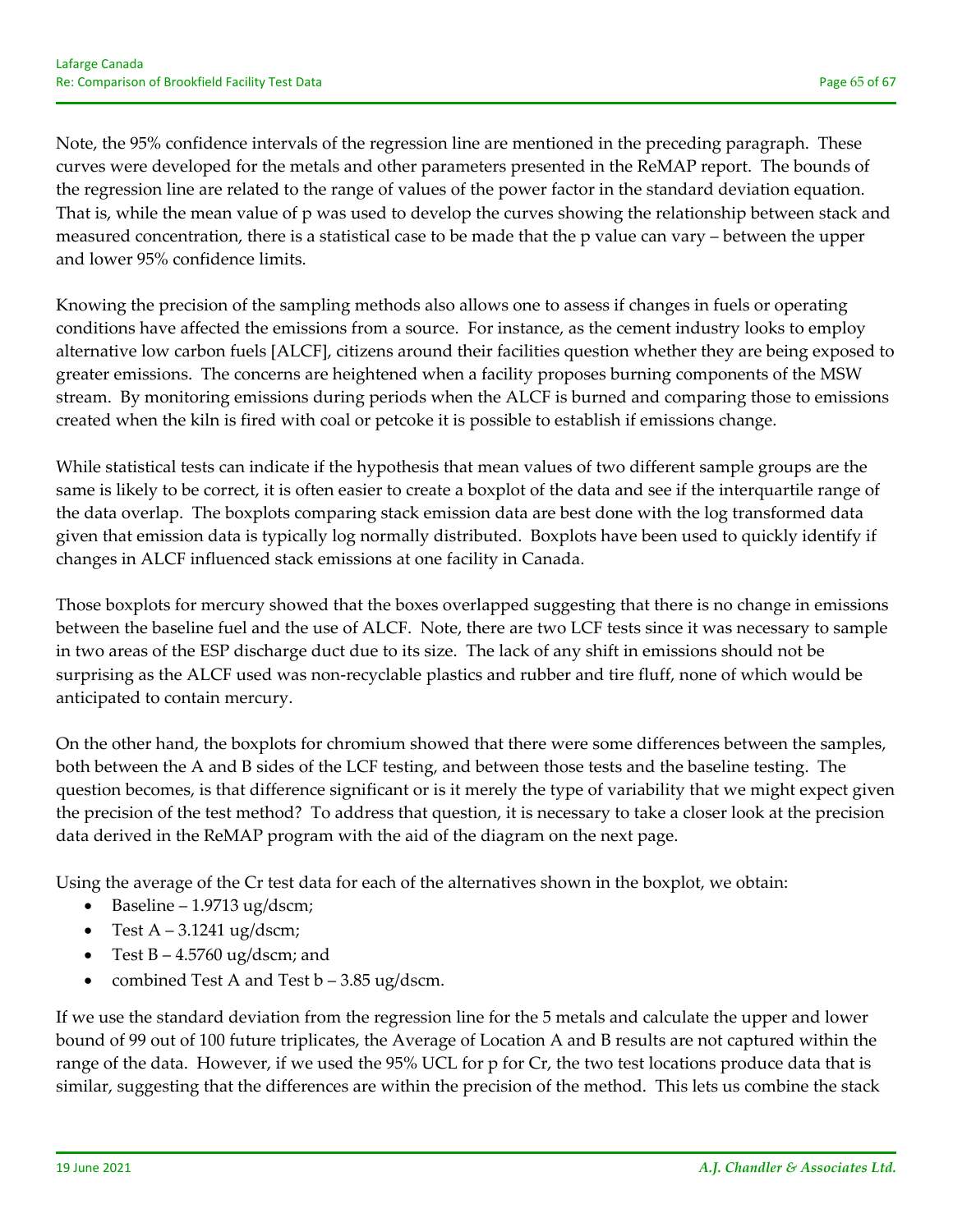Note, the 95% confidence intervals of the regression line are mentioned in the preceding paragraph. These curves were developed for the metals and other parameters presented in the ReMAP report. The bounds of the regression line are related to the range of values of the power factor in the standard deviation equation. That is, while the mean value of p was used to develop the curves showing the relationship between stack and measured concentration, there is a statistical case to be made that the p value can vary – between the upper and lower 95% confidence limits.

Knowing the precision of the sampling methods also allows one to assess if changes in fuels or operating conditions have affected the emissions from a source. For instance, as the cement industry looks to employ alternative low carbon fuels [ALCF], citizens around their facilities question whether they are being exposed to greater emissions. The concerns are heightened when a facility proposes burning components of the MSW stream. By monitoring emissions during periods when the ALCF is burned and comparing those to emissions created when the kiln is fired with coal or petcoke it is possible to establish if emissions change.

While statistical tests can indicate if the hypothesis that mean values of two different sample groups are the same is likely to be correct, it is often easier to create a boxplot of the data and see if the interquartile range of the data overlap. The boxplots comparing stack emission data are best done with the log transformed data given that emission data is typically log normally distributed. Boxplots have been used to quickly identify if changes in ALCF influenced stack emissions at one facility in Canada.

Those boxplots for mercury showed that the boxes overlapped suggesting that there is no change in emissions between the baseline fuel and the use of ALCF. Note, there are two LCF tests since it was necessary to sample in two areas of the ESP discharge duct due to its size. The lack of any shift in emissions should not be surprising as the ALCF used was non-recyclable plastics and rubber and tire fluff, none of which would be anticipated to contain mercury.

On the other hand, the boxplots for chromium showed that there were some differences between the samples, both between the A and B sides of the LCF testing, and between those tests and the baseline testing. The question becomes, is that difference significant or is it merely the type of variability that we might expect given the precision of the test method? To address that question, it is necessary to take a closer look at the precision data derived in the ReMAP program with the aid of the diagram on the next page.

Using the average of the Cr test data for each of the alternatives shown in the boxplot, we obtain:

- Baseline – 1.9713 ug/dscm;
- Test A – 3.1241 ug/dscm;
- Test B – 4.5760 ug/dscm; and
- combined Test A and Test b – 3.85 ug/dscm.

If we use the standard deviation from the regression line for the 5 metals and calculate the upper and lower bound of 99 out of 100 future triplicates, the Average of Location A and B results are not captured within the range of the data. However, if we used the 95% UCL for p for Cr, the two test locations produce data that is similar, suggesting that the differences are within the precision of the method. This lets us combine the stack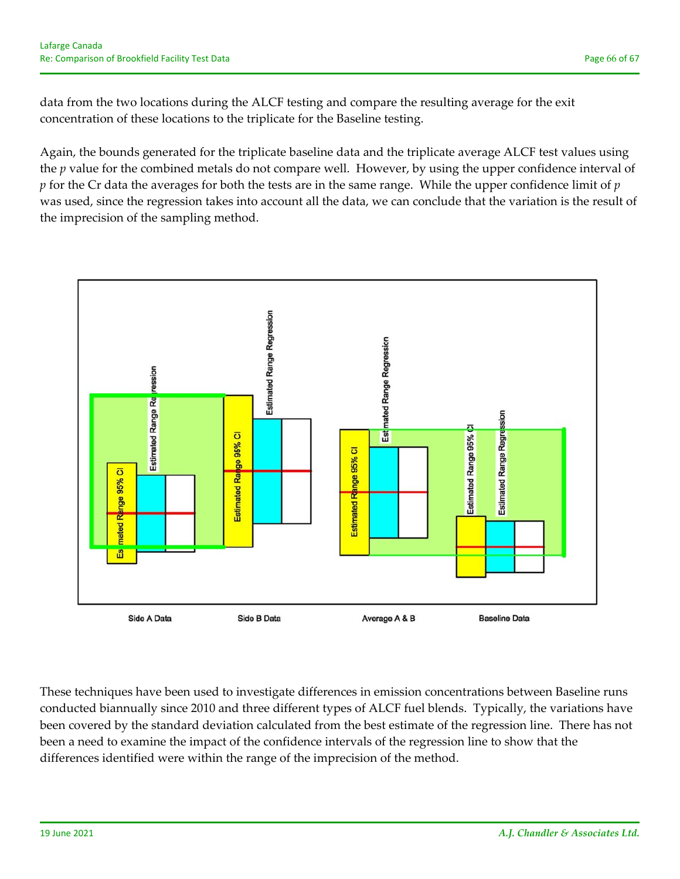data from the two locations during the ALCF testing and compare the resulting average for the exit concentration of these locations to the triplicate for the Baseline testing.

Again, the bounds generated for the triplicate baseline data and the triplicate average ALCF test values using the *p* value for the combined metals do not compare well. However, by using the upper confidence interval of *p* for the Cr data the averages for both the tests are in the same range. While the upper confidence limit of *p* was used, since the regression takes into account all the data, we can conclude that the variation is the result of the imprecision of the sampling method.

These techniques have been used to investigate differences in emission concentrations between Baseline runs conducted biannually since 2010 and three different types of ALCF fuel blends. Typically, the variations have been covered by the standard deviation calculated from the best estimate of the regression line. There has not been a need to examine the impact of the confidence intervals of the regression line to show that the differences identified were within the range of the imprecision of the method.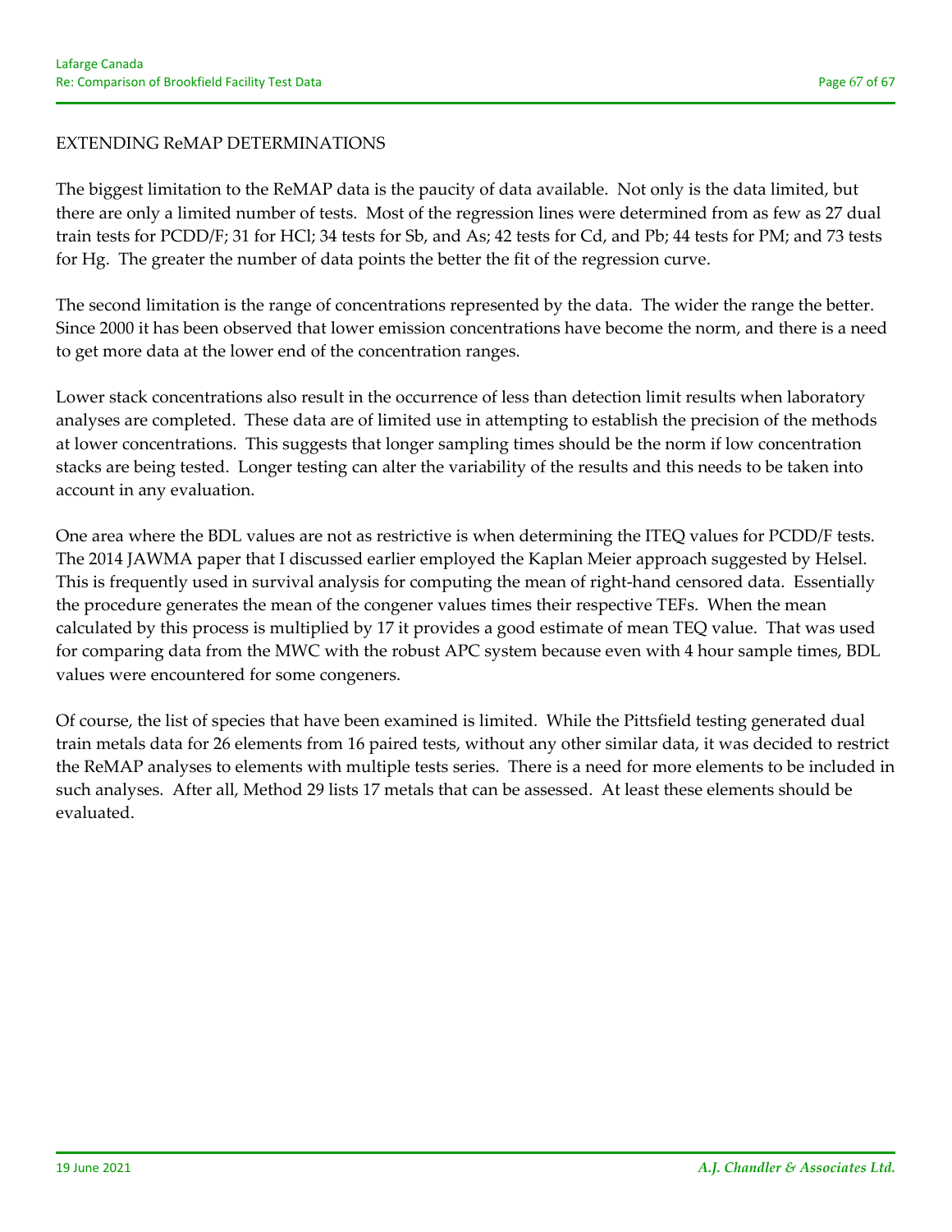## EXTENDING ReMAP DETERMINATIONS

The biggest limitation to the ReMAP data is the paucity of data available. Not only is the data limited, but there are only a limited number of tests. Most of the regression lines were determined from as few as 27 dual train tests for PCDD/F; 31 for HCl; 34 tests for Sb, and As; 42 tests for Cd, and Pb; 44 tests for PM; and 73 tests for Hg. The greater the number of data points the better the fit of the regression curve.

The second limitation is the range of concentrations represented by the data. The wider the range the better. Since 2000 it has been observed that lower emission concentrations have become the norm, and there is a need to get more data at the lower end of the concentration ranges.

Lower stack concentrations also result in the occurrence of less than detection limit results when laboratory analyses are completed. These data are of limited use in attempting to establish the precision of the methods at lower concentrations. This suggests that longer sampling times should be the norm if low concentration stacks are being tested. Longer testing can alter the variability of the results and this needs to be taken into account in any evaluation.

One area where the BDL values are not as restrictive is when determining the ITEQ values for PCDD/F tests. The 2014 JAWMA paper that I discussed earlier employed the Kaplan Meier approach suggested by Helsel. This is frequently used in survival analysis for computing the mean of right-hand censored data. Essentially the procedure generates the mean of the congener values times their respective TEFs. When the mean calculated by this process is multiplied by 17 it provides a good estimate of mean TEQ value. That was used for comparing data from the MWC with the robust APC system because even with 4 hour sample times, BDL values were encountered for some congeners.

Of course, the list of species that have been examined is limited. While the Pittsfield testing generated dual train metals data for 26 elements from 16 paired tests, without any other similar data, it was decided to restrict the ReMAP analyses to elements with multiple tests series. There is a need for more elements to be included in such analyses. After all, Method 29 lists 17 metals that can be assessed. At least these elements should be evaluated.